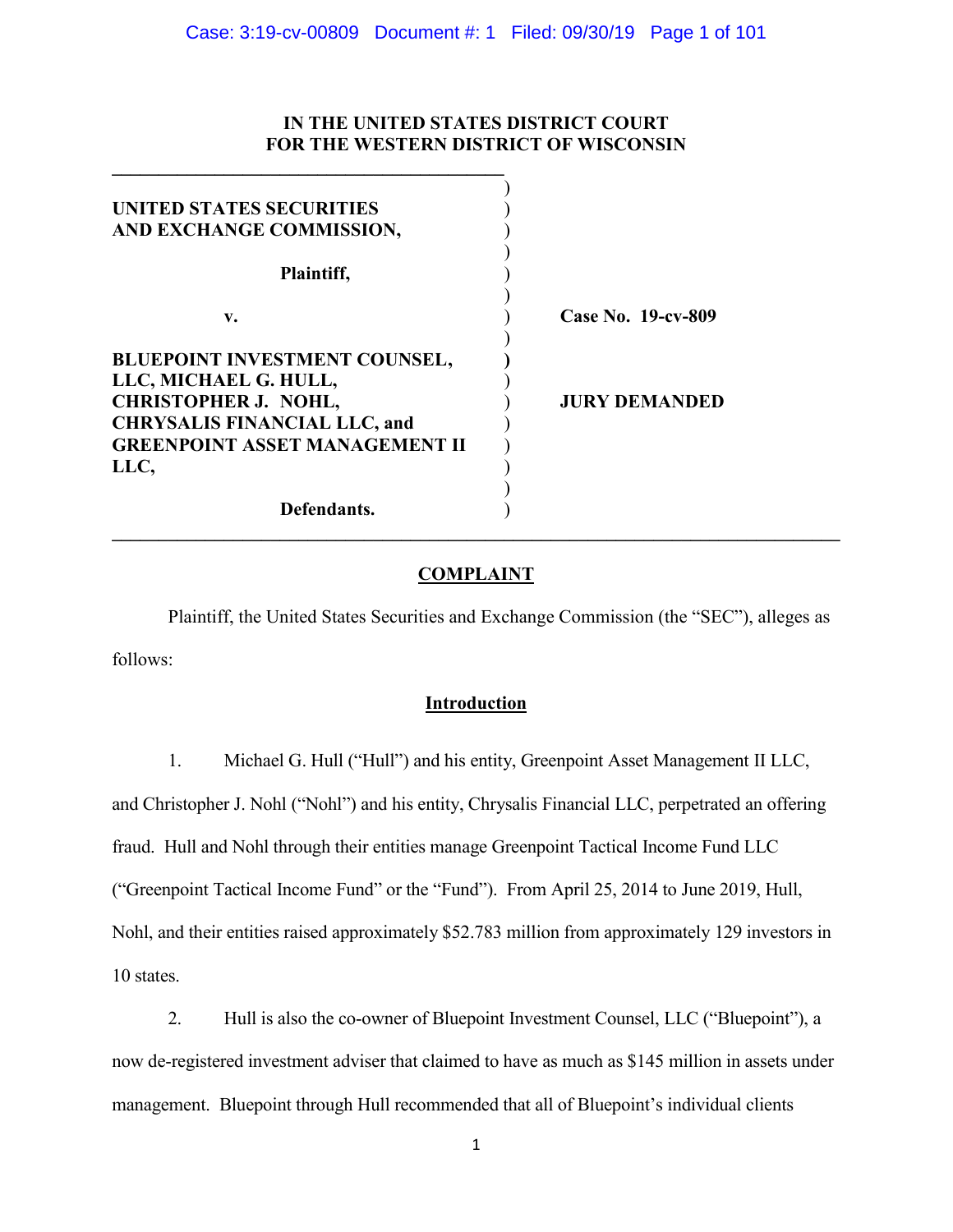# IN THE UNITED STATES DISTRICT COURT
# FOR THE WESTERN DISTRICT OF WISCONSIN

**UNITED STATES SECURITIES AND EXCHANGE COMMISSION,**

**Plaintiff,**

**v.**

**BLUEPOINT INVESTMENT COUNSEL, LLC, MICHAEL G. HULL, CHRISTOPHER J. NOHL, CHRYSALIS FINANCIAL LLC, and GREENPOINT ASSET MANAGEMENT II LLC,**

**Defendants.**

**Case No. 19-cv-809**

**JURY DEMANDED**

## COMPLAINT

Plaintiff, the United States Securities and Exchange Commission (the "SEC"), alleges as follows:

## Introduction

1. Michael G. Hull ("Hull") and his entity, Greenpoint Asset Management II LLC, and Christopher J. Nohl ("Nohl") and his entity, Chrysalis Financial LLC, perpetrated an offering fraud. Hull and Nohl through their entities manage Greenpoint Tactical Income Fund LLC ("Greenpoint Tactical Income Fund" or the "Fund"). From April 25, 2014 to June 2019, Hull, Nohl, and their entities raised approximately $52.783 million from approximately 129 investors in 10 states.

2. Hull is also the co-owner of Bluepoint Investment Counsel, LLC ("Bluepoint"), a now de-registered investment adviser that claimed to have as much as $145 million in assets under management. Bluepoint through Hull recommended that all of Bluepoint's individual clients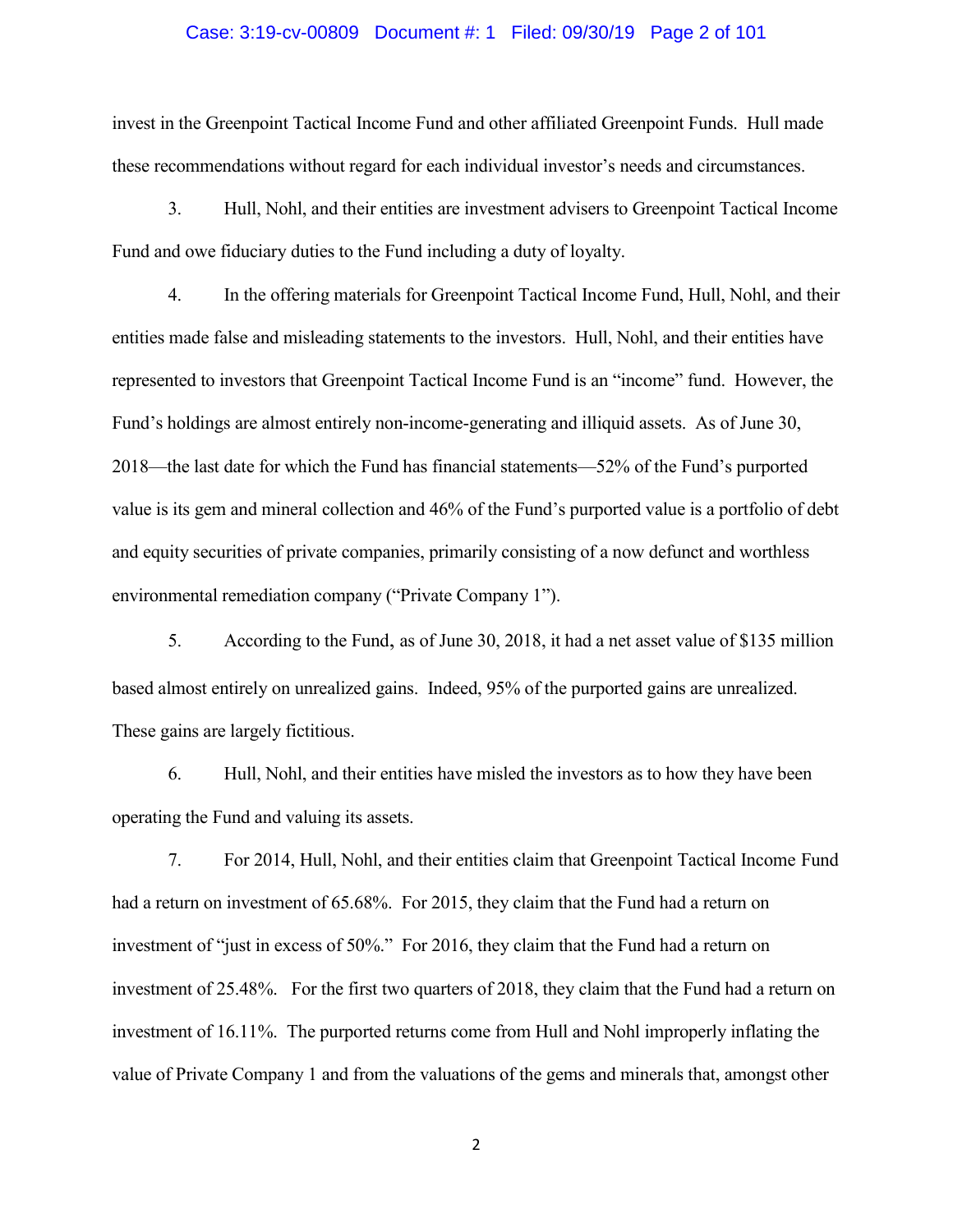invest in the Greenpoint Tactical Income Fund and other affiliated Greenpoint Funds. Hull made these recommendations without regard for each individual investor's needs and circumstances.

3. Hull, Nohl, and their entities are investment advisers to Greenpoint Tactical Income Fund and owe fiduciary duties to the Fund including a duty of loyalty.

4. In the offering materials for Greenpoint Tactical Income Fund, Hull, Nohl, and their entities made false and misleading statements to the investors. Hull, Nohl, and their entities have represented to investors that Greenpoint Tactical Income Fund is an "income" fund. However, the Fund's holdings are almost entirely non-income-generating and illiquid assets. As of June 30, 2018—the last date for which the Fund has financial statements—52% of the Fund's purported value is its gem and mineral collection and 46% of the Fund's purported value is a portfolio of debt and equity securities of private companies, primarily consisting of a now defunct and worthless environmental remediation company ("Private Company 1").

5. According to the Fund, as of June 30, 2018, it had a net asset value of $135 million based almost entirely on unrealized gains. Indeed, 95% of the purported gains are unrealized. These gains are largely fictitious.

6. Hull, Nohl, and their entities have misled the investors as to how they have been operating the Fund and valuing its assets.

7. For 2014, Hull, Nohl, and their entities claim that Greenpoint Tactical Income Fund had a return on investment of 65.68%. For 2015, they claim that the Fund had a return on investment of "just in excess of 50%." For 2016, they claim that the Fund had a return on investment of 25.48%. For the first two quarters of 2018, they claim that the Fund had a return on investment of 16.11%. The purported returns come from Hull and Nohl improperly inflating the value of Private Company 1 and from the valuations of the gems and minerals that, amongst other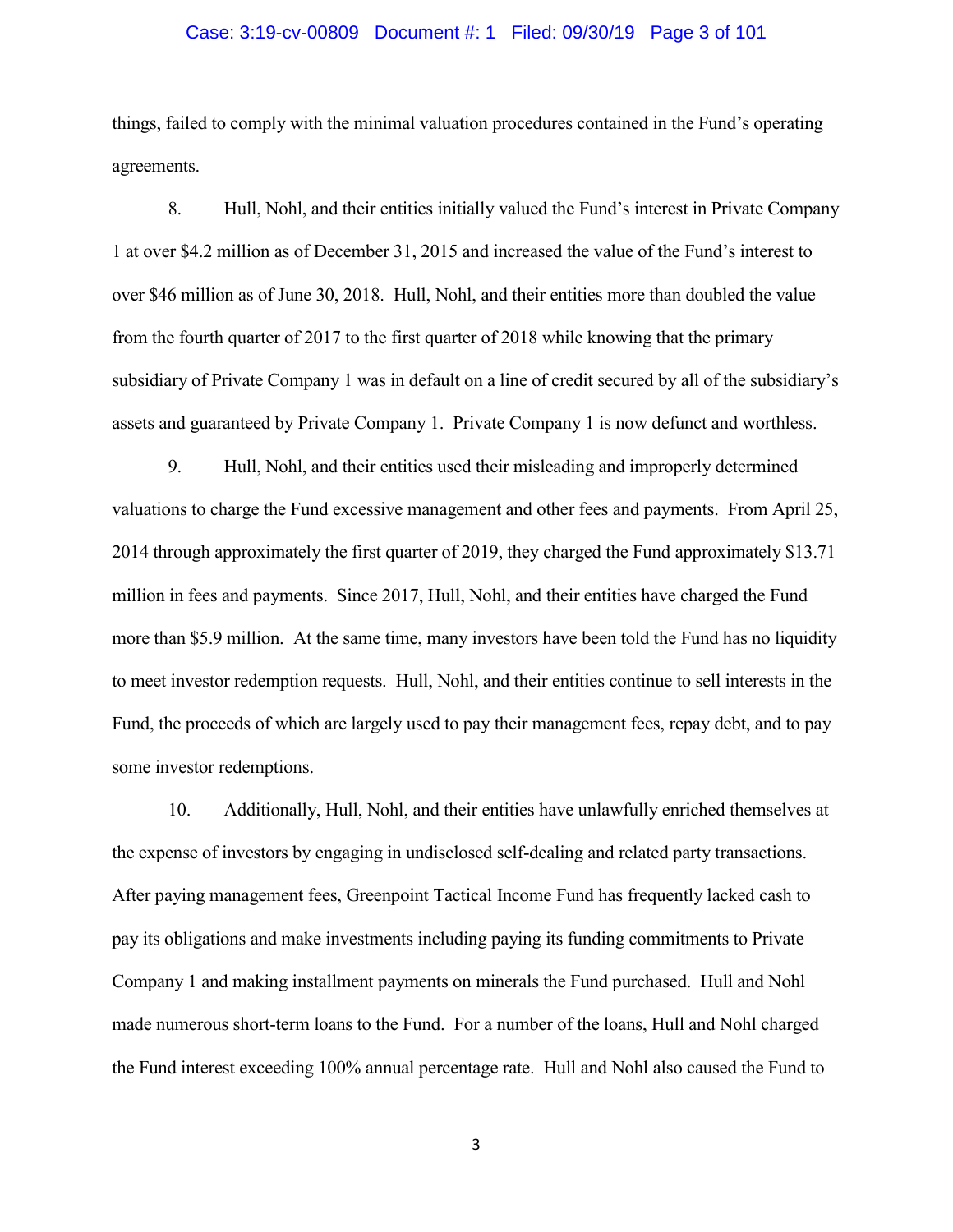things, failed to comply with the minimal valuation procedures contained in the Fund's operating agreements.

8. Hull, Nohl, and their entities initially valued the Fund's interest in Private Company 1 at over $4.2 million as of December 31, 2015 and increased the value of the Fund's interest to over $46 million as of June 30, 2018. Hull, Nohl, and their entities more than doubled the value from the fourth quarter of 2017 to the first quarter of 2018 while knowing that the primary subsidiary of Private Company 1 was in default on a line of credit secured by all of the subsidiary's assets and guaranteed by Private Company 1. Private Company 1 is now defunct and worthless.

9. Hull, Nohl, and their entities used their misleading and improperly determined valuations to charge the Fund excessive management and other fees and payments. From April 25, 2014 through approximately the first quarter of 2019, they charged the Fund approximately $13.71 million in fees and payments. Since 2017, Hull, Nohl, and their entities have charged the Fund more than $5.9 million. At the same time, many investors have been told the Fund has no liquidity to meet investor redemption requests. Hull, Nohl, and their entities continue to sell interests in the Fund, the proceeds of which are largely used to pay their management fees, repay debt, and to pay some investor redemptions.

10. Additionally, Hull, Nohl, and their entities have unlawfully enriched themselves at the expense of investors by engaging in undisclosed self-dealing and related party transactions. After paying management fees, Greenpoint Tactical Income Fund has frequently lacked cash to pay its obligations and make investments including paying its funding commitments to Private Company 1 and making installment payments on minerals the Fund purchased. Hull and Nohl made numerous short-term loans to the Fund. For a number of the loans, Hull and Nohl charged the Fund interest exceeding 100% annual percentage rate. Hull and Nohl also caused the Fund to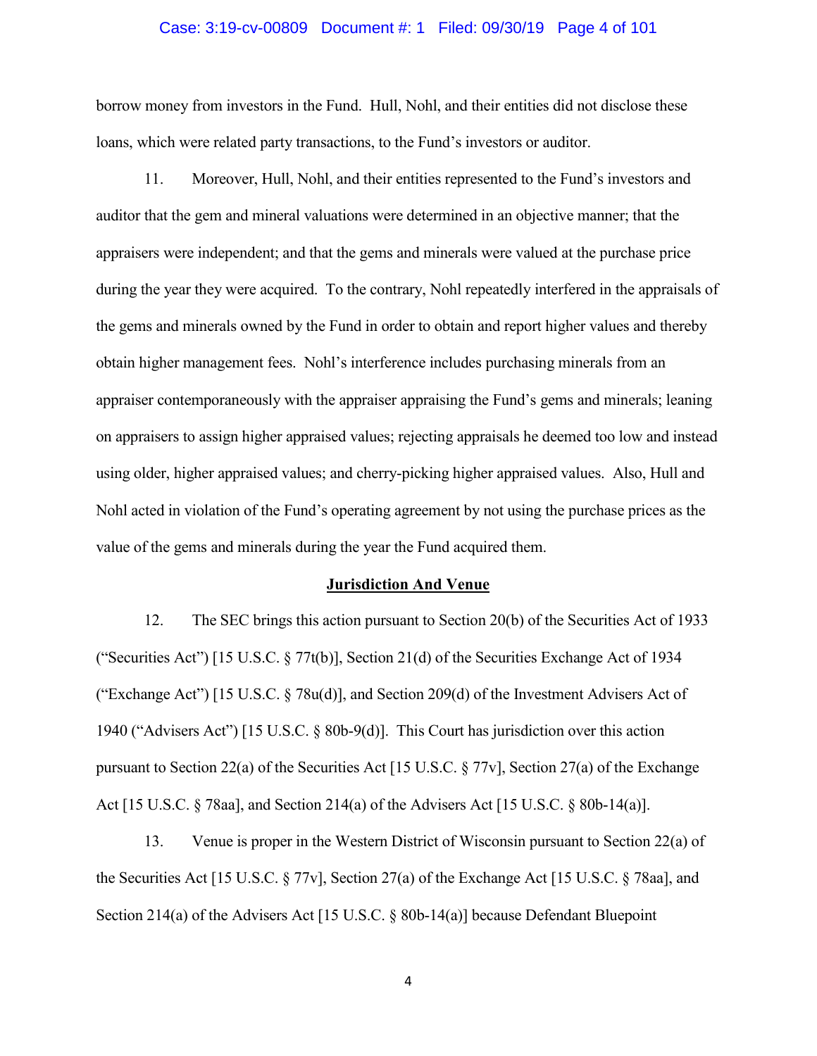borrow money from investors in the Fund. Hull, Nohl, and their entities did not disclose these loans, which were related party transactions, to the Fund's investors or auditor.

11. Moreover, Hull, Nohl, and their entities represented to the Fund's investors and auditor that the gem and mineral valuations were determined in an objective manner; that the appraisers were independent; and that the gems and minerals were valued at the purchase price during the year they were acquired. To the contrary, Nohl repeatedly interfered in the appraisals of the gems and minerals owned by the Fund in order to obtain and report higher values and thereby obtain higher management fees. Nohl's interference includes purchasing minerals from an appraiser contemporaneously with the appraiser appraising the Fund's gems and minerals; leaning on appraisers to assign higher appraised values; rejecting appraisals he deemed too low and instead using older, higher appraised values; and cherry-picking higher appraised values. Also, Hull and Nohl acted in violation of the Fund's operating agreement by not using the purchase prices as the value of the gems and minerals during the year the Fund acquired them.

## Jurisdiction And Venue

12. The SEC brings this action pursuant to Section 20(b) of the Securities Act of 1933 ("Securities Act") [15 U.S.C. § 77t(b)], Section 21(d) of the Securities Exchange Act of 1934 ("Exchange Act") [15 U.S.C. § 78u(d)], and Section 209(d) of the Investment Advisers Act of 1940 ("Advisers Act") [15 U.S.C. § 80b-9(d)]. This Court has jurisdiction over this action pursuant to Section 22(a) of the Securities Act [15 U.S.C. § 77v], Section 27(a) of the Exchange Act [15 U.S.C. § 78aa], and Section 214(a) of the Advisers Act [15 U.S.C. § 80b-14(a)].

13. Venue is proper in the Western District of Wisconsin pursuant to Section 22(a) of the Securities Act [15 U.S.C. § 77v], Section 27(a) of the Exchange Act [15 U.S.C. § 78aa], and Section 214(a) of the Advisers Act [15 U.S.C. § 80b-14(a)] because Defendant Bluepoint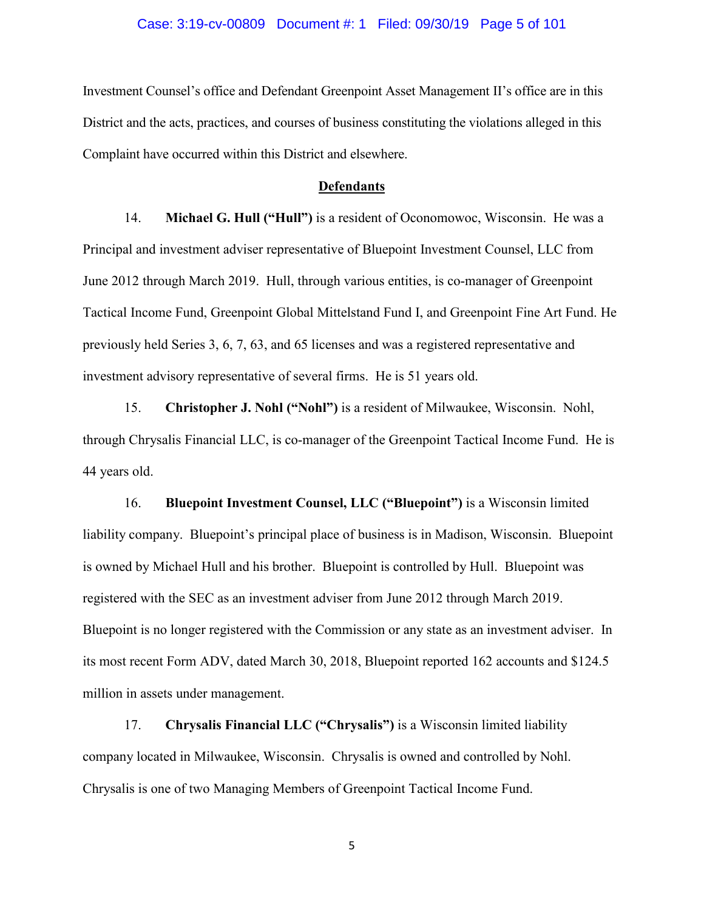Investment Counsel's office and Defendant Greenpoint Asset Management II's office are in this District and the acts, practices, and courses of business constituting the violations alleged in this Complaint have occurred within this District and elsewhere.

## Defendants

14. **Michael G. Hull ("Hull")** is a resident of Oconomowoc, Wisconsin. He was a Principal and investment adviser representative of Bluepoint Investment Counsel, LLC from June 2012 through March 2019. Hull, through various entities, is co-manager of Greenpoint Tactical Income Fund, Greenpoint Global Mittelstand Fund I, and Greenpoint Fine Art Fund. He previously held Series 3, 6, 7, 63, and 65 licenses and was a registered representative and investment advisory representative of several firms. He is 51 years old.

15. **Christopher J. Nohl ("Nohl")** is a resident of Milwaukee, Wisconsin. Nohl, through Chrysalis Financial LLC, is co-manager of the Greenpoint Tactical Income Fund. He is 44 years old.

16. **Bluepoint Investment Counsel, LLC ("Bluepoint")** is a Wisconsin limited liability company. Bluepoint's principal place of business is in Madison, Wisconsin. Bluepoint is owned by Michael Hull and his brother. Bluepoint is controlled by Hull. Bluepoint was registered with the SEC as an investment adviser from June 2012 through March 2019. Bluepoint is no longer registered with the Commission or any state as an investment adviser. In its most recent Form ADV, dated March 30, 2018, Bluepoint reported 162 accounts and $124.5 million in assets under management.

17. **Chrysalis Financial LLC ("Chrysalis")** is a Wisconsin limited liability company located in Milwaukee, Wisconsin. Chrysalis is owned and controlled by Nohl. Chrysalis is one of two Managing Members of Greenpoint Tactical Income Fund.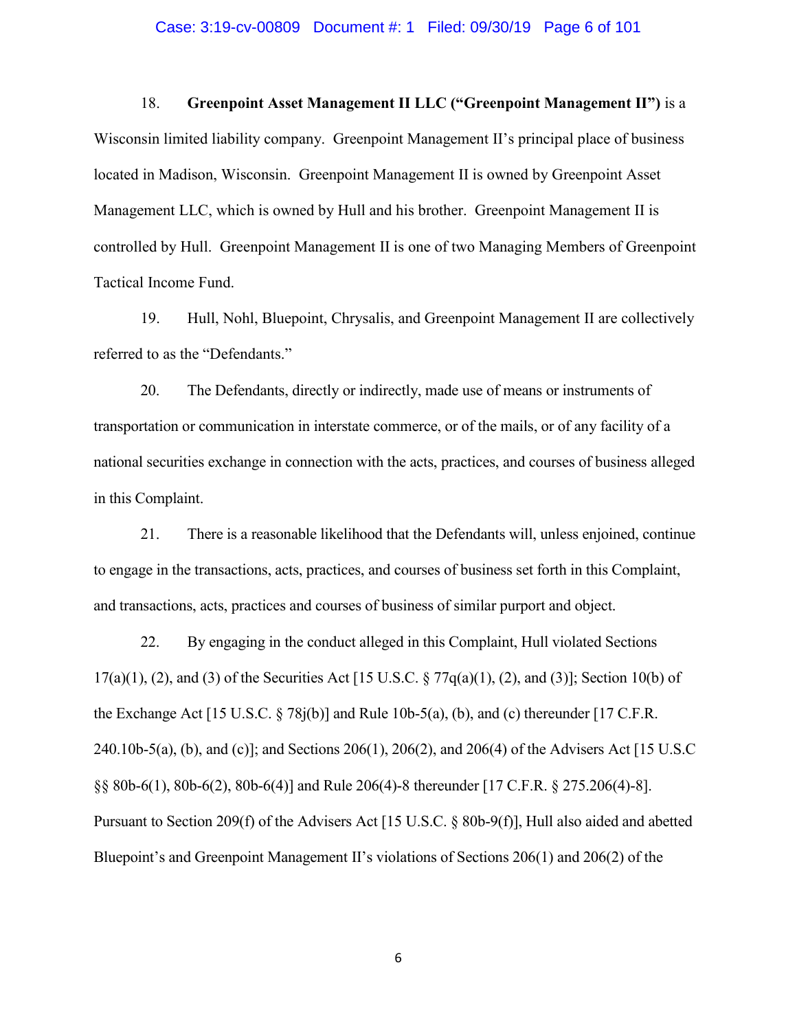18. **Greenpoint Asset Management II LLC ("Greenpoint Management II")** is a Wisconsin limited liability company. Greenpoint Management II's principal place of business located in Madison, Wisconsin. Greenpoint Management II is owned by Greenpoint Asset Management LLC, which is owned by Hull and his brother. Greenpoint Management II is controlled by Hull. Greenpoint Management II is one of two Managing Members of Greenpoint Tactical Income Fund.

19. Hull, Nohl, Bluepoint, Chrysalis, and Greenpoint Management II are collectively referred to as the "Defendants."

20. The Defendants, directly or indirectly, made use of means or instruments of transportation or communication in interstate commerce, or of the mails, or of any facility of a national securities exchange in connection with the acts, practices, and courses of business alleged in this Complaint.

21. There is a reasonable likelihood that the Defendants will, unless enjoined, continue to engage in the transactions, acts, practices, and courses of business set forth in this Complaint, and transactions, acts, practices and courses of business of similar purport and object.

22. By engaging in the conduct alleged in this Complaint, Hull violated Sections 17(a)(1), (2), and (3) of the Securities Act [15 U.S.C. § 77q(a)(1), (2), and (3)]; Section 10(b) of the Exchange Act [15 U.S.C. § 78j(b)] and Rule 10b-5(a), (b), and (c) thereunder [17 C.F.R. 240.10b-5(a), (b), and (c)]; and Sections 206(1), 206(2), and 206(4) of the Advisers Act [15 U.S.C §§ 80b-6(1), 80b-6(2), 80b-6(4)] and Rule 206(4)-8 thereunder [17 C.F.R. § 275.206(4)-8]. Pursuant to Section 209(f) of the Advisers Act [15 U.S.C. § 80b-9(f)], Hull also aided and abetted Bluepoint's and Greenpoint Management II's violations of Sections 206(1) and 206(2) of the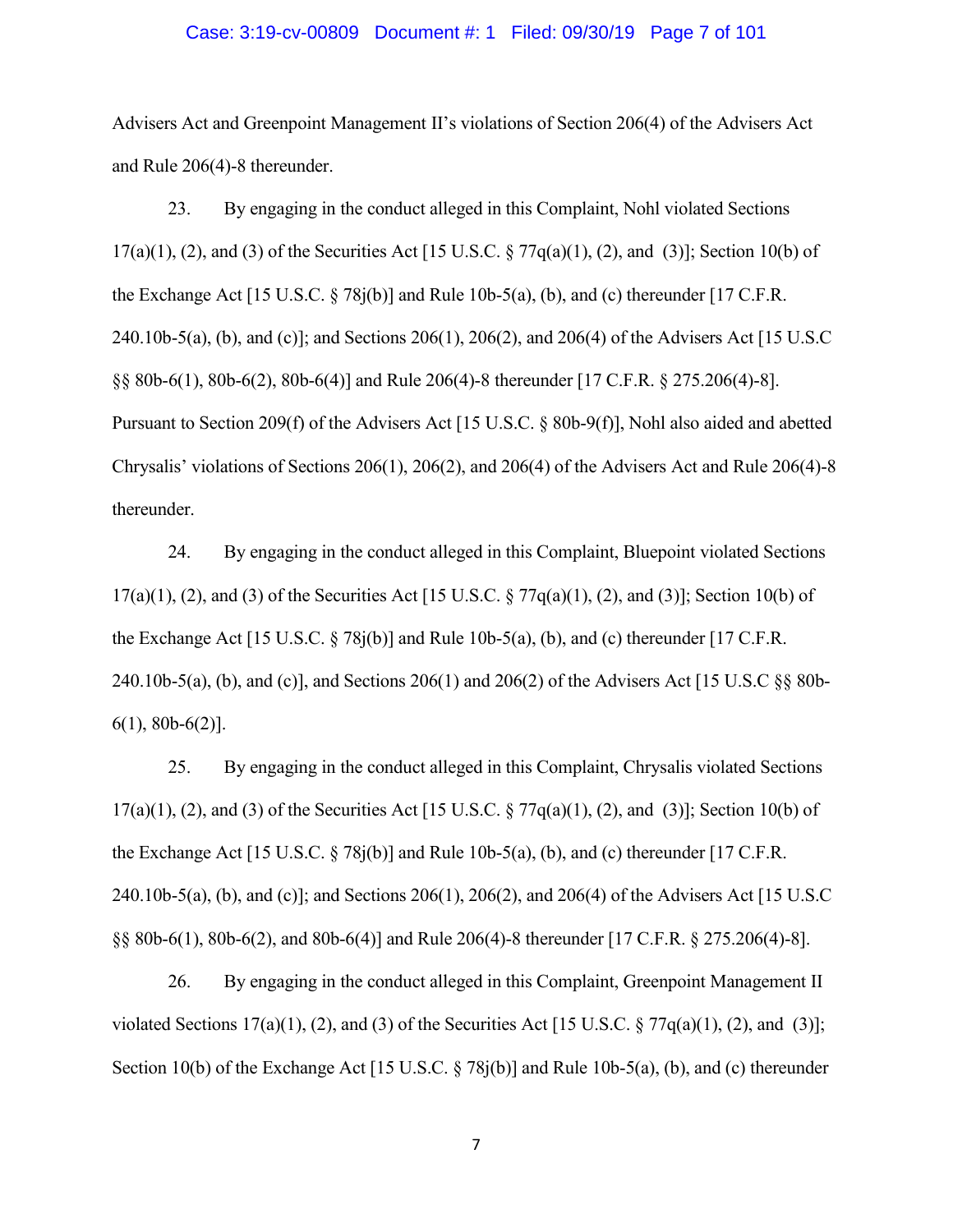Advisers Act and Greenpoint Management II's violations of Section 206(4) of the Advisers Act and Rule 206(4)-8 thereunder.

23. By engaging in the conduct alleged in this Complaint, Nohl violated Sections 17(a)(1), (2), and (3) of the Securities Act [15 U.S.C. § 77q(a)(1), (2), and (3)]; Section 10(b) of the Exchange Act [15 U.S.C. § 78j(b)] and Rule 10b-5(a), (b), and (c) thereunder [17 C.F.R. 240.10b-5(a), (b), and (c)]; and Sections 206(1), 206(2), and 206(4) of the Advisers Act [15 U.S.C §§ 80b-6(1), 80b-6(2), 80b-6(4)] and Rule 206(4)-8 thereunder [17 C.F.R. § 275.206(4)-8]. Pursuant to Section 209(f) of the Advisers Act [15 U.S.C. § 80b-9(f)], Nohl also aided and abetted Chrysalis' violations of Sections 206(1), 206(2), and 206(4) of the Advisers Act and Rule 206(4)-8 thereunder.

24. By engaging in the conduct alleged in this Complaint, Bluepoint violated Sections 17(a)(1), (2), and (3) of the Securities Act [15 U.S.C. § 77q(a)(1), (2), and (3)]; Section 10(b) of the Exchange Act [15 U.S.C. § 78j(b)] and Rule 10b-5(a), (b), and (c) thereunder [17 C.F.R. 240.10b-5(a), (b), and (c)], and Sections 206(1) and 206(2) of the Advisers Act [15 U.S.C §§ 80b-6(1), 80b-6(2)].

25. By engaging in the conduct alleged in this Complaint, Chrysalis violated Sections 17(a)(1), (2), and (3) of the Securities Act [15 U.S.C. § 77q(a)(1), (2), and (3)]; Section 10(b) of the Exchange Act [15 U.S.C. § 78j(b)] and Rule 10b-5(a), (b), and (c) thereunder [17 C.F.R. 240.10b-5(a), (b), and (c)]; and Sections 206(1), 206(2), and 206(4) of the Advisers Act [15 U.S.C §§ 80b-6(1), 80b-6(2), and 80b-6(4)] and Rule 206(4)-8 thereunder [17 C.F.R. § 275.206(4)-8].

26. By engaging in the conduct alleged in this Complaint, Greenpoint Management II violated Sections 17(a)(1), (2), and (3) of the Securities Act [15 U.S.C. § 77q(a)(1), (2), and (3)]; Section 10(b) of the Exchange Act [15 U.S.C. § 78j(b)] and Rule 10b-5(a), (b), and (c) thereunder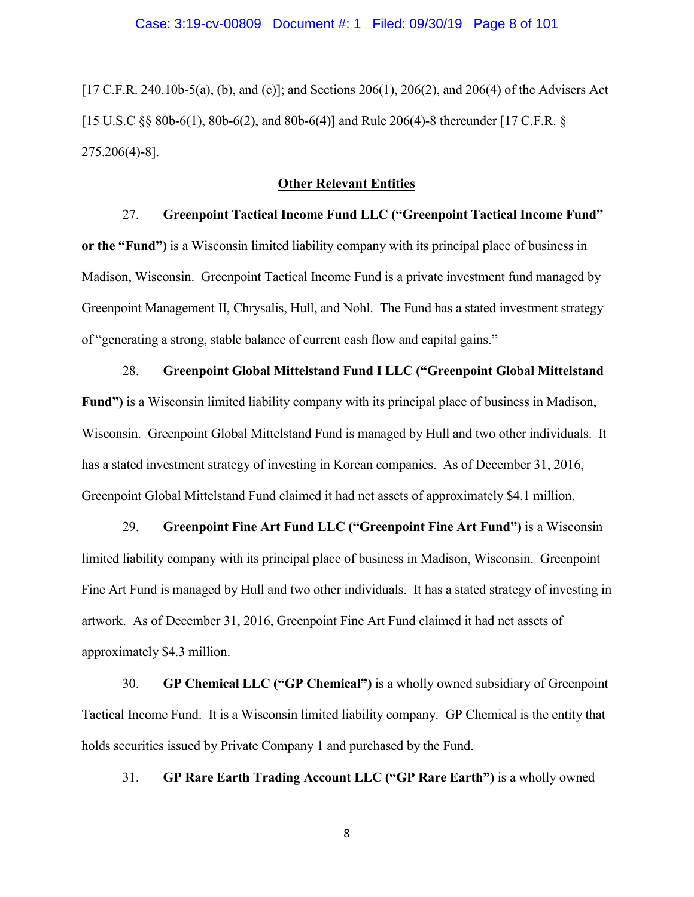[17 C.F.R. 240.10b-5(a), (b), and (c)]; and Sections 206(1), 206(2), and 206(4) of the Advisers Act [15 U.S.C §§ 80b-6(1), 80b-6(2), and 80b-6(4)] and Rule 206(4)-8 thereunder [17 C.F.R. § 275.206(4)-8].

**Other Relevant Entities**

27. **Greenpoint Tactical Income Fund LLC ("Greenpoint Tactical Income Fund" or the "Fund")** is a Wisconsin limited liability company with its principal place of business in Madison, Wisconsin. Greenpoint Tactical Income Fund is a private investment fund managed by Greenpoint Management II, Chrysalis, Hull, and Nohl. The Fund has a stated investment strategy of "generating a strong, stable balance of current cash flow and capital gains."

28. **Greenpoint Global Mittelstand Fund I LLC ("Greenpoint Global Mittelstand Fund")** is a Wisconsin limited liability company with its principal place of business in Madison, Wisconsin. Greenpoint Global Mittelstand Fund is managed by Hull and two other individuals. It has a stated investment strategy of investing in Korean companies. As of December 31, 2016, Greenpoint Global Mittelstand Fund claimed it had net assets of approximately $4.1 million.

29. **Greenpoint Fine Art Fund LLC ("Greenpoint Fine Art Fund")** is a Wisconsin limited liability company with its principal place of business in Madison, Wisconsin. Greenpoint Fine Art Fund is managed by Hull and two other individuals. It has a stated strategy of investing in artwork. As of December 31, 2016, Greenpoint Fine Art Fund claimed it had net assets of approximately $4.3 million.

30. **GP Chemical LLC ("GP Chemical")** is a wholly owned subsidiary of Greenpoint Tactical Income Fund. It is a Wisconsin limited liability company. GP Chemical is the entity that holds securities issued by Private Company 1 and purchased by the Fund.

31. **GP Rare Earth Trading Account LLC ("GP Rare Earth")** is a wholly owned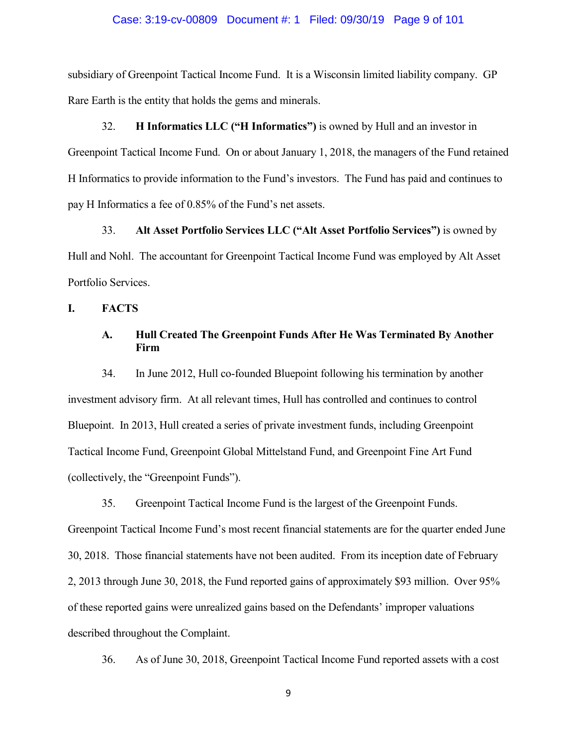subsidiary of Greenpoint Tactical Income Fund. It is a Wisconsin limited liability company. GP Rare Earth is the entity that holds the gems and minerals.

32. **H Informatics LLC ("H Informatics")** is owned by Hull and an investor in Greenpoint Tactical Income Fund. On or about January 1, 2018, the managers of the Fund retained H Informatics to provide information to the Fund's investors. The Fund has paid and continues to pay H Informatics a fee of 0.85% of the Fund's net assets.

33. **Alt Asset Portfolio Services LLC ("Alt Asset Portfolio Services")** is owned by Hull and Nohl. The accountant for Greenpoint Tactical Income Fund was employed by Alt Asset Portfolio Services.

## I. FACTS

### A. Hull Created The Greenpoint Funds After He Was Terminated By Another Firm

34. In June 2012, Hull co-founded Bluepoint following his termination by another investment advisory firm. At all relevant times, Hull has controlled and continues to control Bluepoint. In 2013, Hull created a series of private investment funds, including Greenpoint Tactical Income Fund, Greenpoint Global Mittelstand Fund, and Greenpoint Fine Art Fund (collectively, the "Greenpoint Funds").

35. Greenpoint Tactical Income Fund is the largest of the Greenpoint Funds. Greenpoint Tactical Income Fund's most recent financial statements are for the quarter ended June 30, 2018. Those financial statements have not been audited. From its inception date of February 2, 2013 through June 30, 2018, the Fund reported gains of approximately $93 million. Over 95% of these reported gains were unrealized gains based on the Defendants' improper valuations described throughout the Complaint.

36. As of June 30, 2018, Greenpoint Tactical Income Fund reported assets with a cost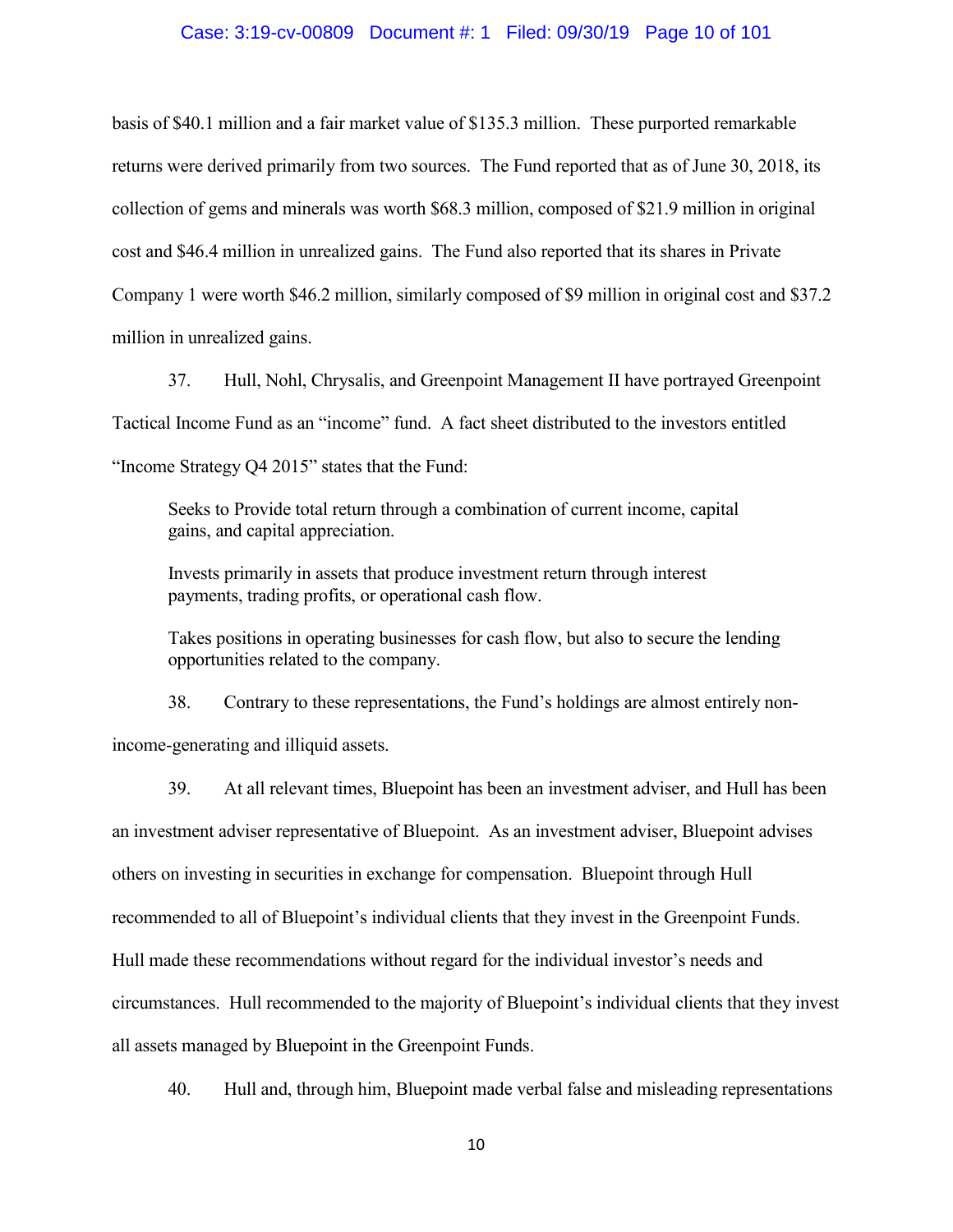basis of $40.1 million and a fair market value of $135.3 million. These purported remarkable returns were derived primarily from two sources. The Fund reported that as of June 30, 2018, its collection of gems and minerals was worth $68.3 million, composed of $21.9 million in original cost and $46.4 million in unrealized gains. The Fund also reported that its shares in Private Company 1 were worth $46.2 million, similarly composed of $9 million in original cost and $37.2 million in unrealized gains.

37. Hull, Nohl, Chrysalis, and Greenpoint Management II have portrayed Greenpoint Tactical Income Fund as an "income" fund. A fact sheet distributed to the investors entitled "Income Strategy Q4 2015" states that the Fund:

> Seeks to Provide total return through a combination of current income, capital gains, and capital appreciation.
>
> Invests primarily in assets that produce investment return through interest payments, trading profits, or operational cash flow.
>
> Takes positions in operating businesses for cash flow, but also to secure the lending opportunities related to the company.

38. Contrary to these representations, the Fund's holdings are almost entirely non-income-generating and illiquid assets.

39. At all relevant times, Bluepoint has been an investment adviser, and Hull has been an investment adviser representative of Bluepoint. As an investment adviser, Bluepoint advises others on investing in securities in exchange for compensation. Bluepoint through Hull recommended to all of Bluepoint's individual clients that they invest in the Greenpoint Funds. Hull made these recommendations without regard for the individual investor's needs and circumstances. Hull recommended to the majority of Bluepoint's individual clients that they invest all assets managed by Bluepoint in the Greenpoint Funds.

40. Hull and, through him, Bluepoint made verbal false and misleading representations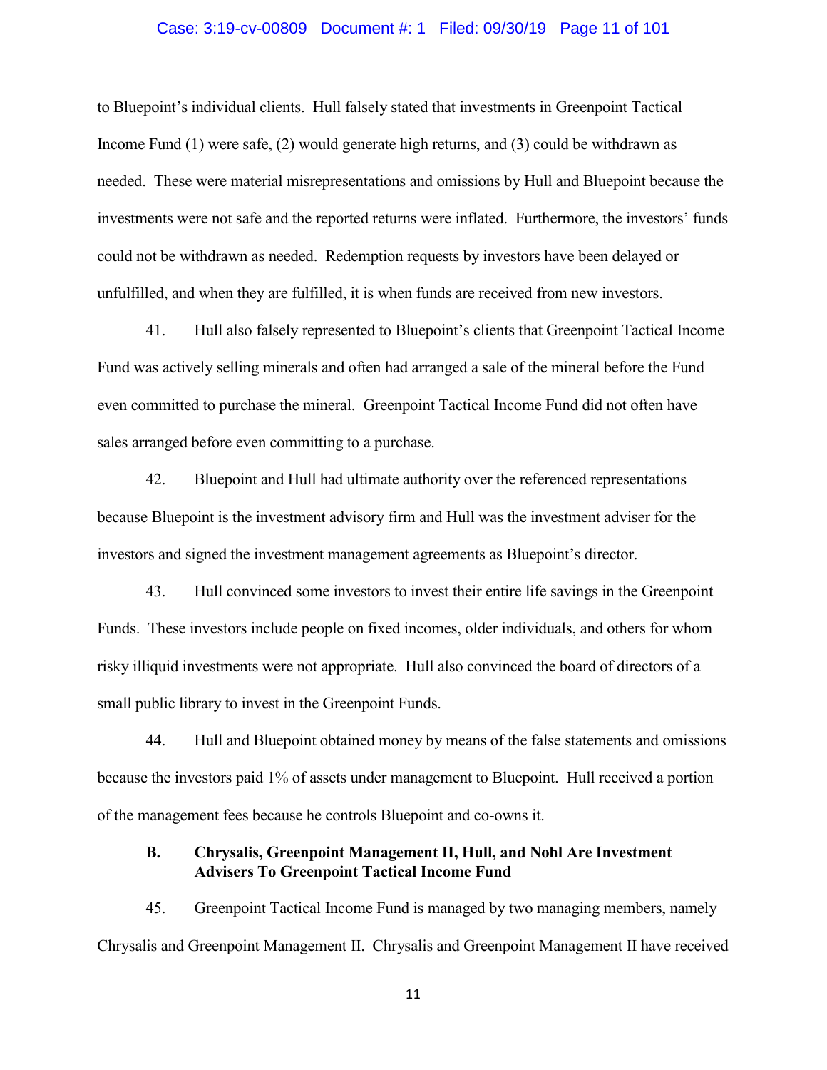to Bluepoint's individual clients. Hull falsely stated that investments in Greenpoint Tactical Income Fund (1) were safe, (2) would generate high returns, and (3) could be withdrawn as needed. These were material misrepresentations and omissions by Hull and Bluepoint because the investments were not safe and the reported returns were inflated. Furthermore, the investors' funds could not be withdrawn as needed. Redemption requests by investors have been delayed or unfulfilled, and when they are fulfilled, it is when funds are received from new investors.

41. Hull also falsely represented to Bluepoint's clients that Greenpoint Tactical Income Fund was actively selling minerals and often had arranged a sale of the mineral before the Fund even committed to purchase the mineral. Greenpoint Tactical Income Fund did not often have sales arranged before even committing to a purchase.

42. Bluepoint and Hull had ultimate authority over the referenced representations because Bluepoint is the investment advisory firm and Hull was the investment adviser for the investors and signed the investment management agreements as Bluepoint's director.

43. Hull convinced some investors to invest their entire life savings in the Greenpoint Funds. These investors include people on fixed incomes, older individuals, and others for whom risky illiquid investments were not appropriate. Hull also convinced the board of directors of a small public library to invest in the Greenpoint Funds.

44. Hull and Bluepoint obtained money by means of the false statements and omissions because the investors paid 1% of assets under management to Bluepoint. Hull received a portion of the management fees because he controls Bluepoint and co-owns it.

### B. Chrysalis, Greenpoint Management II, Hull, and Nohl Are Investment Advisers To Greenpoint Tactical Income Fund

45. Greenpoint Tactical Income Fund is managed by two managing members, namely Chrysalis and Greenpoint Management II. Chrysalis and Greenpoint Management II have received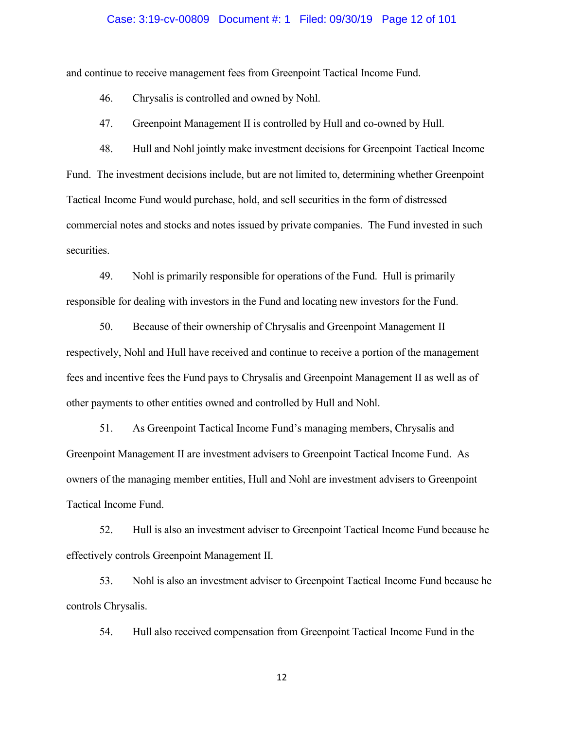and continue to receive management fees from Greenpoint Tactical Income Fund.

46. Chrysalis is controlled and owned by Nohl.

47. Greenpoint Management II is controlled by Hull and co-owned by Hull.

48. Hull and Nohl jointly make investment decisions for Greenpoint Tactical Income Fund. The investment decisions include, but are not limited to, determining whether Greenpoint Tactical Income Fund would purchase, hold, and sell securities in the form of distressed commercial notes and stocks and notes issued by private companies. The Fund invested in such securities.

49. Nohl is primarily responsible for operations of the Fund. Hull is primarily responsible for dealing with investors in the Fund and locating new investors for the Fund.

50. Because of their ownership of Chrysalis and Greenpoint Management II respectively, Nohl and Hull have received and continue to receive a portion of the management fees and incentive fees the Fund pays to Chrysalis and Greenpoint Management II as well as of other payments to other entities owned and controlled by Hull and Nohl.

51. As Greenpoint Tactical Income Fund's managing members, Chrysalis and Greenpoint Management II are investment advisers to Greenpoint Tactical Income Fund. As owners of the managing member entities, Hull and Nohl are investment advisers to Greenpoint Tactical Income Fund.

52. Hull is also an investment adviser to Greenpoint Tactical Income Fund because he effectively controls Greenpoint Management II.

53. Nohl is also an investment adviser to Greenpoint Tactical Income Fund because he controls Chrysalis.

54. Hull also received compensation from Greenpoint Tactical Income Fund in the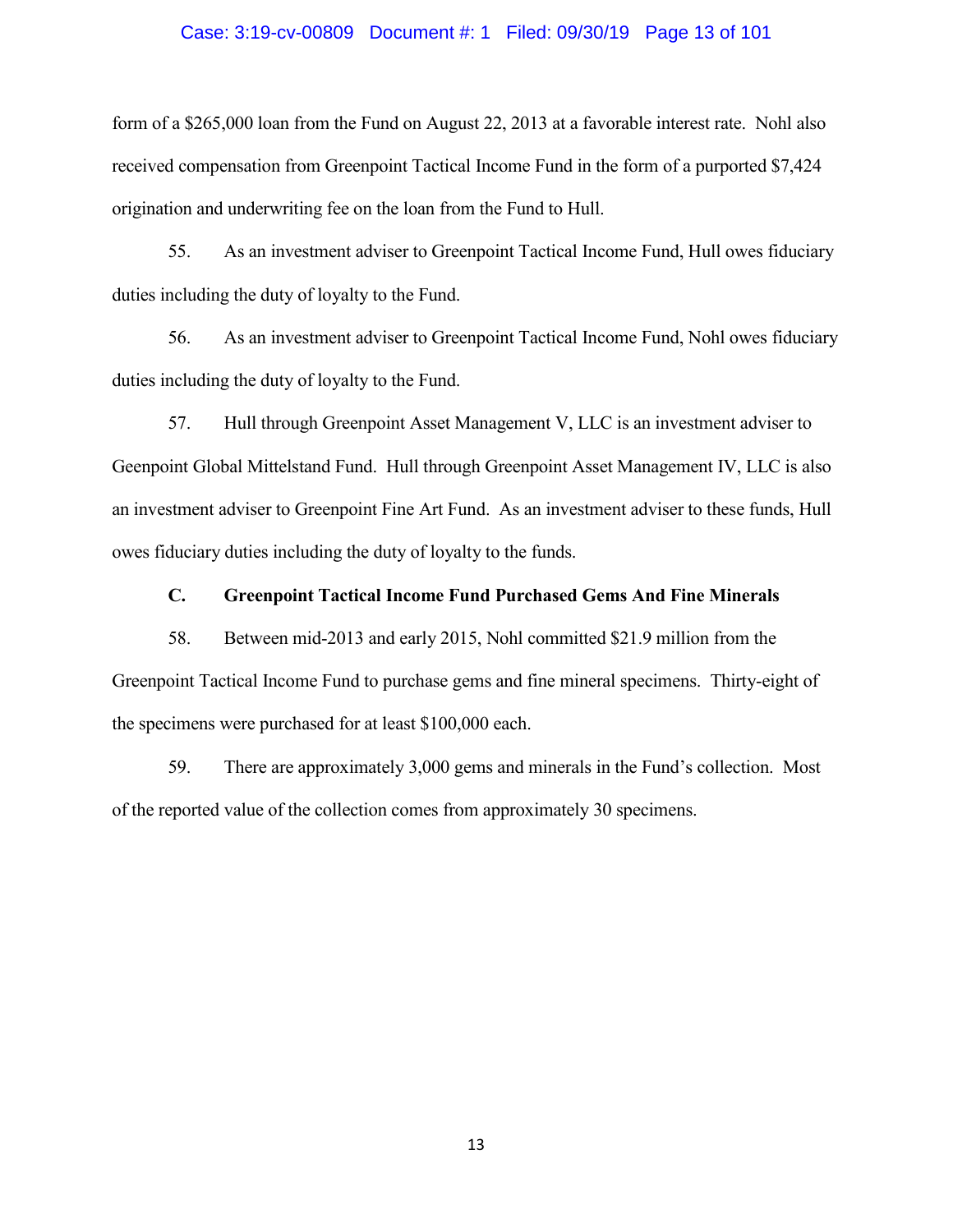form of a $265,000 loan from the Fund on August 22, 2013 at a favorable interest rate. Nohl also received compensation from Greenpoint Tactical Income Fund in the form of a purported $7,424 origination and underwriting fee on the loan from the Fund to Hull.

55. As an investment adviser to Greenpoint Tactical Income Fund, Hull owes fiduciary duties including the duty of loyalty to the Fund.

56. As an investment adviser to Greenpoint Tactical Income Fund, Nohl owes fiduciary duties including the duty of loyalty to the Fund.

57. Hull through Greenpoint Asset Management V, LLC is an investment adviser to Geenpoint Global Mittelstand Fund. Hull through Greenpoint Asset Management IV, LLC is also an investment adviser to Greenpoint Fine Art Fund. As an investment adviser to these funds, Hull owes fiduciary duties including the duty of loyalty to the funds.

### C. Greenpoint Tactical Income Fund Purchased Gems And Fine Minerals

58. Between mid-2013 and early 2015, Nohl committed $21.9 million from the Greenpoint Tactical Income Fund to purchase gems and fine mineral specimens. Thirty-eight of the specimens were purchased for at least $100,000 each.

59. There are approximately 3,000 gems and minerals in the Fund's collection. Most of the reported value of the collection comes from approximately 30 specimens.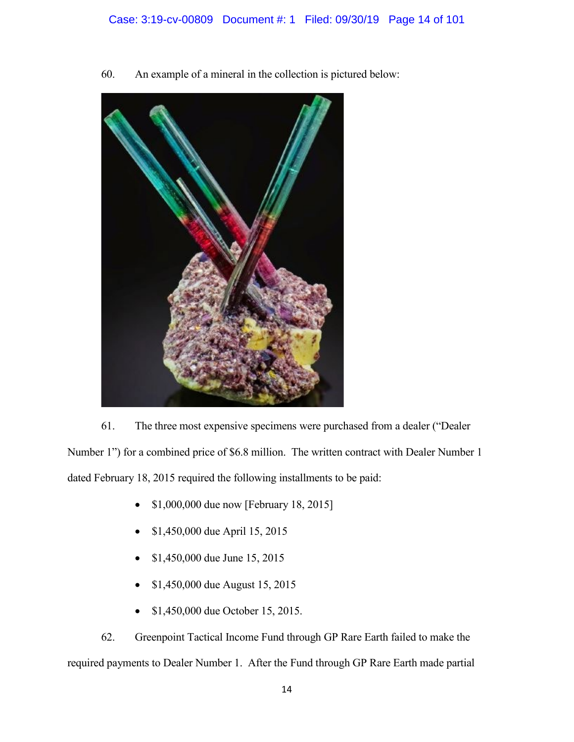60. An example of a mineral in the collection is pictured below:

61. The three most expensive specimens were purchased from a dealer ("Dealer Number 1") for a combined price of $6.8 million. The written contract with Dealer Number 1 dated February 18, 2015 required the following installments to be paid:

- $1,000,000 due now [February 18, 2015]
- $1,450,000 due April 15, 2015
- $1,450,000 due June 15, 2015
- $1,450,000 due August 15, 2015
- $1,450,000 due October 15, 2015.

62. Greenpoint Tactical Income Fund through GP Rare Earth failed to make the required payments to Dealer Number 1. After the Fund through GP Rare Earth made partial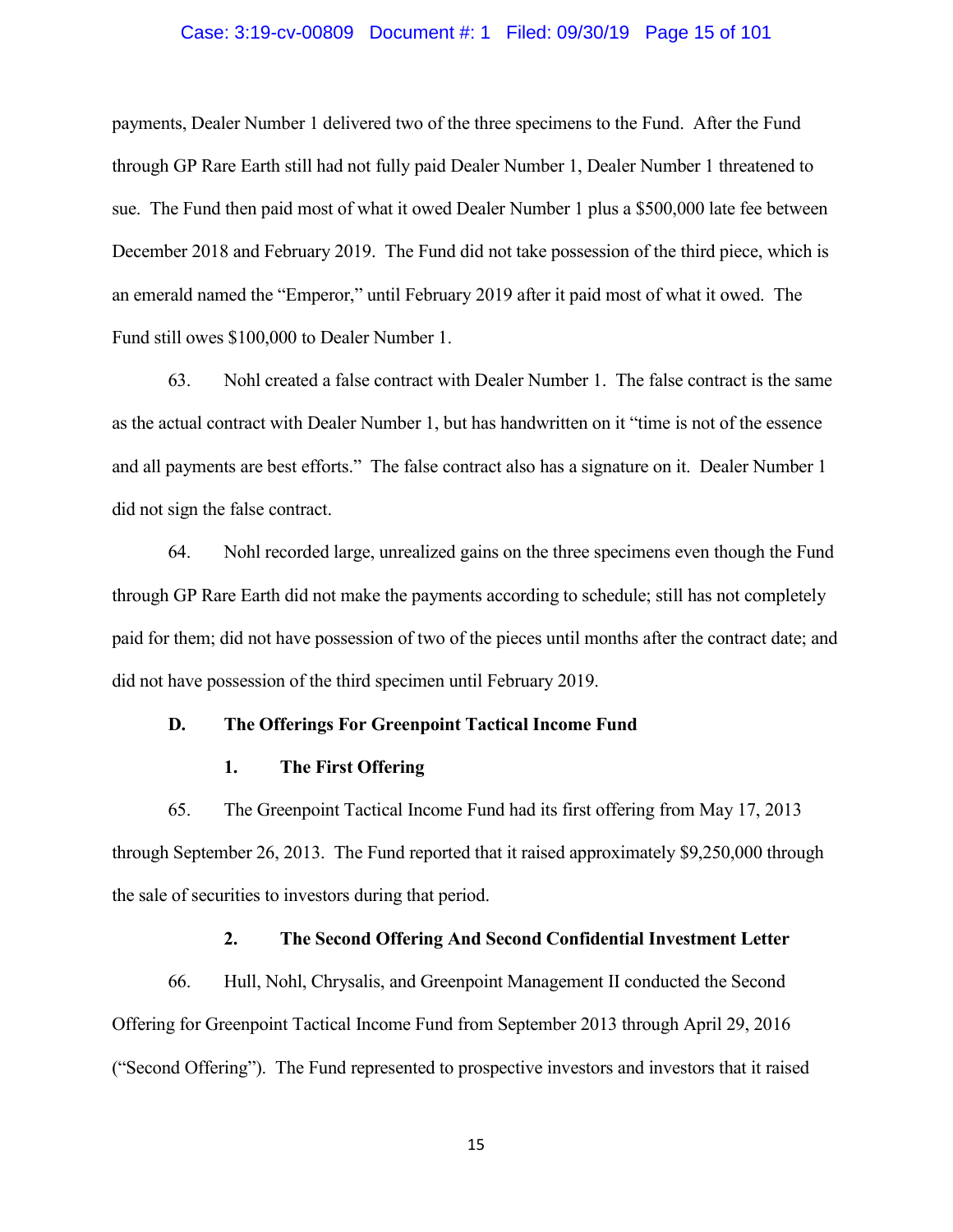payments, Dealer Number 1 delivered two of the three specimens to the Fund. After the Fund through GP Rare Earth still had not fully paid Dealer Number 1, Dealer Number 1 threatened to sue. The Fund then paid most of what it owed Dealer Number 1 plus a $500,000 late fee between December 2018 and February 2019. The Fund did not take possession of the third piece, which is an emerald named the "Emperor," until February 2019 after it paid most of what it owed. The Fund still owes $100,000 to Dealer Number 1.

63. Nohl created a false contract with Dealer Number 1. The false contract is the same as the actual contract with Dealer Number 1, but has handwritten on it "time is not of the essence and all payments are best efforts." The false contract also has a signature on it. Dealer Number 1 did not sign the false contract.

64. Nohl recorded large, unrealized gains on the three specimens even though the Fund through GP Rare Earth did not make the payments according to schedule; still has not completely paid for them; did not have possession of two of the pieces until months after the contract date; and did not have possession of the third specimen until February 2019.

### D. The Offerings For Greenpoint Tactical Income Fund

#### 1. The First Offering

65. The Greenpoint Tactical Income Fund had its first offering from May 17, 2013 through September 26, 2013. The Fund reported that it raised approximately $9,250,000 through the sale of securities to investors during that period.

#### 2. The Second Offering And Second Confidential Investment Letter

66. Hull, Nohl, Chrysalis, and Greenpoint Management II conducted the Second Offering for Greenpoint Tactical Income Fund from September 2013 through April 29, 2016 ("Second Offering"). The Fund represented to prospective investors and investors that it raised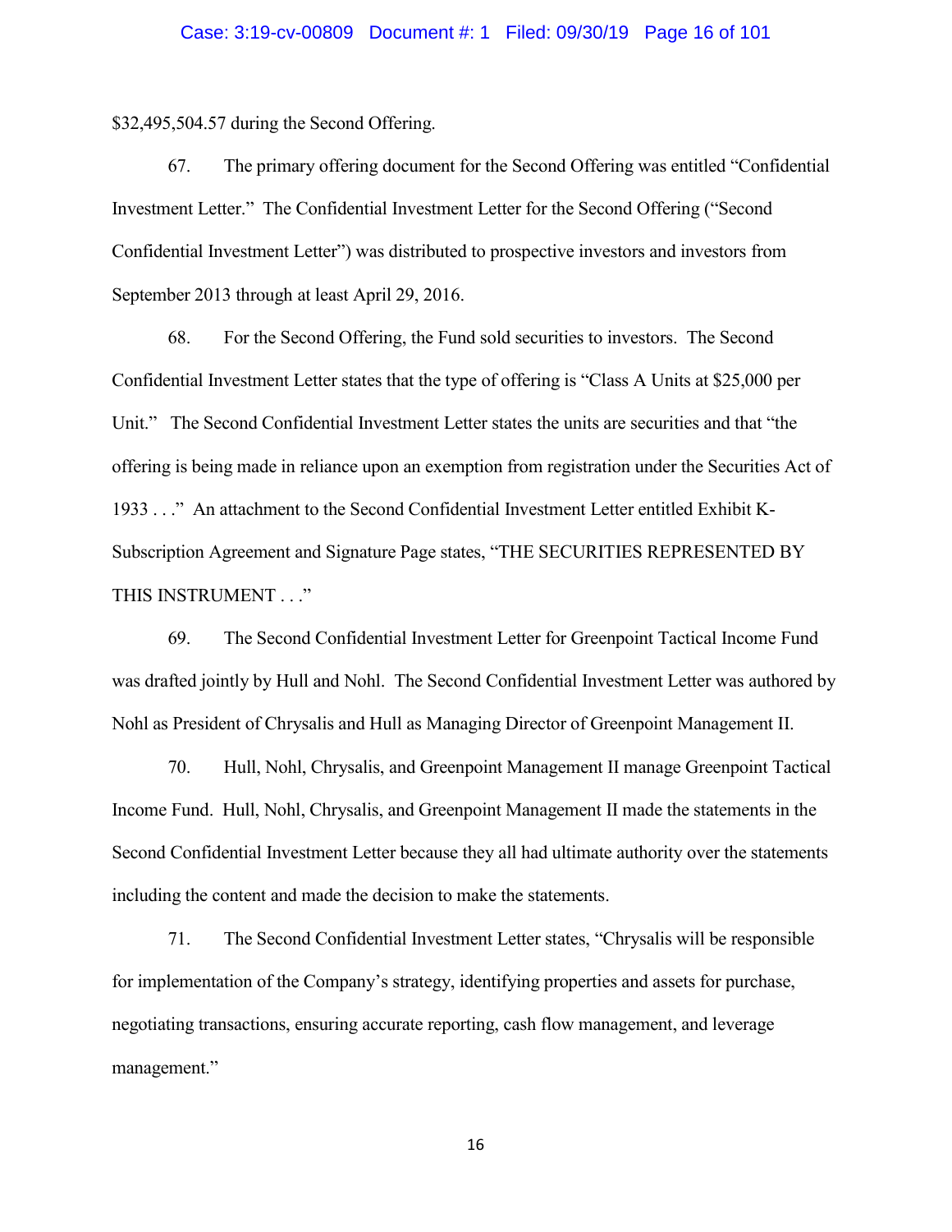$32,495,504.57 during the Second Offering.

67. The primary offering document for the Second Offering was entitled "Confidential Investment Letter." The Confidential Investment Letter for the Second Offering ("Second Confidential Investment Letter") was distributed to prospective investors and investors from September 2013 through at least April 29, 2016.

68. For the Second Offering, the Fund sold securities to investors. The Second Confidential Investment Letter states that the type of offering is "Class A Units at $25,000 per Unit." The Second Confidential Investment Letter states the units are securities and that "the offering is being made in reliance upon an exemption from registration under the Securities Act of 1933 . . ." An attachment to the Second Confidential Investment Letter entitled Exhibit K-Subscription Agreement and Signature Page states, "THE SECURITIES REPRESENTED BY THIS INSTRUMENT . . ."

69. The Second Confidential Investment Letter for Greenpoint Tactical Income Fund was drafted jointly by Hull and Nohl. The Second Confidential Investment Letter was authored by Nohl as President of Chrysalis and Hull as Managing Director of Greenpoint Management II.

70. Hull, Nohl, Chrysalis, and Greenpoint Management II manage Greenpoint Tactical Income Fund. Hull, Nohl, Chrysalis, and Greenpoint Management II made the statements in the Second Confidential Investment Letter because they all had ultimate authority over the statements including the content and made the decision to make the statements.

71. The Second Confidential Investment Letter states, "Chrysalis will be responsible for implementation of the Company's strategy, identifying properties and assets for purchase, negotiating transactions, ensuring accurate reporting, cash flow management, and leverage management."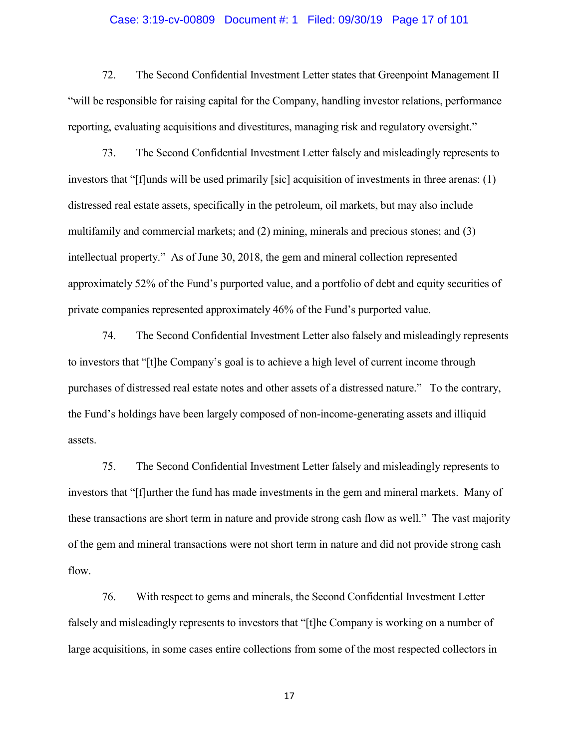72. The Second Confidential Investment Letter states that Greenpoint Management II "will be responsible for raising capital for the Company, handling investor relations, performance reporting, evaluating acquisitions and divestitures, managing risk and regulatory oversight."

73. The Second Confidential Investment Letter falsely and misleadingly represents to investors that "[f]unds will be used primarily [sic] acquisition of investments in three arenas: (1) distressed real estate assets, specifically in the petroleum, oil markets, but may also include multifamily and commercial markets; and (2) mining, minerals and precious stones; and (3) intellectual property." As of June 30, 2018, the gem and mineral collection represented approximately 52% of the Fund's purported value, and a portfolio of debt and equity securities of private companies represented approximately 46% of the Fund's purported value.

74. The Second Confidential Investment Letter also falsely and misleadingly represents to investors that "[t]he Company's goal is to achieve a high level of current income through purchases of distressed real estate notes and other assets of a distressed nature." To the contrary, the Fund's holdings have been largely composed of non-income-generating assets and illiquid assets.

75. The Second Confidential Investment Letter falsely and misleadingly represents to investors that "[f]urther the fund has made investments in the gem and mineral markets. Many of these transactions are short term in nature and provide strong cash flow as well." The vast majority of the gem and mineral transactions were not short term in nature and did not provide strong cash flow.

76. With respect to gems and minerals, the Second Confidential Investment Letter falsely and misleadingly represents to investors that "[t]he Company is working on a number of large acquisitions, in some cases entire collections from some of the most respected collectors in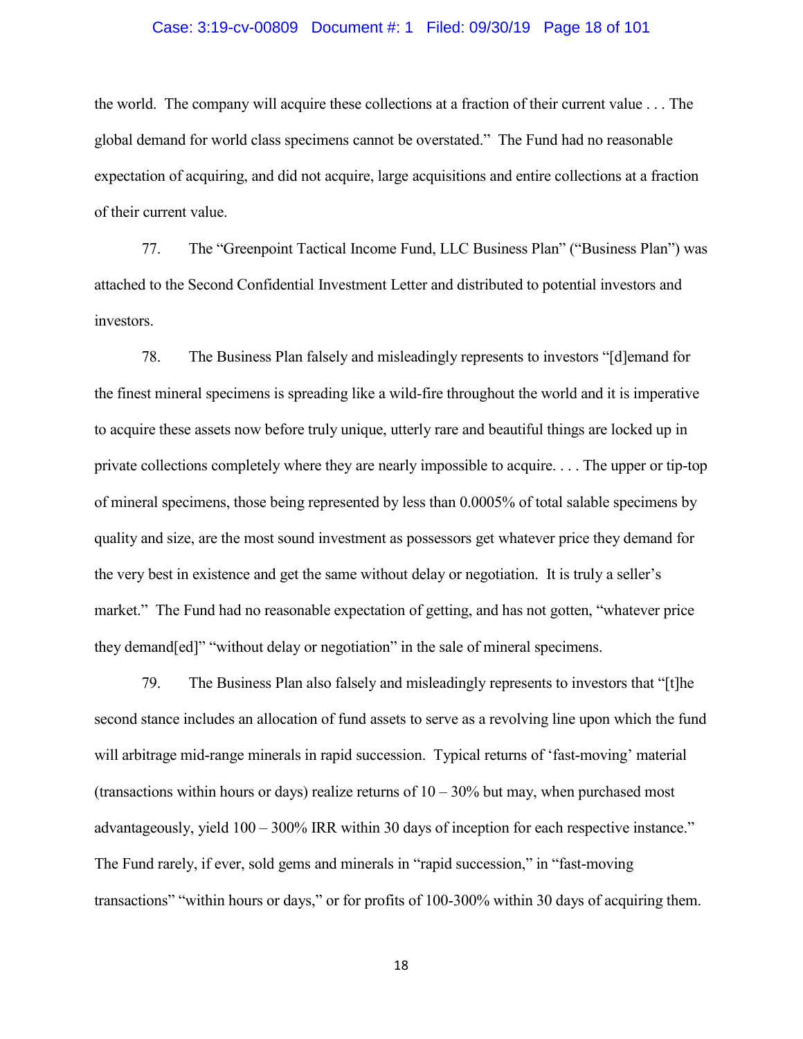the world. The company will acquire these collections at a fraction of their current value . . . The global demand for world class specimens cannot be overstated." The Fund had no reasonable expectation of acquiring, and did not acquire, large acquisitions and entire collections at a fraction of their current value.

77. The "Greenpoint Tactical Income Fund, LLC Business Plan" ("Business Plan") was attached to the Second Confidential Investment Letter and distributed to potential investors and investors.

78. The Business Plan falsely and misleadingly represents to investors "[d]emand for the finest mineral specimens is spreading like a wild-fire throughout the world and it is imperative to acquire these assets now before truly unique, utterly rare and beautiful things are locked up in private collections completely where they are nearly impossible to acquire. . . . The upper or tip-top of mineral specimens, those being represented by less than 0.0005% of total salable specimens by quality and size, are the most sound investment as possessors get whatever price they demand for the very best in existence and get the same without delay or negotiation. It is truly a seller's market." The Fund had no reasonable expectation of getting, and has not gotten, "whatever price they demand[ed]" "without delay or negotiation" in the sale of mineral specimens.

79. The Business Plan also falsely and misleadingly represents to investors that "[t]he second stance includes an allocation of fund assets to serve as a revolving line upon which the fund will arbitrage mid-range minerals in rapid succession. Typical returns of 'fast-moving' material (transactions within hours or days) realize returns of 10 – 30% but may, when purchased most advantageously, yield 100 – 300% IRR within 30 days of inception for each respective instance." The Fund rarely, if ever, sold gems and minerals in "rapid succession," in "fast-moving transactions" "within hours or days," or for profits of 100-300% within 30 days of acquiring them.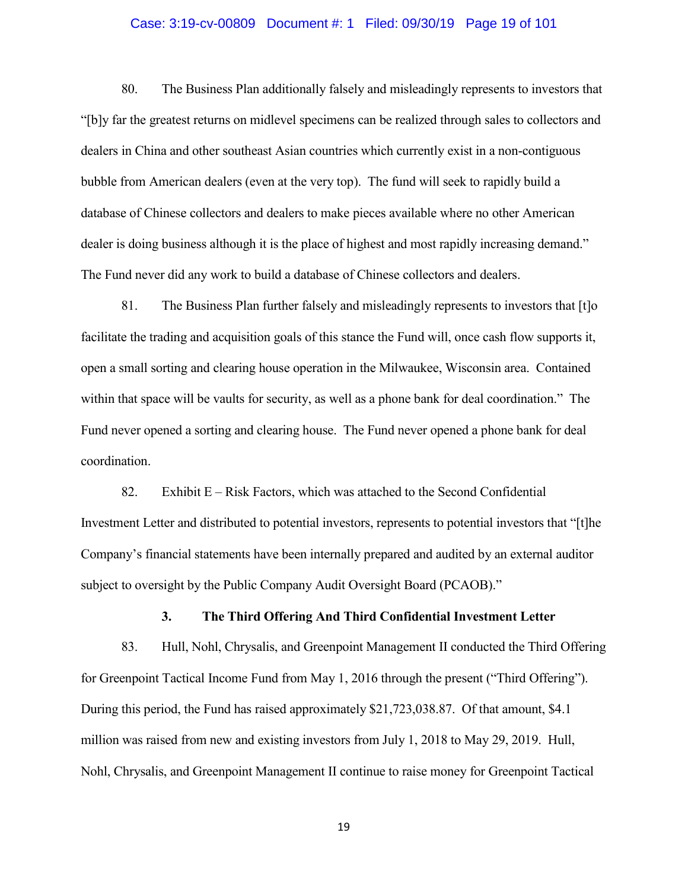80. The Business Plan additionally falsely and misleadingly represents to investors that "[b]y far the greatest returns on midlevel specimens can be realized through sales to collectors and dealers in China and other southeast Asian countries which currently exist in a non-contiguous bubble from American dealers (even at the very top). The fund will seek to rapidly build a database of Chinese collectors and dealers to make pieces available where no other American dealer is doing business although it is the place of highest and most rapidly increasing demand." The Fund never did any work to build a database of Chinese collectors and dealers.

81. The Business Plan further falsely and misleadingly represents to investors that [t]o facilitate the trading and acquisition goals of this stance the Fund will, once cash flow supports it, open a small sorting and clearing house operation in the Milwaukee, Wisconsin area. Contained within that space will be vaults for security, as well as a phone bank for deal coordination." The Fund never opened a sorting and clearing house. The Fund never opened a phone bank for deal coordination.

82. Exhibit E – Risk Factors, which was attached to the Second Confidential Investment Letter and distributed to potential investors, represents to potential investors that "[t]he Company's financial statements have been internally prepared and audited by an external auditor subject to oversight by the Public Company Audit Oversight Board (PCAOB)."

### 3. The Third Offering And Third Confidential Investment Letter

83. Hull, Nohl, Chrysalis, and Greenpoint Management II conducted the Third Offering for Greenpoint Tactical Income Fund from May 1, 2016 through the present ("Third Offering"). During this period, the Fund has raised approximately $21,723,038.87. Of that amount, $4.1 million was raised from new and existing investors from July 1, 2018 to May 29, 2019. Hull, Nohl, Chrysalis, and Greenpoint Management II continue to raise money for Greenpoint Tactical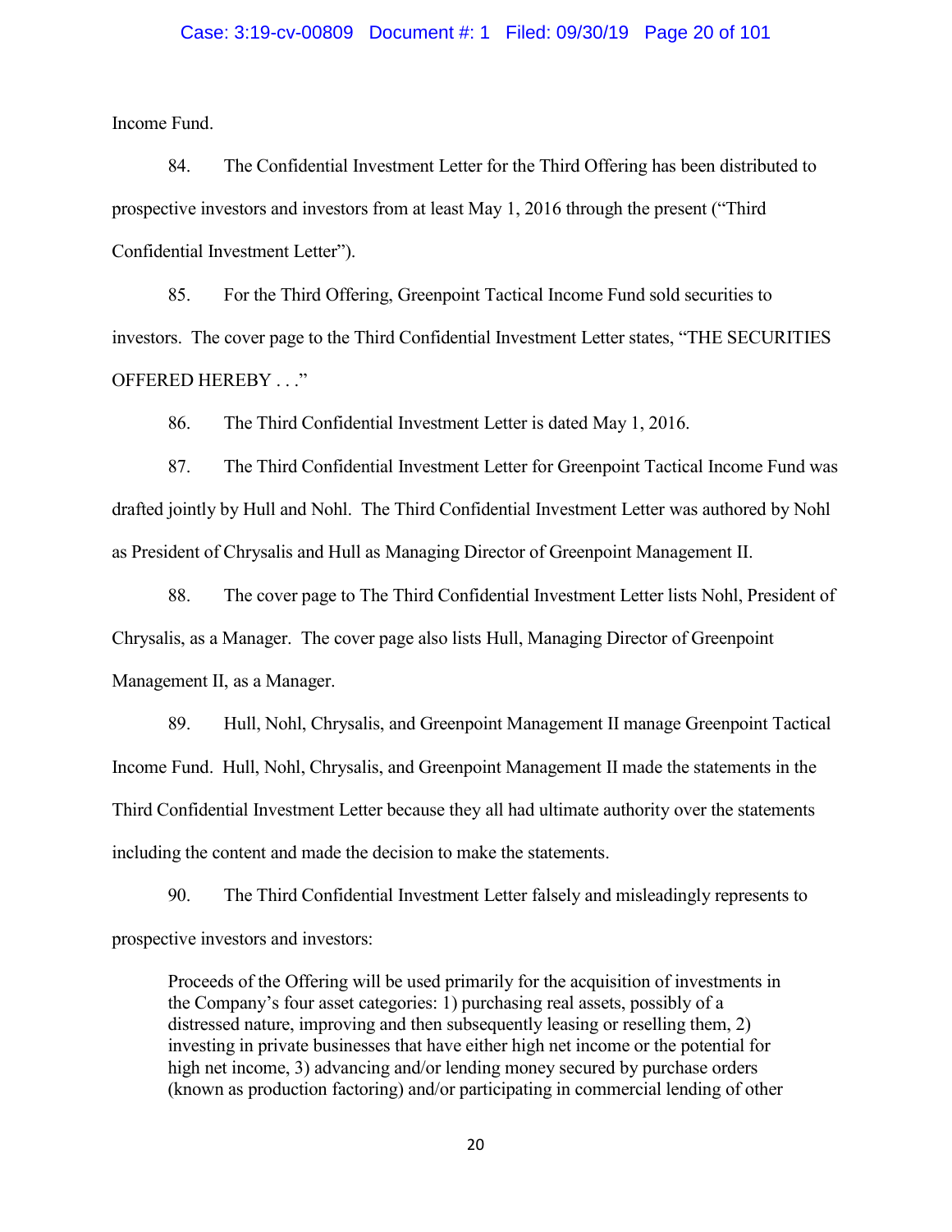Income Fund.

84. The Confidential Investment Letter for the Third Offering has been distributed to prospective investors and investors from at least May 1, 2016 through the present ("Third Confidential Investment Letter").

85. For the Third Offering, Greenpoint Tactical Income Fund sold securities to investors. The cover page to the Third Confidential Investment Letter states, "THE SECURITIES OFFERED HEREBY . . ."

86. The Third Confidential Investment Letter is dated May 1, 2016.

87. The Third Confidential Investment Letter for Greenpoint Tactical Income Fund was drafted jointly by Hull and Nohl. The Third Confidential Investment Letter was authored by Nohl as President of Chrysalis and Hull as Managing Director of Greenpoint Management II.

88. The cover page to The Third Confidential Investment Letter lists Nohl, President of Chrysalis, as a Manager. The cover page also lists Hull, Managing Director of Greenpoint Management II, as a Manager.

89. Hull, Nohl, Chrysalis, and Greenpoint Management II manage Greenpoint Tactical Income Fund. Hull, Nohl, Chrysalis, and Greenpoint Management II made the statements in the Third Confidential Investment Letter because they all had ultimate authority over the statements including the content and made the decision to make the statements.

90. The Third Confidential Investment Letter falsely and misleadingly represents to prospective investors and investors:

> Proceeds of the Offering will be used primarily for the acquisition of investments in the Company's four asset categories: 1) purchasing real assets, possibly of a distressed nature, improving and then subsequently leasing or reselling them, 2) investing in private businesses that have either high net income or the potential for high net income, 3) advancing and/or lending money secured by purchase orders (known as production factoring) and/or participating in commercial lending of other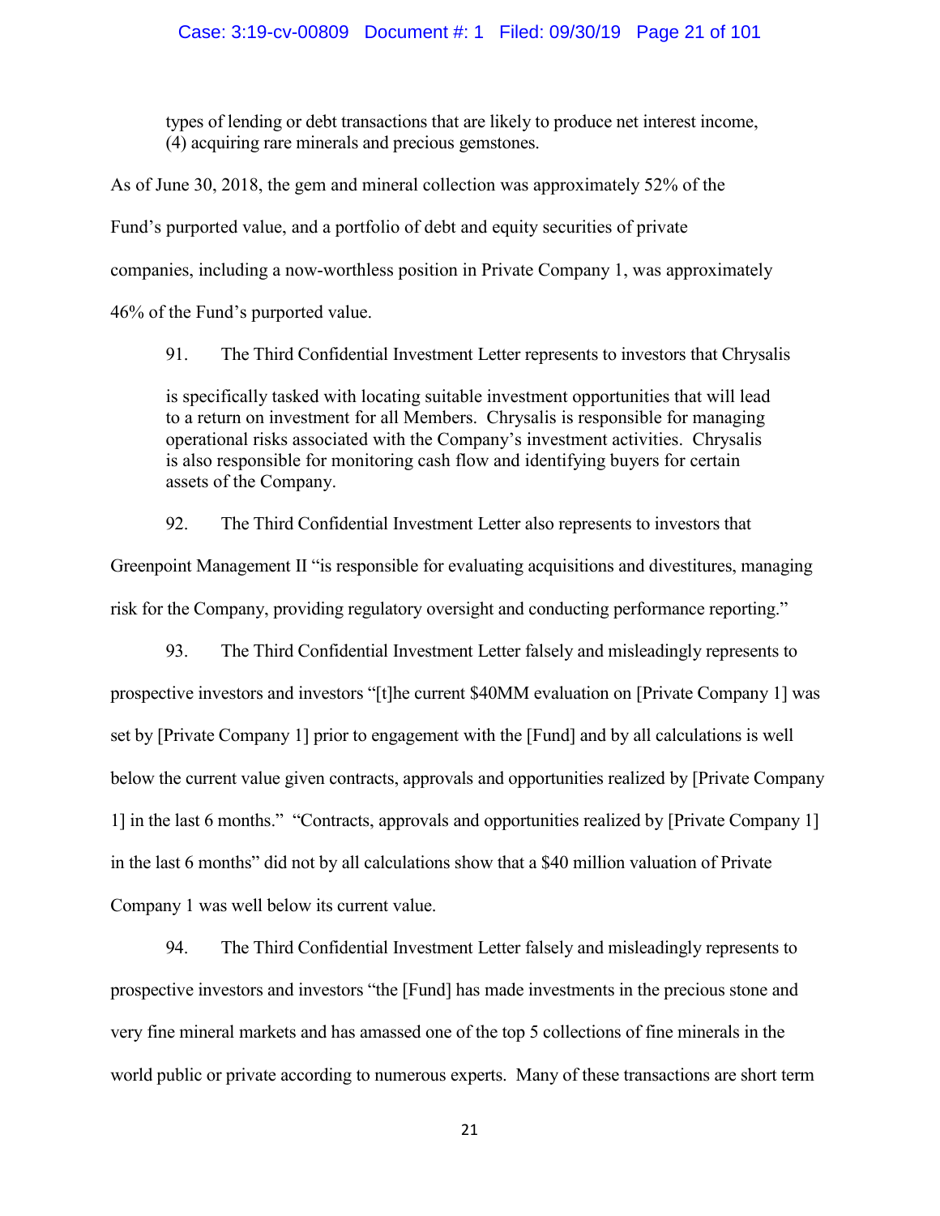> types of lending or debt transactions that are likely to produce net interest income, (4) acquiring rare minerals and precious gemstones.

As of June 30, 2018, the gem and mineral collection was approximately 52% of the Fund's purported value, and a portfolio of debt and equity securities of private companies, including a now-worthless position in Private Company 1, was approximately 46% of the Fund's purported value.

91. The Third Confidential Investment Letter represents to investors that Chrysalis

> is specifically tasked with locating suitable investment opportunities that will lead to a return on investment for all Members. Chrysalis is responsible for managing operational risks associated with the Company's investment activities. Chrysalis is also responsible for monitoring cash flow and identifying buyers for certain assets of the Company.

92. The Third Confidential Investment Letter also represents to investors that Greenpoint Management II "is responsible for evaluating acquisitions and divestitures, managing risk for the Company, providing regulatory oversight and conducting performance reporting."

93. The Third Confidential Investment Letter falsely and misleadingly represents to prospective investors and investors "[t]he current $40MM evaluation on [Private Company 1] was set by [Private Company 1] prior to engagement with the [Fund] and by all calculations is well below the current value given contracts, approvals and opportunities realized by [Private Company 1] in the last 6 months." "Contracts, approvals and opportunities realized by [Private Company 1] in the last 6 months" did not by all calculations show that a $40 million valuation of Private Company 1 was well below its current value.

94. The Third Confidential Investment Letter falsely and misleadingly represents to prospective investors and investors "the [Fund] has made investments in the precious stone and very fine mineral markets and has amassed one of the top 5 collections of fine minerals in the world public or private according to numerous experts. Many of these transactions are short term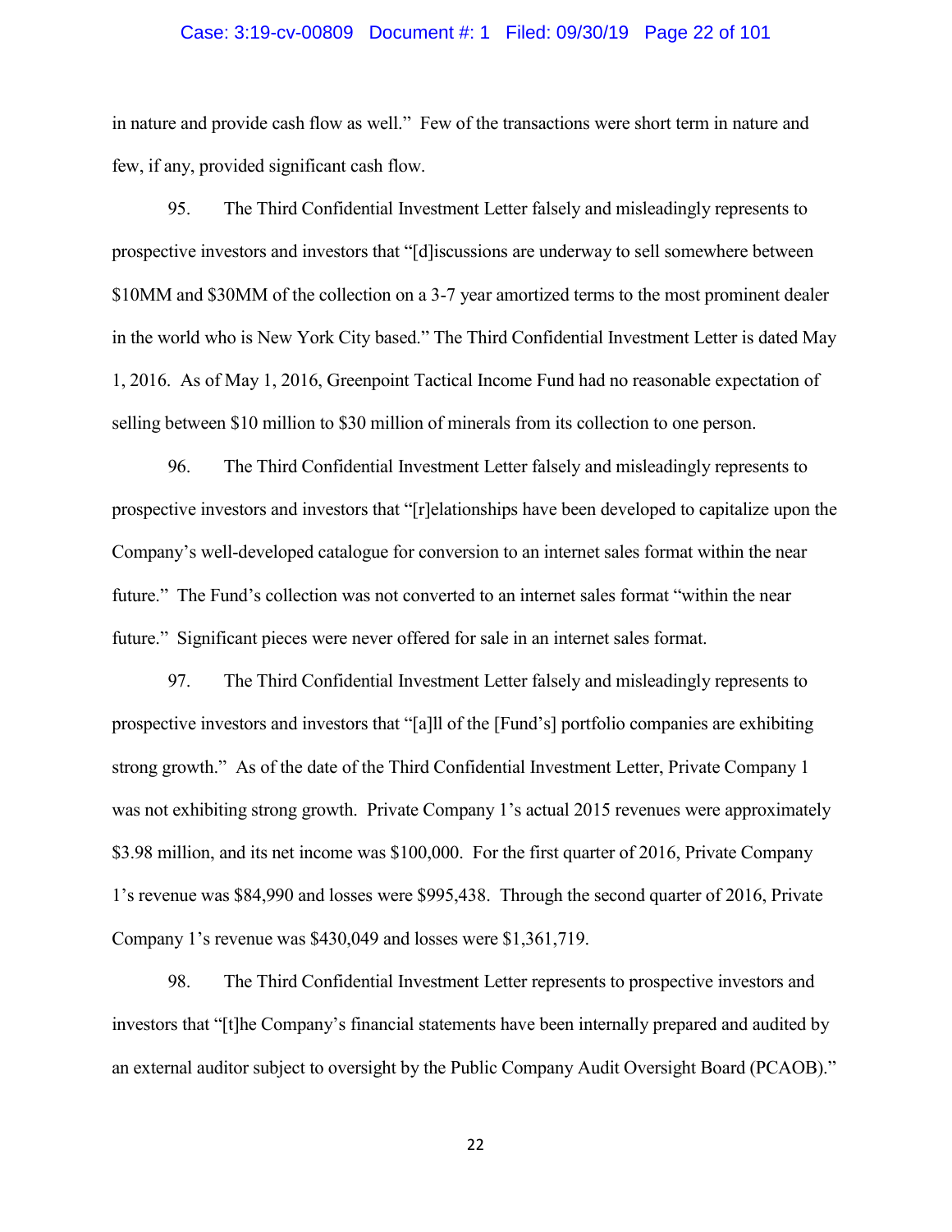in nature and provide cash flow as well." Few of the transactions were short term in nature and few, if any, provided significant cash flow.

95. The Third Confidential Investment Letter falsely and misleadingly represents to prospective investors and investors that "[d]iscussions are underway to sell somewhere between $10MM and $30MM of the collection on a 3-7 year amortized terms to the most prominent dealer in the world who is New York City based." The Third Confidential Investment Letter is dated May 1, 2016. As of May 1, 2016, Greenpoint Tactical Income Fund had no reasonable expectation of selling between $10 million to $30 million of minerals from its collection to one person.

96. The Third Confidential Investment Letter falsely and misleadingly represents to prospective investors and investors that "[r]elationships have been developed to capitalize upon the Company's well-developed catalogue for conversion to an internet sales format within the near future." The Fund's collection was not converted to an internet sales format "within the near future." Significant pieces were never offered for sale in an internet sales format.

97. The Third Confidential Investment Letter falsely and misleadingly represents to prospective investors and investors that "[a]ll of the [Fund's] portfolio companies are exhibiting strong growth." As of the date of the Third Confidential Investment Letter, Private Company 1 was not exhibiting strong growth. Private Company 1's actual 2015 revenues were approximately $3.98 million, and its net income was $100,000. For the first quarter of 2016, Private Company 1's revenue was $84,990 and losses were $995,438. Through the second quarter of 2016, Private Company 1's revenue was $430,049 and losses were $1,361,719.

98. The Third Confidential Investment Letter represents to prospective investors and investors that "[t]he Company's financial statements have been internally prepared and audited by an external auditor subject to oversight by the Public Company Audit Oversight Board (PCAOB)."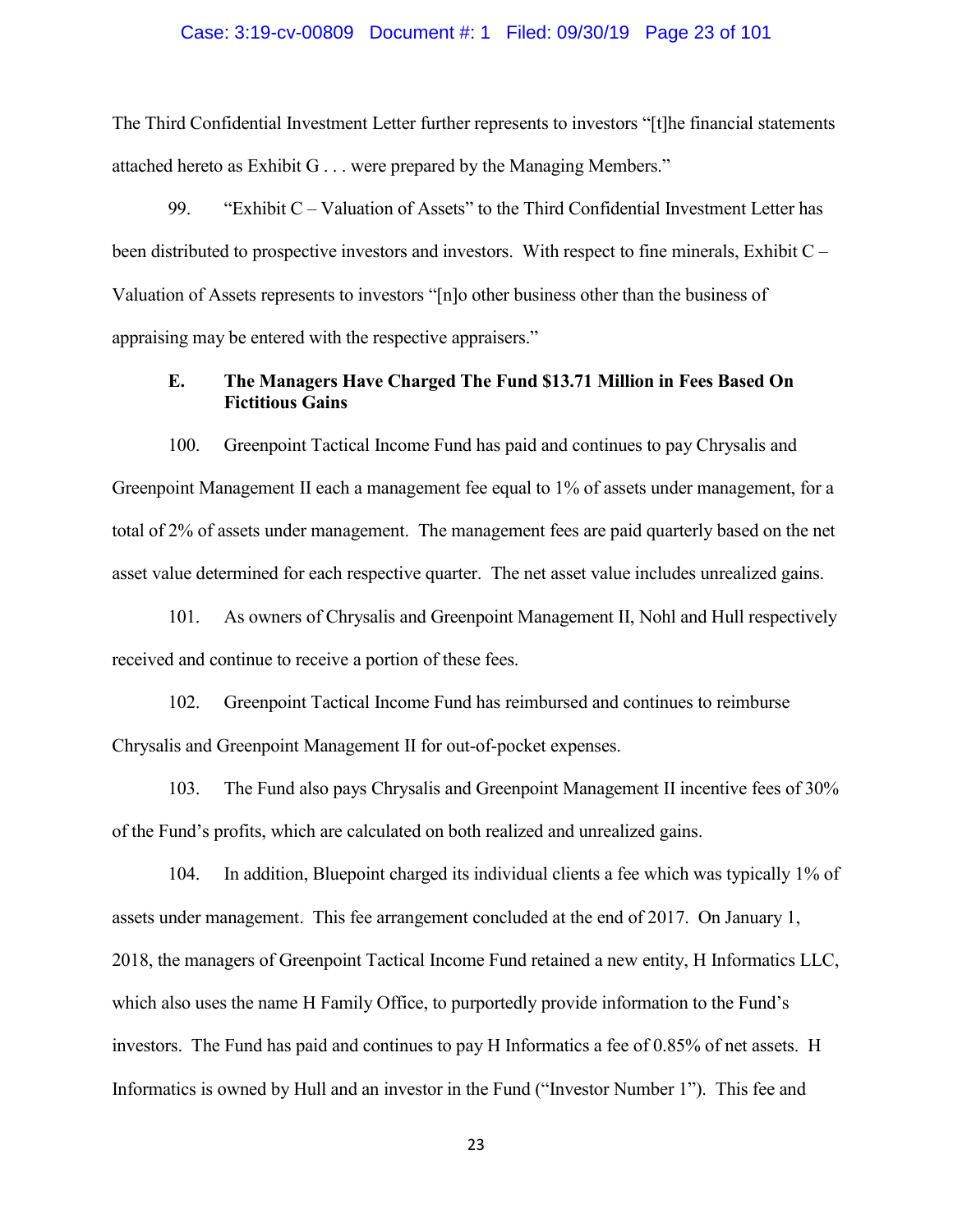The Third Confidential Investment Letter further represents to investors "[t]he financial statements attached hereto as Exhibit G . . . were prepared by the Managing Members."

99. "Exhibit C – Valuation of Assets" to the Third Confidential Investment Letter has been distributed to prospective investors and investors. With respect to fine minerals, Exhibit C – Valuation of Assets represents to investors "[n]o other business other than the business of appraising may be entered with the respective appraisers."

### E. The Managers Have Charged The Fund $13.71 Million in Fees Based On Fictitious Gains

100. Greenpoint Tactical Income Fund has paid and continues to pay Chrysalis and Greenpoint Management II each a management fee equal to 1% of assets under management, for a total of 2% of assets under management. The management fees are paid quarterly based on the net asset value determined for each respective quarter. The net asset value includes unrealized gains.

101. As owners of Chrysalis and Greenpoint Management II, Nohl and Hull respectively received and continue to receive a portion of these fees.

102. Greenpoint Tactical Income Fund has reimbursed and continues to reimburse Chrysalis and Greenpoint Management II for out-of-pocket expenses.

103. The Fund also pays Chrysalis and Greenpoint Management II incentive fees of 30% of the Fund's profits, which are calculated on both realized and unrealized gains.

104. In addition, Bluepoint charged its individual clients a fee which was typically 1% of assets under management. This fee arrangement concluded at the end of 2017. On January 1, 2018, the managers of Greenpoint Tactical Income Fund retained a new entity, H Informatics LLC, which also uses the name H Family Office, to purportedly provide information to the Fund's investors. The Fund has paid and continues to pay H Informatics a fee of 0.85% of net assets. H Informatics is owned by Hull and an investor in the Fund ("Investor Number 1"). This fee and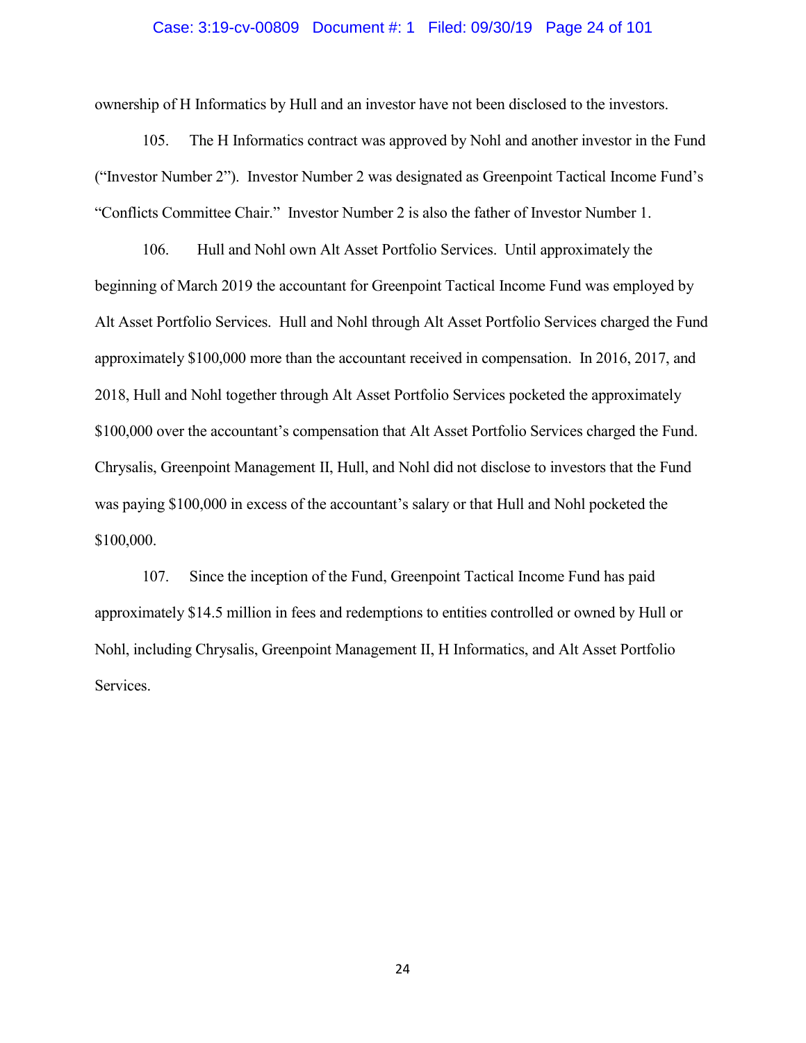ownership of H Informatics by Hull and an investor have not been disclosed to the investors.

105. The H Informatics contract was approved by Nohl and another investor in the Fund ("Investor Number 2"). Investor Number 2 was designated as Greenpoint Tactical Income Fund's "Conflicts Committee Chair." Investor Number 2 is also the father of Investor Number 1.

106. Hull and Nohl own Alt Asset Portfolio Services. Until approximately the beginning of March 2019 the accountant for Greenpoint Tactical Income Fund was employed by Alt Asset Portfolio Services. Hull and Nohl through Alt Asset Portfolio Services charged the Fund approximately $100,000 more than the accountant received in compensation. In 2016, 2017, and 2018, Hull and Nohl together through Alt Asset Portfolio Services pocketed the approximately $100,000 over the accountant's compensation that Alt Asset Portfolio Services charged the Fund. Chrysalis, Greenpoint Management II, Hull, and Nohl did not disclose to investors that the Fund was paying $100,000 in excess of the accountant's salary or that Hull and Nohl pocketed the $100,000.

107. Since the inception of the Fund, Greenpoint Tactical Income Fund has paid approximately $14.5 million in fees and redemptions to entities controlled or owned by Hull or Nohl, including Chrysalis, Greenpoint Management II, H Informatics, and Alt Asset Portfolio Services.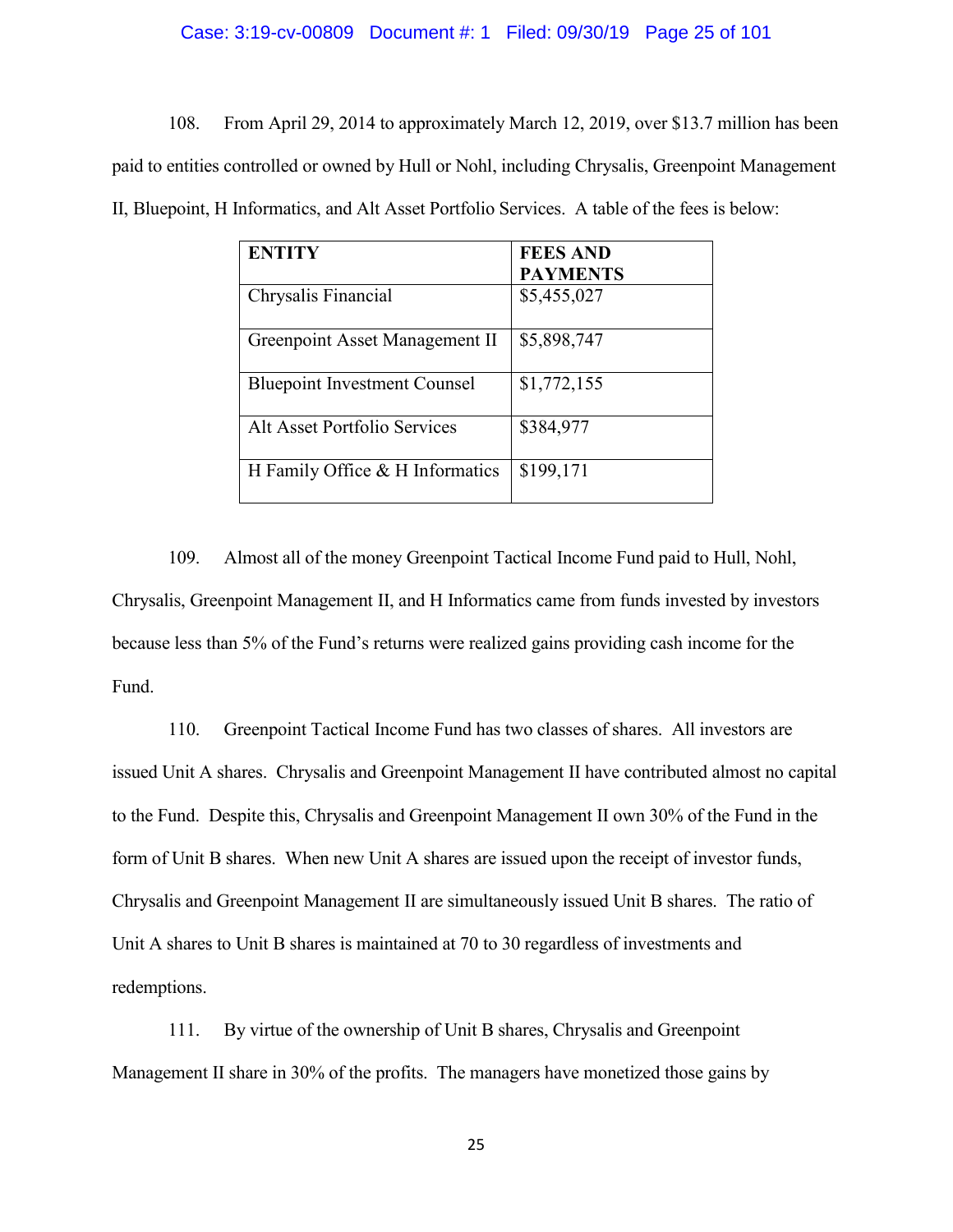108. From April 29, 2014 to approximately March 12, 2019, over $13.7 million has been paid to entities controlled or owned by Hull or Nohl, including Chrysalis, Greenpoint Management II, Bluepoint, H Informatics, and Alt Asset Portfolio Services. A table of the fees is below:

| ENTITY | FEES AND PAYMENTS |
|---|---|
| Chrysalis Financial | $5,455,027 |
| Greenpoint Asset Management II | $5,898,747 |
| Bluepoint Investment Counsel | $1,772,155 |
| Alt Asset Portfolio Services | $384,977 |
| H Family Office & H Informatics | $199,171 |

109. Almost all of the money Greenpoint Tactical Income Fund paid to Hull, Nohl, Chrysalis, Greenpoint Management II, and H Informatics came from funds invested by investors because less than 5% of the Fund's returns were realized gains providing cash income for the Fund.

110. Greenpoint Tactical Income Fund has two classes of shares. All investors are issued Unit A shares. Chrysalis and Greenpoint Management II have contributed almost no capital to the Fund. Despite this, Chrysalis and Greenpoint Management II own 30% of the Fund in the form of Unit B shares. When new Unit A shares are issued upon the receipt of investor funds, Chrysalis and Greenpoint Management II are simultaneously issued Unit B shares. The ratio of Unit A shares to Unit B shares is maintained at 70 to 30 regardless of investments and redemptions.

111. By virtue of the ownership of Unit B shares, Chrysalis and Greenpoint Management II share in 30% of the profits. The managers have monetized those gains by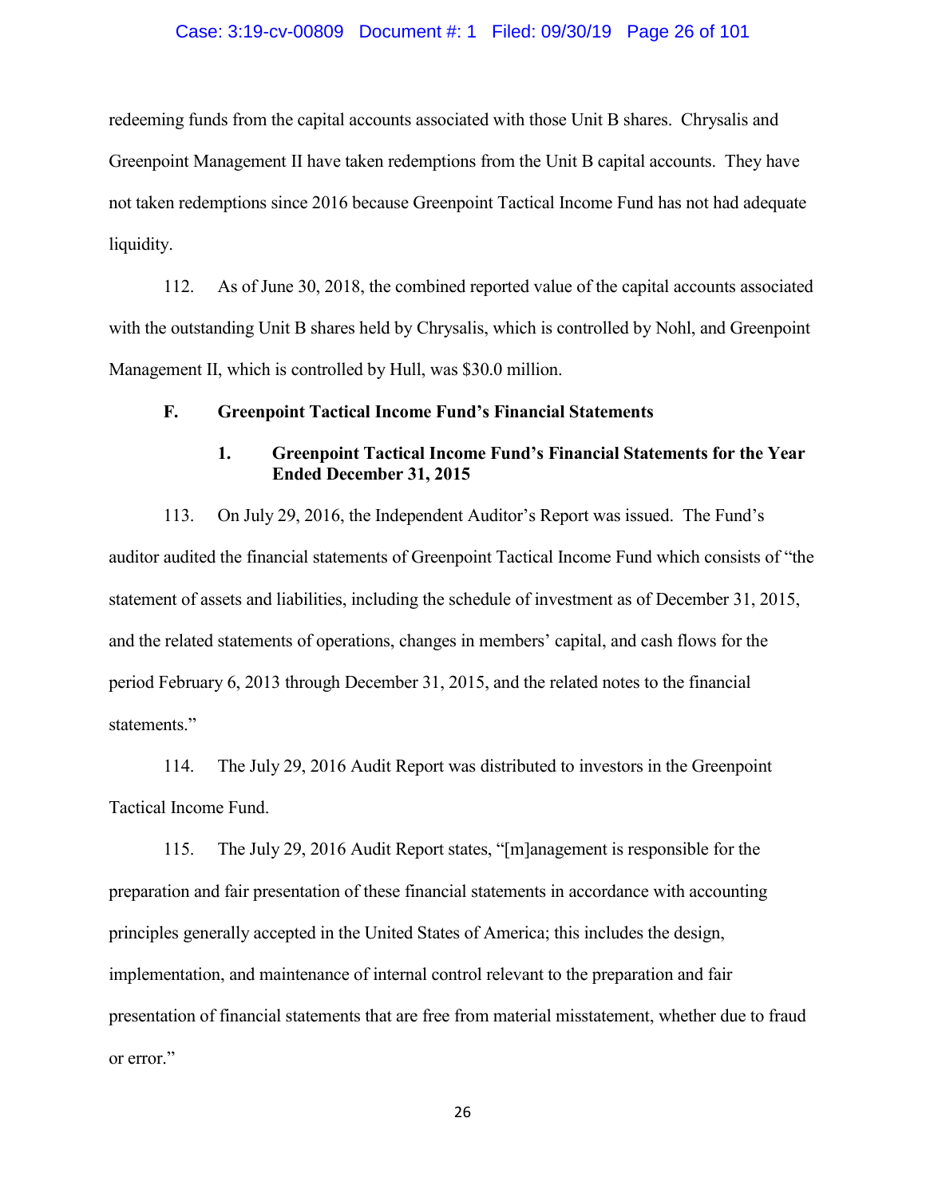redeeming funds from the capital accounts associated with those Unit B shares. Chrysalis and Greenpoint Management II have taken redemptions from the Unit B capital accounts. They have not taken redemptions since 2016 because Greenpoint Tactical Income Fund has not had adequate liquidity.

112. As of June 30, 2018, the combined reported value of the capital accounts associated with the outstanding Unit B shares held by Chrysalis, which is controlled by Nohl, and Greenpoint Management II, which is controlled by Hull, was $30.0 million.

### F. Greenpoint Tactical Income Fund's Financial Statements

#### 1. Greenpoint Tactical Income Fund's Financial Statements for the Year Ended December 31, 2015

113. On July 29, 2016, the Independent Auditor's Report was issued. The Fund's auditor audited the financial statements of Greenpoint Tactical Income Fund which consists of "the statement of assets and liabilities, including the schedule of investment as of December 31, 2015, and the related statements of operations, changes in members' capital, and cash flows for the period February 6, 2013 through December 31, 2015, and the related notes to the financial statements."

114. The July 29, 2016 Audit Report was distributed to investors in the Greenpoint Tactical Income Fund.

115. The July 29, 2016 Audit Report states, "[m]anagement is responsible for the preparation and fair presentation of these financial statements in accordance with accounting principles generally accepted in the United States of America; this includes the design, implementation, and maintenance of internal control relevant to the preparation and fair presentation of financial statements that are free from material misstatement, whether due to fraud or error."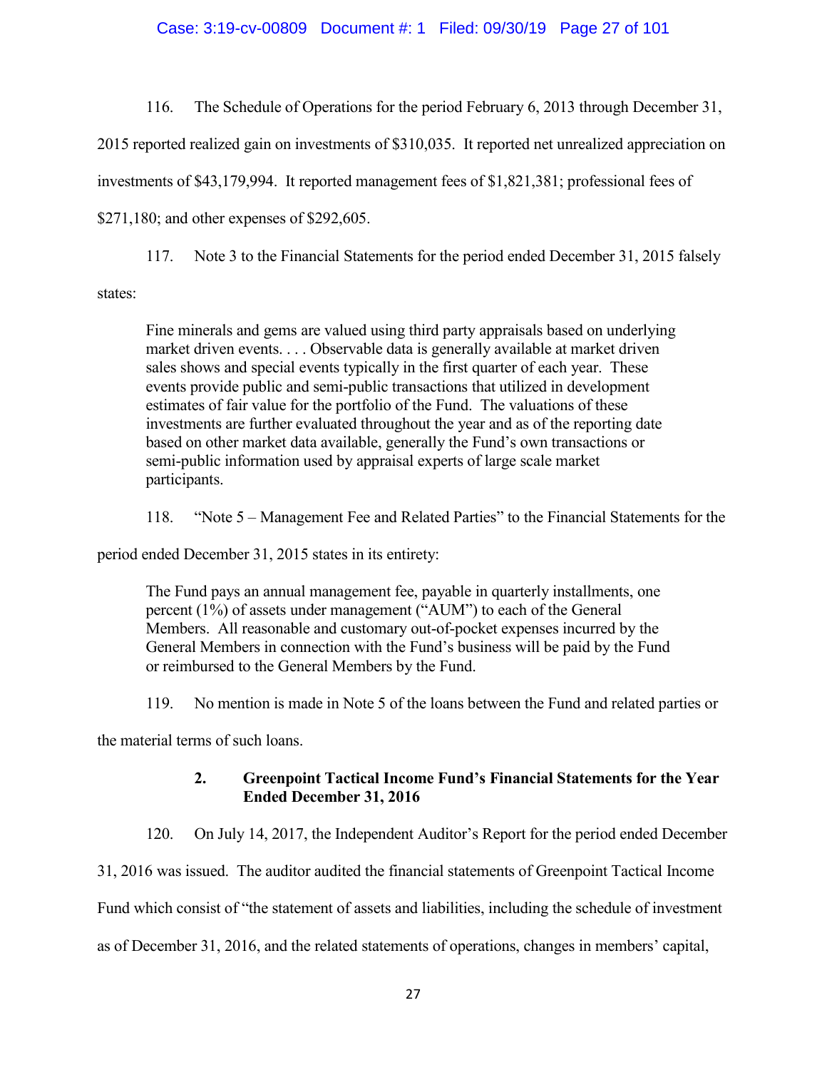116. The Schedule of Operations for the period February 6, 2013 through December 31, 2015 reported realized gain on investments of $310,035. It reported net unrealized appreciation on investments of $43,179,994. It reported management fees of $1,821,381; professional fees of $271,180; and other expenses of $292,605.

117. Note 3 to the Financial Statements for the period ended December 31, 2015 falsely states:

> Fine minerals and gems are valued using third party appraisals based on underlying market driven events. . . . Observable data is generally available at market driven sales shows and special events typically in the first quarter of each year. These events provide public and semi-public transactions that utilized in development estimates of fair value for the portfolio of the Fund. The valuations of these investments are further evaluated throughout the year and as of the reporting date based on other market data available, generally the Fund's own transactions or semi-public information used by appraisal experts of large scale market participants.

118. "Note 5 – Management Fee and Related Parties" to the Financial Statements for the period ended December 31, 2015 states in its entirety:

> The Fund pays an annual management fee, payable in quarterly installments, one percent (1%) of assets under management ("AUM") to each of the General Members. All reasonable and customary out-of-pocket expenses incurred by the General Members in connection with the Fund's business will be paid by the Fund or reimbursed to the General Members by the Fund.

119. No mention is made in Note 5 of the loans between the Fund and related parties or the material terms of such loans.

### 2. Greenpoint Tactical Income Fund's Financial Statements for the Year Ended December 31, 2016

120. On July 14, 2017, the Independent Auditor's Report for the period ended December 31, 2016 was issued. The auditor audited the financial statements of Greenpoint Tactical Income Fund which consist of "the statement of assets and liabilities, including the schedule of investment as of December 31, 2016, and the related statements of operations, changes in members' capital,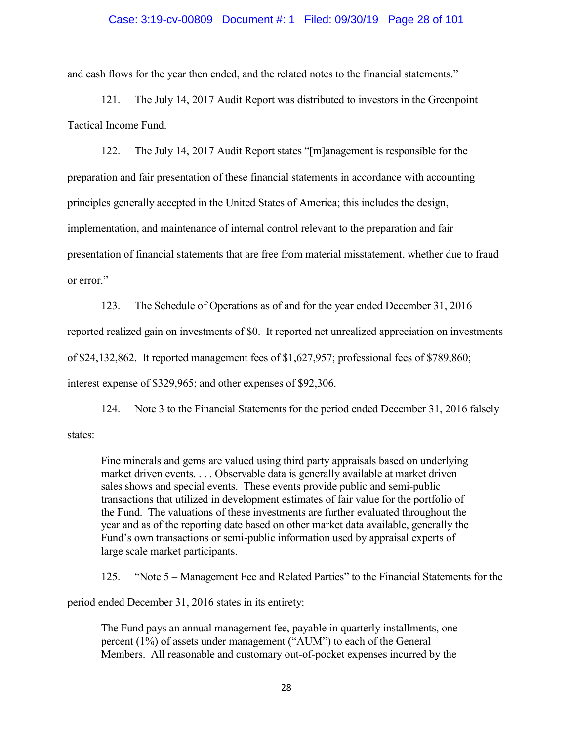and cash flows for the year then ended, and the related notes to the financial statements."

121. The July 14, 2017 Audit Report was distributed to investors in the Greenpoint Tactical Income Fund.

122. The July 14, 2017 Audit Report states "[m]anagement is responsible for the preparation and fair presentation of these financial statements in accordance with accounting principles generally accepted in the United States of America; this includes the design, implementation, and maintenance of internal control relevant to the preparation and fair presentation of financial statements that are free from material misstatement, whether due to fraud or error."

123. The Schedule of Operations as of and for the year ended December 31, 2016 reported realized gain on investments of $0. It reported net unrealized appreciation on investments of $24,132,862. It reported management fees of $1,627,957; professional fees of $789,860; interest expense of $329,965; and other expenses of $92,306.

124. Note 3 to the Financial Statements for the period ended December 31, 2016 falsely states:

> Fine minerals and gems are valued using third party appraisals based on underlying market driven events. . . . Observable data is generally available at market driven sales shows and special events. These events provide public and semi-public transactions that utilized in development estimates of fair value for the portfolio of the Fund. The valuations of these investments are further evaluated throughout the year and as of the reporting date based on other market data available, generally the Fund's own transactions or semi-public information used by appraisal experts of large scale market participants.

125. "Note 5 – Management Fee and Related Parties" to the Financial Statements for the period ended December 31, 2016 states in its entirety:

> The Fund pays an annual management fee, payable in quarterly installments, one percent (1%) of assets under management ("AUM") to each of the General Members. All reasonable and customary out-of-pocket expenses incurred by the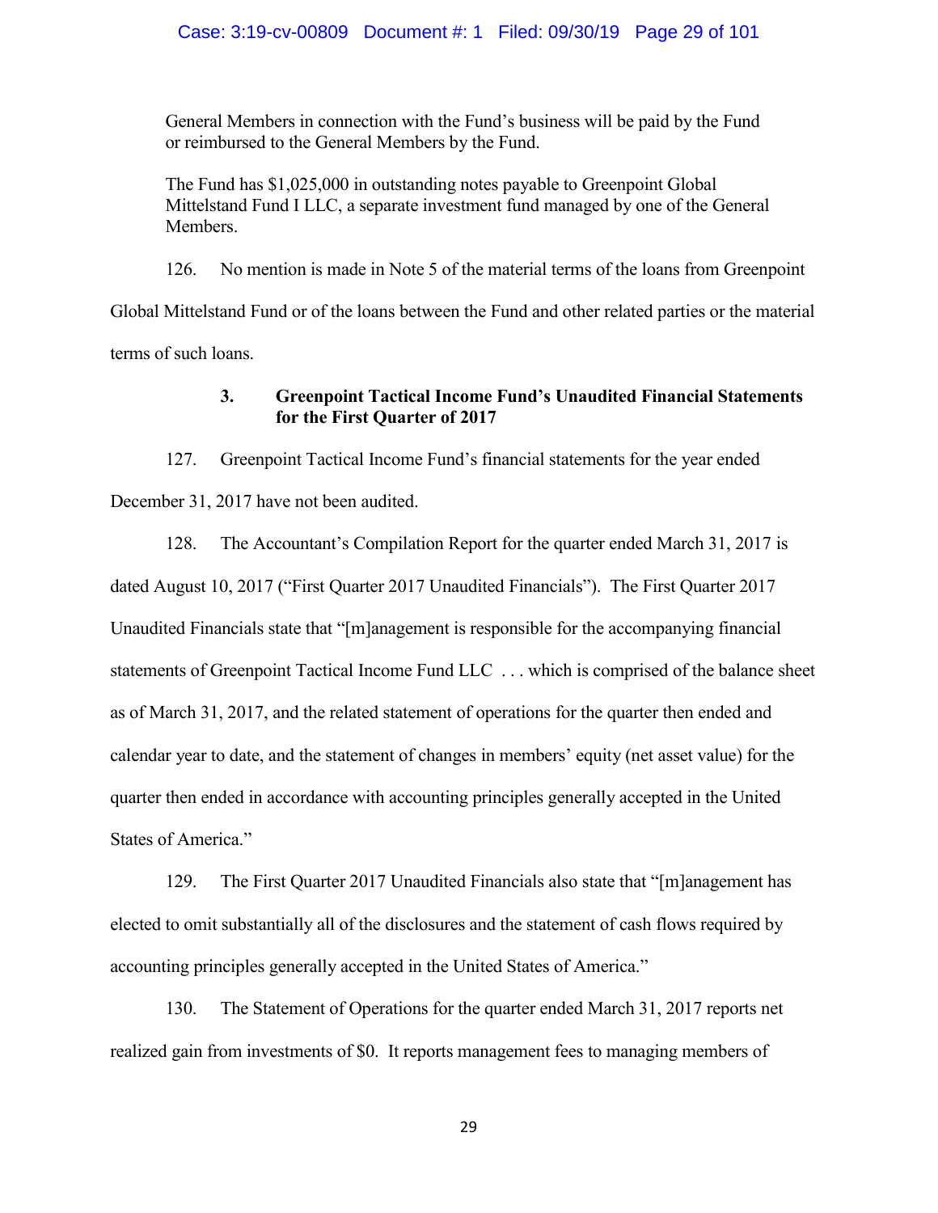> General Members in connection with the Fund's business will be paid by the Fund or reimbursed to the General Members by the Fund.
>
> The Fund has $1,025,000 in outstanding notes payable to Greenpoint Global Mittelstand Fund I LLC, a separate investment fund managed by one of the General Members.

126. No mention is made in Note 5 of the material terms of the loans from Greenpoint Global Mittelstand Fund or of the loans between the Fund and other related parties or the material terms of such loans.

### 3. Greenpoint Tactical Income Fund's Unaudited Financial Statements for the First Quarter of 2017

127. Greenpoint Tactical Income Fund's financial statements for the year ended December 31, 2017 have not been audited.

128. The Accountant's Compilation Report for the quarter ended March 31, 2017 is dated August 10, 2017 ("First Quarter 2017 Unaudited Financials"). The First Quarter 2017 Unaudited Financials state that "[m]anagement is responsible for the accompanying financial statements of Greenpoint Tactical Income Fund LLC . . . which is comprised of the balance sheet as of March 31, 2017, and the related statement of operations for the quarter then ended and calendar year to date, and the statement of changes in members' equity (net asset value) for the quarter then ended in accordance with accounting principles generally accepted in the United States of America."

129. The First Quarter 2017 Unaudited Financials also state that "[m]anagement has elected to omit substantially all of the disclosures and the statement of cash flows required by accounting principles generally accepted in the United States of America."

130. The Statement of Operations for the quarter ended March 31, 2017 reports net realized gain from investments of $0. It reports management fees to managing members of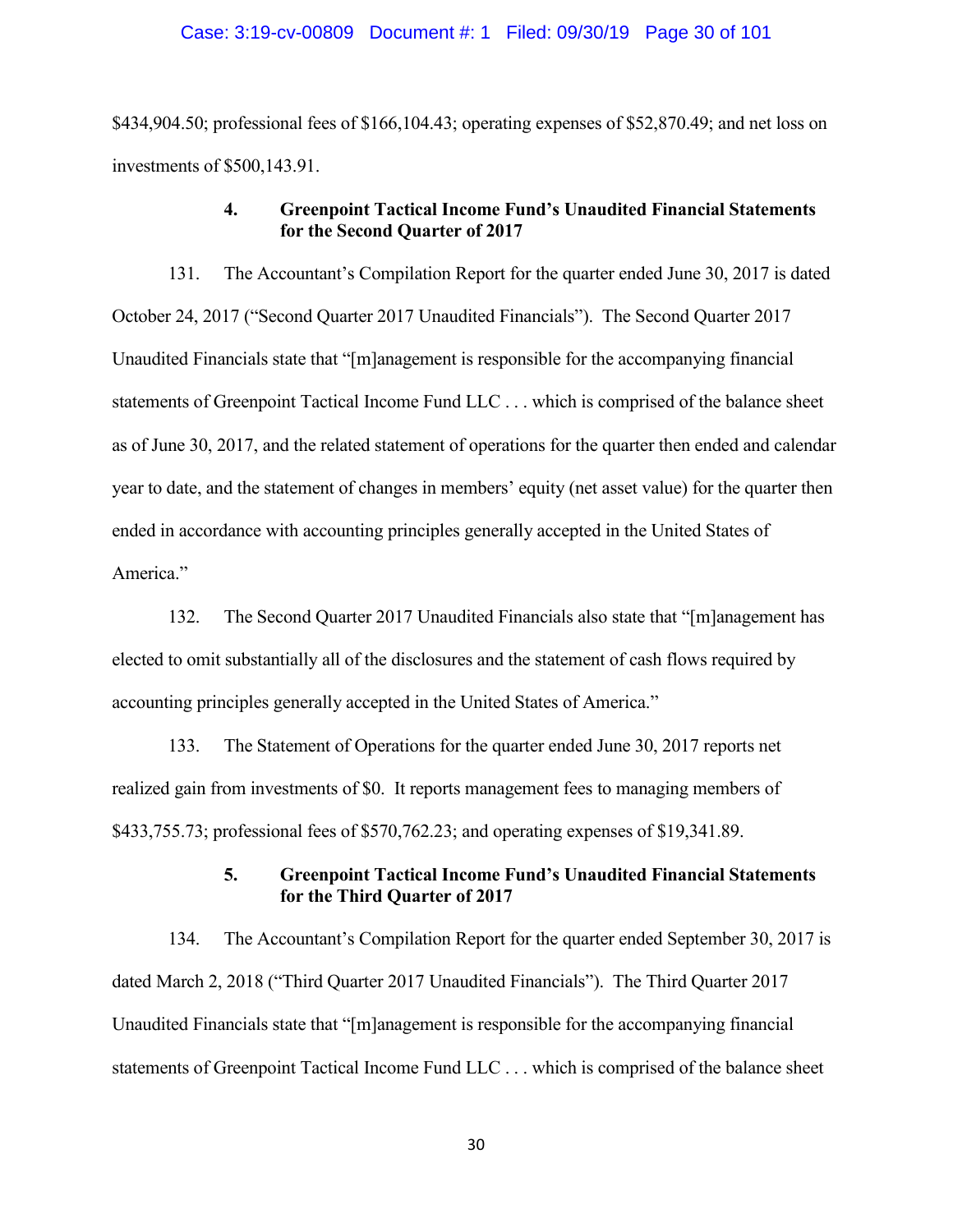$434,904.50; professional fees of $166,104.43; operating expenses of $52,870.49; and net loss on investments of $500,143.91.

### 4. Greenpoint Tactical Income Fund's Unaudited Financial Statements for the Second Quarter of 2017

131. The Accountant's Compilation Report for the quarter ended June 30, 2017 is dated October 24, 2017 ("Second Quarter 2017 Unaudited Financials"). The Second Quarter 2017 Unaudited Financials state that "[m]anagement is responsible for the accompanying financial statements of Greenpoint Tactical Income Fund LLC . . . which is comprised of the balance sheet as of June 30, 2017, and the related statement of operations for the quarter then ended and calendar year to date, and the statement of changes in members' equity (net asset value) for the quarter then ended in accordance with accounting principles generally accepted in the United States of America."

132. The Second Quarter 2017 Unaudited Financials also state that "[m]anagement has elected to omit substantially all of the disclosures and the statement of cash flows required by accounting principles generally accepted in the United States of America."

133. The Statement of Operations for the quarter ended June 30, 2017 reports net realized gain from investments of $0. It reports management fees to managing members of $433,755.73; professional fees of $570,762.23; and operating expenses of $19,341.89.

### 5. Greenpoint Tactical Income Fund's Unaudited Financial Statements for the Third Quarter of 2017

134. The Accountant's Compilation Report for the quarter ended September 30, 2017 is dated March 2, 2018 ("Third Quarter 2017 Unaudited Financials"). The Third Quarter 2017 Unaudited Financials state that "[m]anagement is responsible for the accompanying financial statements of Greenpoint Tactical Income Fund LLC . . . which is comprised of the balance sheet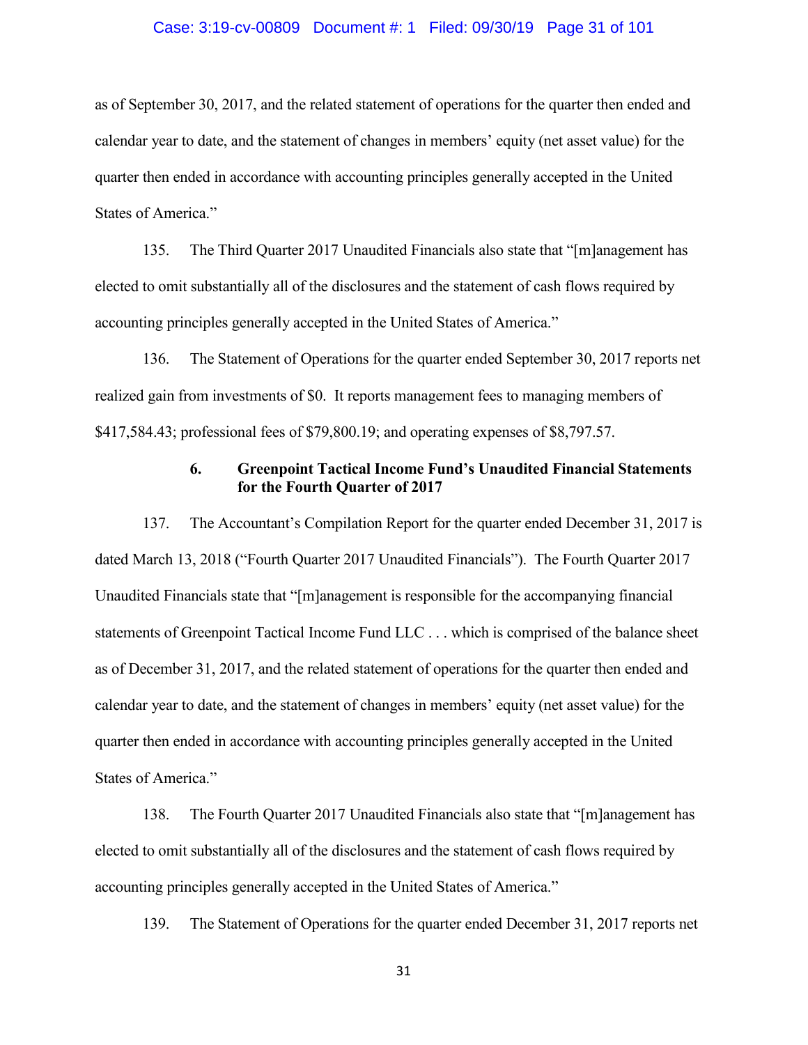as of September 30, 2017, and the related statement of operations for the quarter then ended and calendar year to date, and the statement of changes in members' equity (net asset value) for the quarter then ended in accordance with accounting principles generally accepted in the United States of America."

135. The Third Quarter 2017 Unaudited Financials also state that "[m]anagement has elected to omit substantially all of the disclosures and the statement of cash flows required by accounting principles generally accepted in the United States of America."

136. The Statement of Operations for the quarter ended September 30, 2017 reports net realized gain from investments of $0. It reports management fees to managing members of $417,584.43; professional fees of $79,800.19; and operating expenses of $8,797.57.

### 6. Greenpoint Tactical Income Fund's Unaudited Financial Statements for the Fourth Quarter of 2017

137. The Accountant's Compilation Report for the quarter ended December 31, 2017 is dated March 13, 2018 ("Fourth Quarter 2017 Unaudited Financials"). The Fourth Quarter 2017 Unaudited Financials state that "[m]anagement is responsible for the accompanying financial statements of Greenpoint Tactical Income Fund LLC . . . which is comprised of the balance sheet as of December 31, 2017, and the related statement of operations for the quarter then ended and calendar year to date, and the statement of changes in members' equity (net asset value) for the quarter then ended in accordance with accounting principles generally accepted in the United States of America."

138. The Fourth Quarter 2017 Unaudited Financials also state that "[m]anagement has elected to omit substantially all of the disclosures and the statement of cash flows required by accounting principles generally accepted in the United States of America."

139. The Statement of Operations for the quarter ended December 31, 2017 reports net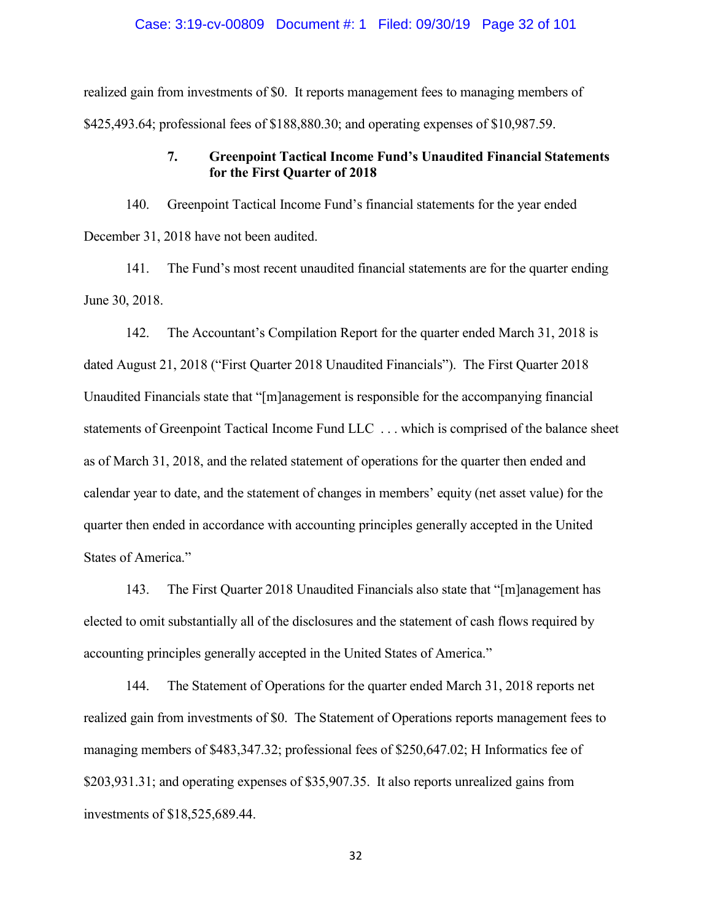realized gain from investments of $0. It reports management fees to managing members of $425,493.64; professional fees of $188,880.30; and operating expenses of $10,987.59.

### 7. Greenpoint Tactical Income Fund's Unaudited Financial Statements for the First Quarter of 2018

140. Greenpoint Tactical Income Fund's financial statements for the year ended December 31, 2018 have not been audited.

141. The Fund's most recent unaudited financial statements are for the quarter ending June 30, 2018.

142. The Accountant's Compilation Report for the quarter ended March 31, 2018 is dated August 21, 2018 ("First Quarter 2018 Unaudited Financials"). The First Quarter 2018 Unaudited Financials state that "[m]anagement is responsible for the accompanying financial statements of Greenpoint Tactical Income Fund LLC . . . which is comprised of the balance sheet as of March 31, 2018, and the related statement of operations for the quarter then ended and calendar year to date, and the statement of changes in members' equity (net asset value) for the quarter then ended in accordance with accounting principles generally accepted in the United States of America."

143. The First Quarter 2018 Unaudited Financials also state that "[m]anagement has elected to omit substantially all of the disclosures and the statement of cash flows required by accounting principles generally accepted in the United States of America."

144. The Statement of Operations for the quarter ended March 31, 2018 reports net realized gain from investments of $0. The Statement of Operations reports management fees to managing members of $483,347.32; professional fees of $250,647.02; H Informatics fee of $203,931.31; and operating expenses of $35,907.35. It also reports unrealized gains from investments of $18,525,689.44.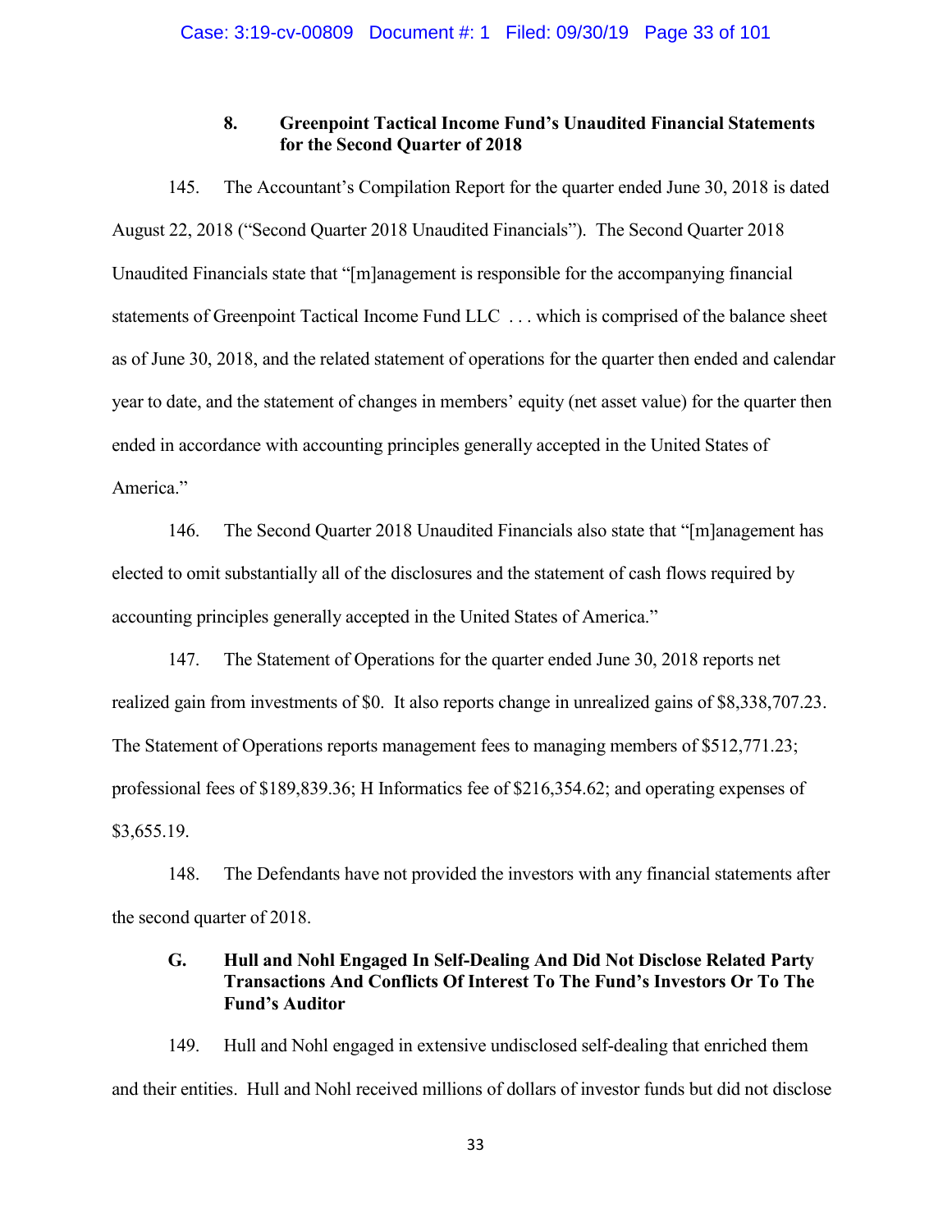### 8. Greenpoint Tactical Income Fund's Unaudited Financial Statements for the Second Quarter of 2018

145. The Accountant's Compilation Report for the quarter ended June 30, 2018 is dated August 22, 2018 ("Second Quarter 2018 Unaudited Financials"). The Second Quarter 2018 Unaudited Financials state that "[m]anagement is responsible for the accompanying financial statements of Greenpoint Tactical Income Fund LLC . . . which is comprised of the balance sheet as of June 30, 2018, and the related statement of operations for the quarter then ended and calendar year to date, and the statement of changes in members' equity (net asset value) for the quarter then ended in accordance with accounting principles generally accepted in the United States of America."

146. The Second Quarter 2018 Unaudited Financials also state that "[m]anagement has elected to omit substantially all of the disclosures and the statement of cash flows required by accounting principles generally accepted in the United States of America."

147. The Statement of Operations for the quarter ended June 30, 2018 reports net realized gain from investments of $0. It also reports change in unrealized gains of $8,338,707.23. The Statement of Operations reports management fees to managing members of $512,771.23; professional fees of $189,839.36; H Informatics fee of $216,354.62; and operating expenses of $3,655.19.

148. The Defendants have not provided the investors with any financial statements after the second quarter of 2018.

## G. Hull and Nohl Engaged In Self-Dealing And Did Not Disclose Related Party Transactions And Conflicts Of Interest To The Fund's Investors Or To The Fund's Auditor

149. Hull and Nohl engaged in extensive undisclosed self-dealing that enriched them and their entities. Hull and Nohl received millions of dollars of investor funds but did not disclose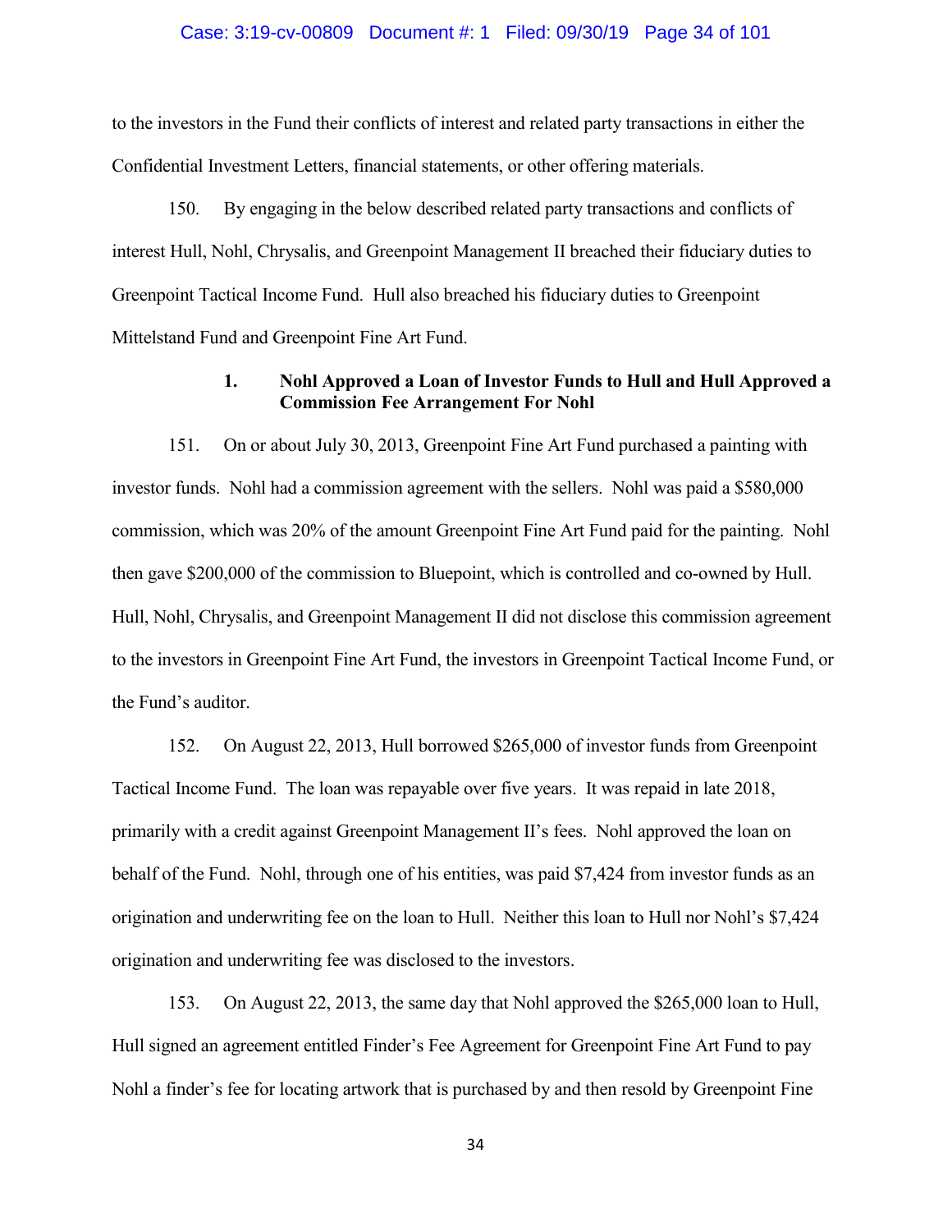to the investors in the Fund their conflicts of interest and related party transactions in either the Confidential Investment Letters, financial statements, or other offering materials.

150. By engaging in the below described related party transactions and conflicts of interest Hull, Nohl, Chrysalis, and Greenpoint Management II breached their fiduciary duties to Greenpoint Tactical Income Fund. Hull also breached his fiduciary duties to Greenpoint Mittelstand Fund and Greenpoint Fine Art Fund.

### 1. Nohl Approved a Loan of Investor Funds to Hull and Hull Approved a Commission Fee Arrangement For Nohl

151. On or about July 30, 2013, Greenpoint Fine Art Fund purchased a painting with investor funds. Nohl had a commission agreement with the sellers. Nohl was paid a $580,000 commission, which was 20% of the amount Greenpoint Fine Art Fund paid for the painting. Nohl then gave $200,000 of the commission to Bluepoint, which is controlled and co-owned by Hull. Hull, Nohl, Chrysalis, and Greenpoint Management II did not disclose this commission agreement to the investors in Greenpoint Fine Art Fund, the investors in Greenpoint Tactical Income Fund, or the Fund's auditor.

152. On August 22, 2013, Hull borrowed $265,000 of investor funds from Greenpoint Tactical Income Fund. The loan was repayable over five years. It was repaid in late 2018, primarily with a credit against Greenpoint Management II's fees. Nohl approved the loan on behalf of the Fund. Nohl, through one of his entities, was paid $7,424 from investor funds as an origination and underwriting fee on the loan to Hull. Neither this loan to Hull nor Nohl's $7,424 origination and underwriting fee was disclosed to the investors.

153. On August 22, 2013, the same day that Nohl approved the $265,000 loan to Hull, Hull signed an agreement entitled Finder's Fee Agreement for Greenpoint Fine Art Fund to pay Nohl a finder's fee for locating artwork that is purchased by and then resold by Greenpoint Fine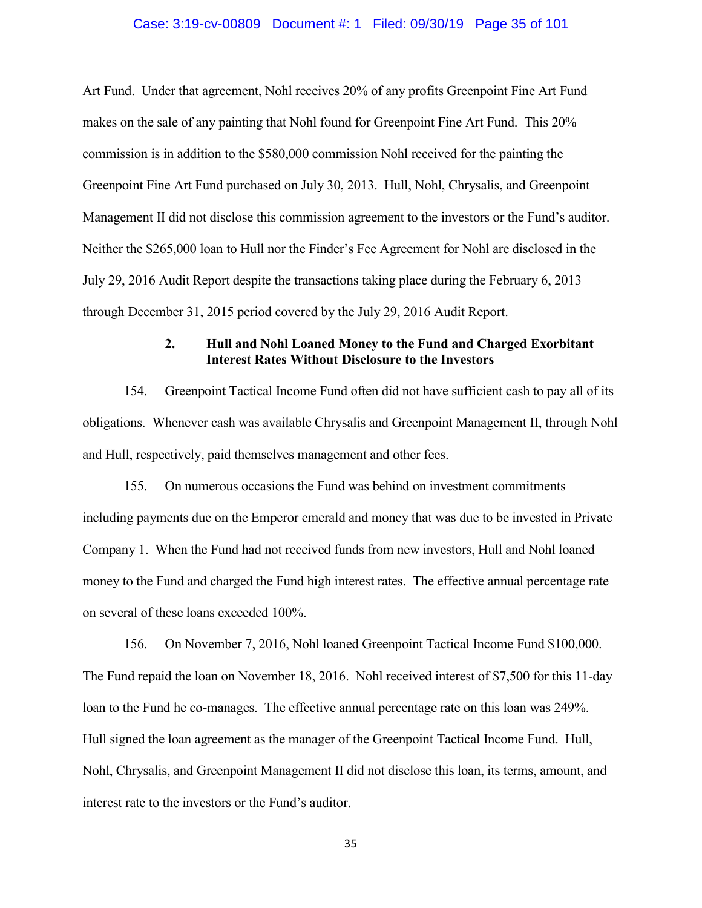Art Fund. Under that agreement, Nohl receives 20% of any profits Greenpoint Fine Art Fund makes on the sale of any painting that Nohl found for Greenpoint Fine Art Fund. This 20% commission is in addition to the $580,000 commission Nohl received for the painting the Greenpoint Fine Art Fund purchased on July 30, 2013. Hull, Nohl, Chrysalis, and Greenpoint Management II did not disclose this commission agreement to the investors or the Fund's auditor. Neither the $265,000 loan to Hull nor the Finder's Fee Agreement for Nohl are disclosed in the July 29, 2016 Audit Report despite the transactions taking place during the February 6, 2013 through December 31, 2015 period covered by the July 29, 2016 Audit Report.

### 2. Hull and Nohl Loaned Money to the Fund and Charged Exorbitant Interest Rates Without Disclosure to the Investors

154. Greenpoint Tactical Income Fund often did not have sufficient cash to pay all of its obligations. Whenever cash was available Chrysalis and Greenpoint Management II, through Nohl and Hull, respectively, paid themselves management and other fees.

155. On numerous occasions the Fund was behind on investment commitments including payments due on the Emperor emerald and money that was due to be invested in Private Company 1. When the Fund had not received funds from new investors, Hull and Nohl loaned money to the Fund and charged the Fund high interest rates. The effective annual percentage rate on several of these loans exceeded 100%.

156. On November 7, 2016, Nohl loaned Greenpoint Tactical Income Fund $100,000. The Fund repaid the loan on November 18, 2016. Nohl received interest of $7,500 for this 11-day loan to the Fund he co-manages. The effective annual percentage rate on this loan was 249%. Hull signed the loan agreement as the manager of the Greenpoint Tactical Income Fund. Hull, Nohl, Chrysalis, and Greenpoint Management II did not disclose this loan, its terms, amount, and interest rate to the investors or the Fund's auditor.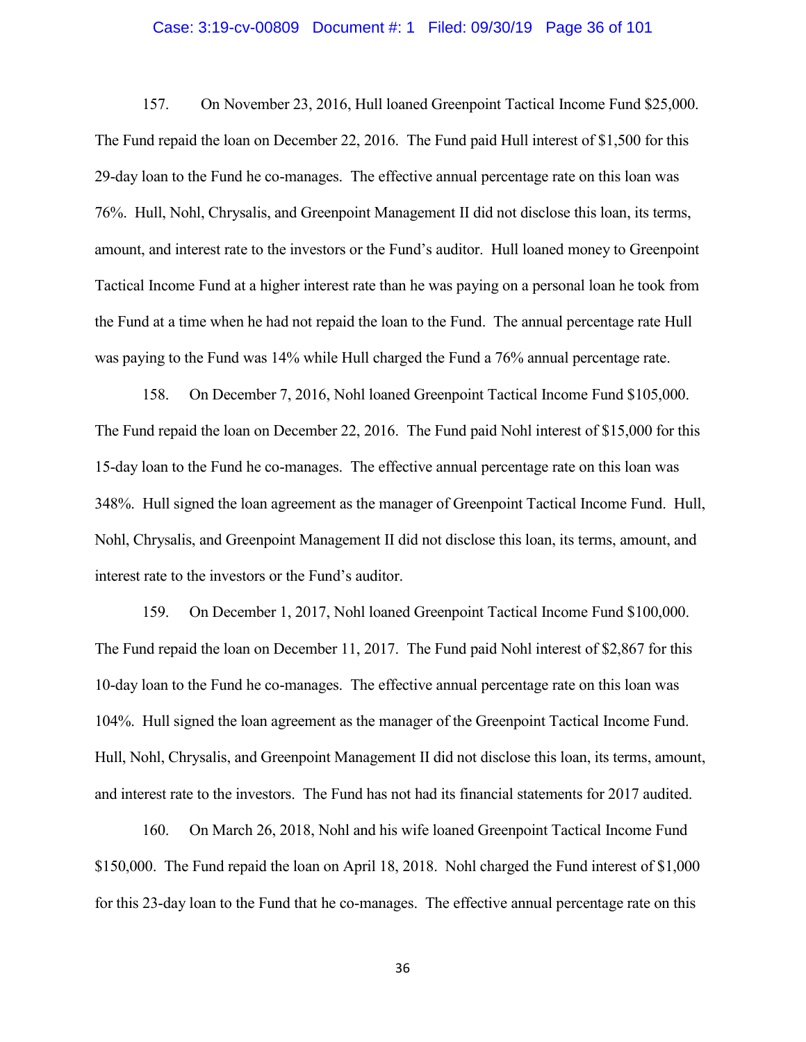157. On November 23, 2016, Hull loaned Greenpoint Tactical Income Fund $25,000. The Fund repaid the loan on December 22, 2016. The Fund paid Hull interest of $1,500 for this 29-day loan to the Fund he co-manages. The effective annual percentage rate on this loan was 76%. Hull, Nohl, Chrysalis, and Greenpoint Management II did not disclose this loan, its terms, amount, and interest rate to the investors or the Fund's auditor. Hull loaned money to Greenpoint Tactical Income Fund at a higher interest rate than he was paying on a personal loan he took from the Fund at a time when he had not repaid the loan to the Fund. The annual percentage rate Hull was paying to the Fund was 14% while Hull charged the Fund a 76% annual percentage rate.

158. On December 7, 2016, Nohl loaned Greenpoint Tactical Income Fund $105,000. The Fund repaid the loan on December 22, 2016. The Fund paid Nohl interest of $15,000 for this 15-day loan to the Fund he co-manages. The effective annual percentage rate on this loan was 348%. Hull signed the loan agreement as the manager of Greenpoint Tactical Income Fund. Hull, Nohl, Chrysalis, and Greenpoint Management II did not disclose this loan, its terms, amount, and interest rate to the investors or the Fund's auditor.

159. On December 1, 2017, Nohl loaned Greenpoint Tactical Income Fund $100,000. The Fund repaid the loan on December 11, 2017. The Fund paid Nohl interest of $2,867 for this 10-day loan to the Fund he co-manages. The effective annual percentage rate on this loan was 104%. Hull signed the loan agreement as the manager of the Greenpoint Tactical Income Fund. Hull, Nohl, Chrysalis, and Greenpoint Management II did not disclose this loan, its terms, amount, and interest rate to the investors. The Fund has not had its financial statements for 2017 audited.

160. On March 26, 2018, Nohl and his wife loaned Greenpoint Tactical Income Fund $150,000. The Fund repaid the loan on April 18, 2018. Nohl charged the Fund interest of $1,000 for this 23-day loan to the Fund that he co-manages. The effective annual percentage rate on this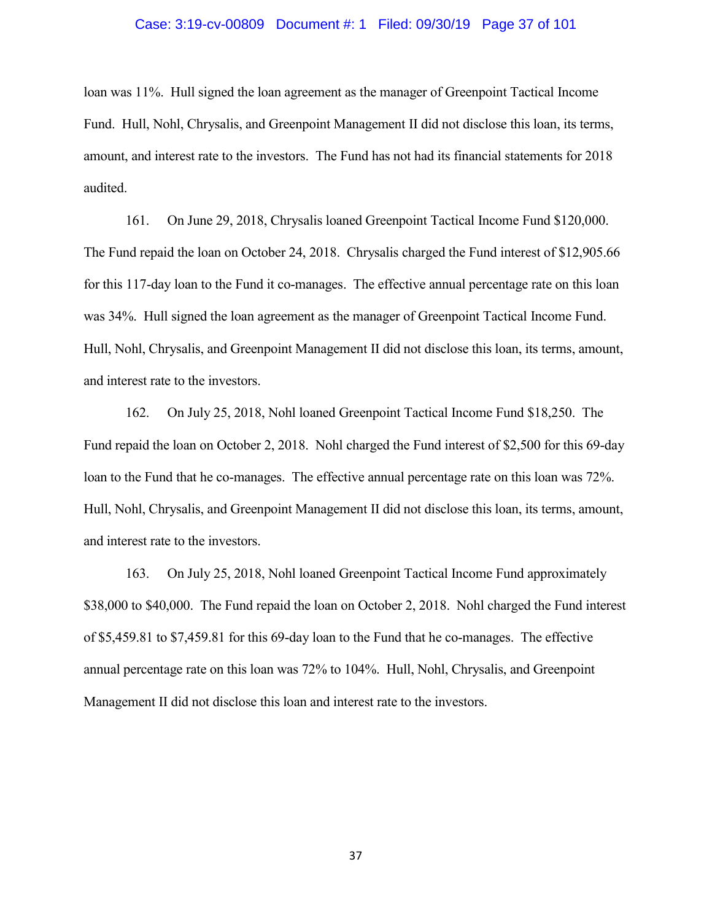loan was 11%. Hull signed the loan agreement as the manager of Greenpoint Tactical Income Fund. Hull, Nohl, Chrysalis, and Greenpoint Management II did not disclose this loan, its terms, amount, and interest rate to the investors. The Fund has not had its financial statements for 2018 audited.

161. On June 29, 2018, Chrysalis loaned Greenpoint Tactical Income Fund $120,000. The Fund repaid the loan on October 24, 2018. Chrysalis charged the Fund interest of $12,905.66 for this 117-day loan to the Fund it co-manages. The effective annual percentage rate on this loan was 34%. Hull signed the loan agreement as the manager of Greenpoint Tactical Income Fund. Hull, Nohl, Chrysalis, and Greenpoint Management II did not disclose this loan, its terms, amount, and interest rate to the investors.

162. On July 25, 2018, Nohl loaned Greenpoint Tactical Income Fund $18,250. The Fund repaid the loan on October 2, 2018. Nohl charged the Fund interest of $2,500 for this 69-day loan to the Fund that he co-manages. The effective annual percentage rate on this loan was 72%. Hull, Nohl, Chrysalis, and Greenpoint Management II did not disclose this loan, its terms, amount, and interest rate to the investors.

163. On July 25, 2018, Nohl loaned Greenpoint Tactical Income Fund approximately $38,000 to $40,000. The Fund repaid the loan on October 2, 2018. Nohl charged the Fund interest of $5,459.81 to $7,459.81 for this 69-day loan to the Fund that he co-manages. The effective annual percentage rate on this loan was 72% to 104%. Hull, Nohl, Chrysalis, and Greenpoint Management II did not disclose this loan and interest rate to the investors.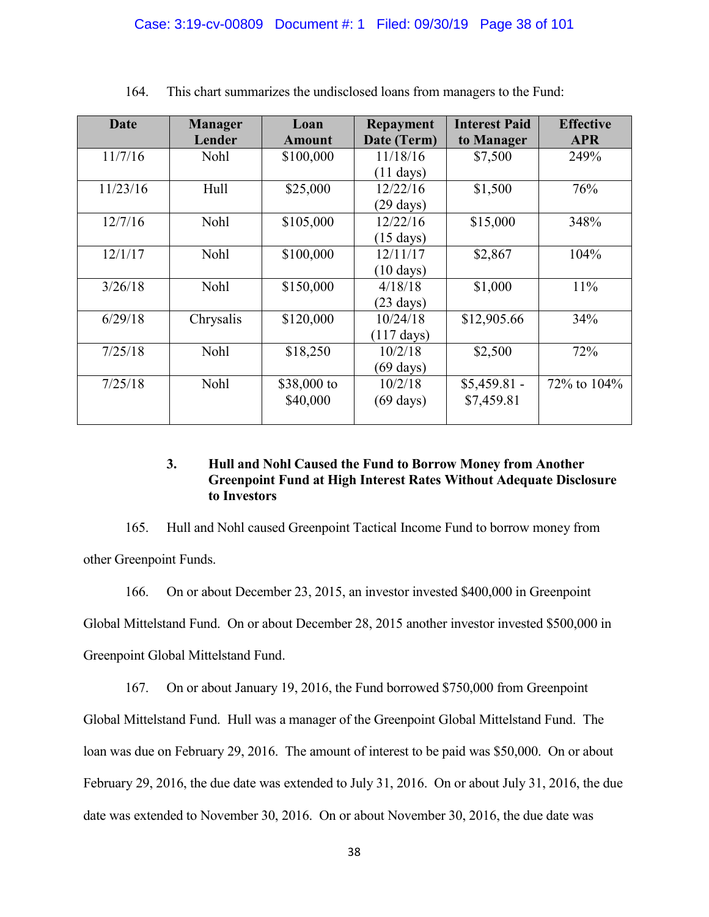164. This chart summarizes the undisclosed loans from managers to the Fund:

| Date | Manager Lender | Loan Amount | Repayment Date (Term) | Interest Paid to Manager | Effective APR |
|---|---|---|---|---|---|
| 11/7/16 | Nohl | $100,000 | 11/18/16 (11 days) | $7,500 | 249% |
| 11/23/16 | Hull | $25,000 | 12/22/16 (29 days) | $1,500 | 76% |
| 12/7/16 | Nohl | $105,000 | 12/22/16 (15 days) | $15,000 | 348% |
| 12/1/17 | Nohl | $100,000 | 12/11/17 (10 days) | $2,867 | 104% |
| 3/26/18 | Nohl | $150,000 | 4/18/18 (23 days) | $1,000 | 11% |
| 6/29/18 | Chrysalis | $120,000 | 10/24/18 (117 days) | $12,905.66 | 34% |
| 7/25/18 | Nohl | $18,250 | 10/2/18 (69 days) | $2,500 | 72% |
| 7/25/18 | Nohl | $38,000 to $40,000 | 10/2/18 (69 days) | $5,459.81 - $7,459.81 | 72% to 104% |

### 3. Hull and Nohl Caused the Fund to Borrow Money from Another Greenpoint Fund at High Interest Rates Without Adequate Disclosure to Investors

165. Hull and Nohl caused Greenpoint Tactical Income Fund to borrow money from other Greenpoint Funds.

166. On or about December 23, 2015, an investor invested $400,000 in Greenpoint Global Mittelstand Fund. On or about December 28, 2015 another investor invested $500,000 in Greenpoint Global Mittelstand Fund.

167. On or about January 19, 2016, the Fund borrowed $750,000 from Greenpoint Global Mittelstand Fund. Hull was a manager of the Greenpoint Global Mittelstand Fund. The loan was due on February 29, 2016. The amount of interest to be paid was $50,000. On or about February 29, 2016, the due date was extended to July 31, 2016. On or about July 31, 2016, the due date was extended to November 30, 2016. On or about November 30, 2016, the due date was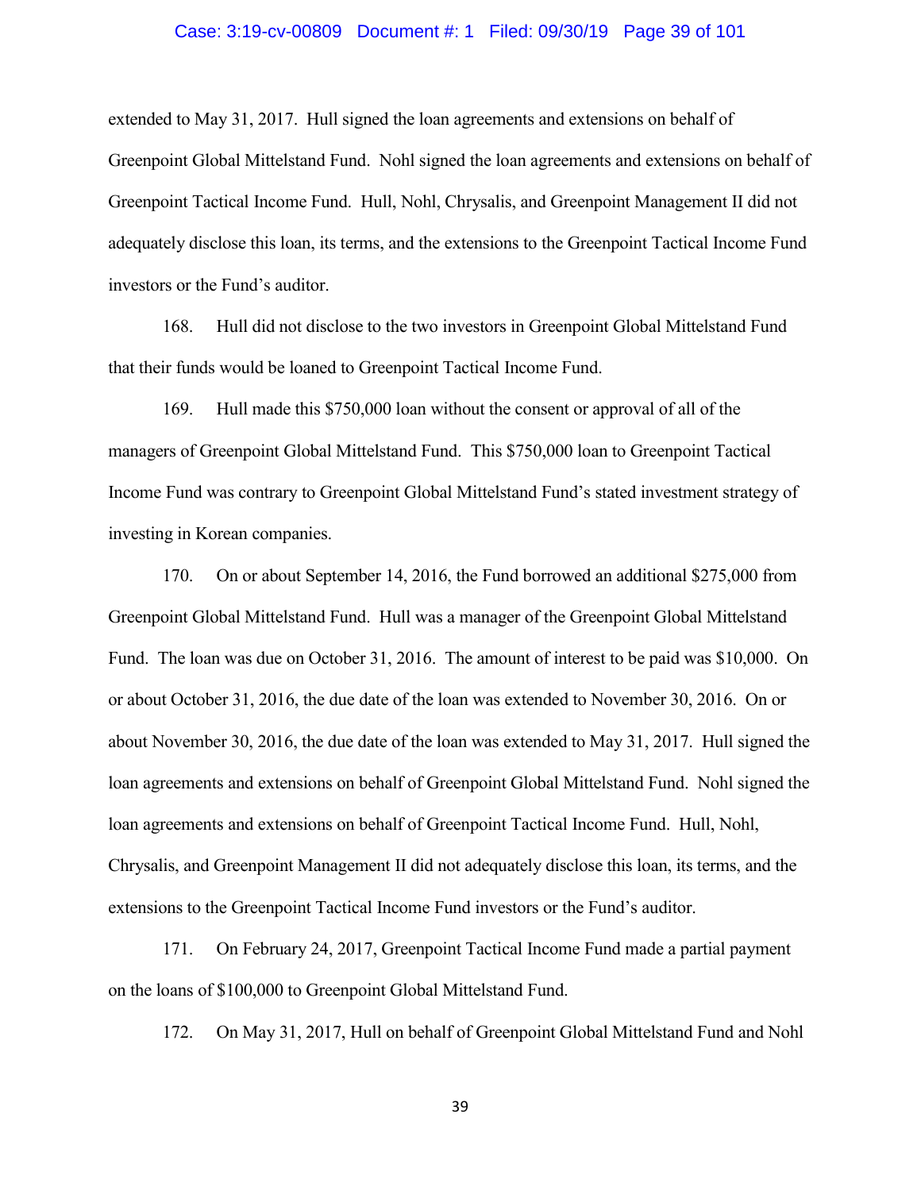extended to May 31, 2017. Hull signed the loan agreements and extensions on behalf of Greenpoint Global Mittelstand Fund. Nohl signed the loan agreements and extensions on behalf of Greenpoint Tactical Income Fund. Hull, Nohl, Chrysalis, and Greenpoint Management II did not adequately disclose this loan, its terms, and the extensions to the Greenpoint Tactical Income Fund investors or the Fund's auditor.

168. Hull did not disclose to the two investors in Greenpoint Global Mittelstand Fund that their funds would be loaned to Greenpoint Tactical Income Fund.

169. Hull made this $750,000 loan without the consent or approval of all of the managers of Greenpoint Global Mittelstand Fund. This $750,000 loan to Greenpoint Tactical Income Fund was contrary to Greenpoint Global Mittelstand Fund's stated investment strategy of investing in Korean companies.

170. On or about September 14, 2016, the Fund borrowed an additional $275,000 from Greenpoint Global Mittelstand Fund. Hull was a manager of the Greenpoint Global Mittelstand Fund. The loan was due on October 31, 2016. The amount of interest to be paid was $10,000. On or about October 31, 2016, the due date of the loan was extended to November 30, 2016. On or about November 30, 2016, the due date of the loan was extended to May 31, 2017. Hull signed the loan agreements and extensions on behalf of Greenpoint Global Mittelstand Fund. Nohl signed the loan agreements and extensions on behalf of Greenpoint Tactical Income Fund. Hull, Nohl, Chrysalis, and Greenpoint Management II did not adequately disclose this loan, its terms, and the extensions to the Greenpoint Tactical Income Fund investors or the Fund's auditor.

171. On February 24, 2017, Greenpoint Tactical Income Fund made a partial payment on the loans of $100,000 to Greenpoint Global Mittelstand Fund.

172. On May 31, 2017, Hull on behalf of Greenpoint Global Mittelstand Fund and Nohl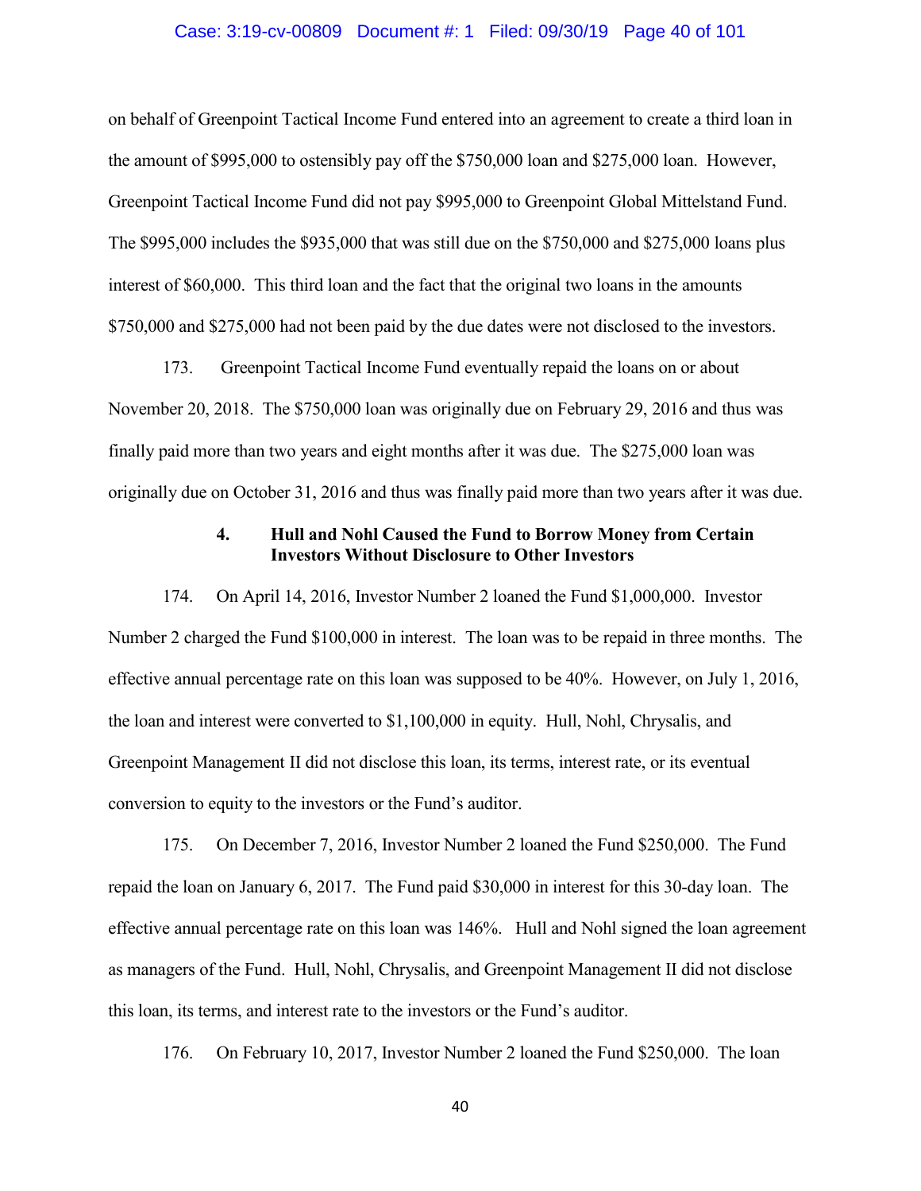on behalf of Greenpoint Tactical Income Fund entered into an agreement to create a third loan in the amount of $995,000 to ostensibly pay off the $750,000 loan and $275,000 loan. However, Greenpoint Tactical Income Fund did not pay $995,000 to Greenpoint Global Mittelstand Fund. The $995,000 includes the $935,000 that was still due on the $750,000 and $275,000 loans plus interest of $60,000. This third loan and the fact that the original two loans in the amounts $750,000 and $275,000 had not been paid by the due dates were not disclosed to the investors.

173. Greenpoint Tactical Income Fund eventually repaid the loans on or about November 20, 2018. The $750,000 loan was originally due on February 29, 2016 and thus was finally paid more than two years and eight months after it was due. The $275,000 loan was originally due on October 31, 2016 and thus was finally paid more than two years after it was due.

#### 4. Hull and Nohl Caused the Fund to Borrow Money from Certain Investors Without Disclosure to Other Investors

174. On April 14, 2016, Investor Number 2 loaned the Fund $1,000,000. Investor Number 2 charged the Fund $100,000 in interest. The loan was to be repaid in three months. The effective annual percentage rate on this loan was supposed to be 40%. However, on July 1, 2016, the loan and interest were converted to $1,100,000 in equity. Hull, Nohl, Chrysalis, and Greenpoint Management II did not disclose this loan, its terms, interest rate, or its eventual conversion to equity to the investors or the Fund's auditor.

175. On December 7, 2016, Investor Number 2 loaned the Fund $250,000. The Fund repaid the loan on January 6, 2017. The Fund paid $30,000 in interest for this 30-day loan. The effective annual percentage rate on this loan was 146%. Hull and Nohl signed the loan agreement as managers of the Fund. Hull, Nohl, Chrysalis, and Greenpoint Management II did not disclose this loan, its terms, and interest rate to the investors or the Fund's auditor.

176. On February 10, 2017, Investor Number 2 loaned the Fund $250,000. The loan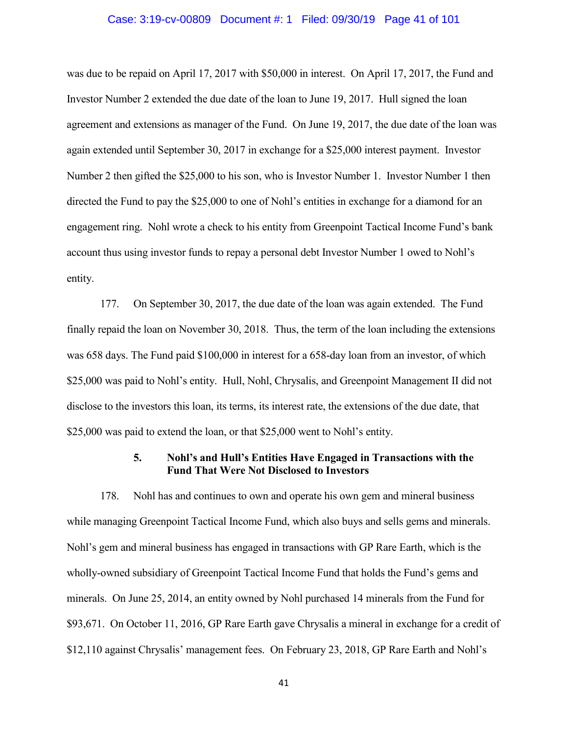was due to be repaid on April 17, 2017 with $50,000 in interest. On April 17, 2017, the Fund and Investor Number 2 extended the due date of the loan to June 19, 2017. Hull signed the loan agreement and extensions as manager of the Fund. On June 19, 2017, the due date of the loan was again extended until September 30, 2017 in exchange for a $25,000 interest payment. Investor Number 2 then gifted the $25,000 to his son, who is Investor Number 1. Investor Number 1 then directed the Fund to pay the $25,000 to one of Nohl's entities in exchange for a diamond for an engagement ring. Nohl wrote a check to his entity from Greenpoint Tactical Income Fund's bank account thus using investor funds to repay a personal debt Investor Number 1 owed to Nohl's entity.

177. On September 30, 2017, the due date of the loan was again extended. The Fund finally repaid the loan on November 30, 2018. Thus, the term of the loan including the extensions was 658 days. The Fund paid $100,000 in interest for a 658-day loan from an investor, of which $25,000 was paid to Nohl's entity. Hull, Nohl, Chrysalis, and Greenpoint Management II did not disclose to the investors this loan, its terms, its interest rate, the extensions of the due date, that $25,000 was paid to extend the loan, or that $25,000 went to Nohl's entity.

### 5. Nohl's and Hull's Entities Have Engaged in Transactions with the Fund That Were Not Disclosed to Investors

178. Nohl has and continues to own and operate his own gem and mineral business while managing Greenpoint Tactical Income Fund, which also buys and sells gems and minerals. Nohl's gem and mineral business has engaged in transactions with GP Rare Earth, which is the wholly-owned subsidiary of Greenpoint Tactical Income Fund that holds the Fund's gems and minerals. On June 25, 2014, an entity owned by Nohl purchased 14 minerals from the Fund for $93,671. On October 11, 2016, GP Rare Earth gave Chrysalis a mineral in exchange for a credit of $12,110 against Chrysalis' management fees. On February 23, 2018, GP Rare Earth and Nohl's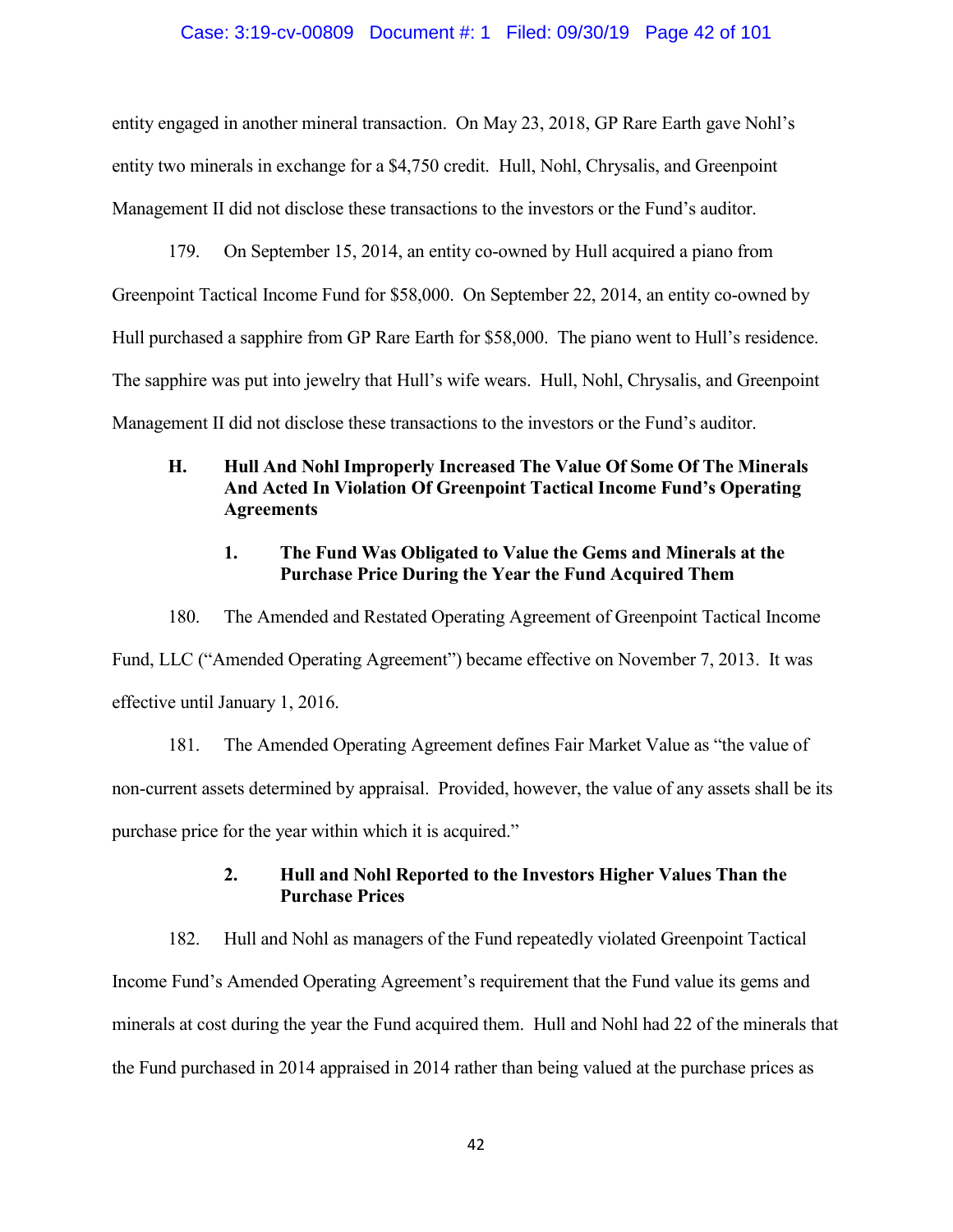entity engaged in another mineral transaction. On May 23, 2018, GP Rare Earth gave Nohl's entity two minerals in exchange for a $4,750 credit. Hull, Nohl, Chrysalis, and Greenpoint Management II did not disclose these transactions to the investors or the Fund's auditor.

179. On September 15, 2014, an entity co-owned by Hull acquired a piano from Greenpoint Tactical Income Fund for $58,000. On September 22, 2014, an entity co-owned by Hull purchased a sapphire from GP Rare Earth for $58,000. The piano went to Hull's residence. The sapphire was put into jewelry that Hull's wife wears. Hull, Nohl, Chrysalis, and Greenpoint Management II did not disclose these transactions to the investors or the Fund's auditor.

### H. Hull And Nohl Improperly Increased The Value Of Some Of The Minerals And Acted In Violation Of Greenpoint Tactical Income Fund's Operating Agreements

#### 1. The Fund Was Obligated to Value the Gems and Minerals at the Purchase Price During the Year the Fund Acquired Them

180. The Amended and Restated Operating Agreement of Greenpoint Tactical Income Fund, LLC ("Amended Operating Agreement") became effective on November 7, 2013. It was effective until January 1, 2016.

181. The Amended Operating Agreement defines Fair Market Value as "the value of non-current assets determined by appraisal. Provided, however, the value of any assets shall be its purchase price for the year within which it is acquired."

#### 2. Hull and Nohl Reported to the Investors Higher Values Than the Purchase Prices

182. Hull and Nohl as managers of the Fund repeatedly violated Greenpoint Tactical Income Fund's Amended Operating Agreement's requirement that the Fund value its gems and minerals at cost during the year the Fund acquired them. Hull and Nohl had 22 of the minerals that the Fund purchased in 2014 appraised in 2014 rather than being valued at the purchase prices as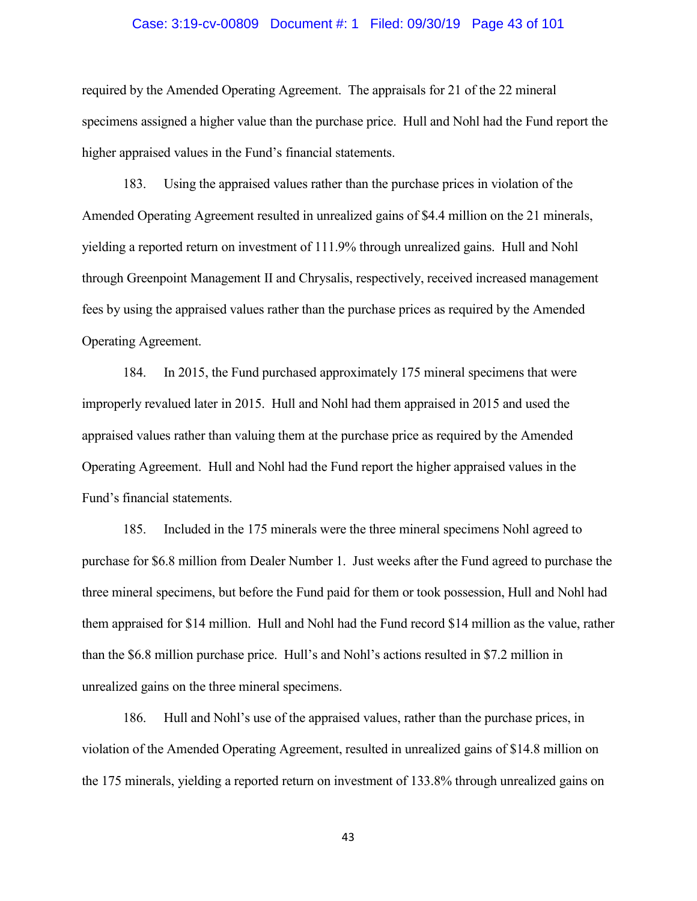required by the Amended Operating Agreement. The appraisals for 21 of the 22 mineral specimens assigned a higher value than the purchase price. Hull and Nohl had the Fund report the higher appraised values in the Fund's financial statements.

183. Using the appraised values rather than the purchase prices in violation of the Amended Operating Agreement resulted in unrealized gains of $4.4 million on the 21 minerals, yielding a reported return on investment of 111.9% through unrealized gains. Hull and Nohl through Greenpoint Management II and Chrysalis, respectively, received increased management fees by using the appraised values rather than the purchase prices as required by the Amended Operating Agreement.

184. In 2015, the Fund purchased approximately 175 mineral specimens that were improperly revalued later in 2015. Hull and Nohl had them appraised in 2015 and used the appraised values rather than valuing them at the purchase price as required by the Amended Operating Agreement. Hull and Nohl had the Fund report the higher appraised values in the Fund's financial statements.

185. Included in the 175 minerals were the three mineral specimens Nohl agreed to purchase for $6.8 million from Dealer Number 1. Just weeks after the Fund agreed to purchase the three mineral specimens, but before the Fund paid for them or took possession, Hull and Nohl had them appraised for $14 million. Hull and Nohl had the Fund record $14 million as the value, rather than the $6.8 million purchase price. Hull's and Nohl's actions resulted in $7.2 million in unrealized gains on the three mineral specimens.

186. Hull and Nohl's use of the appraised values, rather than the purchase prices, in violation of the Amended Operating Agreement, resulted in unrealized gains of $14.8 million on the 175 minerals, yielding a reported return on investment of 133.8% through unrealized gains on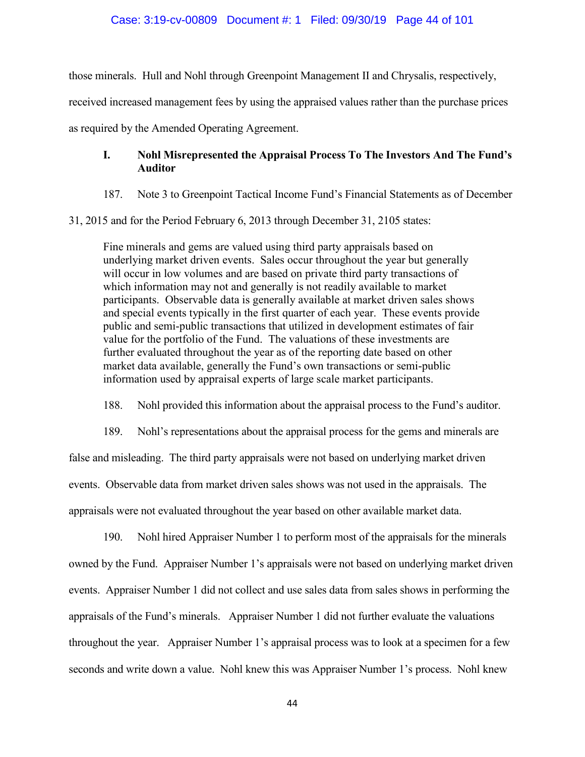those minerals. Hull and Nohl through Greenpoint Management II and Chrysalis, respectively, received increased management fees by using the appraised values rather than the purchase prices as required by the Amended Operating Agreement.

### I. Nohl Misrepresented the Appraisal Process To The Investors And The Fund's Auditor

187. Note 3 to Greenpoint Tactical Income Fund's Financial Statements as of December 31, 2015 and for the Period February 6, 2013 through December 31, 2105 states:

> Fine minerals and gems are valued using third party appraisals based on underlying market driven events. Sales occur throughout the year but generally will occur in low volumes and are based on private third party transactions of which information may not and generally is not readily available to market participants. Observable data is generally available at market driven sales shows and special events typically in the first quarter of each year. These events provide public and semi-public transactions that utilized in development estimates of fair value for the portfolio of the Fund. The valuations of these investments are further evaluated throughout the year as of the reporting date based on other market data available, generally the Fund's own transactions or semi-public information used by appraisal experts of large scale market participants.

188. Nohl provided this information about the appraisal process to the Fund's auditor.

189. Nohl's representations about the appraisal process for the gems and minerals are false and misleading. The third party appraisals were not based on underlying market driven events. Observable data from market driven sales shows was not used in the appraisals. The appraisals were not evaluated throughout the year based on other available market data.

190. Nohl hired Appraiser Number 1 to perform most of the appraisals for the minerals owned by the Fund. Appraiser Number 1's appraisals were not based on underlying market driven events. Appraiser Number 1 did not collect and use sales data from sales shows in performing the appraisals of the Fund's minerals. Appraiser Number 1 did not further evaluate the valuations throughout the year. Appraiser Number 1's appraisal process was to look at a specimen for a few seconds and write down a value. Nohl knew this was Appraiser Number 1's process. Nohl knew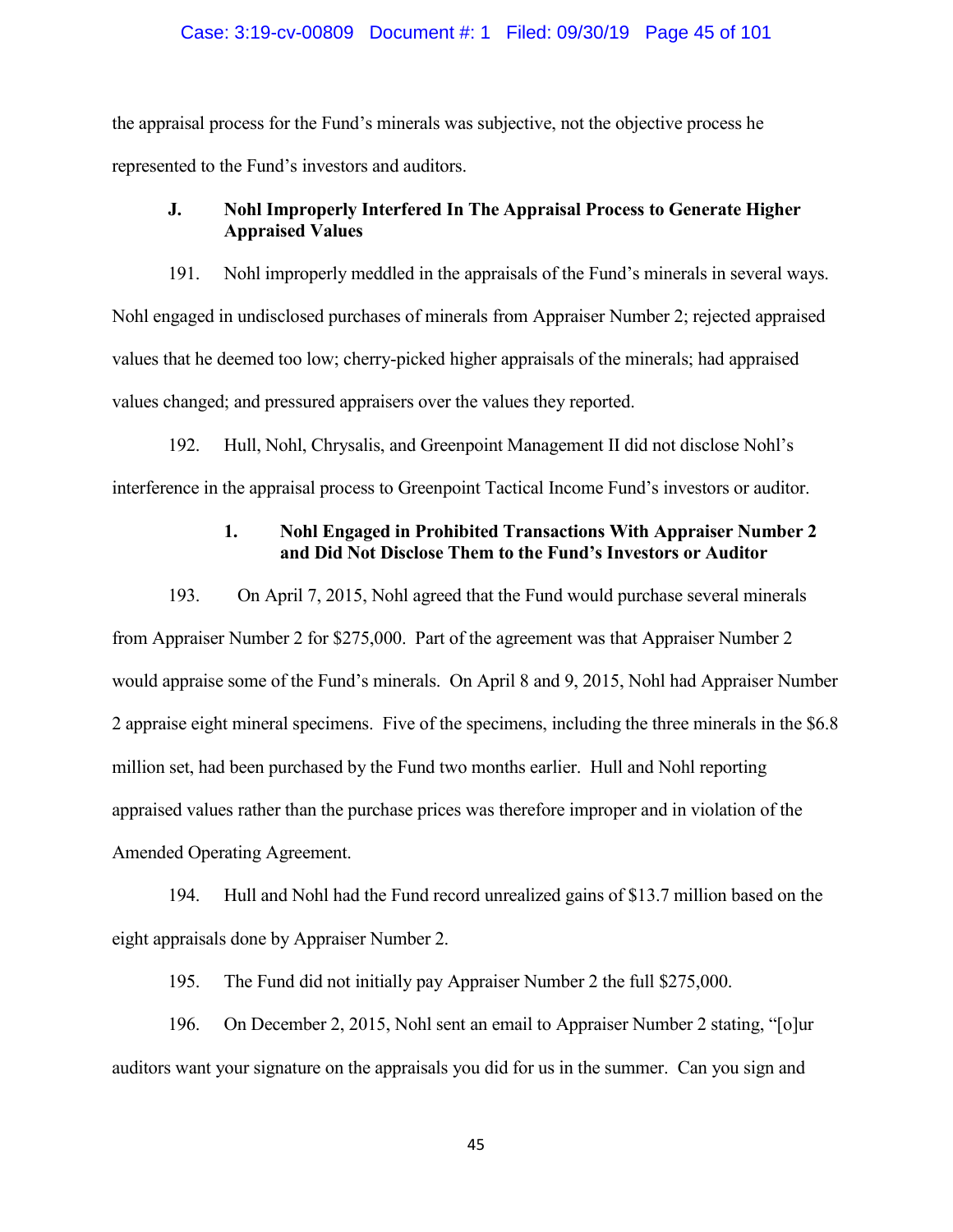the appraisal process for the Fund's minerals was subjective, not the objective process he represented to the Fund's investors and auditors.

### J. Nohl Improperly Interfered In The Appraisal Process to Generate Higher Appraised Values

191. Nohl improperly meddled in the appraisals of the Fund's minerals in several ways. Nohl engaged in undisclosed purchases of minerals from Appraiser Number 2; rejected appraised values that he deemed too low; cherry-picked higher appraisals of the minerals; had appraised values changed; and pressured appraisers over the values they reported.

192. Hull, Nohl, Chrysalis, and Greenpoint Management II did not disclose Nohl's interference in the appraisal process to Greenpoint Tactical Income Fund's investors or auditor.

#### 1. Nohl Engaged in Prohibited Transactions With Appraiser Number 2 and Did Not Disclose Them to the Fund's Investors or Auditor

193. On April 7, 2015, Nohl agreed that the Fund would purchase several minerals from Appraiser Number 2 for 275,000. Part of the agreement was that Appraiser Number 2 would appraise some of the Fund's minerals. On April 8 and 9, 2015, Nohl had Appraiser Number 2 appraise eight mineral specimens. Five of the specimens, including the three minerals in the $6.8 million set, had been purchased by the Fund two months earlier. Hull and Nohl reporting appraised values rather than the purchase prices was therefore improper and in violation of the Amended Operating Agreement.

194. Hull and Nohl had the Fund record unrealized gains of $13.7 million based on the eight appraisals done by Appraiser Number 2.

195. The Fund did not initially pay Appraiser Number 2 the full $275,000.

196. On December 2, 2015, Nohl sent an email to Appraiser Number 2 stating, "[o]ur auditors want your signature on the appraisals you did for us in the summer. Can you sign and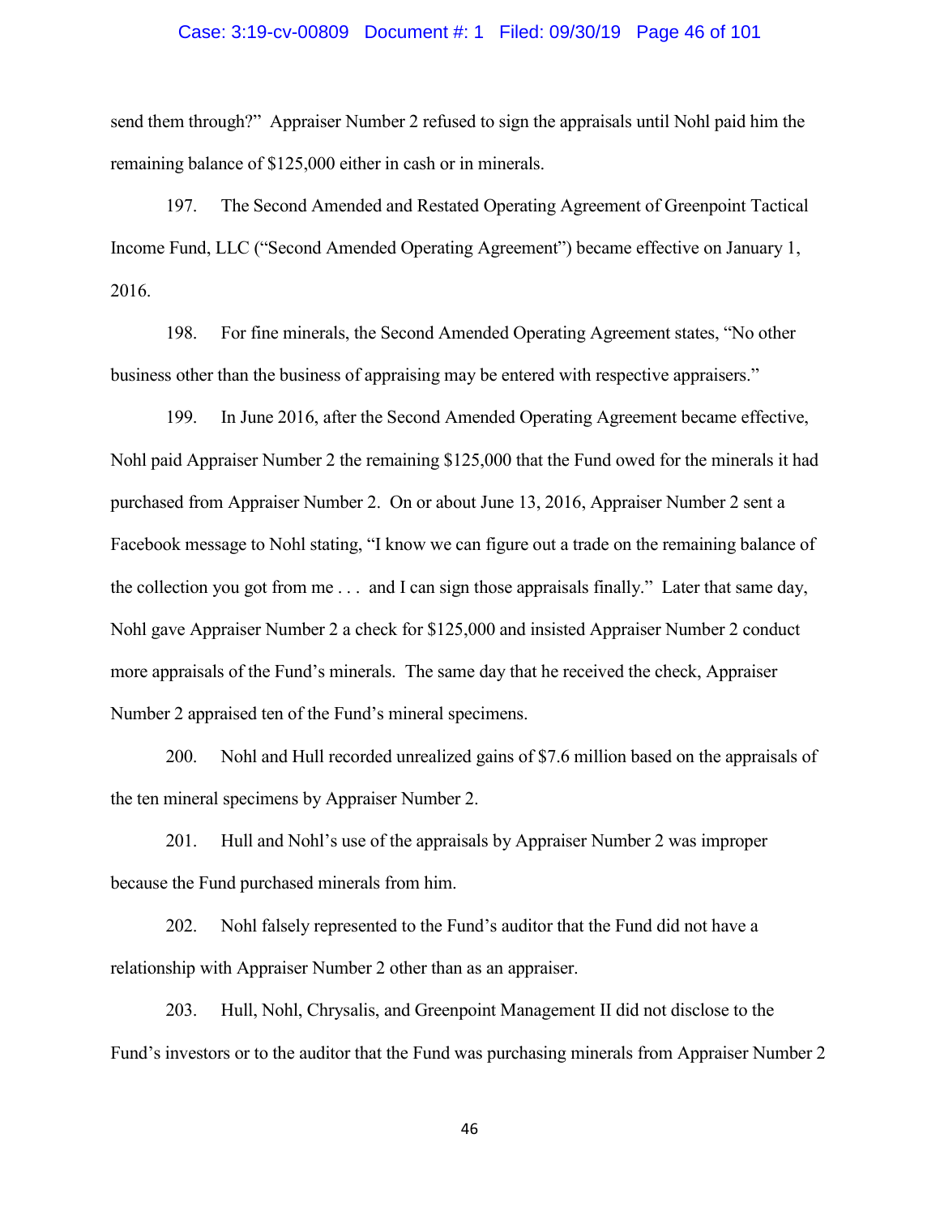send them through?" Appraiser Number 2 refused to sign the appraisals until Nohl paid him the remaining balance of $125,000 either in cash or in minerals.

197. The Second Amended and Restated Operating Agreement of Greenpoint Tactical Income Fund, LLC ("Second Amended Operating Agreement") became effective on January 1, 2016.

198. For fine minerals, the Second Amended Operating Agreement states, "No other business other than the business of appraising may be entered with respective appraisers."

199. In June 2016, after the Second Amended Operating Agreement became effective, Nohl paid Appraiser Number 2 the remaining $125,000 that the Fund owed for the minerals it had purchased from Appraiser Number 2. On or about June 13, 2016, Appraiser Number 2 sent a Facebook message to Nohl stating, "I know we can figure out a trade on the remaining balance of the collection you got from me . . . and I can sign those appraisals finally." Later that same day, Nohl gave Appraiser Number 2 a check for $125,000 and insisted Appraiser Number 2 conduct more appraisals of the Fund's minerals. The same day that he received the check, Appraiser Number 2 appraised ten of the Fund's mineral specimens.

200. Nohl and Hull recorded unrealized gains of $7.6 million based on the appraisals of the ten mineral specimens by Appraiser Number 2.

201. Hull and Nohl's use of the appraisals by Appraiser Number 2 was improper because the Fund purchased minerals from him.

202. Nohl falsely represented to the Fund's auditor that the Fund did not have a relationship with Appraiser Number 2 other than as an appraiser.

203. Hull, Nohl, Chrysalis, and Greenpoint Management II did not disclose to the Fund's investors or to the auditor that the Fund was purchasing minerals from Appraiser Number 2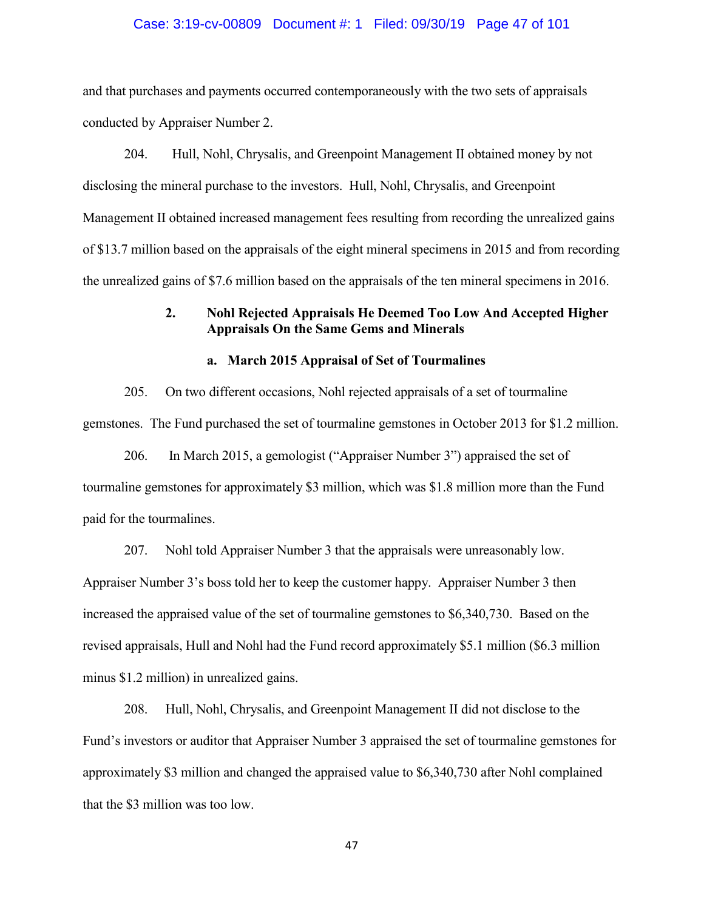and that purchases and payments occurred contemporaneously with the two sets of appraisals conducted by Appraiser Number 2.

204. Hull, Nohl, Chrysalis, and Greenpoint Management II obtained money by not disclosing the mineral purchase to the investors. Hull, Nohl, Chrysalis, and Greenpoint Management II obtained increased management fees resulting from recording the unrealized gains of $13.7 million based on the appraisals of the eight mineral specimens in 2015 and from recording the unrealized gains of $7.6 million based on the appraisals of the ten mineral specimens in 2016.

### 2. Nohl Rejected Appraisals He Deemed Too Low And Accepted Higher Appraisals On the Same Gems and Minerals

#### a. March 2015 Appraisal of Set of Tourmalines

205. On two different occasions, Nohl rejected appraisals of a set of tourmaline gemstones. The Fund purchased the set of tourmaline gemstones in October 2013 for $1.2 million.

206. In March 2015, a gemologist ("Appraiser Number 3") appraised the set of tourmaline gemstones for approximately $3 million, which was $1.8 million more than the Fund paid for the tourmalines.

207. Nohl told Appraiser Number 3 that the appraisals were unreasonably low. Appraiser Number 3's boss told her to keep the customer happy. Appraiser Number 3 then increased the appraised value of the set of tourmaline gemstones to $6,340,730. Based on the revised appraisals, Hull and Nohl had the Fund record approximately $5.1 million ($6.3 million minus $1.2 million) in unrealized gains.

208. Hull, Nohl, Chrysalis, and Greenpoint Management II did not disclose to the Fund's investors or auditor that Appraiser Number 3 appraised the set of tourmaline gemstones for approximately $3 million and changed the appraised value to $6,340,730 after Nohl complained that the $3 million was too low.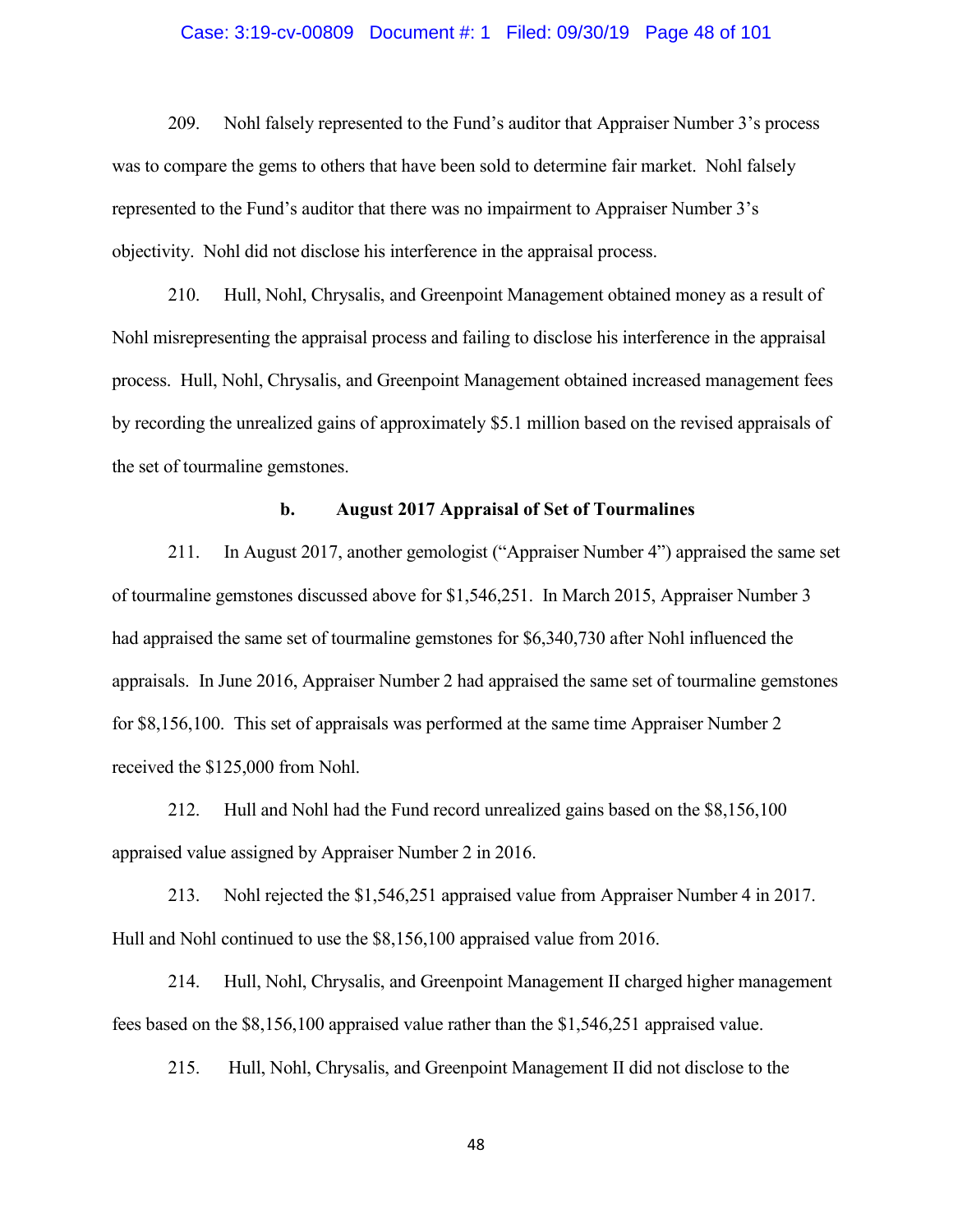209. Nohl falsely represented to the Fund's auditor that Appraiser Number 3's process was to compare the gems to others that have been sold to determine fair market. Nohl falsely represented to the Fund's auditor that there was no impairment to Appraiser Number 3's objectivity. Nohl did not disclose his interference in the appraisal process.

210. Hull, Nohl, Chrysalis, and Greenpoint Management obtained money as a result of Nohl misrepresenting the appraisal process and failing to disclose his interference in the appraisal process. Hull, Nohl, Chrysalis, and Greenpoint Management obtained increased management fees by recording the unrealized gains of approximately $5.1 million based on the revised appraisals of the set of tourmaline gemstones.

### b. August 2017 Appraisal of Set of Tourmalines

211. In August 2017, another gemologist ("Appraiser Number 4") appraised the same set of tourmaline gemstones discussed above for $1,546,251. In March 2015, Appraiser Number 3 had appraised the same set of tourmaline gemstones for $6,340,730 after Nohl influenced the appraisals. In June 2016, Appraiser Number 2 had appraised the same set of tourmaline gemstones for $8,156,100. This set of appraisals was performed at the same time Appraiser Number 2 received the $125,000 from Nohl.

212. Hull and Nohl had the Fund record unrealized gains based on the $8,156,100 appraised value assigned by Appraiser Number 2 in 2016.

213. Nohl rejected the $1,546,251 appraised value from Appraiser Number 4 in 2017. Hull and Nohl continued to use the $8,156,100 appraised value from 2016.

214. Hull, Nohl, Chrysalis, and Greenpoint Management II charged higher management fees based on the $8,156,100 appraised value rather than the $1,546,251 appraised value.

215. Hull, Nohl, Chrysalis, and Greenpoint Management II did not disclose to the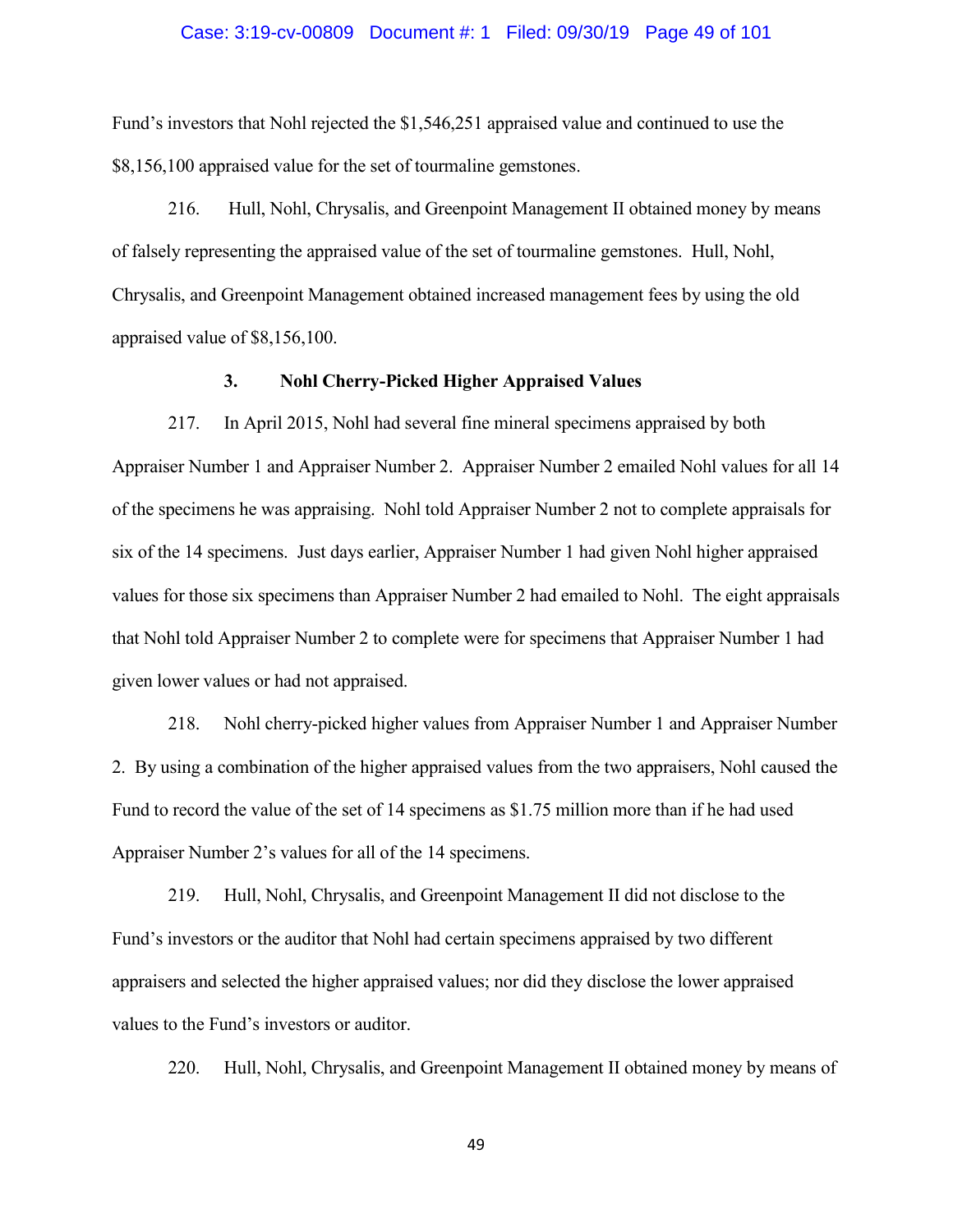Fund's investors that Nohl rejected the $1,546,251 appraised value and continued to use the $8,156,100 appraised value for the set of tourmaline gemstones.

216. Hull, Nohl, Chrysalis, and Greenpoint Management II obtained money by means of falsely representing the appraised value of the set of tourmaline gemstones. Hull, Nohl, Chrysalis, and Greenpoint Management obtained increased management fees by using the old appraised value of $8,156,100.

### 3. Nohl Cherry-Picked Higher Appraised Values

217. In April 2015, Nohl had several fine mineral specimens appraised by both Appraiser Number 1 and Appraiser Number 2. Appraiser Number 2 emailed Nohl values for all 14 of the specimens he was appraising. Nohl told Appraiser Number 2 not to complete appraisals for six of the 14 specimens. Just days earlier, Appraiser Number 1 had given Nohl higher appraised values for those six specimens than Appraiser Number 2 had emailed to Nohl. The eight appraisals that Nohl told Appraiser Number 2 to complete were for specimens that Appraiser Number 1 had given lower values or had not appraised.

218. Nohl cherry-picked higher values from Appraiser Number 1 and Appraiser Number 2. By using a combination of the higher appraised values from the two appraisers, Nohl caused the Fund to record the value of the set of 14 specimens as $1.75 million more than if he had used Appraiser Number 2's values for all of the 14 specimens.

219. Hull, Nohl, Chrysalis, and Greenpoint Management II did not disclose to the Fund's investors or the auditor that Nohl had certain specimens appraised by two different appraisers and selected the higher appraised values; nor did they disclose the lower appraised values to the Fund's investors or auditor.

220. Hull, Nohl, Chrysalis, and Greenpoint Management II obtained money by means of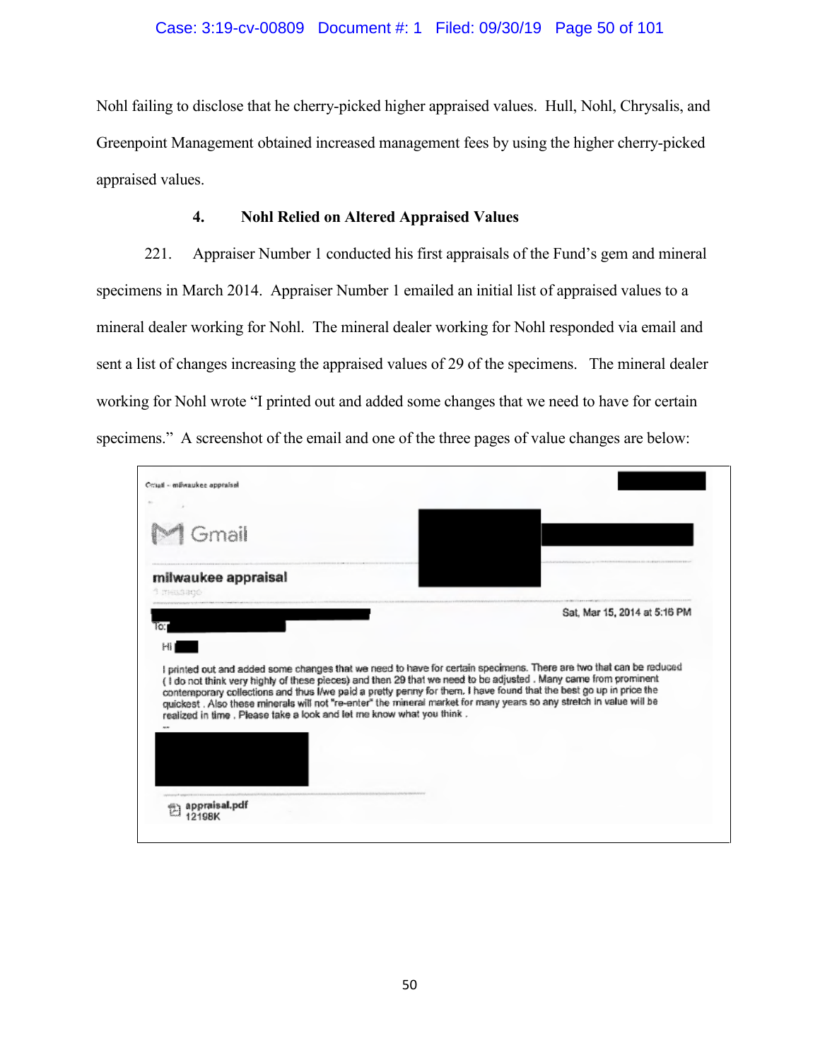Nohl failing to disclose that he cherry-picked higher appraised values. Hull, Nohl, Chrysalis, and Greenpoint Management obtained increased management fees by using the higher cherry-picked appraised values.

### 4. Nohl Relied on Altered Appraised Values

221. Appraiser Number 1 conducted his first appraisals of the Fund's gem and mineral specimens in March 2014. Appraiser Number 1 emailed an initial list of appraised values to a mineral dealer working for Nohl. The mineral dealer working for Nohl responded via email and sent a list of changes increasing the appraised values of 29 of the specimens. The mineral dealer working for Nohl wrote "I printed out and added some changes that we need to have for certain specimens." A screenshot of the email and one of the three pages of value changes are below:

Gmail - milwaukee appraisal

Gmail

**milwaukee appraisal**

1 message

Sat, Mar 15, 2014 at 5:16 PM

To:

Hi

I printed out and added some changes that we need to have for certain specimens. There are two that can be reduced ( I do not think very highly of these pieces) and then 29 that we need to be adjusted . Many came from prominent contemporary collections and thus I/we paid a pretty penny for them. I have found that the best go up in price the quickest . Also these minerals will not "re-enter" the mineral market for many years so any stretch in value will be realized in time . Please take a look and let me know what you think .

--

appraisal.pdf
12198K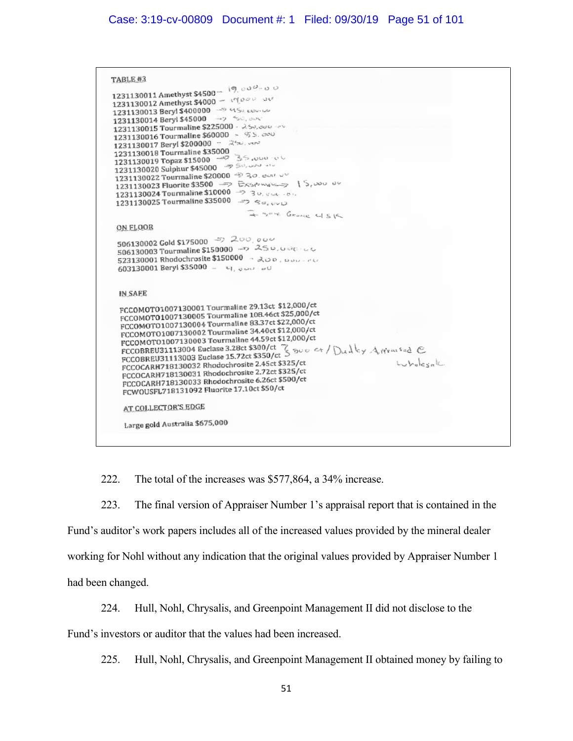TABLE #3

1231130011 Amethyst $4500 -- 19,000.00
1231130012 Amethyst $4000 -- 19000.00
1231130013 Beryl $400000 → 450,000.00
1231130014 Beryl $45000 → 50,000
1231130015 Tourmaline $225000 - 250,000.00
1231130016 Tourmaline $60000 - 65,000
1231130017 Beryl $200000 -- 250,000
1231130018 Tourmaline $35000
1231130019 Topaz $15000 → 35,000.00
1231130020 Sulphur $45000 → 50,000.00
1231130022 Tourmaline $20000 → 30,000.00
1231130023 Fluorite $3500 → Expensive → 15,000.00
1231130024 Tourmaline $10000 → 30,000.00
1231130025 Tourmaline $35000 → 50,000

→ See George 45K

ON FLOOR

506130002 Gold $175000 → 200,000
506130003 Tourmaline $150000 → 250,000.00
523130001 Rhodochrosite $150000 - 200,000.00
603130001 Beryl $35000 - 41,000.00

IN SAFE

FCCOMOTO1007130001 Tourmaline 29.13ct $12,000/ct
FCCOMOTO1007130005 Tourmaline 108.46ct $25,000/ct
FCCOMOTO1007130004 Tourmaline 83.37ct $22,000/ct
FCCOMOTO1007130002 Tourmaline 34.40ct $12,000/ct
FCCOMOTO1007130003 Tourmaline 44.59ct $12,000/ct
FCCOBREU31113004 Euclase 3.28ct $300/ct
FCCOBREU31113003 Euclase 15.72ct $350/ct } 3500 ct / Dudley Appraised @ wholesale
FCCOCARH718130032 Rhodochrosite 2.45ct $325/ct
FCCOCARH718130031 Rhodochrosite 2.72ct $325/ct
FCCOCARH718130033 Rhodochrosite 6.26ct $500/ct
FCWOUSFL718131092 Fluorite 17.10ct $50/ct

AT COLLECTOR'S EDGE

Large gold Australia $675,000

222. The total of the increases was $577,864, a 34% increase.

223. The final version of Appraiser Number 1's appraisal report that is contained in the Fund's auditor's work papers includes all of the increased values provided by the mineral dealer working for Nohl without any indication that the original values provided by Appraiser Number 1 had been changed.

224. Hull, Nohl, Chrysalis, and Greenpoint Management II did not disclose to the Fund's investors or auditor that the values had been increased.

225. Hull, Nohl, Chrysalis, and Greenpoint Management II obtained money by failing to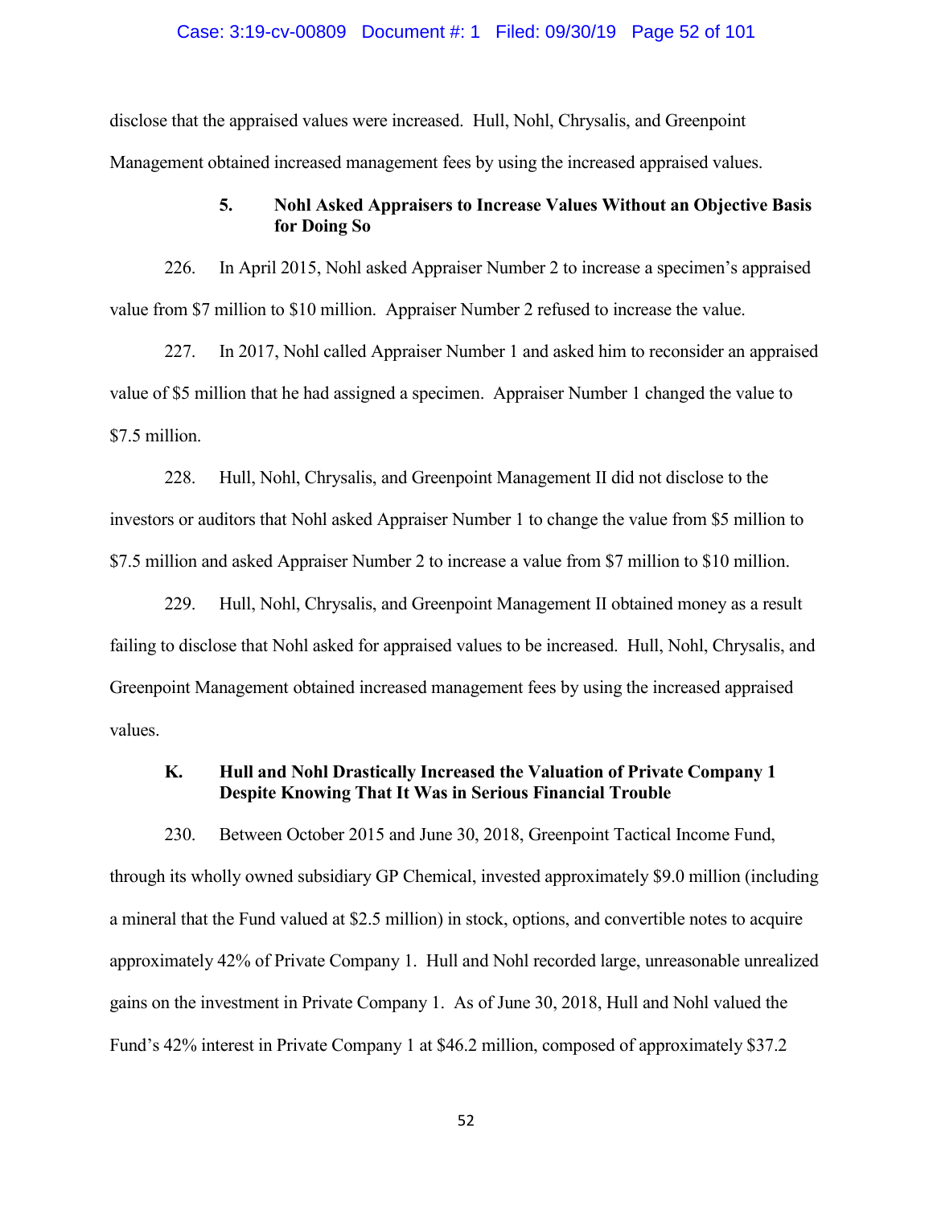disclose that the appraised values were increased. Hull, Nohl, Chrysalis, and Greenpoint Management obtained increased management fees by using the increased appraised values.

#### 5. Nohl Asked Appraisers to Increase Values Without an Objective Basis for Doing So

226. In April 2015, Nohl asked Appraiser Number 2 to increase a specimen's appraised value from $7 million to $10 million. Appraiser Number 2 refused to increase the value.

227. In 2017, Nohl called Appraiser Number 1 and asked him to reconsider an appraised value of $5 million that he had assigned a specimen. Appraiser Number 1 changed the value to $7.5 million.

228. Hull, Nohl, Chrysalis, and Greenpoint Management II did not disclose to the investors or auditors that Nohl asked Appraiser Number 1 to change the value from $5 million to $7.5 million and asked Appraiser Number 2 to increase a value from $7 million to $10 million.

229. Hull, Nohl, Chrysalis, and Greenpoint Management II obtained money as a result failing to disclose that Nohl asked for appraised values to be increased. Hull, Nohl, Chrysalis, and Greenpoint Management obtained increased management fees by using the increased appraised values.

### K. Hull and Nohl Drastically Increased the Valuation of Private Company 1 Despite Knowing That It Was in Serious Financial Trouble

230. Between October 2015 and June 30, 2018, Greenpoint Tactical Income Fund, through its wholly owned subsidiary GP Chemical, invested approximately $9.0 million (including a mineral that the Fund valued at $2.5 million) in stock, options, and convertible notes to acquire approximately 42% of Private Company 1. Hull and Nohl recorded large, unreasonable unrealized gains on the investment in Private Company 1. As of June 30, 2018, Hull and Nohl valued the Fund's 42% interest in Private Company 1 at $46.2 million, composed of approximately $37.2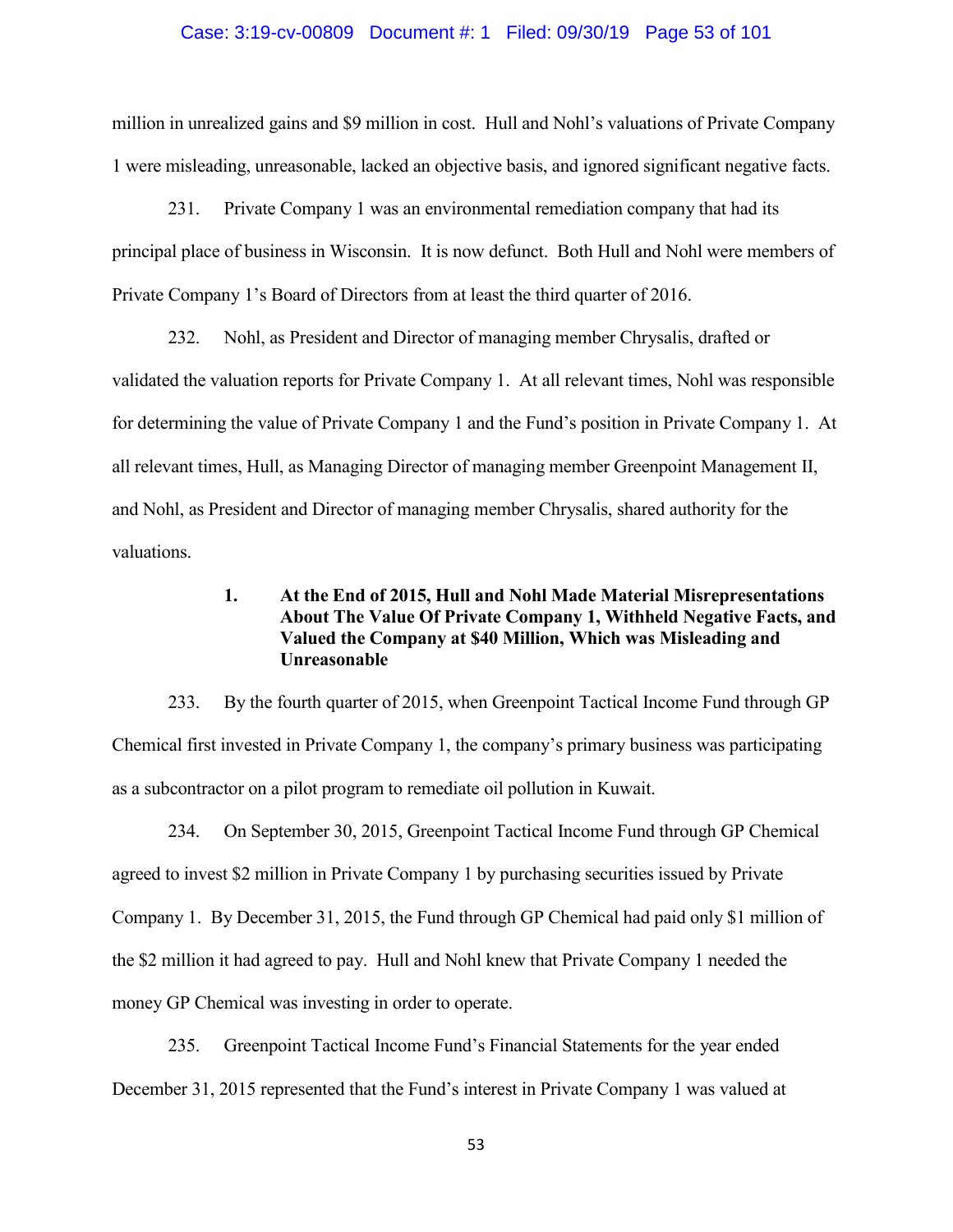million in unrealized gains and $9 million in cost. Hull and Nohl's valuations of Private Company 1 were misleading, unreasonable, lacked an objective basis, and ignored significant negative facts.

231. Private Company 1 was an environmental remediation company that had its principal place of business in Wisconsin. It is now defunct. Both Hull and Nohl were members of Private Company 1's Board of Directors from at least the third quarter of 2016.

232. Nohl, as President and Director of managing member Chrysalis, drafted or validated the valuation reports for Private Company 1. At all relevant times, Nohl was responsible for determining the value of Private Company 1 and the Fund's position in Private Company 1. At all relevant times, Hull, as Managing Director of managing member Greenpoint Management II, and Nohl, as President and Director of managing member Chrysalis, shared authority for the valuations.

### 1. At the End of 2015, Hull and Nohl Made Material Misrepresentations About The Value Of Private Company 1, Withheld Negative Facts, and Valued the Company at $40 Million, Which was Misleading and Unreasonable

233. By the fourth quarter of 2015, when Greenpoint Tactical Income Fund through GP Chemical first invested in Private Company 1, the company's primary business was participating as a subcontractor on a pilot program to remediate oil pollution in Kuwait.

234. On September 30, 2015, Greenpoint Tactical Income Fund through GP Chemical agreed to invest $2 million in Private Company 1 by purchasing securities issued by Private Company 1. By December 31, 2015, the Fund through GP Chemical had paid only $1 million of the $2 million it had agreed to pay. Hull and Nohl knew that Private Company 1 needed the money GP Chemical was investing in order to operate.

235. Greenpoint Tactical Income Fund's Financial Statements for the year ended December 31, 2015 represented that the Fund's interest in Private Company 1 was valued at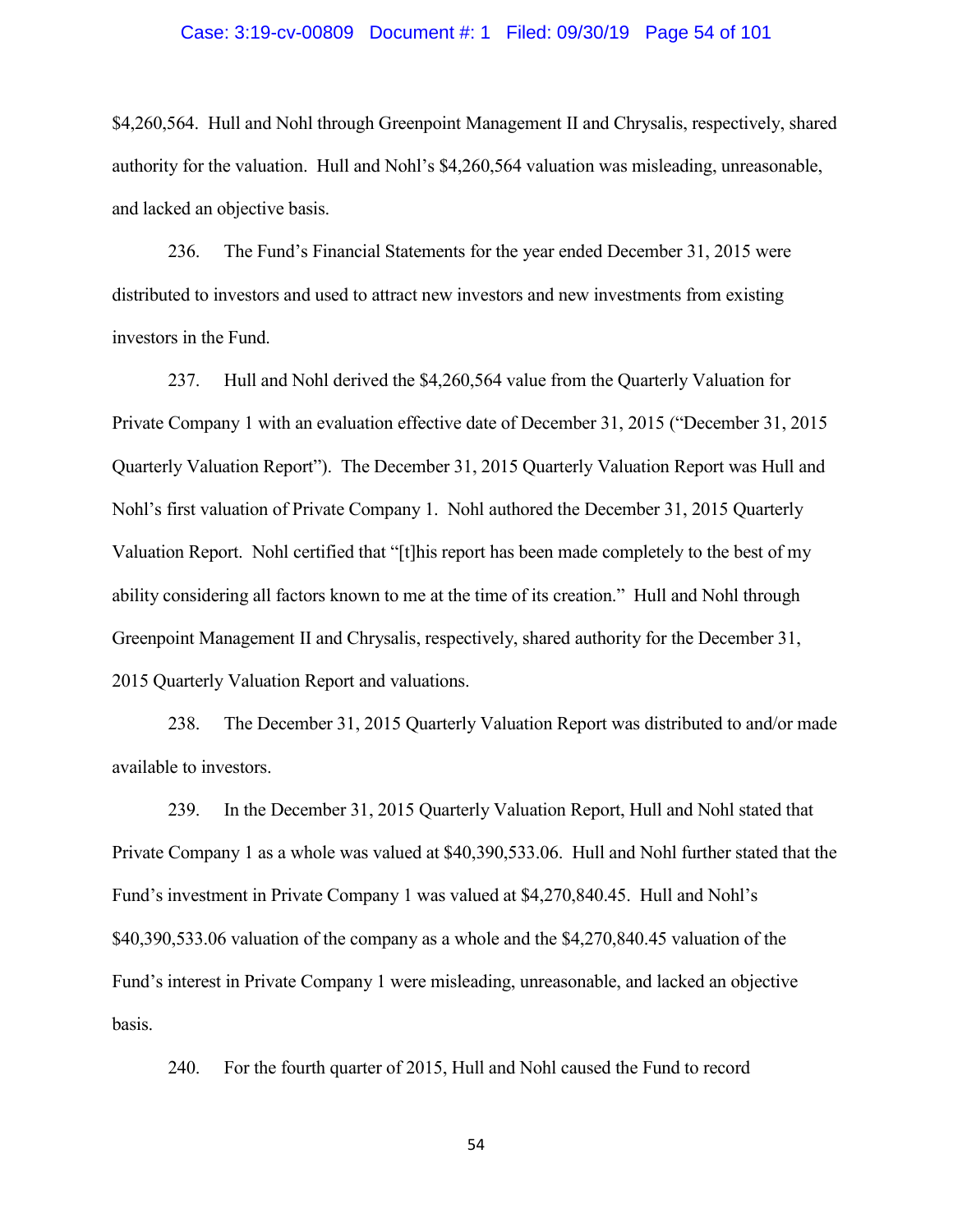$4,260,564. Hull and Nohl through Greenpoint Management II and Chrysalis, respectively, shared authority for the valuation. Hull and Nohl's $4,260,564 valuation was misleading, unreasonable, and lacked an objective basis.

236. The Fund's Financial Statements for the year ended December 31, 2015 were distributed to investors and used to attract new investors and new investments from existing investors in the Fund.

237. Hull and Nohl derived the $4,260,564 value from the Quarterly Valuation for Private Company 1 with an evaluation effective date of December 31, 2015 ("December 31, 2015 Quarterly Valuation Report"). The December 31, 2015 Quarterly Valuation Report was Hull and Nohl's first valuation of Private Company 1. Nohl authored the December 31, 2015 Quarterly Valuation Report. Nohl certified that "[t]his report has been made completely to the best of my ability considering all factors known to me at the time of its creation." Hull and Nohl through Greenpoint Management II and Chrysalis, respectively, shared authority for the December 31, 2015 Quarterly Valuation Report and valuations.

238. The December 31, 2015 Quarterly Valuation Report was distributed to and/or made available to investors.

239. In the December 31, 2015 Quarterly Valuation Report, Hull and Nohl stated that Private Company 1 as a whole was valued at $40,390,533.06. Hull and Nohl further stated that the Fund's investment in Private Company 1 was valued at $4,270,840.45. Hull and Nohl's $40,390,533.06 valuation of the company as a whole and the $4,270,840.45 valuation of the Fund's interest in Private Company 1 were misleading, unreasonable, and lacked an objective basis.

240. For the fourth quarter of 2015, Hull and Nohl caused the Fund to record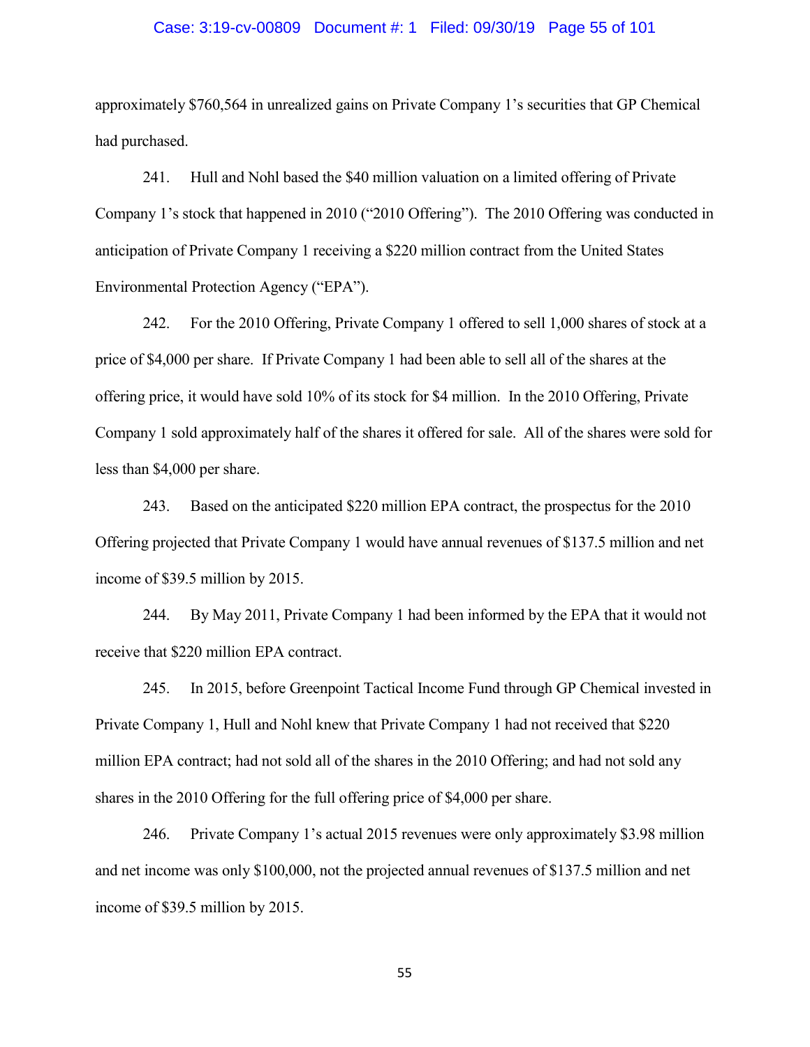approximately $760,564 in unrealized gains on Private Company 1's securities that GP Chemical had purchased.

241. Hull and Nohl based the $40 million valuation on a limited offering of Private Company 1's stock that happened in 2010 ("2010 Offering"). The 2010 Offering was conducted in anticipation of Private Company 1 receiving a $220 million contract from the United States Environmental Protection Agency ("EPA").

242. For the 2010 Offering, Private Company 1 offered to sell 1,000 shares of stock at a price of $4,000 per share. If Private Company 1 had been able to sell all of the shares at the offering price, it would have sold 10% of its stock for $4 million. In the 2010 Offering, Private Company 1 sold approximately half of the shares it offered for sale. All of the shares were sold for less than $4,000 per share.

243. Based on the anticipated $220 million EPA contract, the prospectus for the 2010 Offering projected that Private Company 1 would have annual revenues of $137.5 million and net income of $39.5 million by 2015.

244. By May 2011, Private Company 1 had been informed by the EPA that it would not receive that $220 million EPA contract.

245. In 2015, before Greenpoint Tactical Income Fund through GP Chemical invested in Private Company 1, Hull and Nohl knew that Private Company 1 had not received that $220 million EPA contract; had not sold all of the shares in the 2010 Offering; and had not sold any shares in the 2010 Offering for the full offering price of $4,000 per share.

246. Private Company 1's actual 2015 revenues were only approximately $3.98 million and net income was only $100,000, not the projected annual revenues of $137.5 million and net income of $39.5 million by 2015.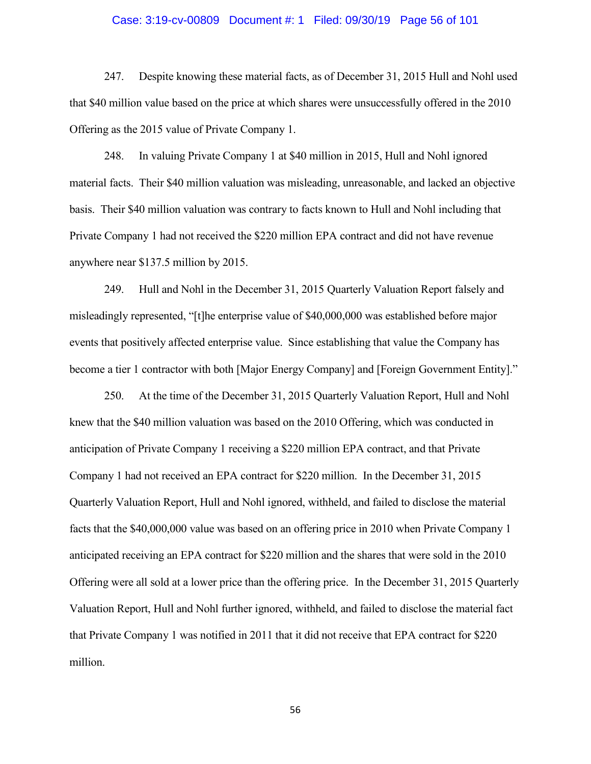247. Despite knowing these material facts, as of December 31, 2015 Hull and Nohl used that $40 million value based on the price at which shares were unsuccessfully offered in the 2010 Offering as the 2015 value of Private Company 1.

248. In valuing Private Company 1 at $40 million in 2015, Hull and Nohl ignored material facts. Their $40 million valuation was misleading, unreasonable, and lacked an objective basis. Their $40 million valuation was contrary to facts known to Hull and Nohl including that Private Company 1 had not received the $220 million EPA contract and did not have revenue anywhere near $137.5 million by 2015.

249. Hull and Nohl in the December 31, 2015 Quarterly Valuation Report falsely and misleadingly represented, "[t]he enterprise value of $40,000,000 was established before major events that positively affected enterprise value. Since establishing that value the Company has become a tier 1 contractor with both [Major Energy Company] and [Foreign Government Entity]."

250. At the time of the December 31, 2015 Quarterly Valuation Report, Hull and Nohl knew that the $40 million valuation was based on the 2010 Offering, which was conducted in anticipation of Private Company 1 receiving a $220 million EPA contract, and that Private Company 1 had not received an EPA contract for $220 million. In the December 31, 2015 Quarterly Valuation Report, Hull and Nohl ignored, withheld, and failed to disclose the material facts that the $40,000,000 value was based on an offering price in 2010 when Private Company 1 anticipated receiving an EPA contract for $220 million and the shares that were sold in the 2010 Offering were all sold at a lower price than the offering price. In the December 31, 2015 Quarterly Valuation Report, Hull and Nohl further ignored, withheld, and failed to disclose the material fact that Private Company 1 was notified in 2011 that it did not receive that EPA contract for $220 million.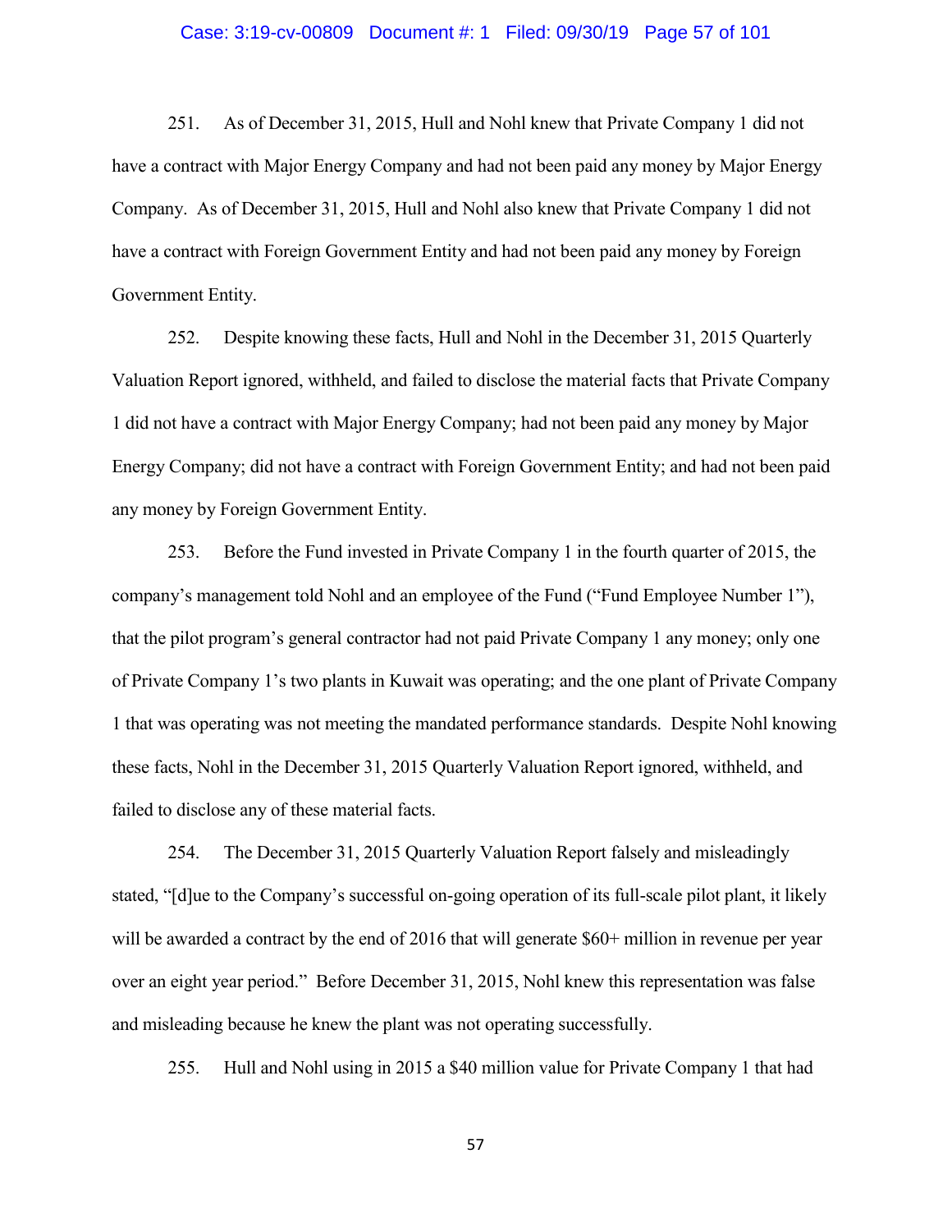251. As of December 31, 2015, Hull and Nohl knew that Private Company 1 did not have a contract with Major Energy Company and had not been paid any money by Major Energy Company. As of December 31, 2015, Hull and Nohl also knew that Private Company 1 did not have a contract with Foreign Government Entity and had not been paid any money by Foreign Government Entity.

252. Despite knowing these facts, Hull and Nohl in the December 31, 2015 Quarterly Valuation Report ignored, withheld, and failed to disclose the material facts that Private Company 1 did not have a contract with Major Energy Company; had not been paid any money by Major Energy Company; did not have a contract with Foreign Government Entity; and had not been paid any money by Foreign Government Entity.

253. Before the Fund invested in Private Company 1 in the fourth quarter of 2015, the company's management told Nohl and an employee of the Fund ("Fund Employee Number 1"), that the pilot program's general contractor had not paid Private Company 1 any money; only one of Private Company 1's two plants in Kuwait was operating; and the one plant of Private Company 1 that was operating was not meeting the mandated performance standards. Despite Nohl knowing these facts, Nohl in the December 31, 2015 Quarterly Valuation Report ignored, withheld, and failed to disclose any of these material facts.

254. The December 31, 2015 Quarterly Valuation Report falsely and misleadingly stated, "[d]ue to the Company's successful on-going operation of its full-scale pilot plant, it likely will be awarded a contract by the end of 2016 that will generate $60+ million in revenue per year over an eight year period." Before December 31, 2015, Nohl knew this representation was false and misleading because he knew the plant was not operating successfully.

255. Hull and Nohl using in 2015 a $40 million value for Private Company 1 that had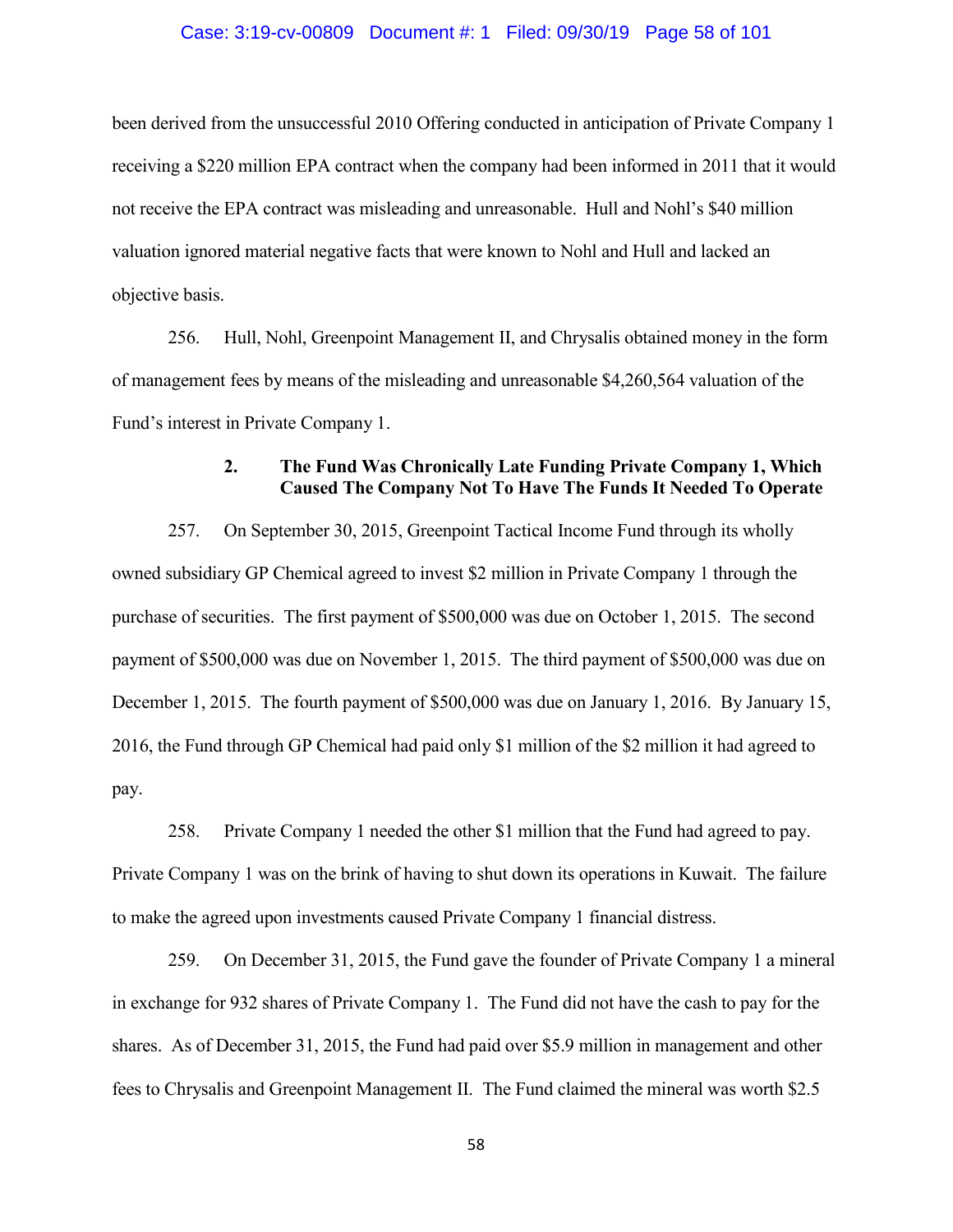been derived from the unsuccessful 2010 Offering conducted in anticipation of Private Company 1 receiving a $220 million EPA contract when the company had been informed in 2011 that it would not receive the EPA contract was misleading and unreasonable. Hull and Nohl's $40 million valuation ignored material negative facts that were known to Nohl and Hull and lacked an objective basis.

256. Hull, Nohl, Greenpoint Management II, and Chrysalis obtained money in the form of management fees by means of the misleading and unreasonable $4,260,564 valuation of the Fund's interest in Private Company 1.

### 2. The Fund Was Chronically Late Funding Private Company 1, Which Caused The Company Not To Have The Funds It Needed To Operate

257. On September 30, 2015, Greenpoint Tactical Income Fund through its wholly owned subsidiary GP Chemical agreed to invest $2 million in Private Company 1 through the purchase of securities. The first payment of $500,000 was due on October 1, 2015. The second payment of $500,000 was due on November 1, 2015. The third payment of $500,000 was due on December 1, 2015. The fourth payment of $500,000 was due on January 1, 2016. By January 15, 2016, the Fund through GP Chemical had paid only $1 million of the $2 million it had agreed to pay.

258. Private Company 1 needed the other $1 million that the Fund had agreed to pay. Private Company 1 was on the brink of having to shut down its operations in Kuwait. The failure to make the agreed upon investments caused Private Company 1 financial distress.

259. On December 31, 2015, the Fund gave the founder of Private Company 1 a mineral in exchange for 932 shares of Private Company 1. The Fund did not have the cash to pay for the shares. As of December 31, 2015, the Fund had paid over $5.9 million in management and other fees to Chrysalis and Greenpoint Management II. The Fund claimed the mineral was worth $2.5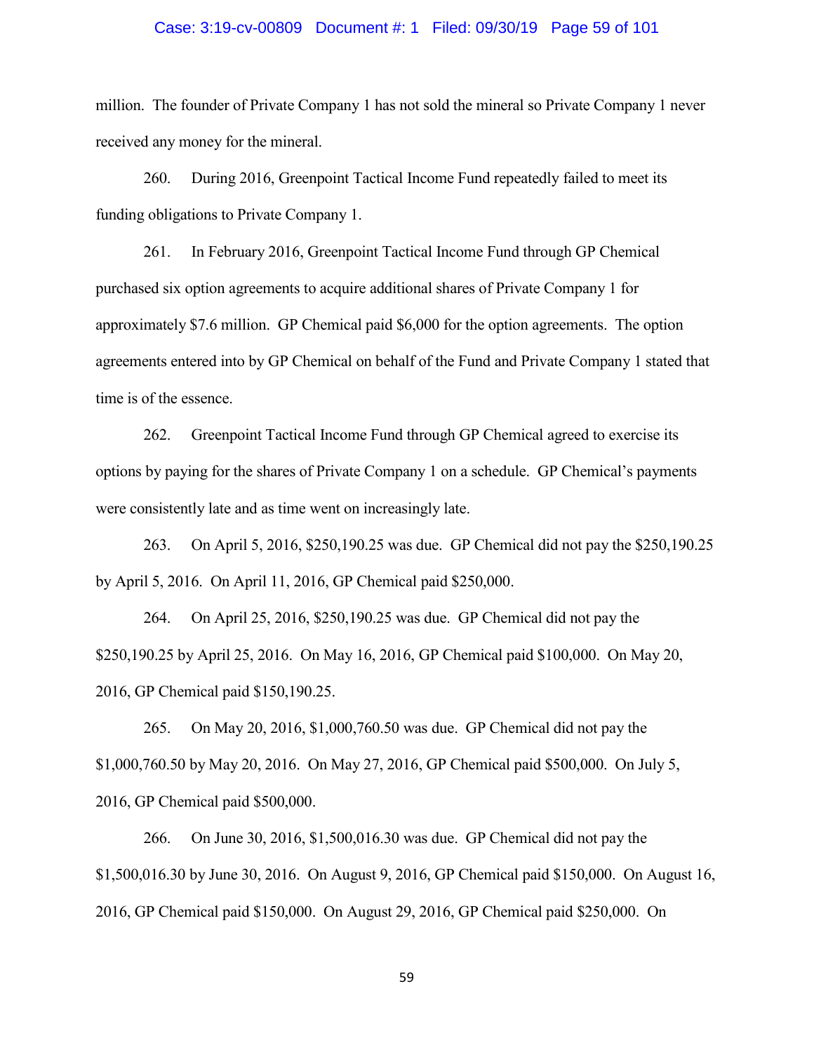million. The founder of Private Company 1 has not sold the mineral so Private Company 1 never received any money for the mineral.

260. During 2016, Greenpoint Tactical Income Fund repeatedly failed to meet its funding obligations to Private Company 1.

261. In February 2016, Greenpoint Tactical Income Fund through GP Chemical purchased six option agreements to acquire additional shares of Private Company 1 for approximately $7.6 million. GP Chemical paid $6,000 for the option agreements. The option agreements entered into by GP Chemical on behalf of the Fund and Private Company 1 stated that time is of the essence.

262. Greenpoint Tactical Income Fund through GP Chemical agreed to exercise its options by paying for the shares of Private Company 1 on a schedule. GP Chemical's payments were consistently late and as time went on increasingly late.

263. On April 5, 2016, $250,190.25 was due. GP Chemical did not pay the $250,190.25 by April 5, 2016. On April 11, 2016, GP Chemical paid $250,000.

264. On April 25, 2016, $250,190.25 was due. GP Chemical did not pay the $250,190.25 by April 25, 2016. On May 16, 2016, GP Chemical paid $100,000. On May 20, 2016, GP Chemical paid $150,190.25.

265. On May 20, 2016, $1,000,760.50 was due. GP Chemical did not pay the $1,000,760.50 by May 20, 2016. On May 27, 2016, GP Chemical paid $500,000. On July 5, 2016, GP Chemical paid $500,000.

266. On June 30, 2016, $1,500,016.30 was due. GP Chemical did not pay the $1,500,016.30 by June 30, 2016. On August 9, 2016, GP Chemical paid $150,000. On August 16, 2016, GP Chemical paid $150,000. On August 29, 2016, GP Chemical paid $250,000. On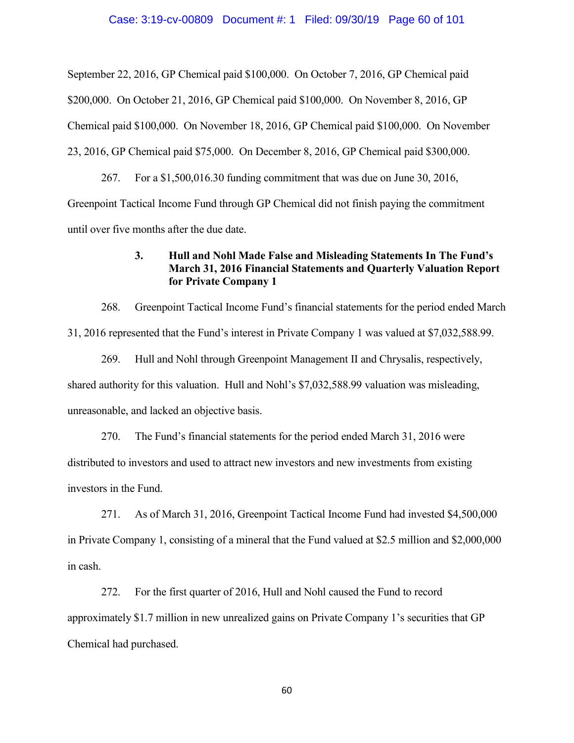September 22, 2016, GP Chemical paid $100,000. On October 7, 2016, GP Chemical paid $200,000. On October 21, 2016, GP Chemical paid $100,000. On November 8, 2016, GP Chemical paid $100,000. On November 18, 2016, GP Chemical paid $100,000. On November 23, 2016, GP Chemical paid $75,000. On December 8, 2016, GP Chemical paid $300,000.

267. For a $1,500,016.30 funding commitment that was due on June 30, 2016, Greenpoint Tactical Income Fund through GP Chemical did not finish paying the commitment until over five months after the due date.

### 3. Hull and Nohl Made False and Misleading Statements In The Fund's March 31, 2016 Financial Statements and Quarterly Valuation Report for Private Company 1

268. Greenpoint Tactical Income Fund's financial statements for the period ended March 31, 2016 represented that the Fund's interest in Private Company 1 was valued at $7,032,588.99.

269. Hull and Nohl through Greenpoint Management II and Chrysalis, respectively, shared authority for this valuation. Hull and Nohl's $7,032,588.99 valuation was misleading, unreasonable, and lacked an objective basis.

270. The Fund's financial statements for the period ended March 31, 2016 were distributed to investors and used to attract new investors and new investments from existing investors in the Fund.

271. As of March 31, 2016, Greenpoint Tactical Income Fund had invested $4,500,000 in Private Company 1, consisting of a mineral that the Fund valued at $2.5 million and $2,000,000 in cash.

272. For the first quarter of 2016, Hull and Nohl caused the Fund to record approximately $1.7 million in new unrealized gains on Private Company 1's securities that GP Chemical had purchased.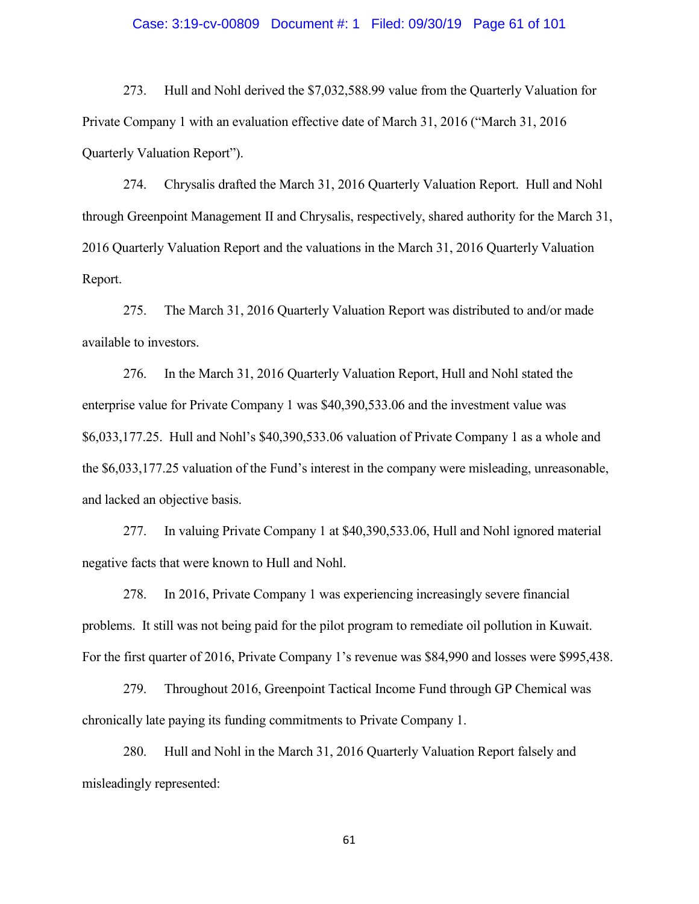273. Hull and Nohl derived the $7,032,588.99 value from the Quarterly Valuation for Private Company 1 with an evaluation effective date of March 31, 2016 ("March 31, 2016 Quarterly Valuation Report").

274. Chrysalis drafted the March 31, 2016 Quarterly Valuation Report. Hull and Nohl through Greenpoint Management II and Chrysalis, respectively, shared authority for the March 31, 2016 Quarterly Valuation Report and the valuations in the March 31, 2016 Quarterly Valuation Report.

275. The March 31, 2016 Quarterly Valuation Report was distributed to and/or made available to investors.

276. In the March 31, 2016 Quarterly Valuation Report, Hull and Nohl stated the enterprise value for Private Company 1 was $40,390,533.06 and the investment value was $6,033,177.25. Hull and Nohl's $40,390,533.06 valuation of Private Company 1 as a whole and the $6,033,177.25 valuation of the Fund's interest in the company were misleading, unreasonable, and lacked an objective basis.

277. In valuing Private Company 1 at $40,390,533.06, Hull and Nohl ignored material negative facts that were known to Hull and Nohl.

278. In 2016, Private Company 1 was experiencing increasingly severe financial problems. It still was not being paid for the pilot program to remediate oil pollution in Kuwait. For the first quarter of 2016, Private Company 1's revenue was $84,990 and losses were $995,438.

279. Throughout 2016, Greenpoint Tactical Income Fund through GP Chemical was chronically late paying its funding commitments to Private Company 1.

280. Hull and Nohl in the March 31, 2016 Quarterly Valuation Report falsely and misleadingly represented: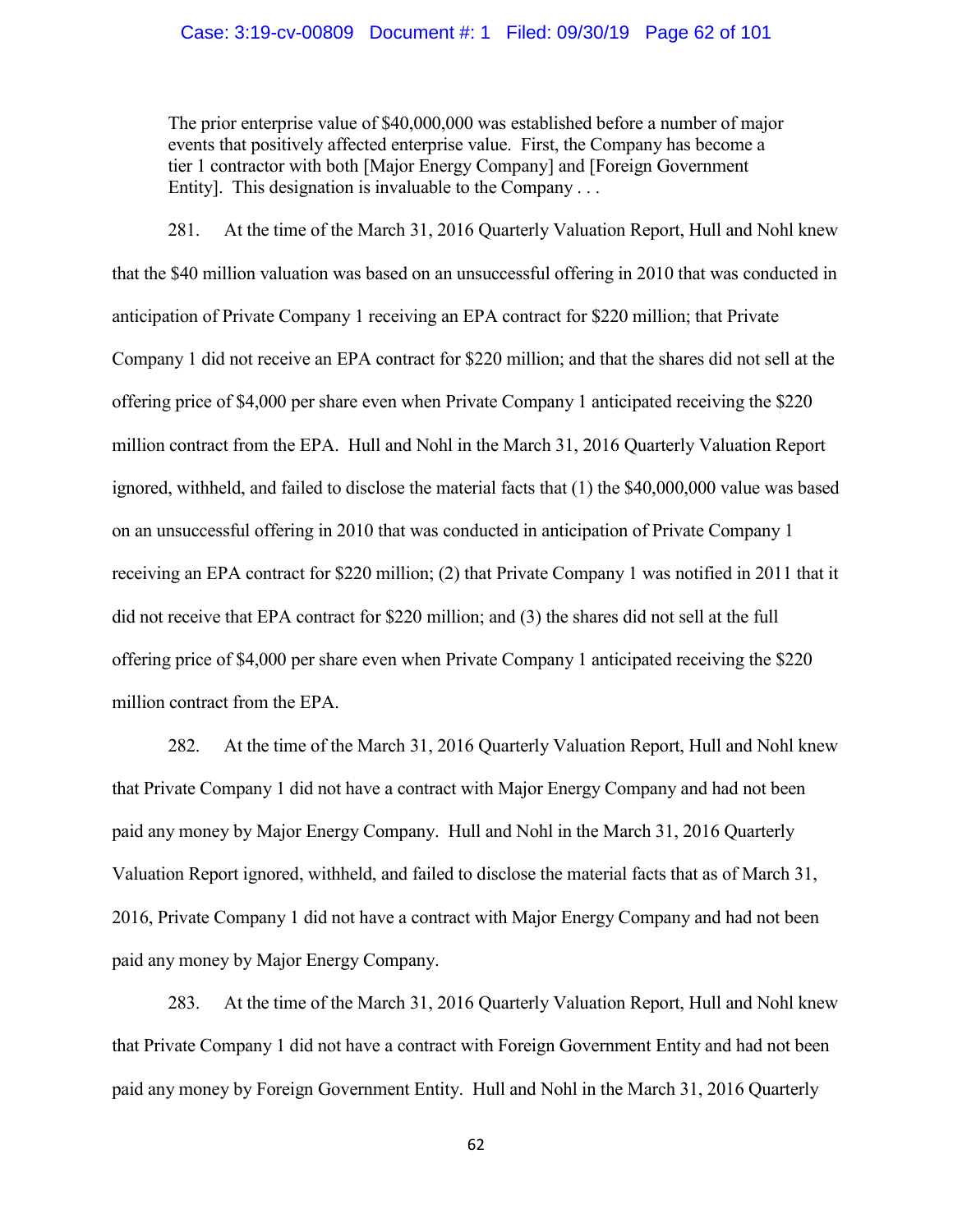> The prior enterprise value of $40,000,000 was established before a number of major events that positively affected enterprise value. First, the Company has become a tier 1 contractor with both [Major Energy Company] and [Foreign Government Entity]. This designation is invaluable to the Company . . .

281. At the time of the March 31, 2016 Quarterly Valuation Report, Hull and Nohl knew that the $40 million valuation was based on an unsuccessful offering in 2010 that was conducted in anticipation of Private Company 1 receiving an EPA contract for $220 million; that Private Company 1 did not receive an EPA contract for $220 million; and that the shares did not sell at the offering price of $4,000 per share even when Private Company 1 anticipated receiving the $220 million contract from the EPA. Hull and Nohl in the March 31, 2016 Quarterly Valuation Report ignored, withheld, and failed to disclose the material facts that (1) the $40,000,000 value was based on an unsuccessful offering in 2010 that was conducted in anticipation of Private Company 1 receiving an EPA contract for $220 million; (2) that Private Company 1 was notified in 2011 that it did not receive that EPA contract for $220 million; and (3) the shares did not sell at the full offering price of $4,000 per share even when Private Company 1 anticipated receiving the $220 million contract from the EPA.

282. At the time of the March 31, 2016 Quarterly Valuation Report, Hull and Nohl knew that Private Company 1 did not have a contract with Major Energy Company and had not been paid any money by Major Energy Company. Hull and Nohl in the March 31, 2016 Quarterly Valuation Report ignored, withheld, and failed to disclose the material facts that as of March 31, 2016, Private Company 1 did not have a contract with Major Energy Company and had not been paid any money by Major Energy Company.

283. At the time of the March 31, 2016 Quarterly Valuation Report, Hull and Nohl knew that Private Company 1 did not have a contract with Foreign Government Entity and had not been paid any money by Foreign Government Entity. Hull and Nohl in the March 31, 2016 Quarterly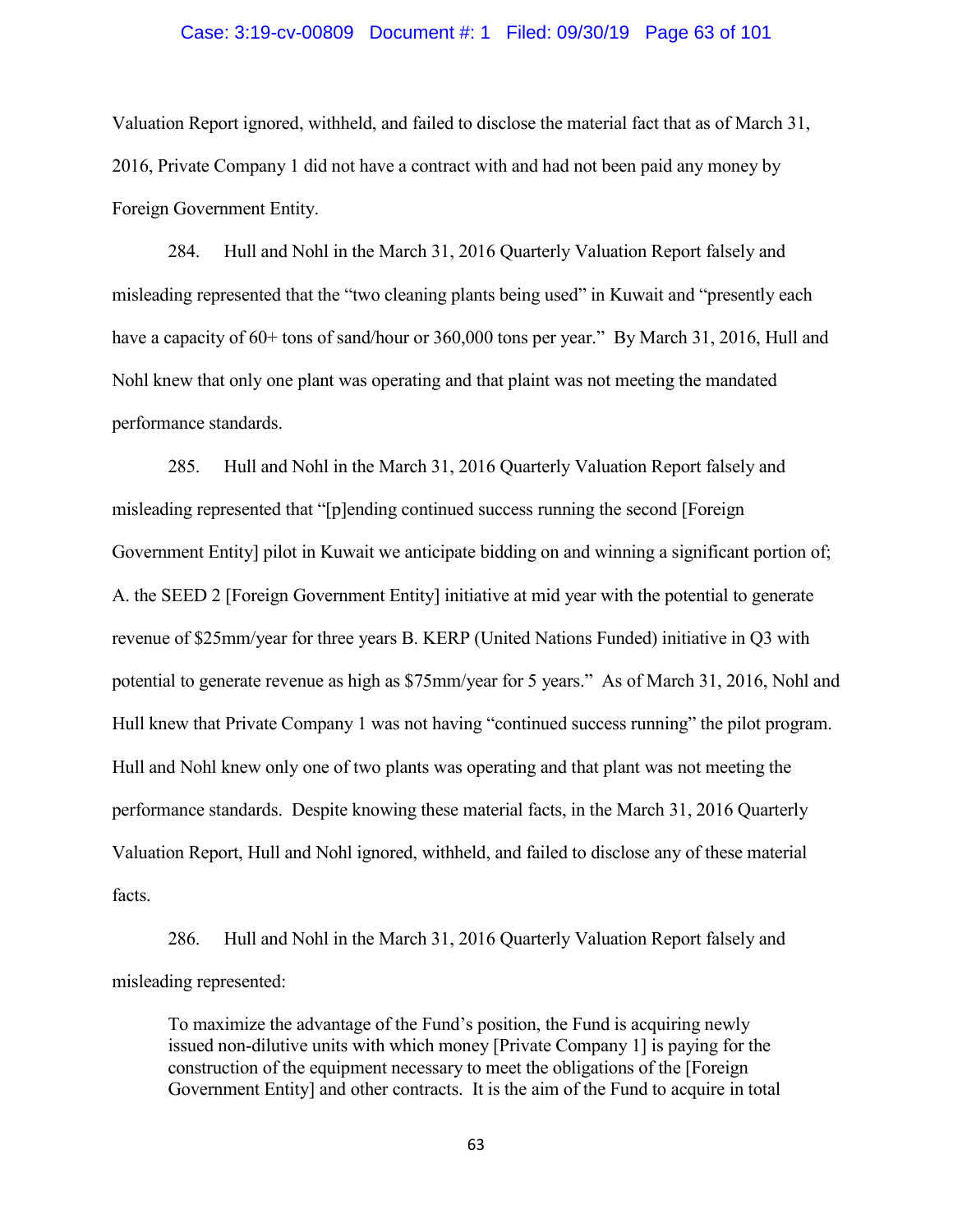Valuation Report ignored, withheld, and failed to disclose the material fact that as of March 31, 2016, Private Company 1 did not have a contract with and had not been paid any money by Foreign Government Entity.

284. Hull and Nohl in the March 31, 2016 Quarterly Valuation Report falsely and misleading represented that the "two cleaning plants being used" in Kuwait and "presently each have a capacity of 60+ tons of sand/hour or 360,000 tons per year." By March 31, 2016, Hull and Nohl knew that only one plant was operating and that plaint was not meeting the mandated performance standards.

285. Hull and Nohl in the March 31, 2016 Quarterly Valuation Report falsely and misleading represented that "[p]ending continued success running the second [Foreign Government Entity] pilot in Kuwait we anticipate bidding on and winning a significant portion of; A. the SEED 2 [Foreign Government Entity] initiative at mid year with the potential to generate revenue of $25mm/year for three years B. KERP (United Nations Funded) initiative in Q3 with potential to generate revenue as high as $75mm/year for 5 years." As of March 31, 2016, Nohl and Hull knew that Private Company 1 was not having "continued success running" the pilot program. Hull and Nohl knew only one of two plants was operating and that plant was not meeting the performance standards. Despite knowing these material facts, in the March 31, 2016 Quarterly Valuation Report, Hull and Nohl ignored, withheld, and failed to disclose any of these material facts.

286. Hull and Nohl in the March 31, 2016 Quarterly Valuation Report falsely and misleading represented:

> To maximize the advantage of the Fund's position, the Fund is acquiring newly issued non-dilutive units with which money [Private Company 1] is paying for the construction of the equipment necessary to meet the obligations of the [Foreign Government Entity] and other contracts. It is the aim of the Fund to acquire in total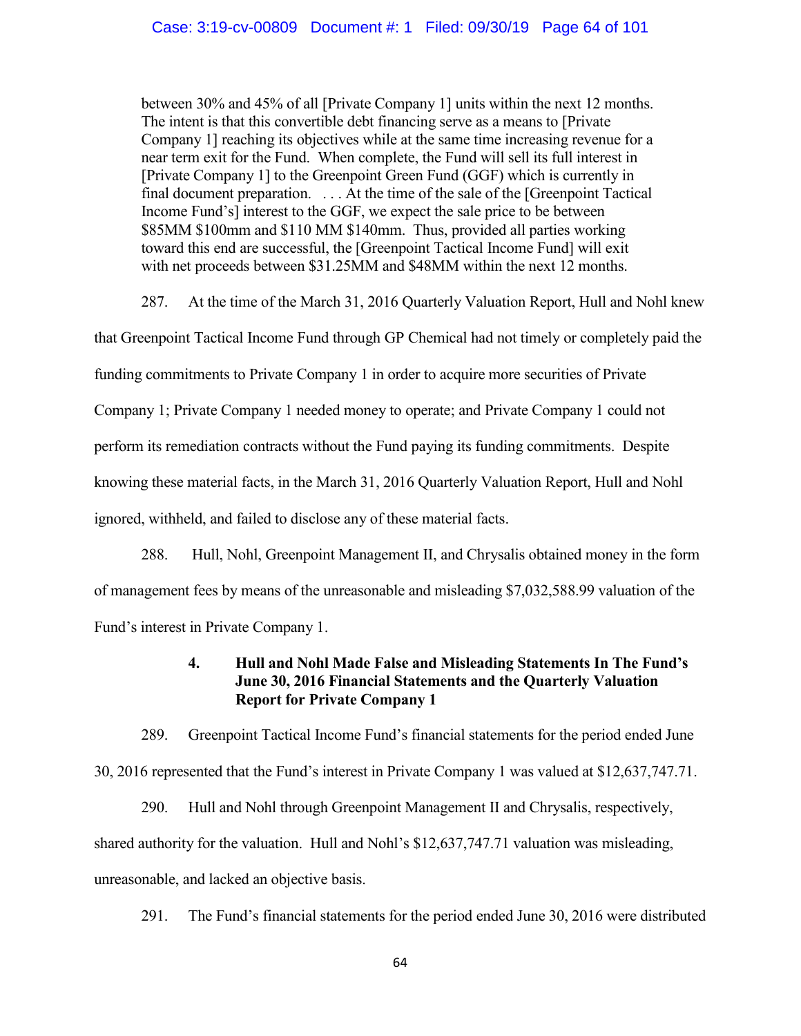> between 30% and 45% of all [Private Company 1] units within the next 12 months. The intent is that this convertible debt financing serve as a means to [Private Company 1] reaching its objectives while at the same time increasing revenue for a near term exit for the Fund. When complete, the Fund will sell its full interest in [Private Company 1] to the Greenpoint Green Fund (GGF) which is currently in final document preparation. . . . At the time of the sale of the [Greenpoint Tactical Income Fund's] interest to the GGF, we expect the sale price to be between \$85MM \$100mm and \$110 MM \$140mm. Thus, provided all parties working toward this end are successful, the [Greenpoint Tactical Income Fund] will exit with net proceeds between \$31.25MM and \$48MM within the next 12 months.

287. At the time of the March 31, 2016 Quarterly Valuation Report, Hull and Nohl knew that Greenpoint Tactical Income Fund through GP Chemical had not timely or completely paid the funding commitments to Private Company 1 in order to acquire more securities of Private Company 1; Private Company 1 needed money to operate; and Private Company 1 could not perform its remediation contracts without the Fund paying its funding commitments. Despite knowing these material facts, in the March 31, 2016 Quarterly Valuation Report, Hull and Nohl ignored, withheld, and failed to disclose any of these material facts.

288. Hull, Nohl, Greenpoint Management II, and Chrysalis obtained money in the form of management fees by means of the unreasonable and misleading \$7,032,588.99 valuation of the Fund's interest in Private Company 1.

### 4. Hull and Nohl Made False and Misleading Statements In The Fund's June 30, 2016 Financial Statements and the Quarterly Valuation Report for Private Company 1

289. Greenpoint Tactical Income Fund's financial statements for the period ended June 30, 2016 represented that the Fund's interest in Private Company 1 was valued at \$12,637,747.71.

290. Hull and Nohl through Greenpoint Management II and Chrysalis, respectively, shared authority for the valuation. Hull and Nohl's \$12,637,747.71 valuation was misleading, unreasonable, and lacked an objective basis.

291. The Fund's financial statements for the period ended June 30, 2016 were distributed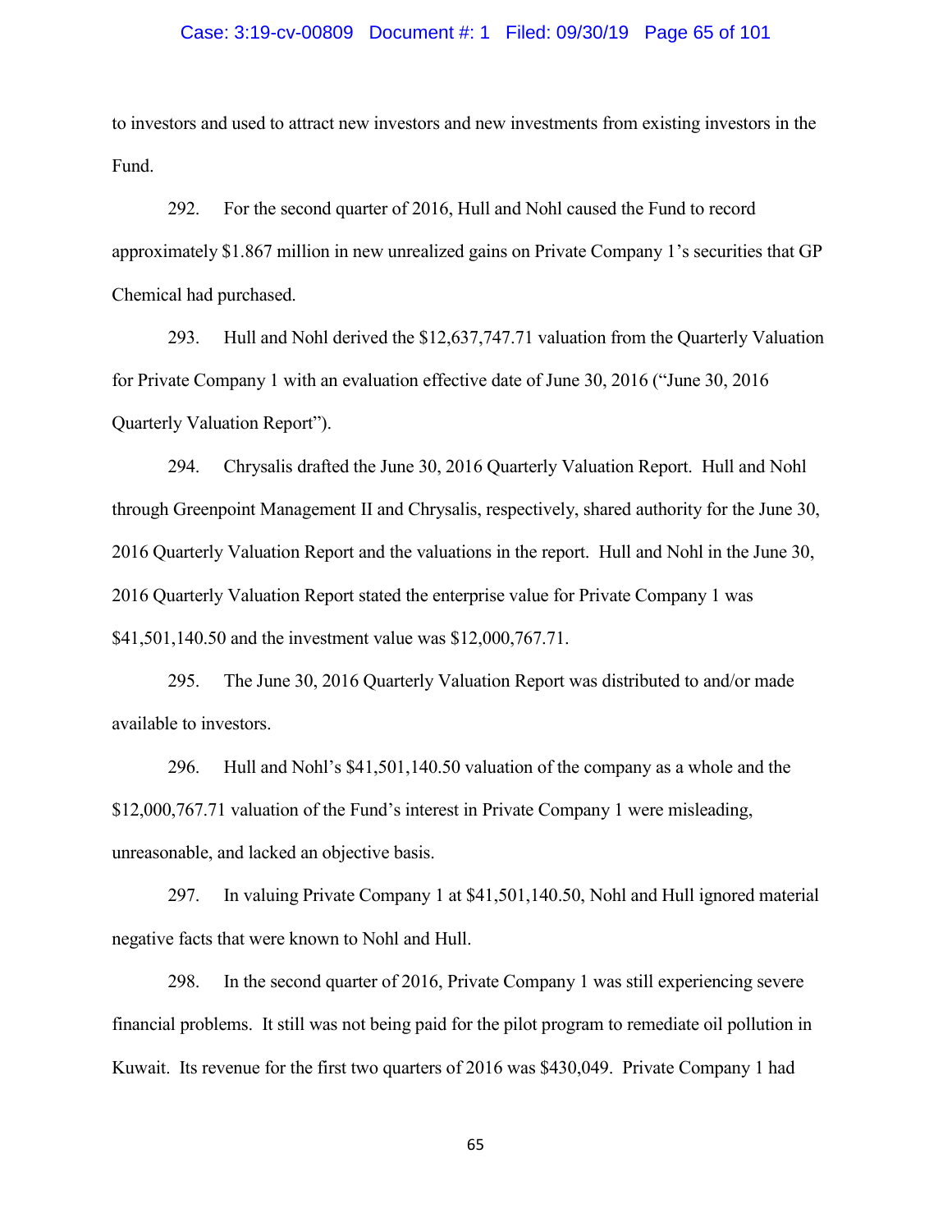to investors and used to attract new investors and new investments from existing investors in the Fund.

292. For the second quarter of 2016, Hull and Nohl caused the Fund to record approximately $1.867 million in new unrealized gains on Private Company 1's securities that GP Chemical had purchased.

293. Hull and Nohl derived the $12,637,747.71 valuation from the Quarterly Valuation for Private Company 1 with an evaluation effective date of June 30, 2016 ("June 30, 2016 Quarterly Valuation Report").

294. Chrysalis drafted the June 30, 2016 Quarterly Valuation Report. Hull and Nohl through Greenpoint Management II and Chrysalis, respectively, shared authority for the June 30, 2016 Quarterly Valuation Report and the valuations in the report. Hull and Nohl in the June 30, 2016 Quarterly Valuation Report stated the enterprise value for Private Company 1 was $41,501,140.50 and the investment value was $12,000,767.71.

295. The June 30, 2016 Quarterly Valuation Report was distributed to and/or made available to investors.

296. Hull and Nohl's $41,501,140.50 valuation of the company as a whole and the $12,000,767.71 valuation of the Fund's interest in Private Company 1 were misleading, unreasonable, and lacked an objective basis.

297. In valuing Private Company 1 at $41,501,140.50, Nohl and Hull ignored material negative facts that were known to Nohl and Hull.

298. In the second quarter of 2016, Private Company 1 was still experiencing severe financial problems. It still was not being paid for the pilot program to remediate oil pollution in Kuwait. Its revenue for the first two quarters of 2016 was $430,049. Private Company 1 had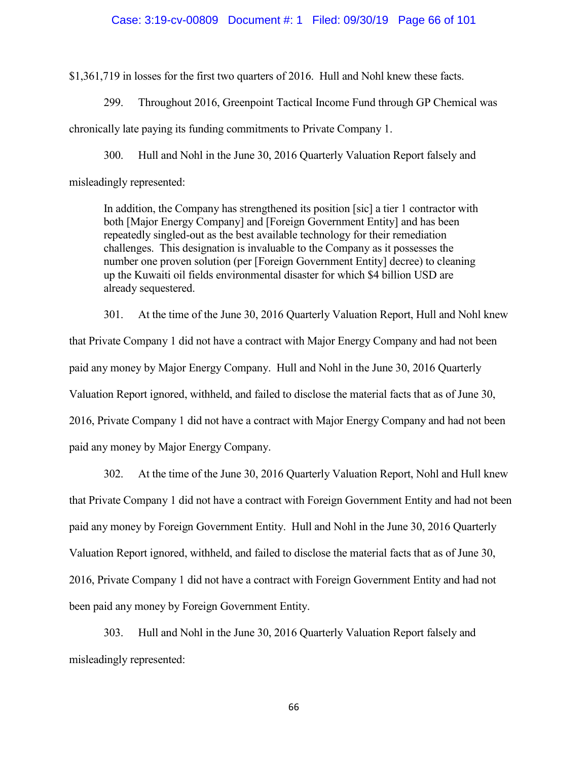$1,361,719 in losses for the first two quarters of 2016. Hull and Nohl knew these facts.

299. Throughout 2016, Greenpoint Tactical Income Fund through GP Chemical was chronically late paying its funding commitments to Private Company 1.

300. Hull and Nohl in the June 30, 2016 Quarterly Valuation Report falsely and misleadingly represented:

> In addition, the Company has strengthened its position [sic] a tier 1 contractor with both [Major Energy Company] and [Foreign Government Entity] and has been repeatedly singled-out as the best available technology for their remediation challenges. This designation is invaluable to the Company as it possesses the number one proven solution (per [Foreign Government Entity] decree) to cleaning up the Kuwaiti oil fields environmental disaster for which $4 billion USD are already sequestered.

301. At the time of the June 30, 2016 Quarterly Valuation Report, Hull and Nohl knew that Private Company 1 did not have a contract with Major Energy Company and had not been paid any money by Major Energy Company. Hull and Nohl in the June 30, 2016 Quarterly Valuation Report ignored, withheld, and failed to disclose the material facts that as of June 30, 2016, Private Company 1 did not have a contract with Major Energy Company and had not been paid any money by Major Energy Company.

302. At the time of the June 30, 2016 Quarterly Valuation Report, Nohl and Hull knew that Private Company 1 did not have a contract with Foreign Government Entity and had not been paid any money by Foreign Government Entity. Hull and Nohl in the June 30, 2016 Quarterly Valuation Report ignored, withheld, and failed to disclose the material facts that as of June 30, 2016, Private Company 1 did not have a contract with Foreign Government Entity and had not been paid any money by Foreign Government Entity.

303. Hull and Nohl in the June 30, 2016 Quarterly Valuation Report falsely and misleadingly represented: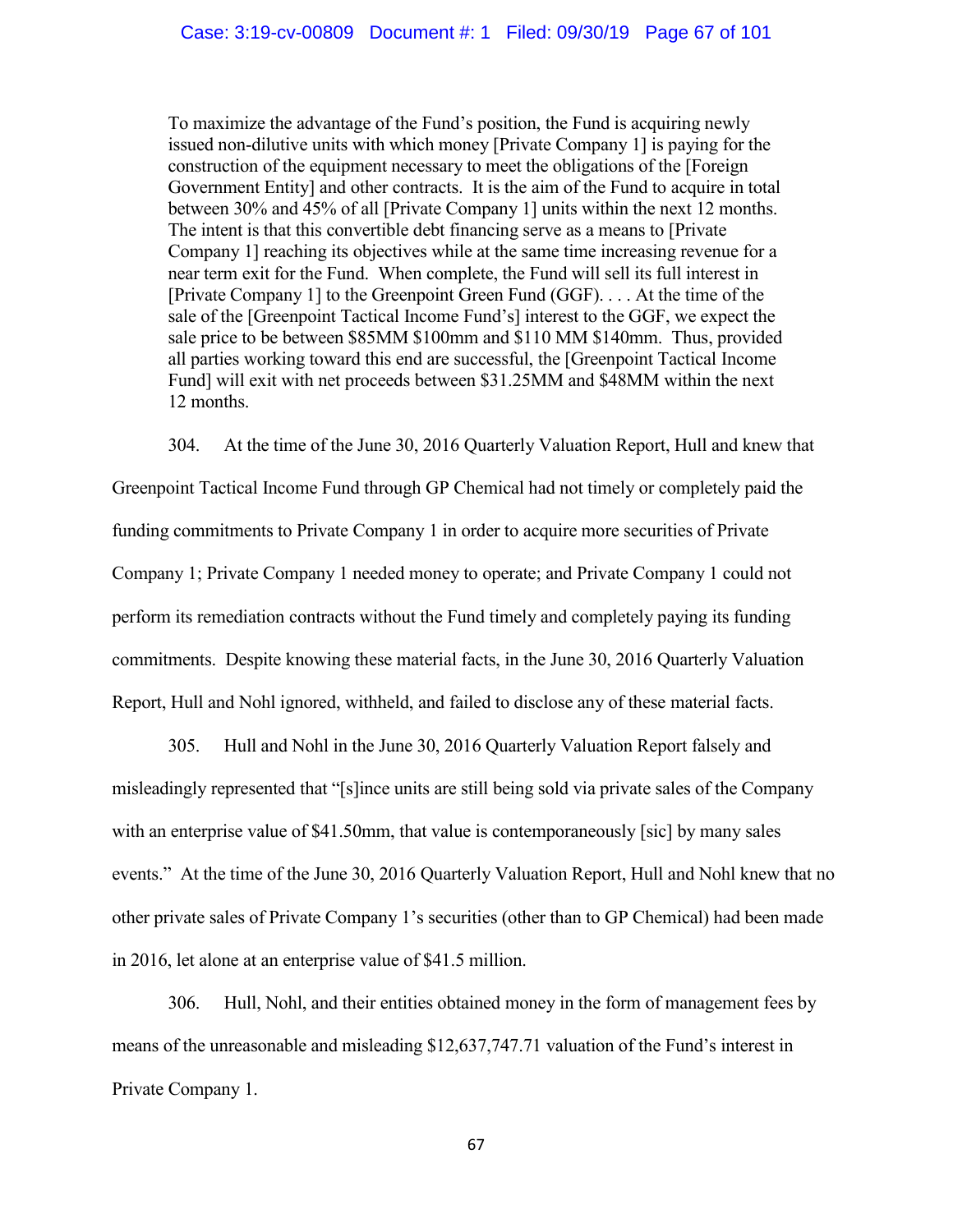> To maximize the advantage of the Fund's position, the Fund is acquiring newly issued non-dilutive units with which money [Private Company 1] is paying for the construction of the equipment necessary to meet the obligations of the [Foreign Government Entity] and other contracts. It is the aim of the Fund to acquire in total between 30% and 45% of all [Private Company 1] units within the next 12 months. The intent is that this convertible debt financing serve as a means to [Private Company 1] reaching its objectives while at the same time increasing revenue for a near term exit for the Fund. When complete, the Fund will sell its full interest in [Private Company 1] to the Greenpoint Green Fund (GGF). . . . At the time of the sale of the [Greenpoint Tactical Income Fund's] interest to the GGF, we expect the sale price to be between \$85MM \$100mm and \$110 MM \$140mm. Thus, provided all parties working toward this end are successful, the [Greenpoint Tactical Income Fund] will exit with net proceeds between \$31.25MM and \$48MM within the next 12 months.

304. At the time of the June 30, 2016 Quarterly Valuation Report, Hull and knew that Greenpoint Tactical Income Fund through GP Chemical had not timely or completely paid the funding commitments to Private Company 1 in order to acquire more securities of Private Company 1; Private Company 1 needed money to operate; and Private Company 1 could not perform its remediation contracts without the Fund timely and completely paying its funding commitments. Despite knowing these material facts, in the June 30, 2016 Quarterly Valuation Report, Hull and Nohl ignored, withheld, and failed to disclose any of these material facts.

305. Hull and Nohl in the June 30, 2016 Quarterly Valuation Report falsely and misleadingly represented that "[s]ince units are still being sold via private sales of the Company with an enterprise value of \$41.50mm, that value is contemporaneously [sic] by many sales events." At the time of the June 30, 2016 Quarterly Valuation Report, Hull and Nohl knew that no other private sales of Private Company 1's securities (other than to GP Chemical) had been made in 2016, let alone at an enterprise value of \$41.5 million.

306. Hull, Nohl, and their entities obtained money in the form of management fees by means of the unreasonable and misleading \$12,637,747.71 valuation of the Fund's interest in Private Company 1.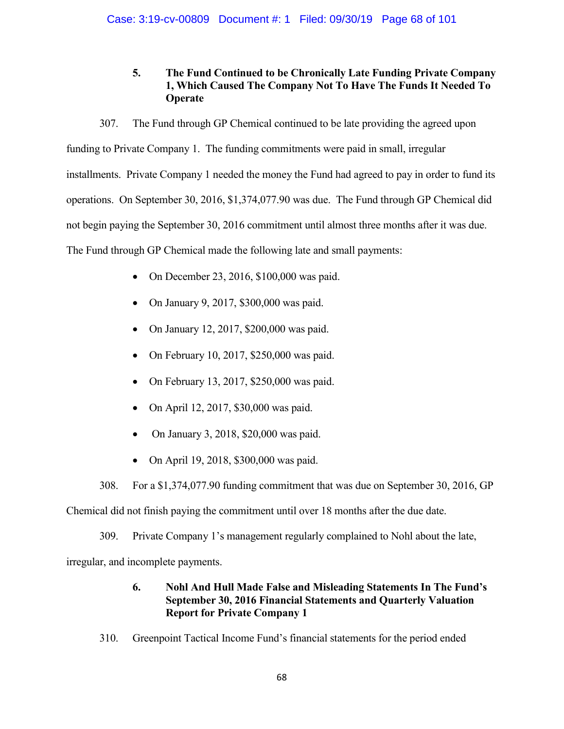### 5. The Fund Continued to be Chronically Late Funding Private Company 1, Which Caused The Company Not To Have The Funds It Needed To Operate

307. The Fund through GP Chemical continued to be late providing the agreed upon funding to Private Company 1. The funding commitments were paid in small, irregular installments. Private Company 1 needed the money the Fund had agreed to pay in order to fund its operations. On September 30, 2016, $1,374,077.90 was due. The Fund through GP Chemical did not begin paying the September 30, 2016 commitment until almost three months after it was due. The Fund through GP Chemical made the following late and small payments:

- On December 23, 2016, $100,000 was paid.
- On January 9, 2017, $300,000 was paid.
- On January 12, 2017, $200,000 was paid.
- On February 10, 2017, $250,000 was paid.
- On February 13, 2017, $250,000 was paid.
- On April 12, 2017, $30,000 was paid.
- On January 3, 2018, $20,000 was paid.
- On April 19, 2018, $300,000 was paid.

308. For a $1,374,077.90 funding commitment that was due on September 30, 2016, GP Chemical did not finish paying the commitment until over 18 months after the due date.

309. Private Company 1's management regularly complained to Nohl about the late, irregular, and incomplete payments.

### 6. Nohl And Hull Made False and Misleading Statements In The Fund's September 30, 2016 Financial Statements and Quarterly Valuation Report for Private Company 1

310. Greenpoint Tactical Income Fund's financial statements for the period ended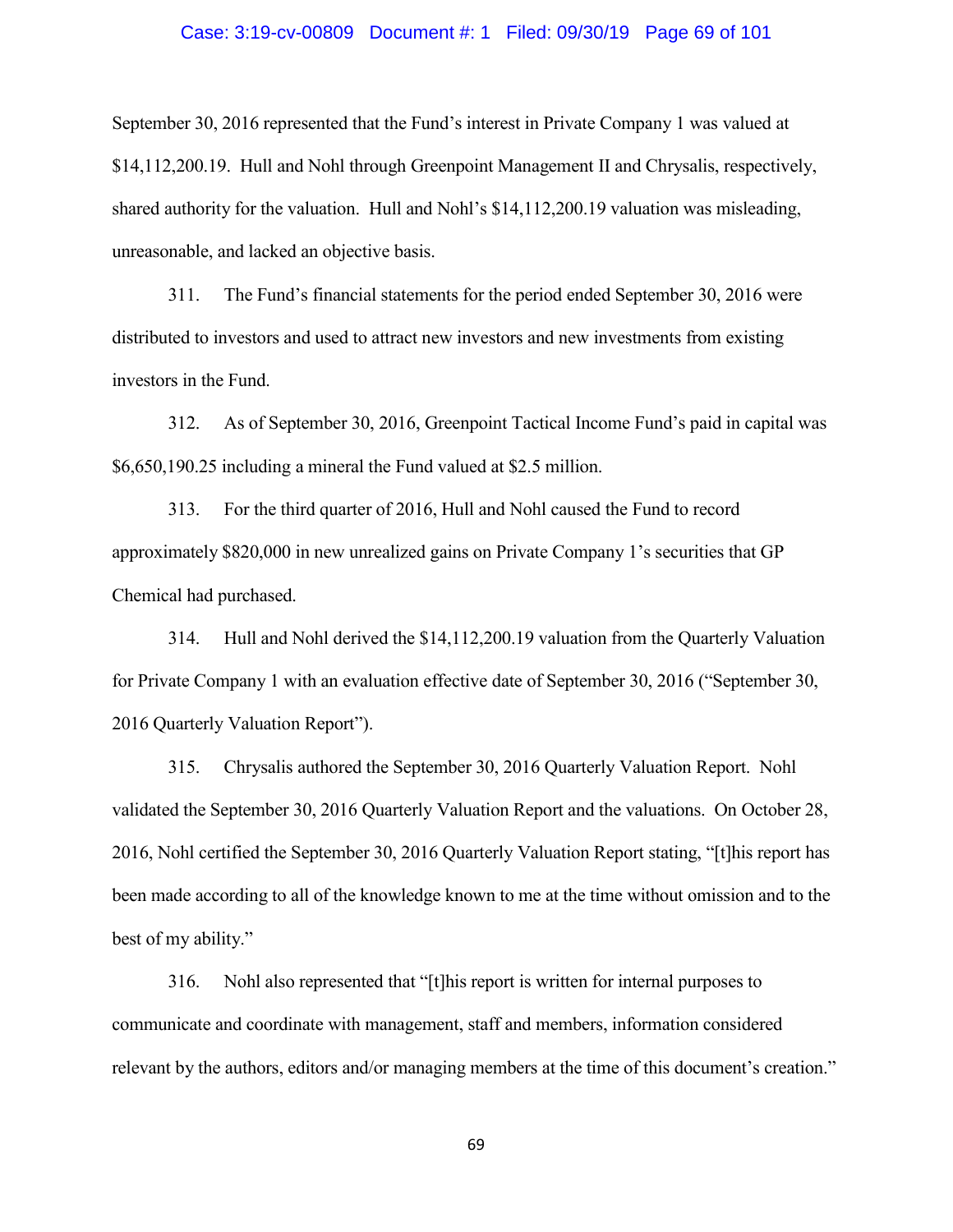September 30, 2016 represented that the Fund's interest in Private Company 1 was valued at $14,112,200.19. Hull and Nohl through Greenpoint Management II and Chrysalis, respectively, shared authority for the valuation. Hull and Nohl's $14,112,200.19 valuation was misleading, unreasonable, and lacked an objective basis.

311. The Fund's financial statements for the period ended September 30, 2016 were distributed to investors and used to attract new investors and new investments from existing investors in the Fund.

312. As of September 30, 2016, Greenpoint Tactical Income Fund's paid in capital was $6,650,190.25 including a mineral the Fund valued at $2.5 million.

313. For the third quarter of 2016, Hull and Nohl caused the Fund to record approximately $820,000 in new unrealized gains on Private Company 1's securities that GP Chemical had purchased.

314. Hull and Nohl derived the $14,112,200.19 valuation from the Quarterly Valuation for Private Company 1 with an evaluation effective date of September 30, 2016 ("September 30, 2016 Quarterly Valuation Report").

315. Chrysalis authored the September 30, 2016 Quarterly Valuation Report. Nohl validated the September 30, 2016 Quarterly Valuation Report and the valuations. On October 28, 2016, Nohl certified the September 30, 2016 Quarterly Valuation Report stating, "[t]his report has been made according to all of the knowledge known to me at the time without omission and to the best of my ability."

316. Nohl also represented that "[t]his report is written for internal purposes to communicate and coordinate with management, staff and members, information considered relevant by the authors, editors and/or managing members at the time of this document's creation."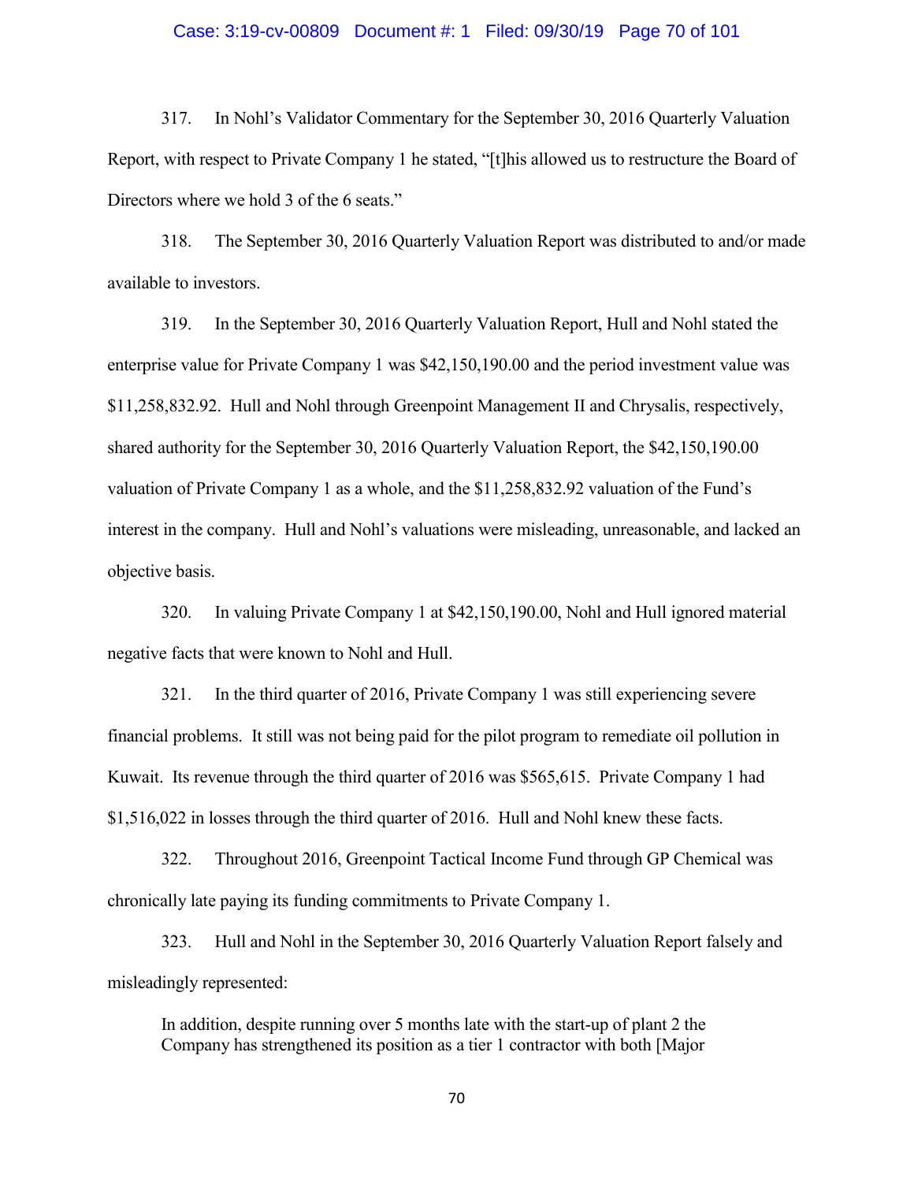317. In Nohl's Validator Commentary for the September 30, 2016 Quarterly Valuation Report, with respect to Private Company 1 he stated, "[t]his allowed us to restructure the Board of Directors where we hold 3 of the 6 seats."

318. The September 30, 2016 Quarterly Valuation Report was distributed to and/or made available to investors.

319. In the September 30, 2016 Quarterly Valuation Report, Hull and Nohl stated the enterprise value for Private Company 1 was $42,150,190.00 and the period investment value was $11,258,832.92. Hull and Nohl through Greenpoint Management II and Chrysalis, respectively, shared authority for the September 30, 2016 Quarterly Valuation Report, the $42,150,190.00 valuation of Private Company 1 as a whole, and the $11,258,832.92 valuation of the Fund's interest in the company. Hull and Nohl's valuations were misleading, unreasonable, and lacked an objective basis.

320. In valuing Private Company 1 at $42,150,190.00, Nohl and Hull ignored material negative facts that were known to Nohl and Hull.

321. In the third quarter of 2016, Private Company 1 was still experiencing severe financial problems. It still was not being paid for the pilot program to remediate oil pollution in Kuwait. Its revenue through the third quarter of 2016 was $565,615. Private Company 1 had $1,516,022 in losses through the third quarter of 2016. Hull and Nohl knew these facts.

322. Throughout 2016, Greenpoint Tactical Income Fund through GP Chemical was chronically late paying its funding commitments to Private Company 1.

323. Hull and Nohl in the September 30, 2016 Quarterly Valuation Report falsely and misleadingly represented:

> In addition, despite running over 5 months late with the start-up of plant 2 the Company has strengthened its position as a tier 1 contractor with both [Major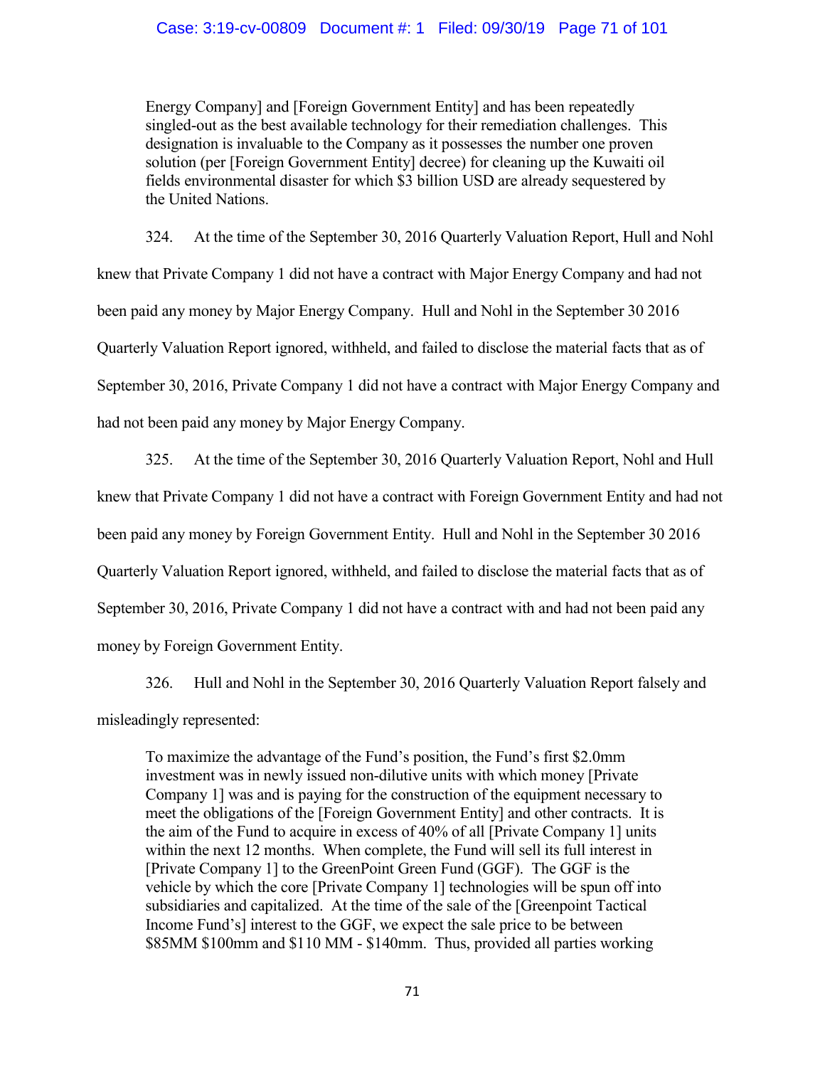> Energy Company] and [Foreign Government Entity] and has been repeatedly singled-out as the best available technology for their remediation challenges. This designation is invaluable to the Company as it possesses the number one proven solution (per [Foreign Government Entity] decree) for cleaning up the Kuwaiti oil fields environmental disaster for which $3 billion USD are already sequestered by the United Nations.

324. At the time of the September 30, 2016 Quarterly Valuation Report, Hull and Nohl knew that Private Company 1 did not have a contract with Major Energy Company and had not been paid any money by Major Energy Company. Hull and Nohl in the September 30 2016 Quarterly Valuation Report ignored, withheld, and failed to disclose the material facts that as of September 30, 2016, Private Company 1 did not have a contract with Major Energy Company and had not been paid any money by Major Energy Company.

325. At the time of the September 30, 2016 Quarterly Valuation Report, Nohl and Hull knew that Private Company 1 did not have a contract with Foreign Government Entity and had not been paid any money by Foreign Government Entity. Hull and Nohl in the September 30 2016 Quarterly Valuation Report ignored, withheld, and failed to disclose the material facts that as of September 30, 2016, Private Company 1 did not have a contract with and had not been paid any money by Foreign Government Entity.

326. Hull and Nohl in the September 30, 2016 Quarterly Valuation Report falsely and misleadingly represented:

> To maximize the advantage of the Fund's position, the Fund's first $2.0mm investment was in newly issued non-dilutive units with which money [Private Company 1] was and is paying for the construction of the equipment necessary to meet the obligations of the [Foreign Government Entity] and other contracts. It is the aim of the Fund to acquire in excess of 40% of all [Private Company 1] units within the next 12 months. When complete, the Fund will sell its full interest in [Private Company 1] to the GreenPoint Green Fund (GGF). The GGF is the vehicle by which the core [Private Company 1] technologies will be spun off into subsidiaries and capitalized. At the time of the sale of the [Greenpoint Tactical Income Fund's] interest to the GGF, we expect the sale price to be between $85MM $100mm and $110 MM - $140mm. Thus, provided all parties working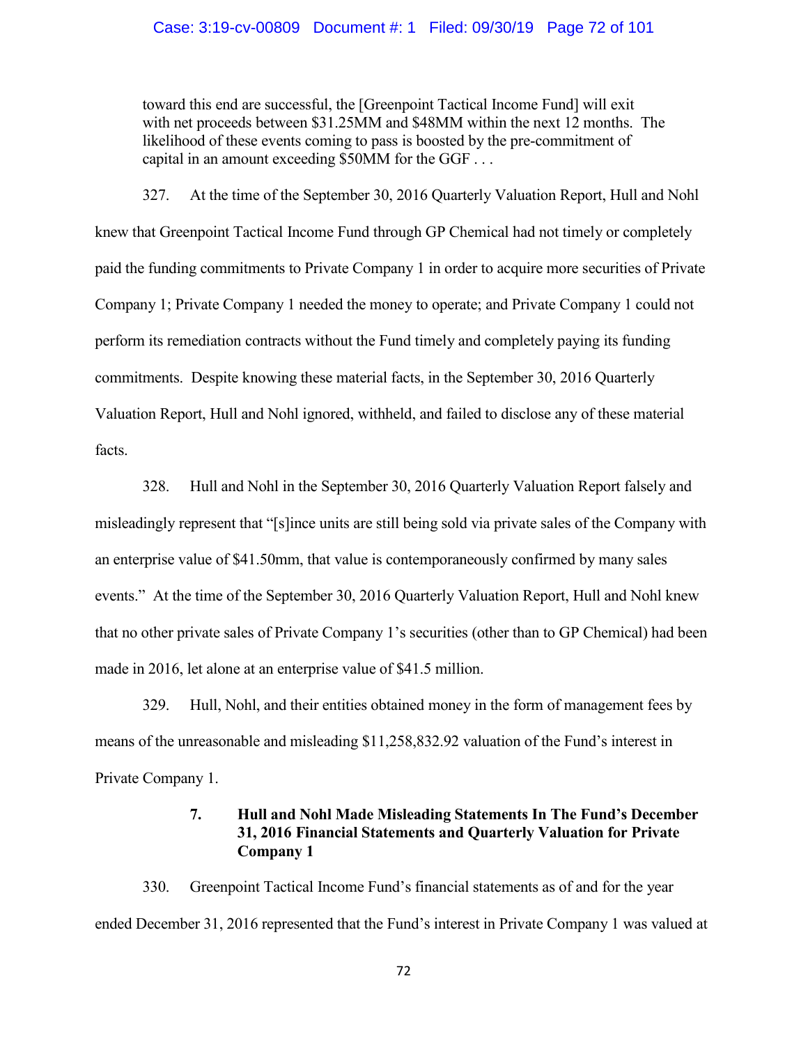> toward this end are successful, the [Greenpoint Tactical Income Fund] will exit with net proceeds between $31.25MM and $48MM within the next 12 months. The likelihood of these events coming to pass is boosted by the pre-commitment of capital in an amount exceeding $50MM for the GGF . . .

327. At the time of the September 30, 2016 Quarterly Valuation Report, Hull and Nohl knew that Greenpoint Tactical Income Fund through GP Chemical had not timely or completely paid the funding commitments to Private Company 1 in order to acquire more securities of Private Company 1; Private Company 1 needed the money to operate; and Private Company 1 could not perform its remediation contracts without the Fund timely and completely paying its funding commitments. Despite knowing these material facts, in the September 30, 2016 Quarterly Valuation Report, Hull and Nohl ignored, withheld, and failed to disclose any of these material facts.

328. Hull and Nohl in the September 30, 2016 Quarterly Valuation Report falsely and misleadingly represent that "[s]ince units are still being sold via private sales of the Company with an enterprise value of $41.50mm, that value is contemporaneously confirmed by many sales events." At the time of the September 30, 2016 Quarterly Valuation Report, Hull and Nohl knew that no other private sales of Private Company 1's securities (other than to GP Chemical) had been made in 2016, let alone at an enterprise value of $41.5 million.

329. Hull, Nohl, and their entities obtained money in the form of management fees by means of the unreasonable and misleading $11,258,832.92 valuation of the Fund's interest in Private Company 1.

#### 7. Hull and Nohl Made Misleading Statements In The Fund's December 31, 2016 Financial Statements and Quarterly Valuation for Private Company 1

330. Greenpoint Tactical Income Fund's financial statements as of and for the year ended December 31, 2016 represented that the Fund's interest in Private Company 1 was valued at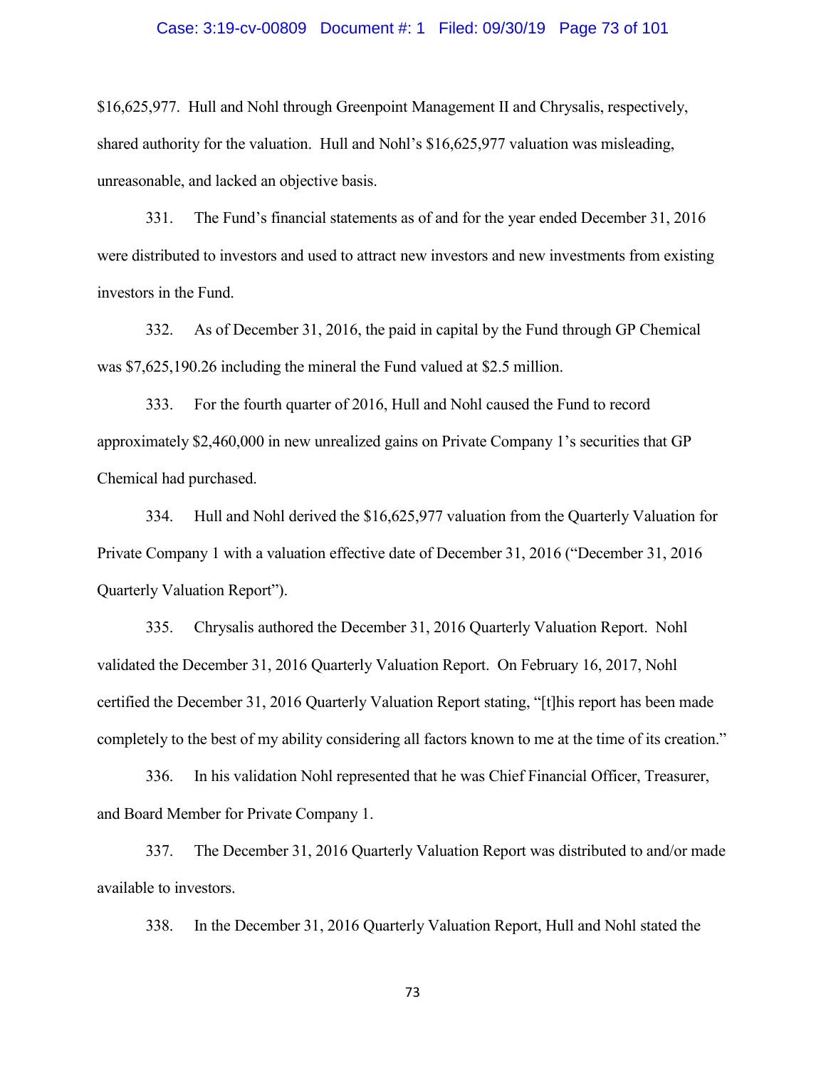$16,625,977. Hull and Nohl through Greenpoint Management II and Chrysalis, respectively, shared authority for the valuation. Hull and Nohl's $16,625,977 valuation was misleading, unreasonable, and lacked an objective basis.

331. The Fund's financial statements as of and for the year ended December 31, 2016 were distributed to investors and used to attract new investors and new investments from existing investors in the Fund.

332. As of December 31, 2016, the paid in capital by the Fund through GP Chemical was $7,625,190.26 including the mineral the Fund valued at $2.5 million.

333. For the fourth quarter of 2016, Hull and Nohl caused the Fund to record approximately $2,460,000 in new unrealized gains on Private Company 1's securities that GP Chemical had purchased.

334. Hull and Nohl derived the $16,625,977 valuation from the Quarterly Valuation for Private Company 1 with a valuation effective date of December 31, 2016 ("December 31, 2016 Quarterly Valuation Report").

335. Chrysalis authored the December 31, 2016 Quarterly Valuation Report. Nohl validated the December 31, 2016 Quarterly Valuation Report. On February 16, 2017, Nohl certified the December 31, 2016 Quarterly Valuation Report stating, "[t]his report has been made completely to the best of my ability considering all factors known to me at the time of its creation."

336. In his validation Nohl represented that he was Chief Financial Officer, Treasurer, and Board Member for Private Company 1.

337. The December 31, 2016 Quarterly Valuation Report was distributed to and/or made available to investors.

338. In the December 31, 2016 Quarterly Valuation Report, Hull and Nohl stated the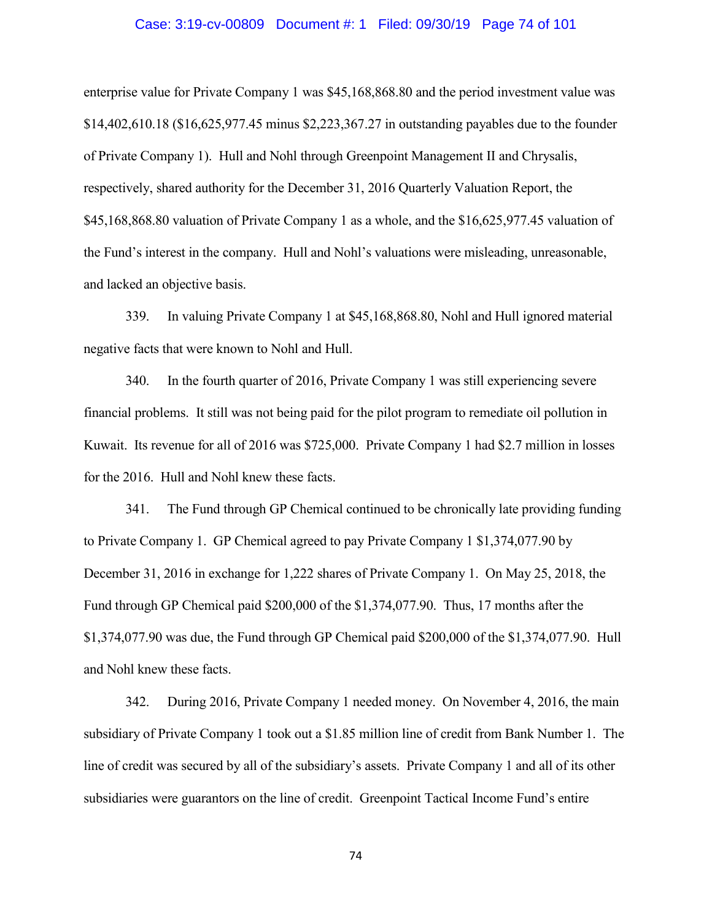enterprise value for Private Company 1 was $45,168,868.80 and the period investment value was $14,402,610.18 ($16,625,977.45 minus $2,223,367.27 in outstanding payables due to the founder of Private Company 1). Hull and Nohl through Greenpoint Management II and Chrysalis, respectively, shared authority for the December 31, 2016 Quarterly Valuation Report, the $45,168,868.80 valuation of Private Company 1 as a whole, and the $16,625,977.45 valuation of the Fund's interest in the company. Hull and Nohl's valuations were misleading, unreasonable, and lacked an objective basis.

339. In valuing Private Company 1 at $45,168,868.80, Nohl and Hull ignored material negative facts that were known to Nohl and Hull.

340. In the fourth quarter of 2016, Private Company 1 was still experiencing severe financial problems. It still was not being paid for the pilot program to remediate oil pollution in Kuwait. Its revenue for all of 2016 was $725,000. Private Company 1 had $2.7 million in losses for the 2016. Hull and Nohl knew these facts.

341. The Fund through GP Chemical continued to be chronically late providing funding to Private Company 1. GP Chemical agreed to pay Private Company 1 $1,374,077.90 by December 31, 2016 in exchange for 1,222 shares of Private Company 1. On May 25, 2018, the Fund through GP Chemical paid $200,000 of the $1,374,077.90. Thus, 17 months after the $1,374,077.90 was due, the Fund through GP Chemical paid $200,000 of the $1,374,077.90. Hull and Nohl knew these facts.

342. During 2016, Private Company 1 needed money. On November 4, 2016, the main subsidiary of Private Company 1 took out a $1.85 million line of credit from Bank Number 1. The line of credit was secured by all of the subsidiary's assets. Private Company 1 and all of its other subsidiaries were guarantors on the line of credit. Greenpoint Tactical Income Fund's entire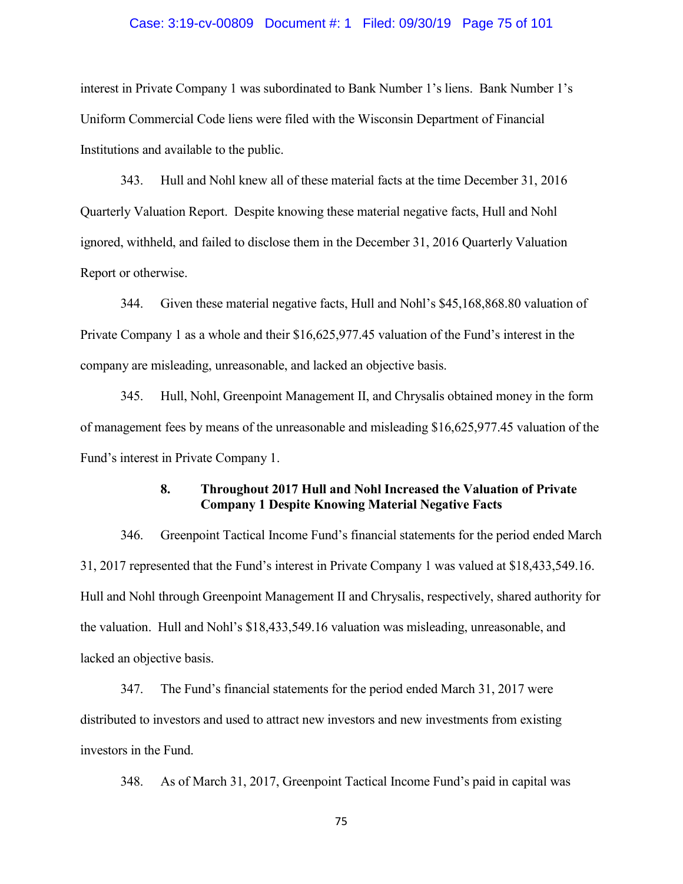interest in Private Company 1 was subordinated to Bank Number 1's liens. Bank Number 1's Uniform Commercial Code liens were filed with the Wisconsin Department of Financial Institutions and available to the public.

343. Hull and Nohl knew all of these material facts at the time December 31, 2016 Quarterly Valuation Report. Despite knowing these material negative facts, Hull and Nohl ignored, withheld, and failed to disclose them in the December 31, 2016 Quarterly Valuation Report or otherwise.

344. Given these material negative facts, Hull and Nohl's $45,168,868.80 valuation of Private Company 1 as a whole and their $16,625,977.45 valuation of the Fund's interest in the company are misleading, unreasonable, and lacked an objective basis.

345. Hull, Nohl, Greenpoint Management II, and Chrysalis obtained money in the form of management fees by means of the unreasonable and misleading $16,625,977.45 valuation of the Fund's interest in Private Company 1.

### 8. Throughout 2017 Hull and Nohl Increased the Valuation of Private Company 1 Despite Knowing Material Negative Facts

346. Greenpoint Tactical Income Fund's financial statements for the period ended March 31, 2017 represented that the Fund's interest in Private Company 1 was valued at $18,433,549.16. Hull and Nohl through Greenpoint Management II and Chrysalis, respectively, shared authority for the valuation. Hull and Nohl's $18,433,549.16 valuation was misleading, unreasonable, and lacked an objective basis.

347. The Fund's financial statements for the period ended March 31, 2017 were distributed to investors and used to attract new investors and new investments from existing investors in the Fund.

348. As of March 31, 2017, Greenpoint Tactical Income Fund's paid in capital was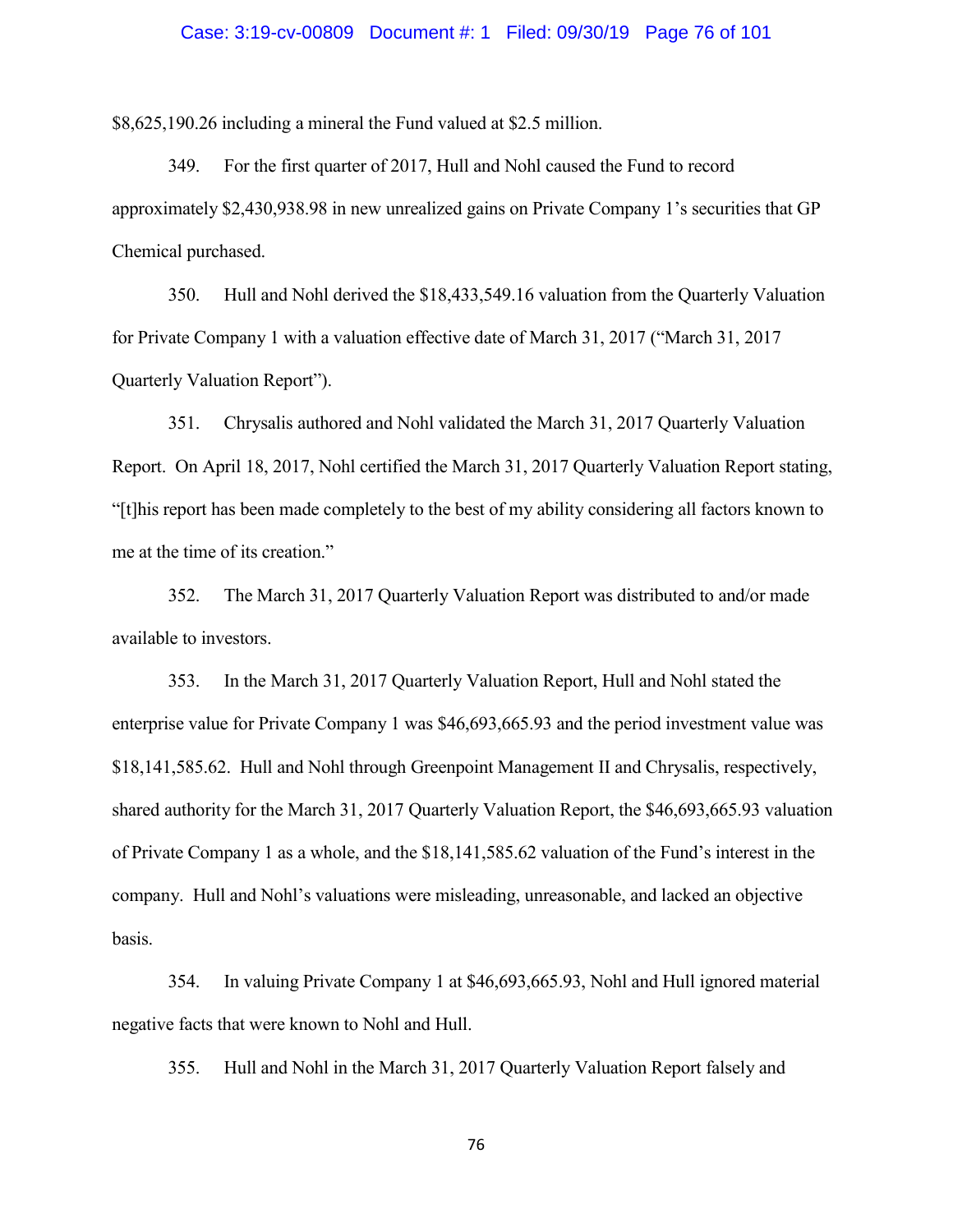$8,625,190.26 including a mineral the Fund valued at $2.5 million.

349. For the first quarter of 2017, Hull and Nohl caused the Fund to record approximately $2,430,938.98 in new unrealized gains on Private Company 1's securities that GP Chemical purchased.

350. Hull and Nohl derived the $18,433,549.16 valuation from the Quarterly Valuation for Private Company 1 with a valuation effective date of March 31, 2017 ("March 31, 2017 Quarterly Valuation Report").

351. Chrysalis authored and Nohl validated the March 31, 2017 Quarterly Valuation Report. On April 18, 2017, Nohl certified the March 31, 2017 Quarterly Valuation Report stating, "[t]his report has been made completely to the best of my ability considering all factors known to me at the time of its creation."

352. The March 31, 2017 Quarterly Valuation Report was distributed to and/or made available to investors.

353. In the March 31, 2017 Quarterly Valuation Report, Hull and Nohl stated the enterprise value for Private Company 1 was $46,693,665.93 and the period investment value was $18,141,585.62. Hull and Nohl through Greenpoint Management II and Chrysalis, respectively, shared authority for the March 31, 2017 Quarterly Valuation Report, the $46,693,665.93 valuation of Private Company 1 as a whole, and the $18,141,585.62 valuation of the Fund's interest in the company. Hull and Nohl's valuations were misleading, unreasonable, and lacked an objective basis.

354. In valuing Private Company 1 at $46,693,665.93, Nohl and Hull ignored material negative facts that were known to Nohl and Hull.

355. Hull and Nohl in the March 31, 2017 Quarterly Valuation Report falsely and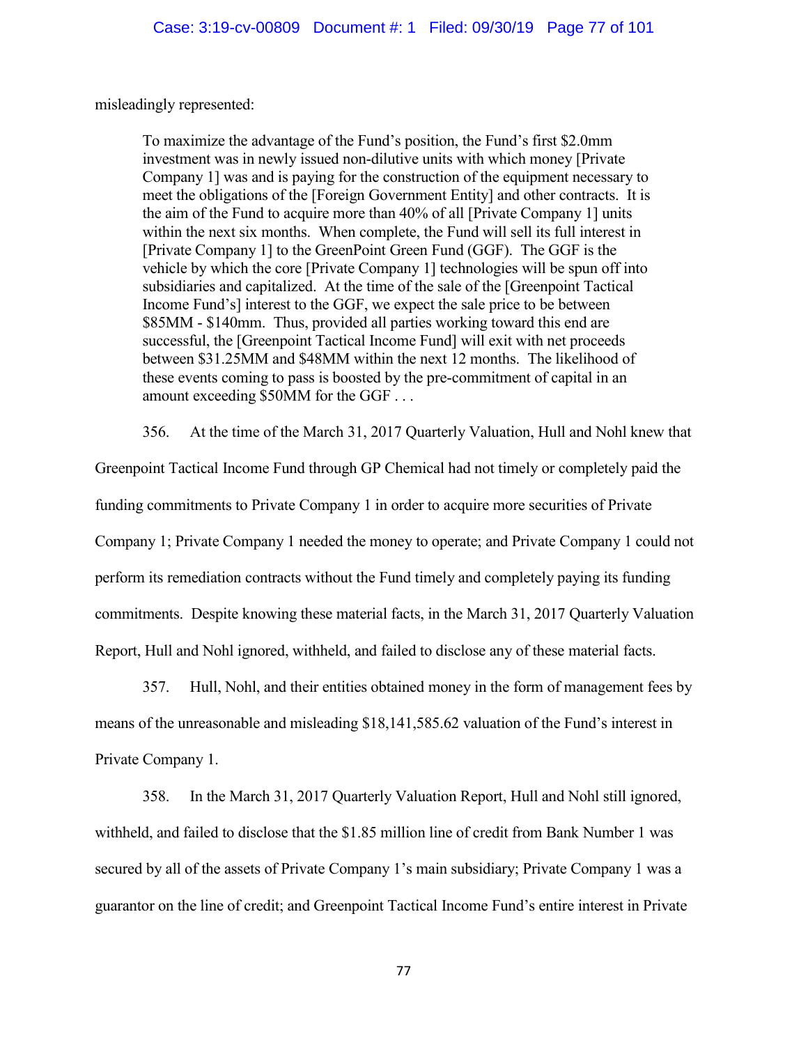misleadingly represented:

> To maximize the advantage of the Fund's position, the Fund's first $2.0mm investment was in newly issued non-dilutive units with which money [Private Company 1] was and is paying for the construction of the equipment necessary to meet the obligations of the [Foreign Government Entity] and other contracts. It is the aim of the Fund to acquire more than 40% of all [Private Company 1] units within the next six months. When complete, the Fund will sell its full interest in [Private Company 1] to the GreenPoint Green Fund (GGF). The GGF is the vehicle by which the core [Private Company 1] technologies will be spun off into subsidiaries and capitalized. At the time of the sale of the [Greenpoint Tactical Income Fund's] interest to the GGF, we expect the sale price to be between $85MM - $140mm. Thus, provided all parties working toward this end are successful, the [Greenpoint Tactical Income Fund] will exit with net proceeds between $31.25MM and $48MM within the next 12 months. The likelihood of these events coming to pass is boosted by the pre-commitment of capital in an amount exceeding $50MM for the GGF . . .

356. At the time of the March 31, 2017 Quarterly Valuation, Hull and Nohl knew that Greenpoint Tactical Income Fund through GP Chemical had not timely or completely paid the funding commitments to Private Company 1 in order to acquire more securities of Private Company 1; Private Company 1 needed the money to operate; and Private Company 1 could not perform its remediation contracts without the Fund timely and completely paying its funding commitments. Despite knowing these material facts, in the March 31, 2017 Quarterly Valuation Report, Hull and Nohl ignored, withheld, and failed to disclose any of these material facts.

357. Hull, Nohl, and their entities obtained money in the form of management fees by means of the unreasonable and misleading $18,141,585.62 valuation of the Fund's interest in Private Company 1.

358. In the March 31, 2017 Quarterly Valuation Report, Hull and Nohl still ignored, withheld, and failed to disclose that the $1.85 million line of credit from Bank Number 1 was secured by all of the assets of Private Company 1's main subsidiary; Private Company 1 was a guarantor on the line of credit; and Greenpoint Tactical Income Fund's entire interest in Private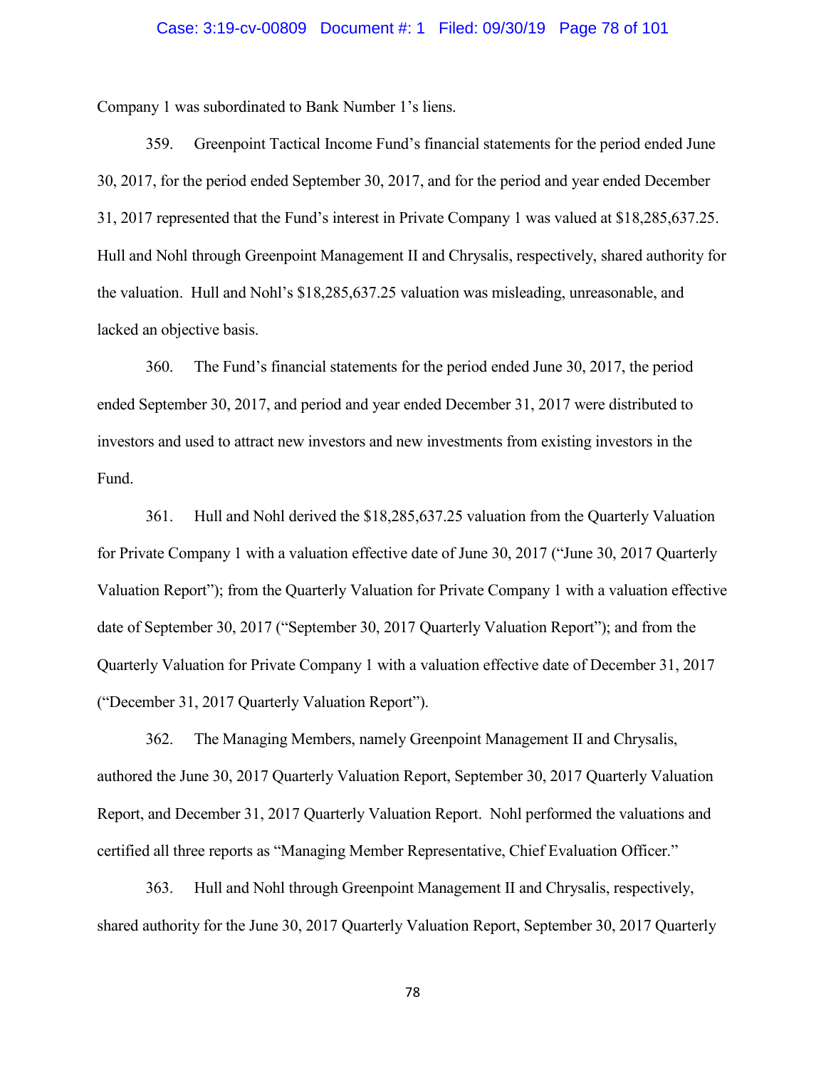Company 1 was subordinated to Bank Number 1's liens.

359. Greenpoint Tactical Income Fund's financial statements for the period ended June 30, 2017, for the period ended September 30, 2017, and for the period and year ended December 31, 2017 represented that the Fund's interest in Private Company 1 was valued at $18,285,637.25. Hull and Nohl through Greenpoint Management II and Chrysalis, respectively, shared authority for the valuation. Hull and Nohl's $18,285,637.25 valuation was misleading, unreasonable, and lacked an objective basis.

360. The Fund's financial statements for the period ended June 30, 2017, the period ended September 30, 2017, and period and year ended December 31, 2017 were distributed to investors and used to attract new investors and new investments from existing investors in the Fund.

361. Hull and Nohl derived the $18,285,637.25 valuation from the Quarterly Valuation for Private Company 1 with a valuation effective date of June 30, 2017 ("June 30, 2017 Quarterly Valuation Report"); from the Quarterly Valuation for Private Company 1 with a valuation effective date of September 30, 2017 ("September 30, 2017 Quarterly Valuation Report"); and from the Quarterly Valuation for Private Company 1 with a valuation effective date of December 31, 2017 ("December 31, 2017 Quarterly Valuation Report").

362. The Managing Members, namely Greenpoint Management II and Chrysalis, authored the June 30, 2017 Quarterly Valuation Report, September 30, 2017 Quarterly Valuation Report, and December 31, 2017 Quarterly Valuation Report. Nohl performed the valuations and certified all three reports as "Managing Member Representative, Chief Evaluation Officer."

363. Hull and Nohl through Greenpoint Management II and Chrysalis, respectively, shared authority for the June 30, 2017 Quarterly Valuation Report, September 30, 2017 Quarterly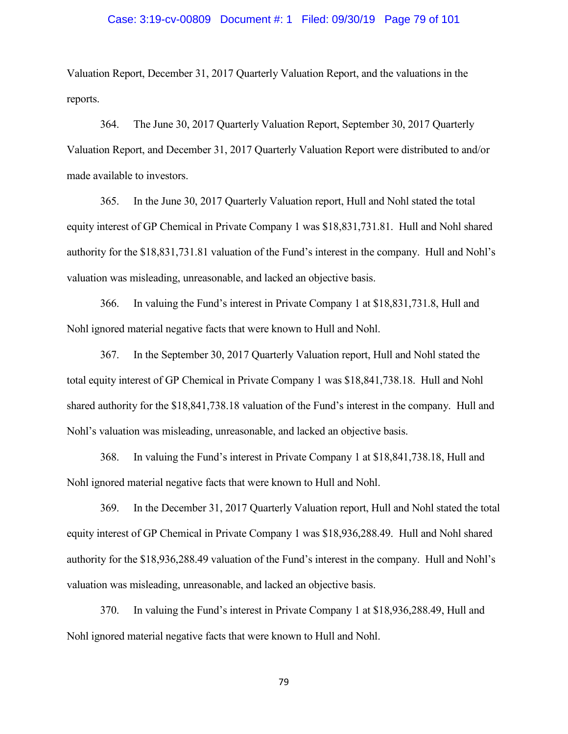Valuation Report, December 31, 2017 Quarterly Valuation Report, and the valuations in the reports.

364. The June 30, 2017 Quarterly Valuation Report, September 30, 2017 Quarterly Valuation Report, and December 31, 2017 Quarterly Valuation Report were distributed to and/or made available to investors.

365. In the June 30, 2017 Quarterly Valuation report, Hull and Nohl stated the total equity interest of GP Chemical in Private Company 1 was $18,831,731.81. Hull and Nohl shared authority for the $18,831,731.81 valuation of the Fund's interest in the company. Hull and Nohl's valuation was misleading, unreasonable, and lacked an objective basis.

366. In valuing the Fund's interest in Private Company 1 at $18,831,731.8, Hull and Nohl ignored material negative facts that were known to Hull and Nohl.

367. In the September 30, 2017 Quarterly Valuation report, Hull and Nohl stated the total equity interest of GP Chemical in Private Company 1 was $18,841,738.18. Hull and Nohl shared authority for the $18,841,738.18 valuation of the Fund's interest in the company. Hull and Nohl's valuation was misleading, unreasonable, and lacked an objective basis.

368. In valuing the Fund's interest in Private Company 1 at $18,841,738.18, Hull and Nohl ignored material negative facts that were known to Hull and Nohl.

369. In the December 31, 2017 Quarterly Valuation report, Hull and Nohl stated the total equity interest of GP Chemical in Private Company 1 was $18,936,288.49. Hull and Nohl shared authority for the $18,936,288.49 valuation of the Fund's interest in the company. Hull and Nohl's valuation was misleading, unreasonable, and lacked an objective basis.

370. In valuing the Fund's interest in Private Company 1 at $18,936,288.49, Hull and Nohl ignored material negative facts that were known to Hull and Nohl.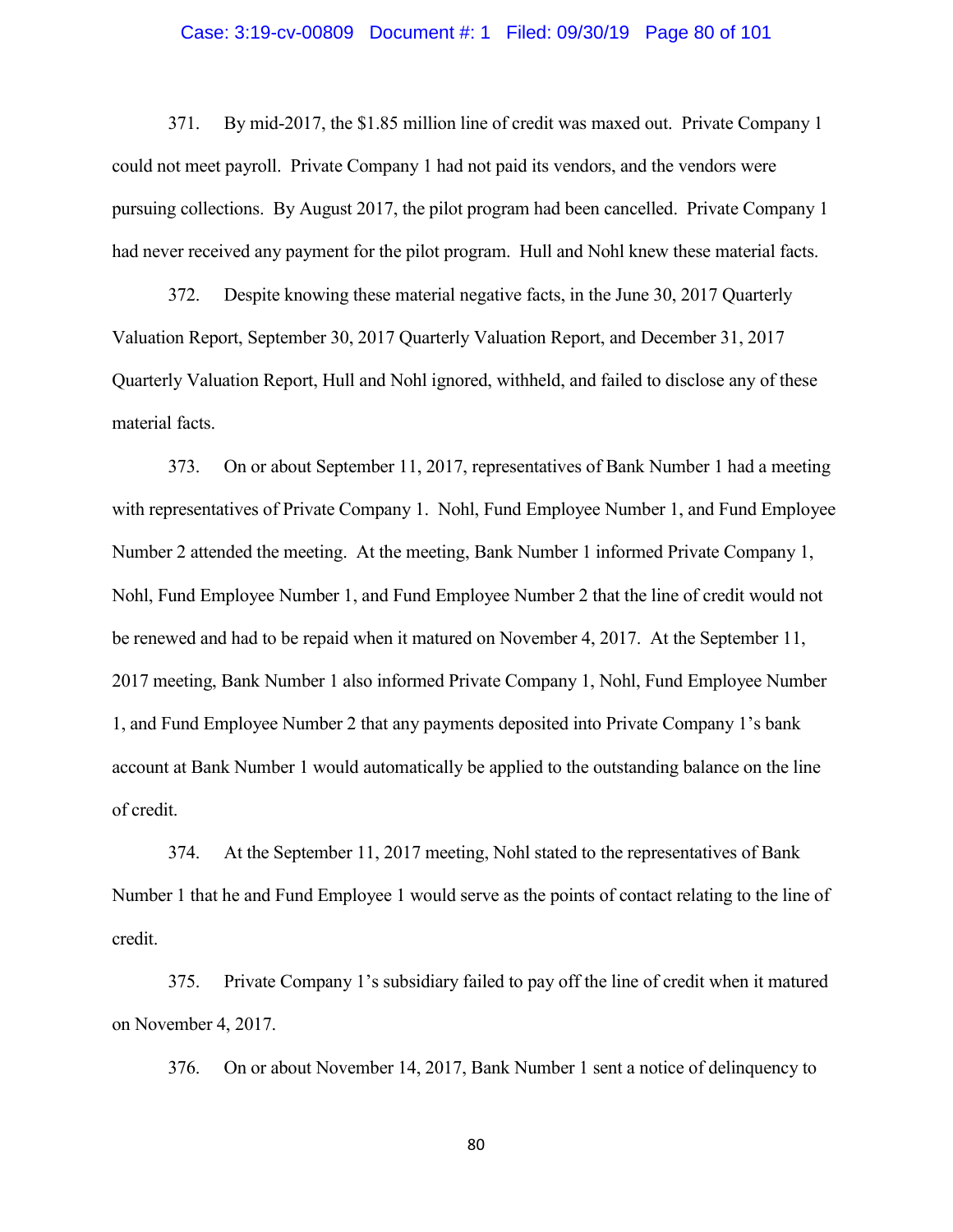371. By mid-2017, the $1.85 million line of credit was maxed out. Private Company 1 could not meet payroll. Private Company 1 had not paid its vendors, and the vendors were pursuing collections. By August 2017, the pilot program had been cancelled. Private Company 1 had never received any payment for the pilot program. Hull and Nohl knew these material facts.

372. Despite knowing these material negative facts, in the June 30, 2017 Quarterly Valuation Report, September 30, 2017 Quarterly Valuation Report, and December 31, 2017 Quarterly Valuation Report, Hull and Nohl ignored, withheld, and failed to disclose any of these material facts.

373. On or about September 11, 2017, representatives of Bank Number 1 had a meeting with representatives of Private Company 1. Nohl, Fund Employee Number 1, and Fund Employee Number 2 attended the meeting. At the meeting, Bank Number 1 informed Private Company 1, Nohl, Fund Employee Number 1, and Fund Employee Number 2 that the line of credit would not be renewed and had to be repaid when it matured on November 4, 2017. At the September 11, 2017 meeting, Bank Number 1 also informed Private Company 1, Nohl, Fund Employee Number 1, and Fund Employee Number 2 that any payments deposited into Private Company 1's bank account at Bank Number 1 would automatically be applied to the outstanding balance on the line of credit.

374. At the September 11, 2017 meeting, Nohl stated to the representatives of Bank Number 1 that he and Fund Employee 1 would serve as the points of contact relating to the line of credit.

375. Private Company 1's subsidiary failed to pay off the line of credit when it matured on November 4, 2017.

376. On or about November 14, 2017, Bank Number 1 sent a notice of delinquency to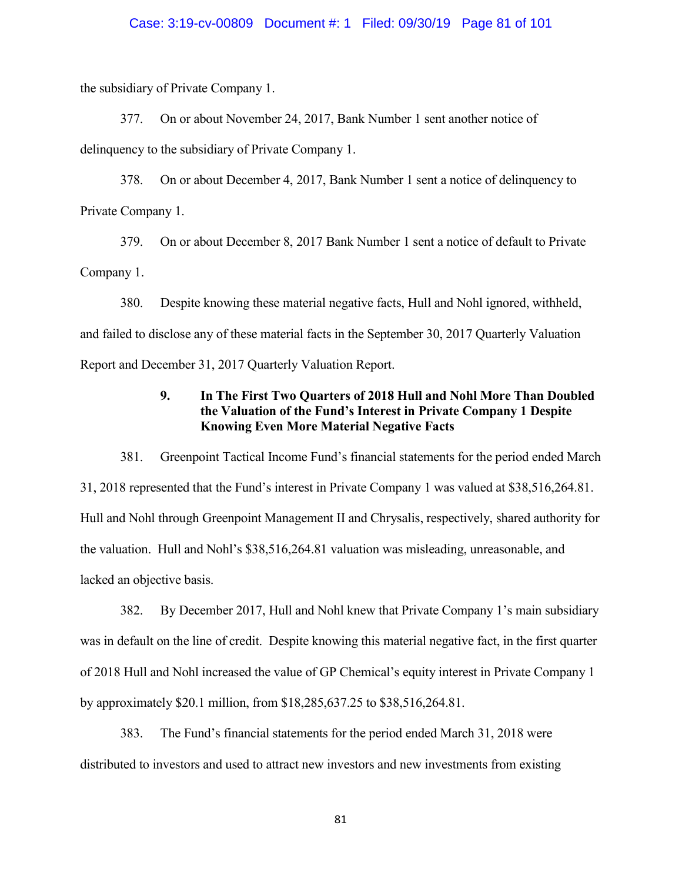the subsidiary of Private Company 1.

377. On or about November 24, 2017, Bank Number 1 sent another notice of delinquency to the subsidiary of Private Company 1.

378. On or about December 4, 2017, Bank Number 1 sent a notice of delinquency to Private Company 1.

379. On or about December 8, 2017 Bank Number 1 sent a notice of default to Private Company 1.

380. Despite knowing these material negative facts, Hull and Nohl ignored, withheld, and failed to disclose any of these material facts in the September 30, 2017 Quarterly Valuation Report and December 31, 2017 Quarterly Valuation Report.

### 9. In The First Two Quarters of 2018 Hull and Nohl More Than Doubled the Valuation of the Fund's Interest in Private Company 1 Despite Knowing Even More Material Negative Facts

381. Greenpoint Tactical Income Fund's financial statements for the period ended March 31, 2018 represented that the Fund's interest in Private Company 1 was valued at $38,516,264.81. Hull and Nohl through Greenpoint Management II and Chrysalis, respectively, shared authority for the valuation. Hull and Nohl's $38,516,264.81 valuation was misleading, unreasonable, and lacked an objective basis.

382. By December 2017, Hull and Nohl knew that Private Company 1's main subsidiary was in default on the line of credit. Despite knowing this material negative fact, in the first quarter of 2018 Hull and Nohl increased the value of GP Chemical's equity interest in Private Company 1 by approximately $20.1 million, from $18,285,637.25 to $38,516,264.81.

383. The Fund's financial statements for the period ended March 31, 2018 were distributed to investors and used to attract new investors and new investments from existing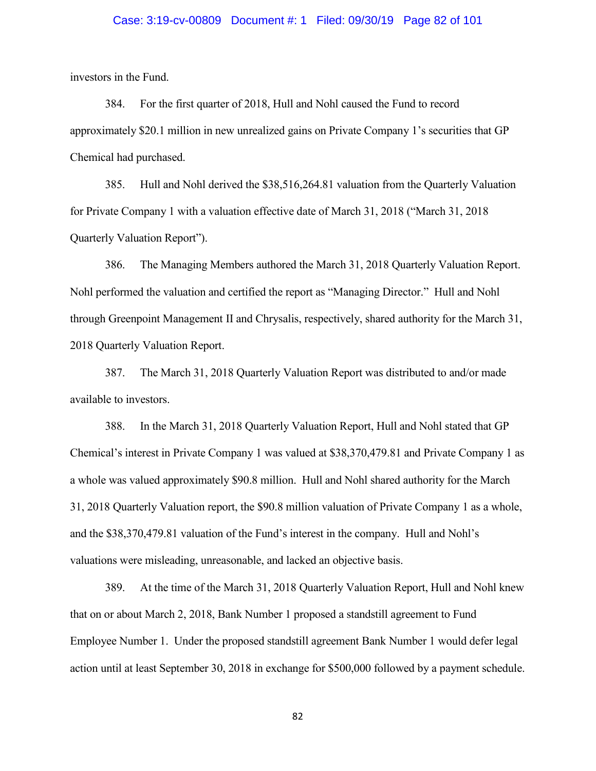investors in the Fund.

384. For the first quarter of 2018, Hull and Nohl caused the Fund to record approximately $20.1 million in new unrealized gains on Private Company 1's securities that GP Chemical had purchased.

385. Hull and Nohl derived the $38,516,264.81 valuation from the Quarterly Valuation for Private Company 1 with a valuation effective date of March 31, 2018 ("March 31, 2018 Quarterly Valuation Report").

386. The Managing Members authored the March 31, 2018 Quarterly Valuation Report. Nohl performed the valuation and certified the report as "Managing Director." Hull and Nohl through Greenpoint Management II and Chrysalis, respectively, shared authority for the March 31, 2018 Quarterly Valuation Report.

387. The March 31, 2018 Quarterly Valuation Report was distributed to and/or made available to investors.

388. In the March 31, 2018 Quarterly Valuation Report, Hull and Nohl stated that GP Chemical's interest in Private Company 1 was valued at $38,370,479.81 and Private Company 1 as a whole was valued approximately $90.8 million. Hull and Nohl shared authority for the March 31, 2018 Quarterly Valuation report, the $90.8 million valuation of Private Company 1 as a whole, and the $38,370,479.81 valuation of the Fund's interest in the company. Hull and Nohl's valuations were misleading, unreasonable, and lacked an objective basis.

389. At the time of the March 31, 2018 Quarterly Valuation Report, Hull and Nohl knew that on or about March 2, 2018, Bank Number 1 proposed a standstill agreement to Fund Employee Number 1. Under the proposed standstill agreement Bank Number 1 would defer legal action until at least September 30, 2018 in exchange for $500,000 followed by a payment schedule.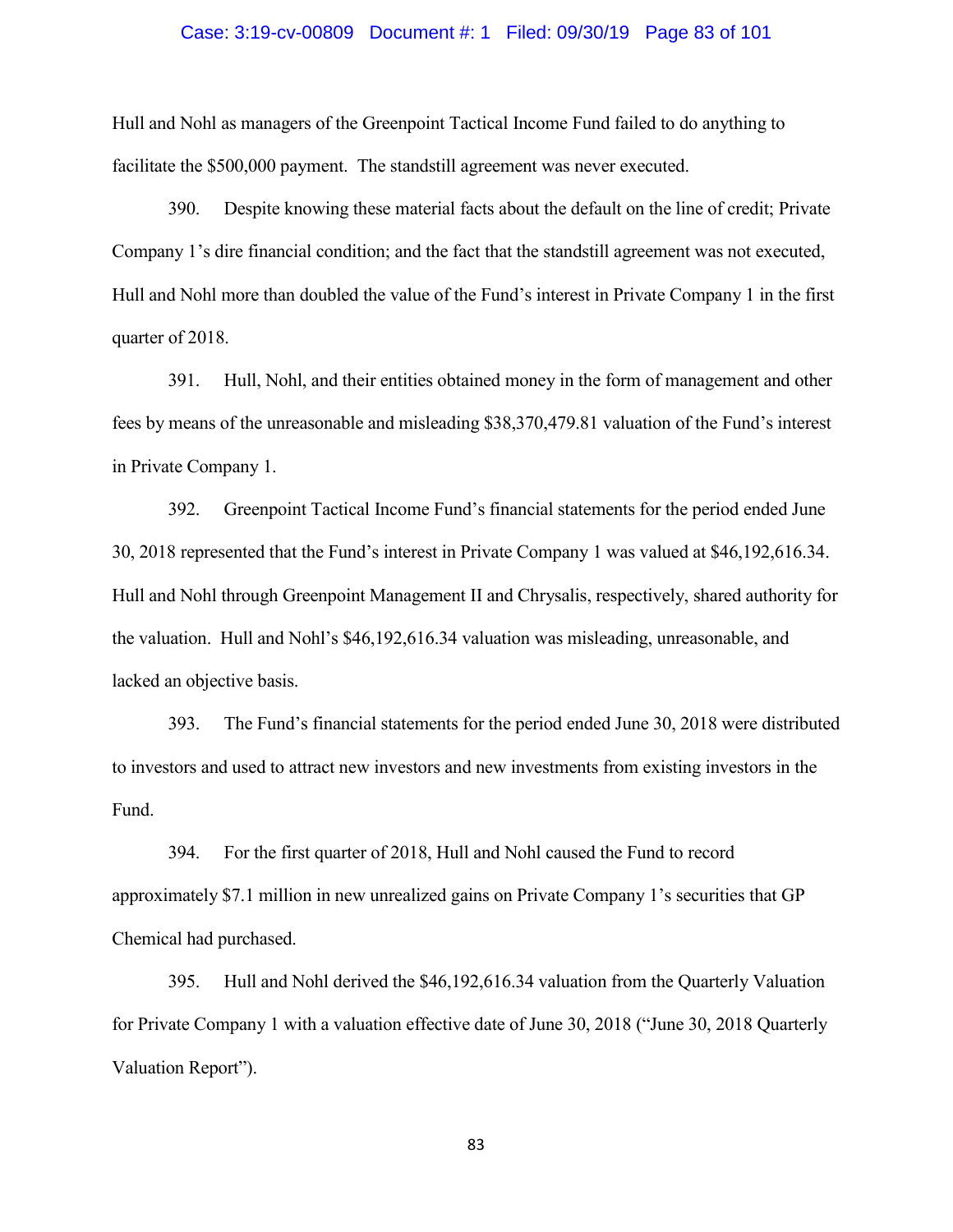Hull and Nohl as managers of the Greenpoint Tactical Income Fund failed to do anything to facilitate the $500,000 payment. The standstill agreement was never executed.

390. Despite knowing these material facts about the default on the line of credit; Private Company 1's dire financial condition; and the fact that the standstill agreement was not executed, Hull and Nohl more than doubled the value of the Fund's interest in Private Company 1 in the first quarter of 2018.

391. Hull, Nohl, and their entities obtained money in the form of management and other fees by means of the unreasonable and misleading $38,370,479.81 valuation of the Fund's interest in Private Company 1.

392. Greenpoint Tactical Income Fund's financial statements for the period ended June 30, 2018 represented that the Fund's interest in Private Company 1 was valued at $46,192,616.34. Hull and Nohl through Greenpoint Management II and Chrysalis, respectively, shared authority for the valuation. Hull and Nohl's $46,192,616.34 valuation was misleading, unreasonable, and lacked an objective basis.

393. The Fund's financial statements for the period ended June 30, 2018 were distributed to investors and used to attract new investors and new investments from existing investors in the Fund.

394. For the first quarter of 2018, Hull and Nohl caused the Fund to record approximately $7.1 million in new unrealized gains on Private Company 1's securities that GP Chemical had purchased.

395. Hull and Nohl derived the $46,192,616.34 valuation from the Quarterly Valuation for Private Company 1 with a valuation effective date of June 30, 2018 ("June 30, 2018 Quarterly Valuation Report").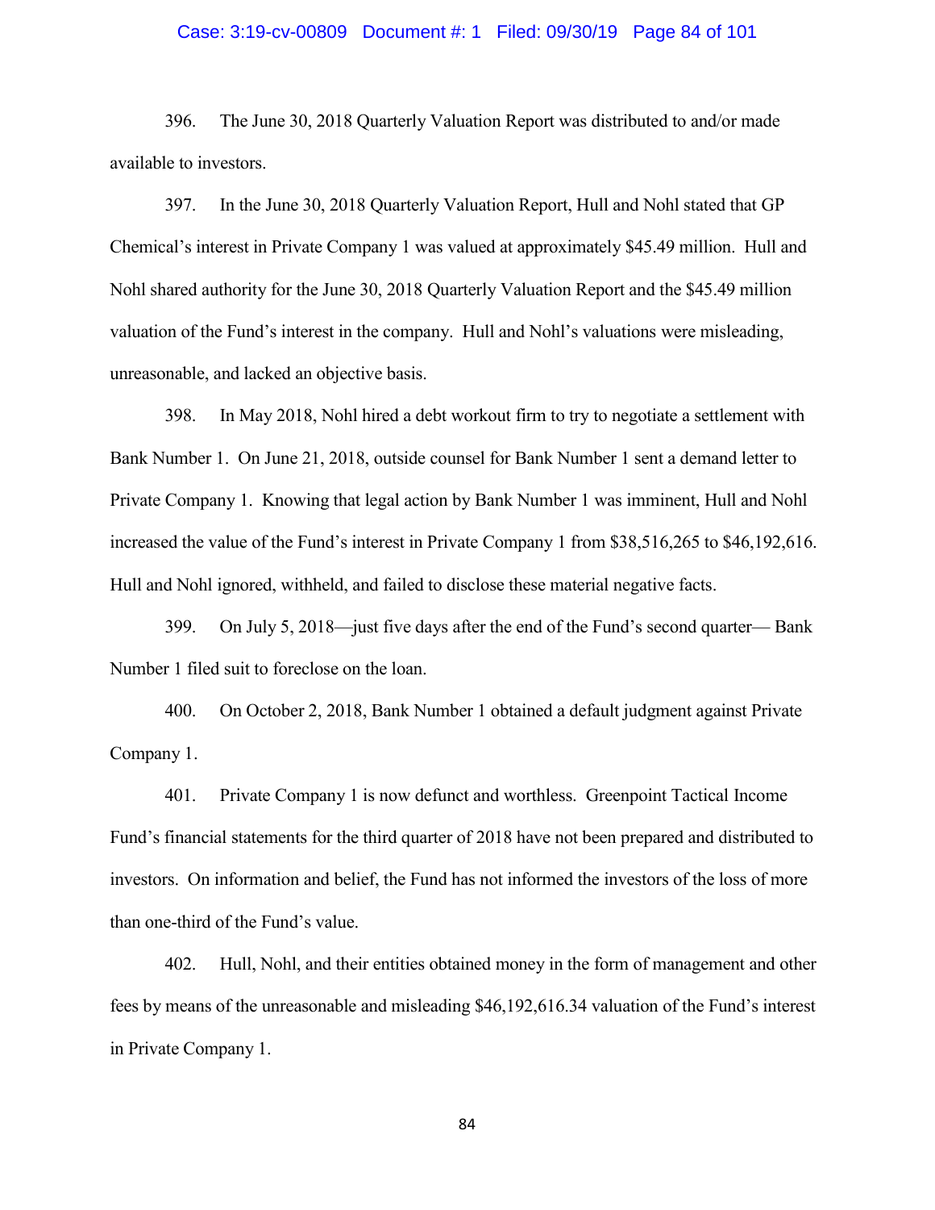396. The June 30, 2018 Quarterly Valuation Report was distributed to and/or made available to investors.

397. In the June 30, 2018 Quarterly Valuation Report, Hull and Nohl stated that GP Chemical's interest in Private Company 1 was valued at approximately $45.49 million. Hull and Nohl shared authority for the June 30, 2018 Quarterly Valuation Report and the $45.49 million valuation of the Fund's interest in the company. Hull and Nohl's valuations were misleading, unreasonable, and lacked an objective basis.

398. In May 2018, Nohl hired a debt workout firm to try to negotiate a settlement with Bank Number 1. On June 21, 2018, outside counsel for Bank Number 1 sent a demand letter to Private Company 1. Knowing that legal action by Bank Number 1 was imminent, Hull and Nohl increased the value of the Fund's interest in Private Company 1 from $38,516,265 to $46,192,616. Hull and Nohl ignored, withheld, and failed to disclose these material negative facts.

399. On July 5, 2018—just five days after the end of the Fund's second quarter— Bank Number 1 filed suit to foreclose on the loan.

400. On October 2, 2018, Bank Number 1 obtained a default judgment against Private Company 1.

401. Private Company 1 is now defunct and worthless. Greenpoint Tactical Income Fund's financial statements for the third quarter of 2018 have not been prepared and distributed to investors. On information and belief, the Fund has not informed the investors of the loss of more than one-third of the Fund's value.

402. Hull, Nohl, and their entities obtained money in the form of management and other fees by means of the unreasonable and misleading $46,192,616.34 valuation of the Fund's interest in Private Company 1.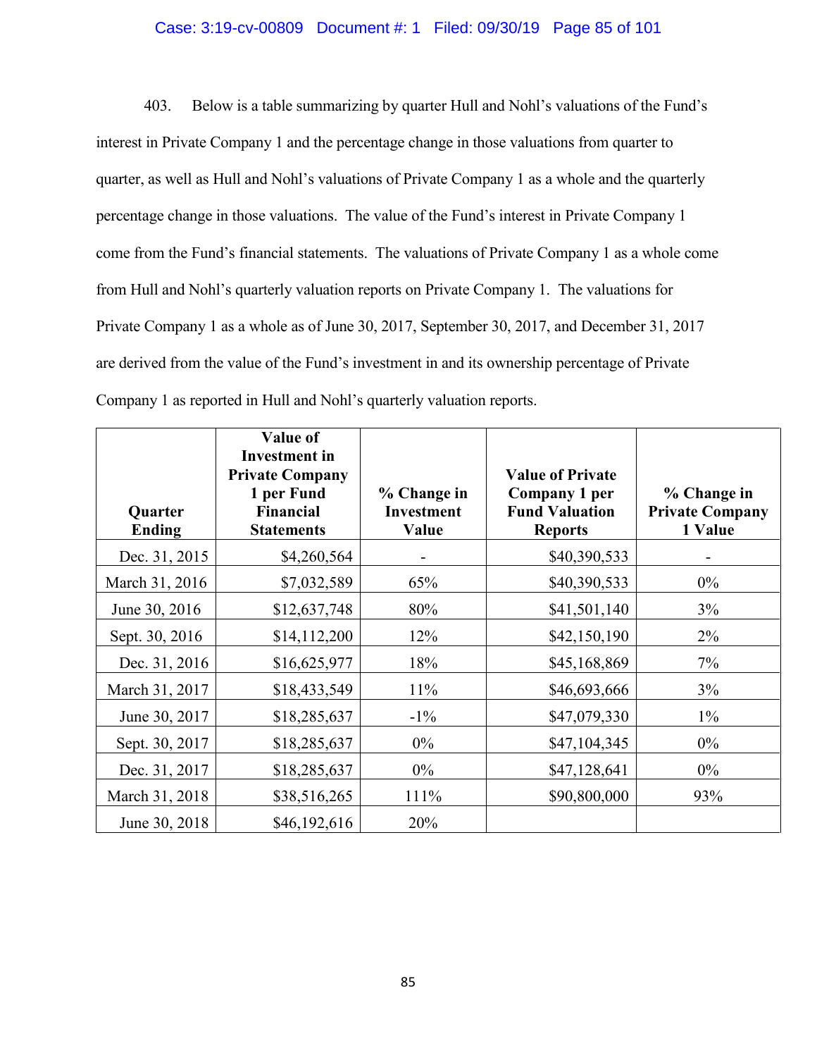403. Below is a table summarizing by quarter Hull and Nohl's valuations of the Fund's interest in Private Company 1 and the percentage change in those valuations from quarter to quarter, as well as Hull and Nohl's valuations of Private Company 1 as a whole and the quarterly percentage change in those valuations. The value of the Fund's interest in Private Company 1 come from the Fund's financial statements. The valuations of Private Company 1 as a whole come from Hull and Nohl's quarterly valuation reports on Private Company 1. The valuations for Private Company 1 as a whole as of June 30, 2017, September 30, 2017, and December 31, 2017 are derived from the value of the Fund's investment in and its ownership percentage of Private Company 1 as reported in Hull and Nohl's quarterly valuation reports.

| Quarter Ending | Value of Investment in Private Company 1 per Fund Financial Statements | % Change in Investment Value | Value of Private Company 1 per Fund Valuation Reports | % Change in Private Company 1 Value |
|---|---|---|---|---|
| Dec. 31, 2015 | $4,260,564 | - | $40,390,533 | - |
| March 31, 2016 | $7,032,589 | 65% | $40,390,533 | 0% |
| June 30, 2016 | $12,637,748 | 80% | $41,501,140 | 3% |
| Sept. 30, 2016 | $14,112,200 | 12% | $42,150,190 | 2% |
| Dec. 31, 2016 | $16,625,977 | 18% | $45,168,869 | 7% |
| March 31, 2017 | $18,433,549 | 11% | $46,693,666 | 3% |
| June 30, 2017 | $18,285,637 | -1% | $47,079,330 | 1% |
| Sept. 30, 2017 | $18,285,637 | 0% | $47,104,345 | 0% |
| Dec. 31, 2017 | $18,285,637 | 0% | $47,128,641 | 0% |
| March 31, 2018 | $38,516,265 | 111% | $90,800,000 | 93% |
| June 30, 2018 | $46,192,616 | 20% | | |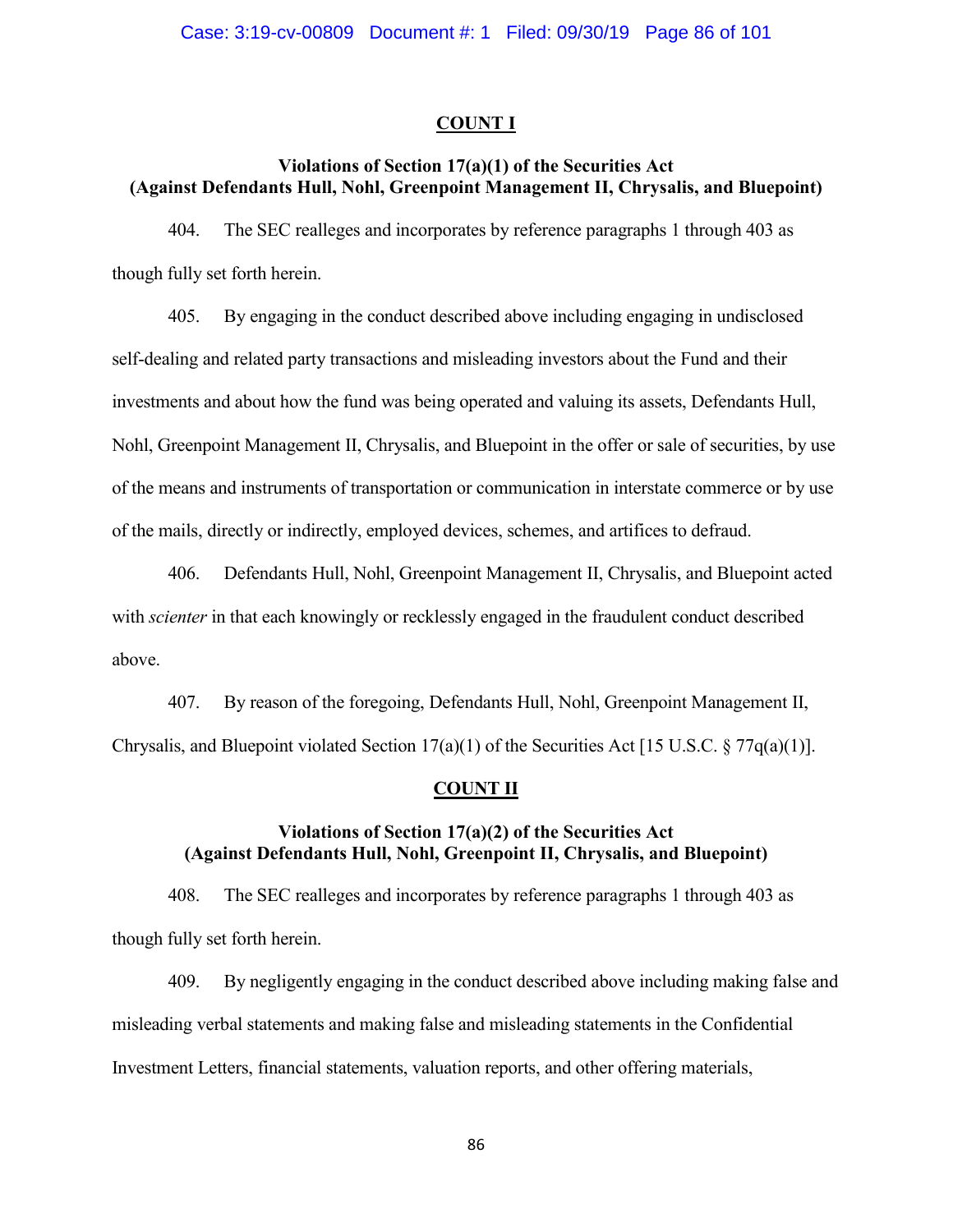**COUNT I**

**Violations of Section 17(a)(1) of the Securities Act**
**(Against Defendants Hull, Nohl, Greenpoint Management II, Chrysalis, and Bluepoint)**

404. The SEC realleges and incorporates by reference paragraphs 1 through 403 as though fully set forth herein.

405. By engaging in the conduct described above including engaging in undisclosed self-dealing and related party transactions and misleading investors about the Fund and their investments and about how the fund was being operated and valuing its assets, Defendants Hull, Nohl, Greenpoint Management II, Chrysalis, and Bluepoint in the offer or sale of securities, by use of the means and instruments of transportation or communication in interstate commerce or by use of the mails, directly or indirectly, employed devices, schemes, and artifices to defraud.

406. Defendants Hull, Nohl, Greenpoint Management II, Chrysalis, and Bluepoint acted with *scienter* in that each knowingly or recklessly engaged in the fraudulent conduct described above.

407. By reason of the foregoing, Defendants Hull, Nohl, Greenpoint Management II, Chrysalis, and Bluepoint violated Section 17(a)(1) of the Securities Act [15 U.S.C. § 77q(a)(1)].

**COUNT II**

**Violations of Section 17(a)(2) of the Securities Act**
**(Against Defendants Hull, Nohl, Greenpoint II, Chrysalis, and Bluepoint)**

408. The SEC realleges and incorporates by reference paragraphs 1 through 403 as though fully set forth herein.

409. By negligently engaging in the conduct described above including making false and misleading verbal statements and making false and misleading statements in the Confidential Investment Letters, financial statements, valuation reports, and other offering materials,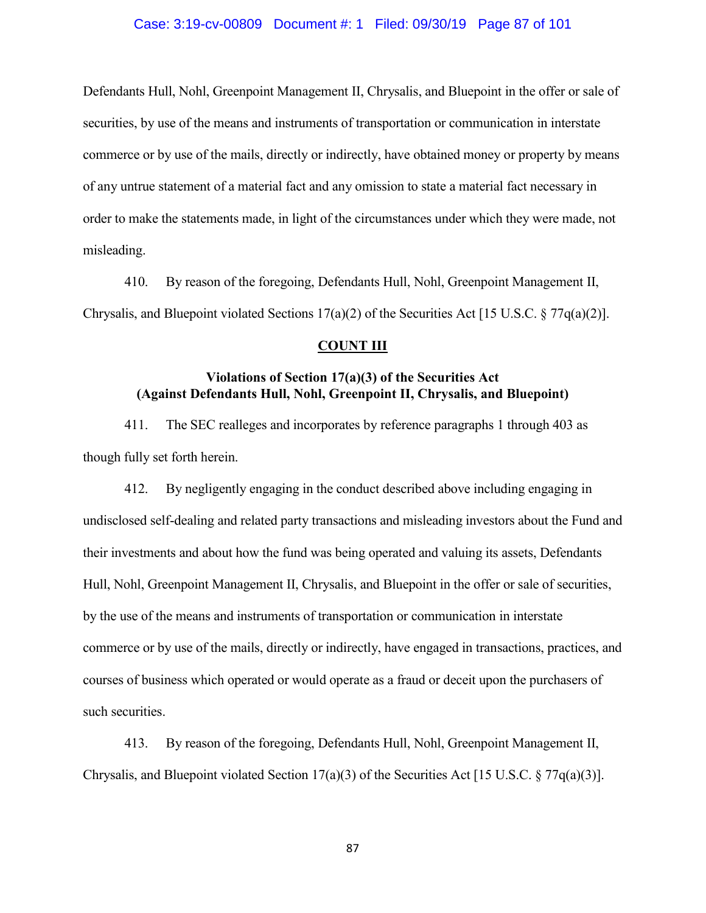Defendants Hull, Nohl, Greenpoint Management II, Chrysalis, and Bluepoint in the offer or sale of securities, by use of the means and instruments of transportation or communication in interstate commerce or by use of the mails, directly or indirectly, have obtained money or property by means of any untrue statement of a material fact and any omission to state a material fact necessary in order to make the statements made, in light of the circumstances under which they were made, not misleading.

410. By reason of the foregoing, Defendants Hull, Nohl, Greenpoint Management II, Chrysalis, and Bluepoint violated Sections 17(a)(2) of the Securities Act [15 U.S.C. § 77q(a)(2)].

**COUNT III**

**Violations of Section 17(a)(3) of the Securities Act**
**(Against Defendants Hull, Nohl, Greenpoint II, Chrysalis, and Bluepoint)**

411. The SEC realleges and incorporates by reference paragraphs 1 through 403 as though fully set forth herein.

412. By negligently engaging in the conduct described above including engaging in undisclosed self-dealing and related party transactions and misleading investors about the Fund and their investments and about how the fund was being operated and valuing its assets, Defendants Hull, Nohl, Greenpoint Management II, Chrysalis, and Bluepoint in the offer or sale of securities, by the use of the means and instruments of transportation or communication in interstate commerce or by use of the mails, directly or indirectly, have engaged in transactions, practices, and courses of business which operated or would operate as a fraud or deceit upon the purchasers of such securities.

413. By reason of the foregoing, Defendants Hull, Nohl, Greenpoint Management II, Chrysalis, and Bluepoint violated Section 17(a)(3) of the Securities Act [15 U.S.C. § 77q(a)(3)].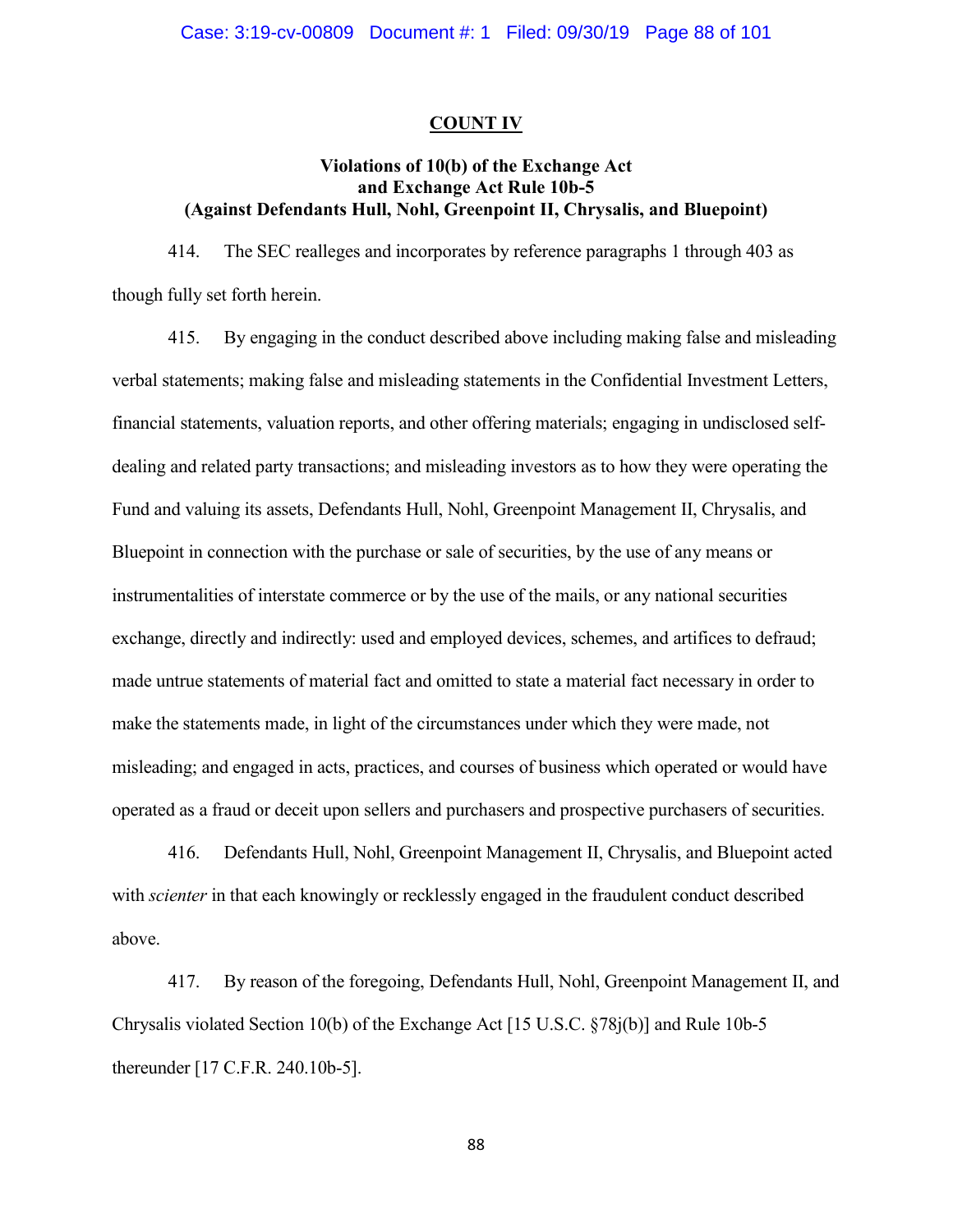## COUNT IV

### Violations of 10(b) of the Exchange Act and Exchange Act Rule 10b-5 (Against Defendants Hull, Nohl, Greenpoint II, Chrysalis, and Bluepoint)

414. The SEC realleges and incorporates by reference paragraphs 1 through 403 as though fully set forth herein.

415. By engaging in the conduct described above including making false and misleading verbal statements; making false and misleading statements in the Confidential Investment Letters, financial statements, valuation reports, and other offering materials; engaging in undisclosed self-dealing and related party transactions; and misleading investors as to how they were operating the Fund and valuing its assets, Defendants Hull, Nohl, Greenpoint Management II, Chrysalis, and Bluepoint in connection with the purchase or sale of securities, by the use of any means or instrumentalities of interstate commerce or by the use of the mails, or any national securities exchange, directly and indirectly: used and employed devices, schemes, and artifices to defraud; made untrue statements of material fact and omitted to state a material fact necessary in order to make the statements made, in light of the circumstances under which they were made, not misleading; and engaged in acts, practices, and courses of business which operated or would have operated as a fraud or deceit upon sellers and purchasers and prospective purchasers of securities.

416. Defendants Hull, Nohl, Greenpoint Management II, Chrysalis, and Bluepoint acted with *scienter* in that each knowingly or recklessly engaged in the fraudulent conduct described above.

417. By reason of the foregoing, Defendants Hull, Nohl, Greenpoint Management II, and Chrysalis violated Section 10(b) of the Exchange Act [15 U.S.C. §78j(b)] and Rule 10b-5 thereunder [17 C.F.R. 240.10b-5].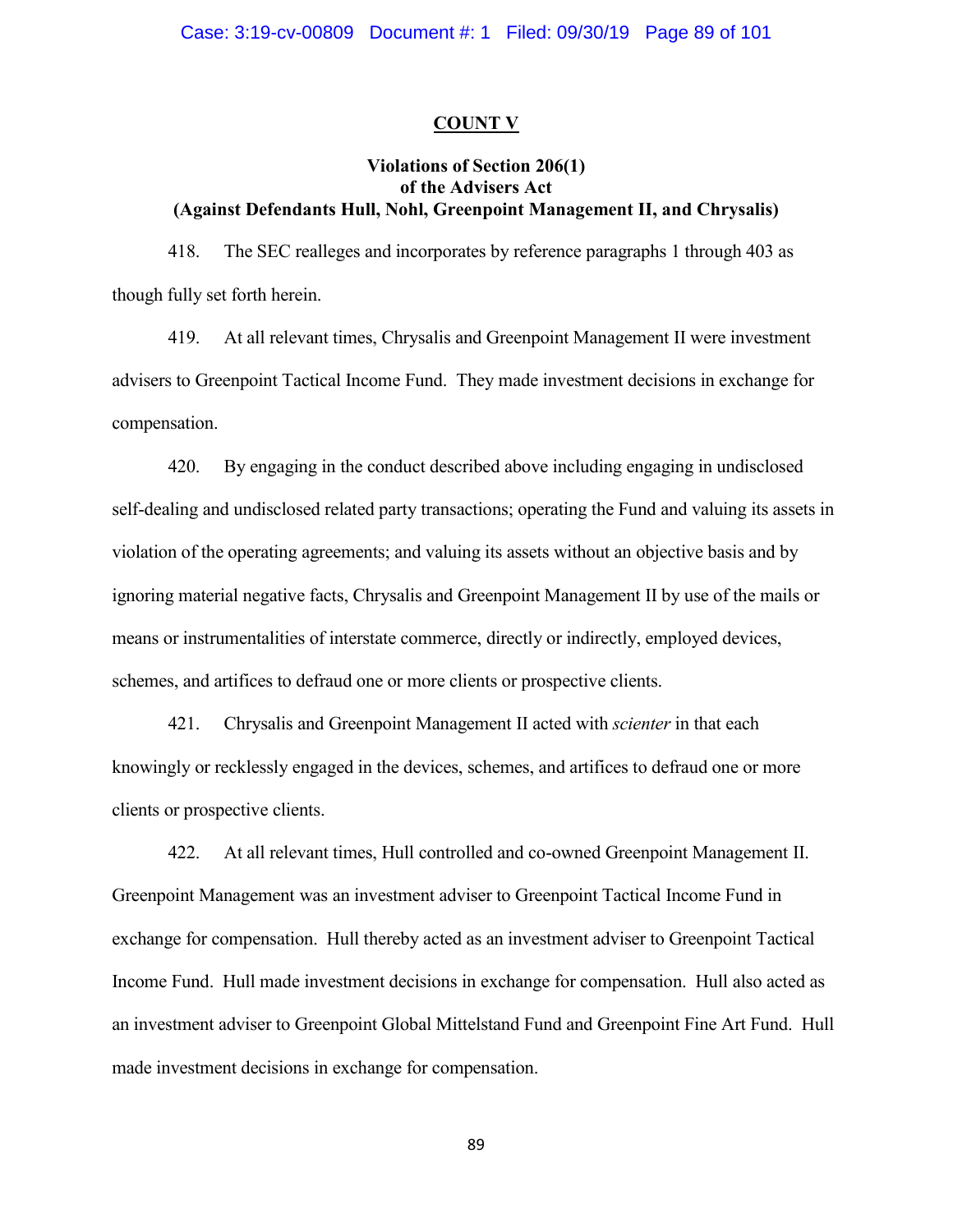## COUNT V

### Violations of Section 206(1) of the Advisers Act (Against Defendants Hull, Nohl, Greenpoint Management II, and Chrysalis)

418. The SEC realleges and incorporates by reference paragraphs 1 through 403 as though fully set forth herein.

419. At all relevant times, Chrysalis and Greenpoint Management II were investment advisers to Greenpoint Tactical Income Fund. They made investment decisions in exchange for compensation.

420. By engaging in the conduct described above including engaging in undisclosed self-dealing and undisclosed related party transactions; operating the Fund and valuing its assets in violation of the operating agreements; and valuing its assets without an objective basis and by ignoring material negative facts, Chrysalis and Greenpoint Management II by use of the mails or means or instrumentalities of interstate commerce, directly or indirectly, employed devices, schemes, and artifices to defraud one or more clients or prospective clients.

421. Chrysalis and Greenpoint Management II acted with *scienter* in that each knowingly or recklessly engaged in the devices, schemes, and artifices to defraud one or more clients or prospective clients.

422. At all relevant times, Hull controlled and co-owned Greenpoint Management II. Greenpoint Management was an investment adviser to Greenpoint Tactical Income Fund in exchange for compensation. Hull thereby acted as an investment adviser to Greenpoint Tactical Income Fund. Hull made investment decisions in exchange for compensation. Hull also acted as an investment adviser to Greenpoint Global Mittelstand Fund and Greenpoint Fine Art Fund. Hull made investment decisions in exchange for compensation.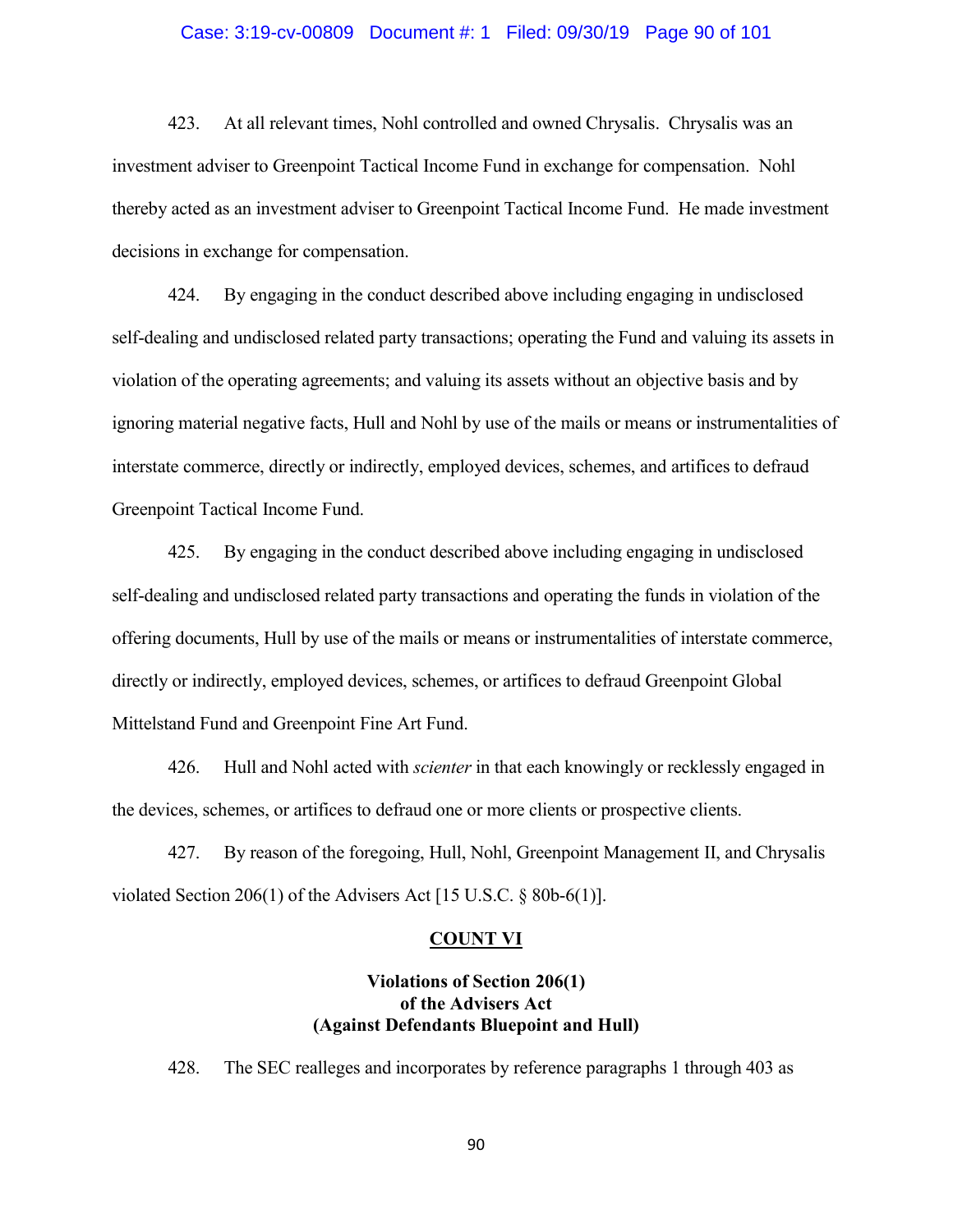423. At all relevant times, Nohl controlled and owned Chrysalis. Chrysalis was an investment adviser to Greenpoint Tactical Income Fund in exchange for compensation. Nohl thereby acted as an investment adviser to Greenpoint Tactical Income Fund. He made investment decisions in exchange for compensation.

424. By engaging in the conduct described above including engaging in undisclosed self-dealing and undisclosed related party transactions; operating the Fund and valuing its assets in violation of the operating agreements; and valuing its assets without an objective basis and by ignoring material negative facts, Hull and Nohl by use of the mails or means or instrumentalities of interstate commerce, directly or indirectly, employed devices, schemes, and artifices to defraud Greenpoint Tactical Income Fund.

425. By engaging in the conduct described above including engaging in undisclosed self-dealing and undisclosed related party transactions and operating the funds in violation of the offering documents, Hull by use of the mails or means or instrumentalities of interstate commerce, directly or indirectly, employed devices, schemes, or artifices to defraud Greenpoint Global Mittelstand Fund and Greenpoint Fine Art Fund.

426. Hull and Nohl acted with *scienter* in that each knowingly or recklessly engaged in the devices, schemes, or artifices to defraud one or more clients or prospective clients.

427. By reason of the foregoing, Hull, Nohl, Greenpoint Management II, and Chrysalis violated Section 206(1) of the Advisers Act [15 U.S.C. § 80b-6(1)].

## COUNT VI

### Violations of Section 206(1) of the Advisers Act (Against Defendants Bluepoint and Hull)

428. The SEC realleges and incorporates by reference paragraphs 1 through 403 as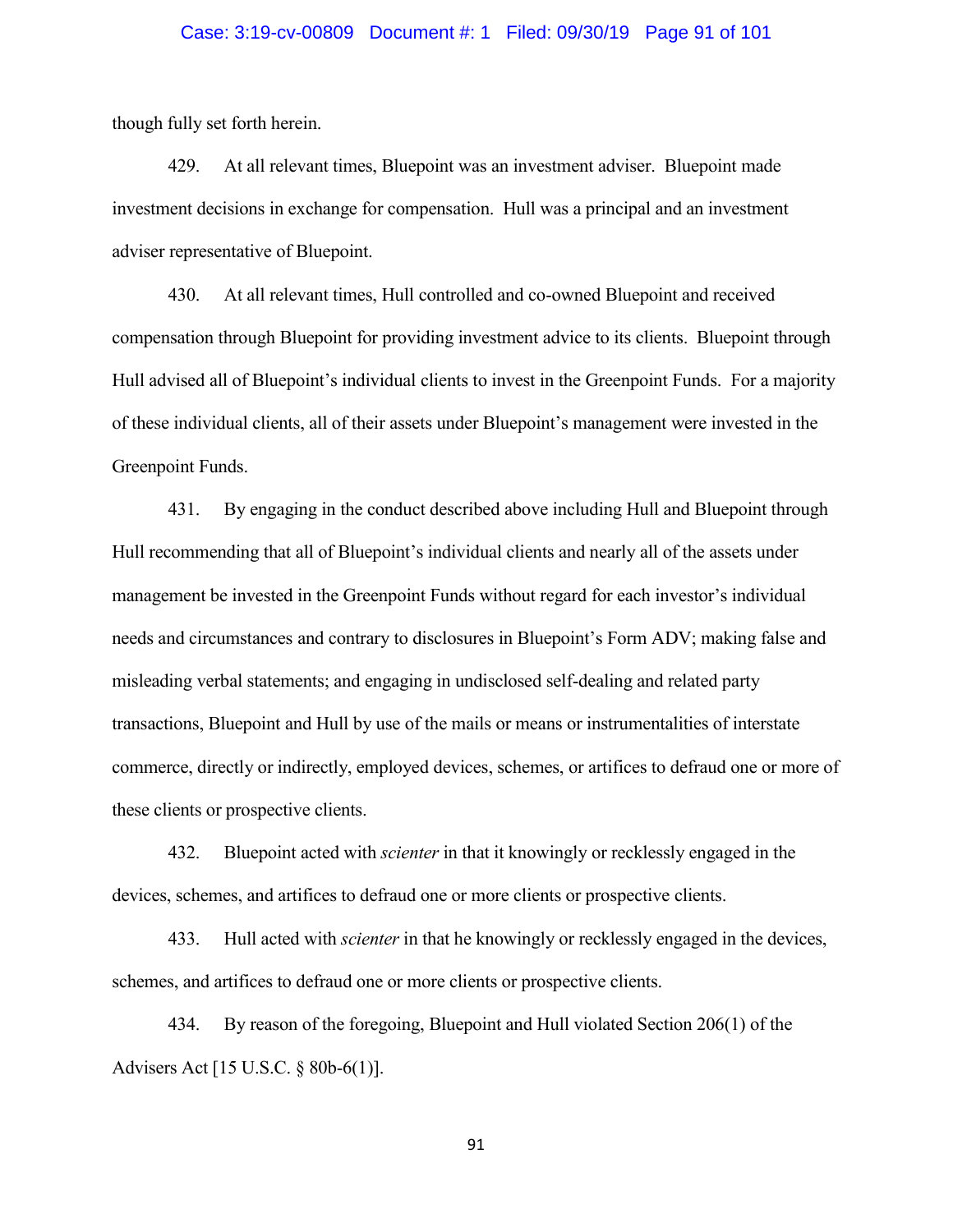though fully set forth herein.

429. At all relevant times, Bluepoint was an investment adviser. Bluepoint made investment decisions in exchange for compensation. Hull was a principal and an investment adviser representative of Bluepoint.

430. At all relevant times, Hull controlled and co-owned Bluepoint and received compensation through Bluepoint for providing investment advice to its clients. Bluepoint through Hull advised all of Bluepoint's individual clients to invest in the Greenpoint Funds. For a majority of these individual clients, all of their assets under Bluepoint's management were invested in the Greenpoint Funds.

431. By engaging in the conduct described above including Hull and Bluepoint through Hull recommending that all of Bluepoint's individual clients and nearly all of the assets under management be invested in the Greenpoint Funds without regard for each investor's individual needs and circumstances and contrary to disclosures in Bluepoint's Form ADV; making false and misleading verbal statements; and engaging in undisclosed self-dealing and related party transactions, Bluepoint and Hull by use of the mails or means or instrumentalities of interstate commerce, directly or indirectly, employed devices, schemes, or artifices to defraud one or more of these clients or prospective clients.

432. Bluepoint acted with *scienter* in that it knowingly or recklessly engaged in the devices, schemes, and artifices to defraud one or more clients or prospective clients.

433. Hull acted with *scienter* in that he knowingly or recklessly engaged in the devices, schemes, and artifices to defraud one or more clients or prospective clients.

434. By reason of the foregoing, Bluepoint and Hull violated Section 206(1) of the Advisers Act [15 U.S.C. § 80b-6(1)].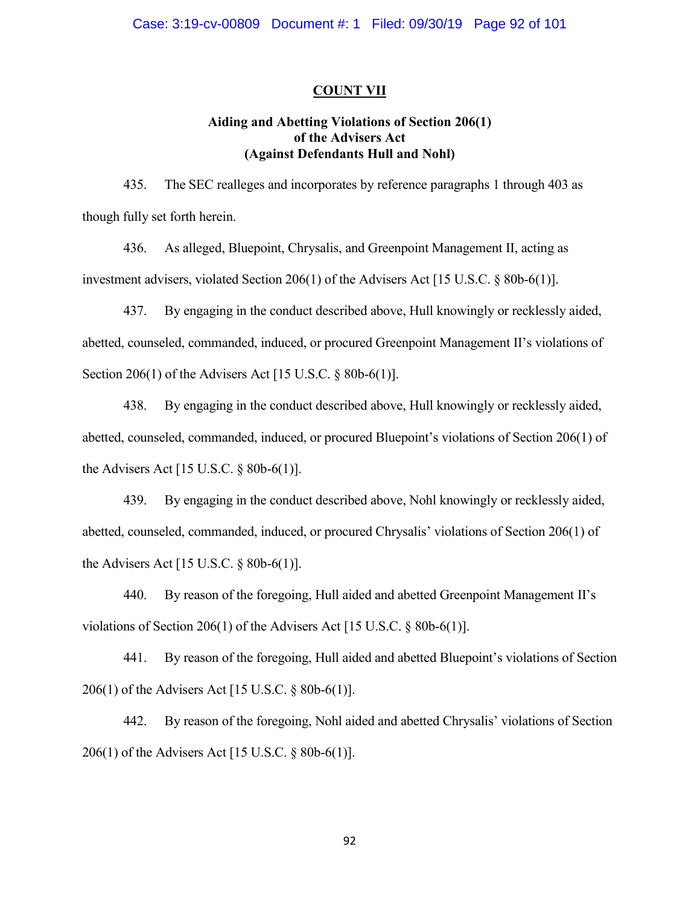## COUNT VII

### Aiding and Abetting Violations of Section 206(1) of the Advisers Act (Against Defendants Hull and Nohl)

435. The SEC realleges and incorporates by reference paragraphs 1 through 403 as though fully set forth herein.

436. As alleged, Bluepoint, Chrysalis, and Greenpoint Management II, acting as investment advisers, violated Section 206(1) of the Advisers Act [15 U.S.C. § 80b-6(1)].

437. By engaging in the conduct described above, Hull knowingly or recklessly aided, abetted, counseled, commanded, induced, or procured Greenpoint Management II's violations of Section 206(1) of the Advisers Act [15 U.S.C. § 80b-6(1)].

438. By engaging in the conduct described above, Hull knowingly or recklessly aided, abetted, counseled, commanded, induced, or procured Bluepoint's violations of Section 206(1) of the Advisers Act [15 U.S.C. § 80b-6(1)].

439. By engaging in the conduct described above, Nohl knowingly or recklessly aided, abetted, counseled, commanded, induced, or procured Chrysalis' violations of Section 206(1) of the Advisers Act [15 U.S.C. § 80b-6(1)].

440. By reason of the foregoing, Hull aided and abetted Greenpoint Management II's violations of Section 206(1) of the Advisers Act [15 U.S.C. § 80b-6(1)].

441. By reason of the foregoing, Hull aided and abetted Bluepoint's violations of Section 206(1) of the Advisers Act [15 U.S.C. § 80b-6(1)].

442. By reason of the foregoing, Nohl aided and abetted Chrysalis' violations of Section 206(1) of the Advisers Act [15 U.S.C. § 80b-6(1)].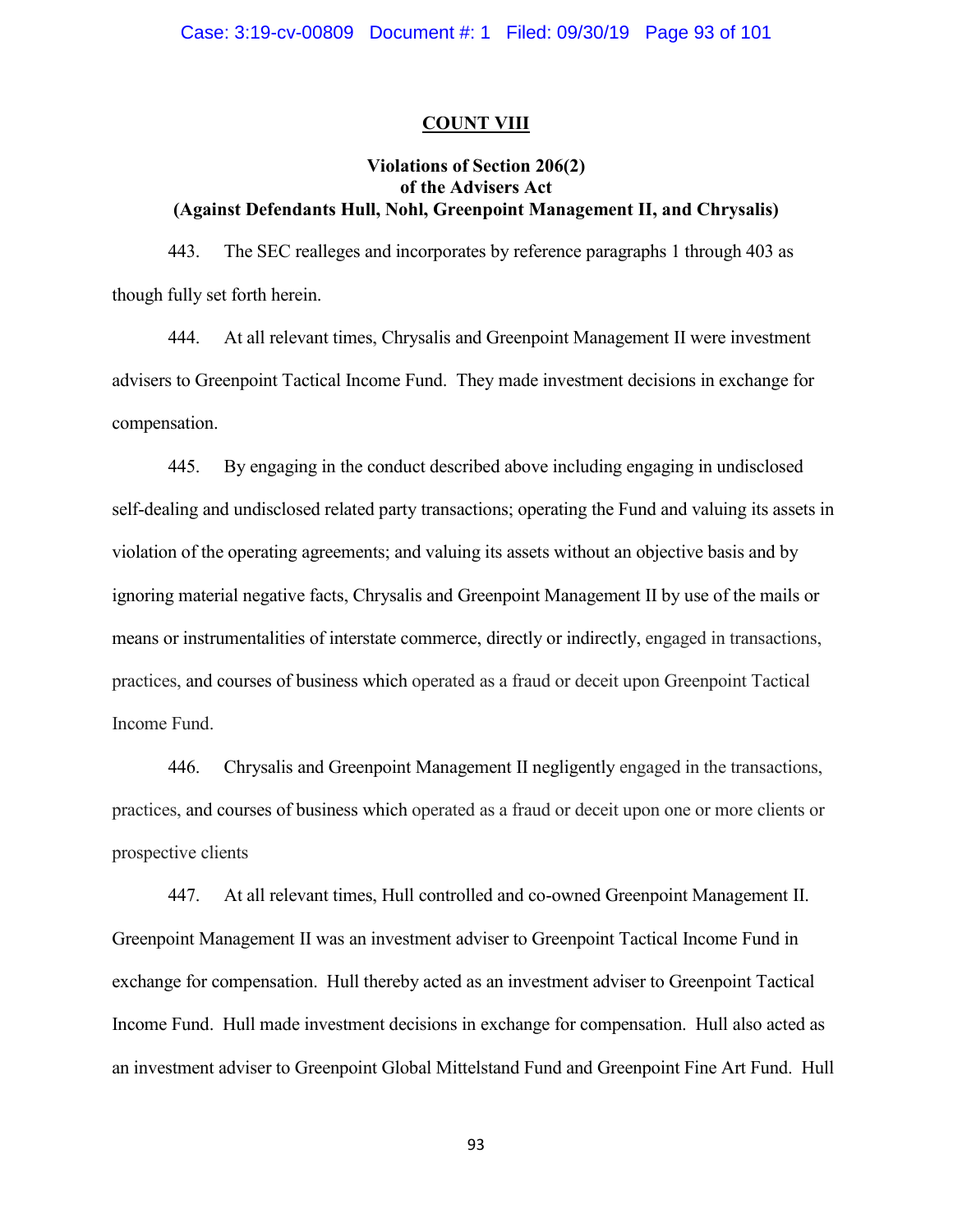**COUNT VIII**

**Violations of Section 206(2)**
**of the Advisers Act**
**(Against Defendants Hull, Nohl, Greenpoint Management II, and Chrysalis)**

443. The SEC realleges and incorporates by reference paragraphs 1 through 403 as though fully set forth herein.

444. At all relevant times, Chrysalis and Greenpoint Management II were investment advisers to Greenpoint Tactical Income Fund. They made investment decisions in exchange for compensation.

445. By engaging in the conduct described above including engaging in undisclosed self-dealing and undisclosed related party transactions; operating the Fund and valuing its assets in violation of the operating agreements; and valuing its assets without an objective basis and by ignoring material negative facts, Chrysalis and Greenpoint Management II by use of the mails or means or instrumentalities of interstate commerce, directly or indirectly, engaged in transactions, practices, and courses of business which operated as a fraud or deceit upon Greenpoint Tactical Income Fund.

446. Chrysalis and Greenpoint Management II negligently engaged in the transactions, practices, and courses of business which operated as a fraud or deceit upon one or more clients or prospective clients

447. At all relevant times, Hull controlled and co-owned Greenpoint Management II. Greenpoint Management II was an investment adviser to Greenpoint Tactical Income Fund in exchange for compensation. Hull thereby acted as an investment adviser to Greenpoint Tactical Income Fund. Hull made investment decisions in exchange for compensation. Hull also acted as an investment adviser to Greenpoint Global Mittelstand Fund and Greenpoint Fine Art Fund. Hull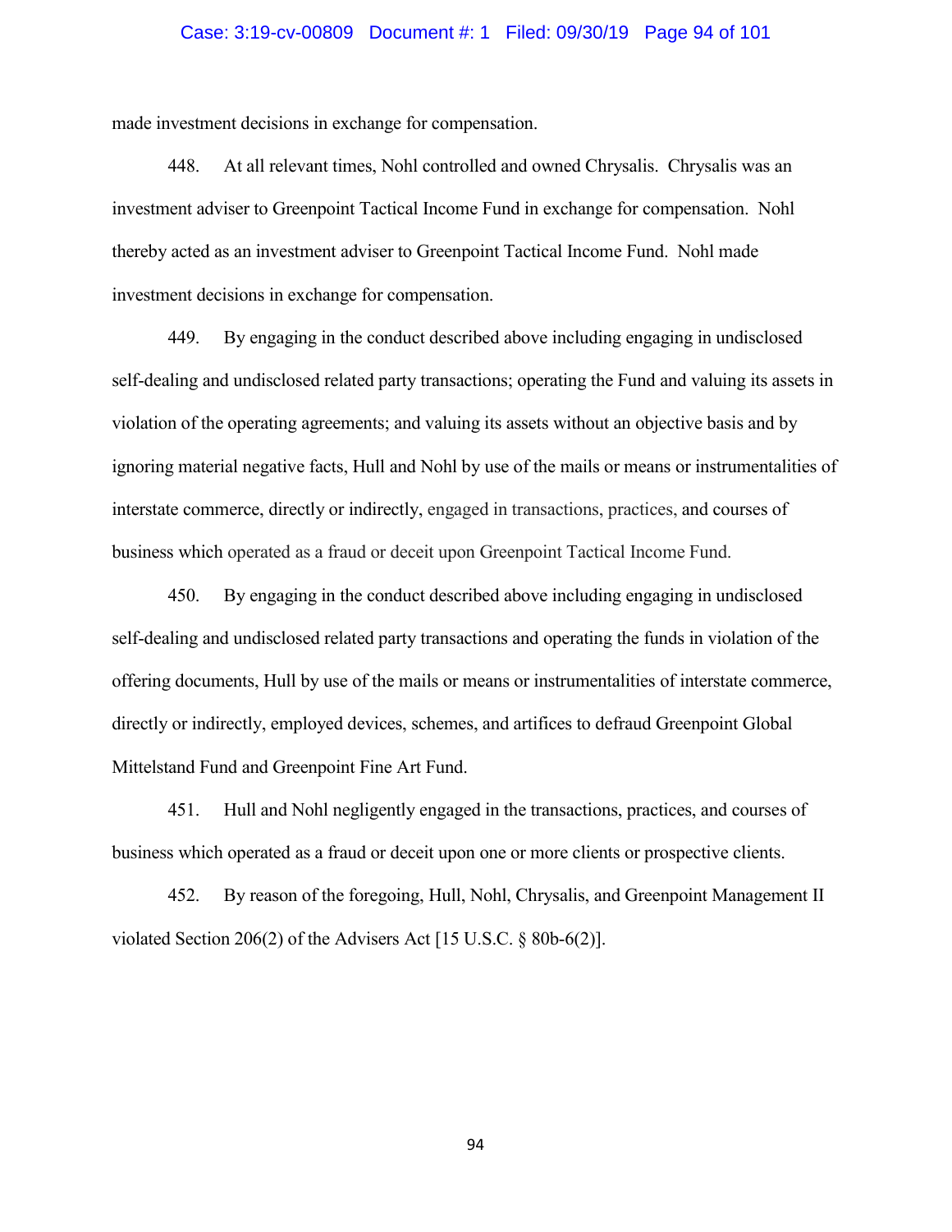made investment decisions in exchange for compensation.

448. At all relevant times, Nohl controlled and owned Chrysalis. Chrysalis was an investment adviser to Greenpoint Tactical Income Fund in exchange for compensation. Nohl thereby acted as an investment adviser to Greenpoint Tactical Income Fund. Nohl made investment decisions in exchange for compensation.

449. By engaging in the conduct described above including engaging in undisclosed self-dealing and undisclosed related party transactions; operating the Fund and valuing its assets in violation of the operating agreements; and valuing its assets without an objective basis and by ignoring material negative facts, Hull and Nohl by use of the mails or means or instrumentalities of interstate commerce, directly or indirectly, engaged in transactions, practices, and courses of business which operated as a fraud or deceit upon Greenpoint Tactical Income Fund.

450. By engaging in the conduct described above including engaging in undisclosed self-dealing and undisclosed related party transactions and operating the funds in violation of the offering documents, Hull by use of the mails or means or instrumentalities of interstate commerce, directly or indirectly, employed devices, schemes, and artifices to defraud Greenpoint Global Mittelstand Fund and Greenpoint Fine Art Fund.

451. Hull and Nohl negligently engaged in the transactions, practices, and courses of business which operated as a fraud or deceit upon one or more clients or prospective clients.

452. By reason of the foregoing, Hull, Nohl, Chrysalis, and Greenpoint Management II violated Section 206(2) of the Advisers Act [15 U.S.C. § 80b-6(2)].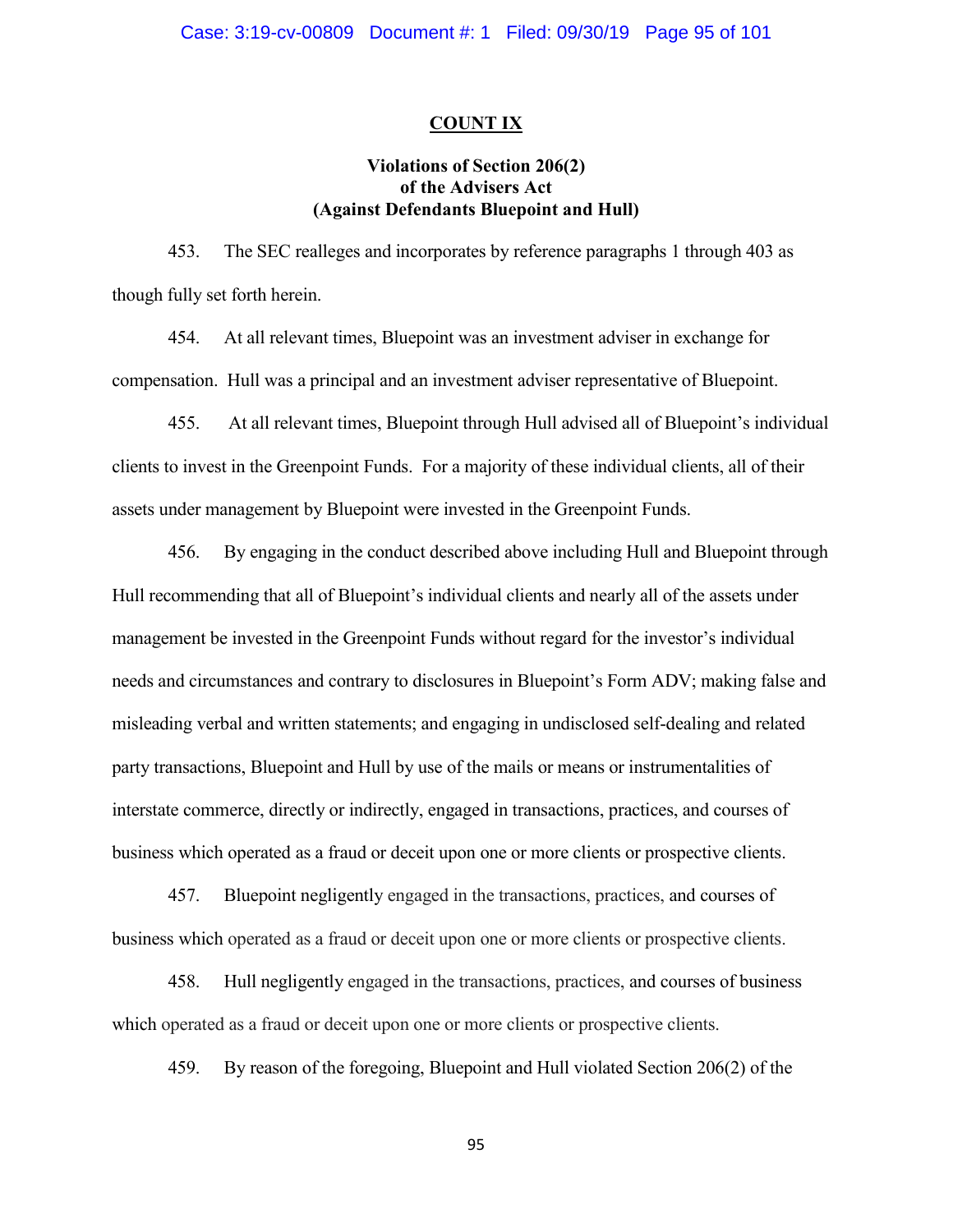## COUNT IX

### Violations of Section 206(2) of the Advisers Act (Against Defendants Bluepoint and Hull)

453. The SEC realleges and incorporates by reference paragraphs 1 through 403 as though fully set forth herein.

454. At all relevant times, Bluepoint was an investment adviser in exchange for compensation. Hull was a principal and an investment adviser representative of Bluepoint.

455. At all relevant times, Bluepoint through Hull advised all of Bluepoint's individual clients to invest in the Greenpoint Funds. For a majority of these individual clients, all of their assets under management by Bluepoint were invested in the Greenpoint Funds.

456. By engaging in the conduct described above including Hull and Bluepoint through Hull recommending that all of Bluepoint's individual clients and nearly all of the assets under management be invested in the Greenpoint Funds without regard for the investor's individual needs and circumstances and contrary to disclosures in Bluepoint's Form ADV; making false and misleading verbal and written statements; and engaging in undisclosed self-dealing and related party transactions, Bluepoint and Hull by use of the mails or means or instrumentalities of interstate commerce, directly or indirectly, engaged in transactions, practices, and courses of business which operated as a fraud or deceit upon one or more clients or prospective clients.

457. Bluepoint negligently engaged in the transactions, practices, and courses of business which operated as a fraud or deceit upon one or more clients or prospective clients.

458. Hull negligently engaged in the transactions, practices, and courses of business which operated as a fraud or deceit upon one or more clients or prospective clients.

459. By reason of the foregoing, Bluepoint and Hull violated Section 206(2) of the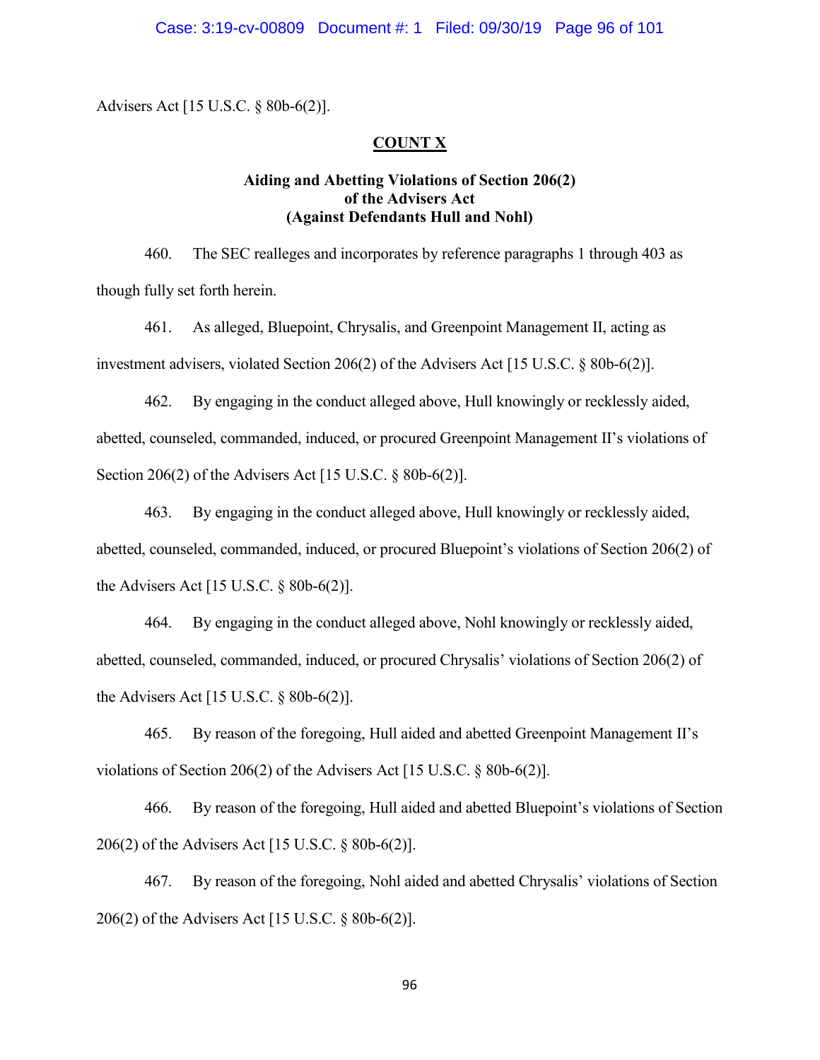Advisers Act [15 U.S.C. § 80b-6(2)].

## COUNT X

### Aiding and Abetting Violations of Section 206(2) of the Advisers Act (Against Defendants Hull and Nohl)

460. The SEC realleges and incorporates by reference paragraphs 1 through 403 as though fully set forth herein.

461. As alleged, Bluepoint, Chrysalis, and Greenpoint Management II, acting as investment advisers, violated Section 206(2) of the Advisers Act [15 U.S.C. § 80b-6(2)].

462. By engaging in the conduct alleged above, Hull knowingly or recklessly aided, abetted, counseled, commanded, induced, or procured Greenpoint Management II's violations of Section 206(2) of the Advisers Act [15 U.S.C. § 80b-6(2)].

463. By engaging in the conduct alleged above, Hull knowingly or recklessly aided, abetted, counseled, commanded, induced, or procured Bluepoint's violations of Section 206(2) of the Advisers Act [15 U.S.C. § 80b-6(2)].

464. By engaging in the conduct alleged above, Nohl knowingly or recklessly aided, abetted, counseled, commanded, induced, or procured Chrysalis' violations of Section 206(2) of the Advisers Act [15 U.S.C. § 80b-6(2)].

465. By reason of the foregoing, Hull aided and abetted Greenpoint Management II's violations of Section 206(2) of the Advisers Act [15 U.S.C. § 80b-6(2)].

466. By reason of the foregoing, Hull aided and abetted Bluepoint's violations of Section 206(2) of the Advisers Act [15 U.S.C. § 80b-6(2)].

467. By reason of the foregoing, Nohl aided and abetted Chrysalis' violations of Section 206(2) of the Advisers Act [15 U.S.C. § 80b-6(2)].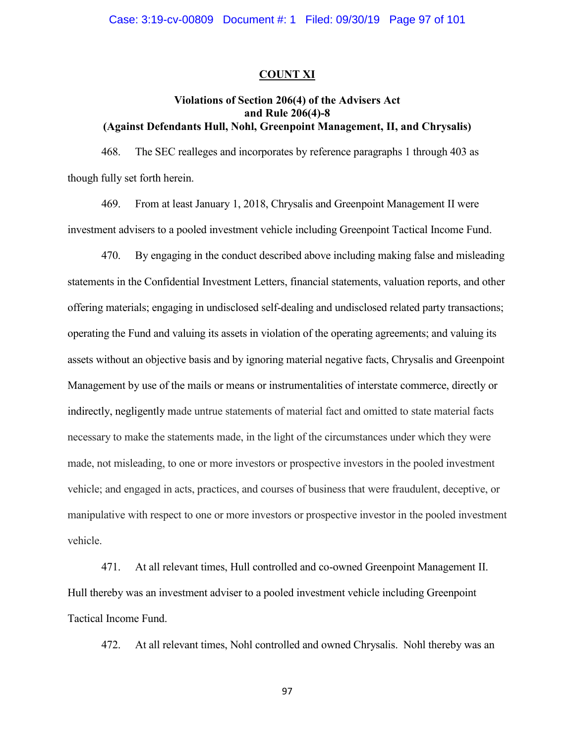**COUNT XI**

**Violations of Section 206(4) of the Advisers Act and Rule 206(4)-8 (Against Defendants Hull, Nohl, Greenpoint Management, II, and Chrysalis)**

468. The SEC realleges and incorporates by reference paragraphs 1 through 403 as though fully set forth herein.

469. From at least January 1, 2018, Chrysalis and Greenpoint Management II were investment advisers to a pooled investment vehicle including Greenpoint Tactical Income Fund.

470. By engaging in the conduct described above including making false and misleading statements in the Confidential Investment Letters, financial statements, valuation reports, and other offering materials; engaging in undisclosed self-dealing and undisclosed related party transactions; operating the Fund and valuing its assets in violation of the operating agreements; and valuing its assets without an objective basis and by ignoring material negative facts, Chrysalis and Greenpoint Management by use of the mails or means or instrumentalities of interstate commerce, directly or indirectly, negligently made untrue statements of material fact and omitted to state material facts necessary to make the statements made, in the light of the circumstances under which they were made, not misleading, to one or more investors or prospective investors in the pooled investment vehicle; and engaged in acts, practices, and courses of business that were fraudulent, deceptive, or manipulative with respect to one or more investors or prospective investor in the pooled investment vehicle.

471. At all relevant times, Hull controlled and co-owned Greenpoint Management II. Hull thereby was an investment adviser to a pooled investment vehicle including Greenpoint Tactical Income Fund.

472. At all relevant times, Nohl controlled and owned Chrysalis. Nohl thereby was an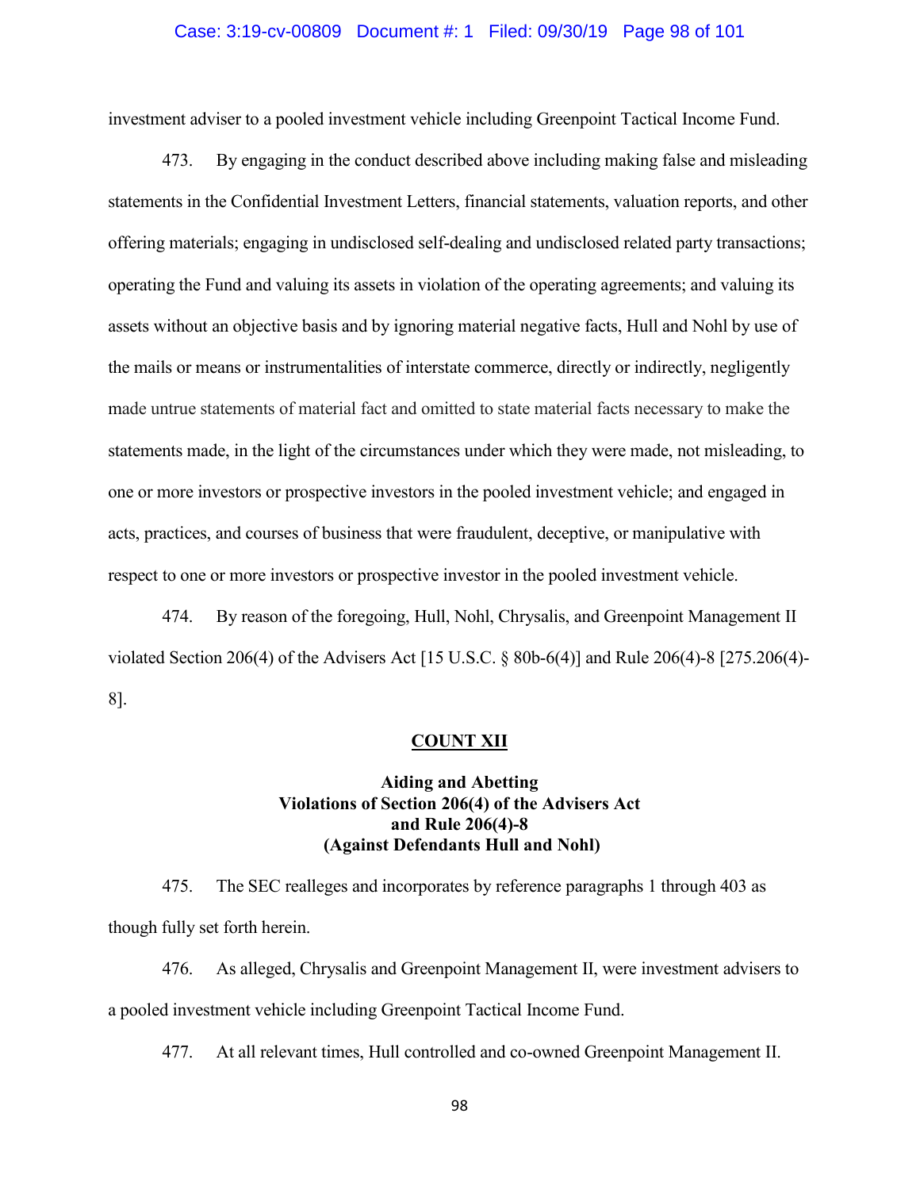investment adviser to a pooled investment vehicle including Greenpoint Tactical Income Fund.

473. By engaging in the conduct described above including making false and misleading statements in the Confidential Investment Letters, financial statements, valuation reports, and other offering materials; engaging in undisclosed self-dealing and undisclosed related party transactions; operating the Fund and valuing its assets in violation of the operating agreements; and valuing its assets without an objective basis and by ignoring material negative facts, Hull and Nohl by use of the mails or means or instrumentalities of interstate commerce, directly or indirectly, negligently made untrue statements of material fact and omitted to state material facts necessary to make the statements made, in the light of the circumstances under which they were made, not misleading, to one or more investors or prospective investors in the pooled investment vehicle; and engaged in acts, practices, and courses of business that were fraudulent, deceptive, or manipulative with respect to one or more investors or prospective investor in the pooled investment vehicle.

474. By reason of the foregoing, Hull, Nohl, Chrysalis, and Greenpoint Management II violated Section 206(4) of the Advisers Act [15 U.S.C. § 80b-6(4)] and Rule 206(4)-8 [275.206(4)-8].

## COUNT XII

### Aiding and Abetting Violations of Section 206(4) of the Advisers Act and Rule 206(4)-8 (Against Defendants Hull and Nohl)

475. The SEC realleges and incorporates by reference paragraphs 1 through 403 as though fully set forth herein.

476. As alleged, Chrysalis and Greenpoint Management II, were investment advisers to a pooled investment vehicle including Greenpoint Tactical Income Fund.

477. At all relevant times, Hull controlled and co-owned Greenpoint Management II.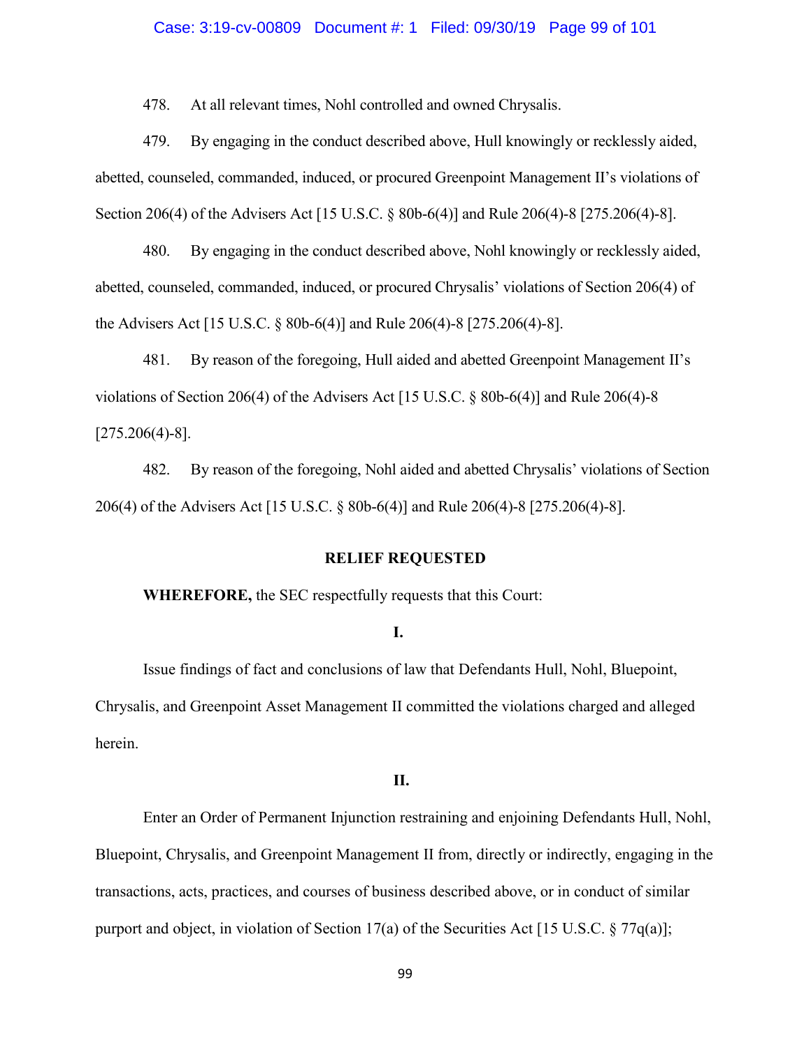478. At all relevant times, Nohl controlled and owned Chrysalis.

479. By engaging in the conduct described above, Hull knowingly or recklessly aided, abetted, counseled, commanded, induced, or procured Greenpoint Management II's violations of Section 206(4) of the Advisers Act [15 U.S.C. § 80b-6(4)] and Rule 206(4)-8 [275.206(4)-8].

480. By engaging in the conduct described above, Nohl knowingly or recklessly aided, abetted, counseled, commanded, induced, or procured Chrysalis' violations of Section 206(4) of the Advisers Act [15 U.S.C. § 80b-6(4)] and Rule 206(4)-8 [275.206(4)-8].

481. By reason of the foregoing, Hull aided and abetted Greenpoint Management II's violations of Section 206(4) of the Advisers Act [15 U.S.C. § 80b-6(4)] and Rule 206(4)-8 [275.206(4)-8].

482. By reason of the foregoing, Nohl aided and abetted Chrysalis' violations of Section 206(4) of the Advisers Act [15 U.S.C. § 80b-6(4)] and Rule 206(4)-8 [275.206(4)-8].

## RELIEF REQUESTED

**WHEREFORE,** the SEC respectfully requests that this Court:

**I.**

Issue findings of fact and conclusions of law that Defendants Hull, Nohl, Bluepoint, Chrysalis, and Greenpoint Asset Management II committed the violations charged and alleged herein.

**II.**

Enter an Order of Permanent Injunction restraining and enjoining Defendants Hull, Nohl, Bluepoint, Chrysalis, and Greenpoint Management II from, directly or indirectly, engaging in the transactions, acts, practices, and courses of business described above, or in conduct of similar purport and object, in violation of Section 17(a) of the Securities Act [15 U.S.C. § 77q(a)];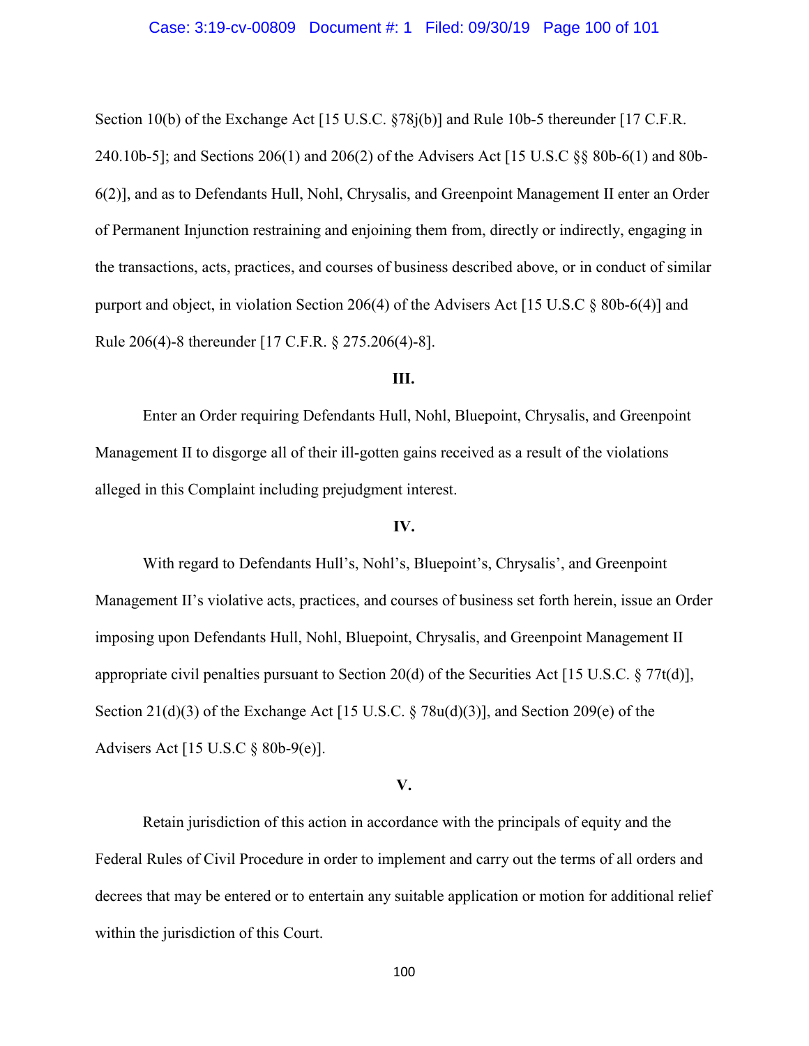Section 10(b) of the Exchange Act [15 U.S.C. §78j(b)] and Rule 10b-5 thereunder [17 C.F.R. 240.10b-5]; and Sections 206(1) and 206(2) of the Advisers Act [15 U.S.C §§ 80b-6(1) and 80b-6(2)], and as to Defendants Hull, Nohl, Chrysalis, and Greenpoint Management II enter an Order of Permanent Injunction restraining and enjoining them from, directly or indirectly, engaging in the transactions, acts, practices, and courses of business described above, or in conduct of similar purport and object, in violation Section 206(4) of the Advisers Act [15 U.S.C § 80b-6(4)] and Rule 206(4)-8 thereunder [17 C.F.R. § 275.206(4)-8].

**III.**

Enter an Order requiring Defendants Hull, Nohl, Bluepoint, Chrysalis, and Greenpoint Management II to disgorge all of their ill-gotten gains received as a result of the violations alleged in this Complaint including prejudgment interest.

**IV.**

With regard to Defendants Hull's, Nohl's, Bluepoint's, Chrysalis', and Greenpoint Management II's violative acts, practices, and courses of business set forth herein, issue an Order imposing upon Defendants Hull, Nohl, Bluepoint, Chrysalis, and Greenpoint Management II appropriate civil penalties pursuant to Section 20(d) of the Securities Act [15 U.S.C. § 77t(d)], Section 21(d)(3) of the Exchange Act [15 U.S.C. § 78u(d)(3)], and Section 209(e) of the Advisers Act [15 U.S.C § 80b-9(e)].

**V.**

Retain jurisdiction of this action in accordance with the principals of equity and the Federal Rules of Civil Procedure in order to implement and carry out the terms of all orders and decrees that may be entered or to entertain any suitable application or motion for additional relief within the jurisdiction of this Court.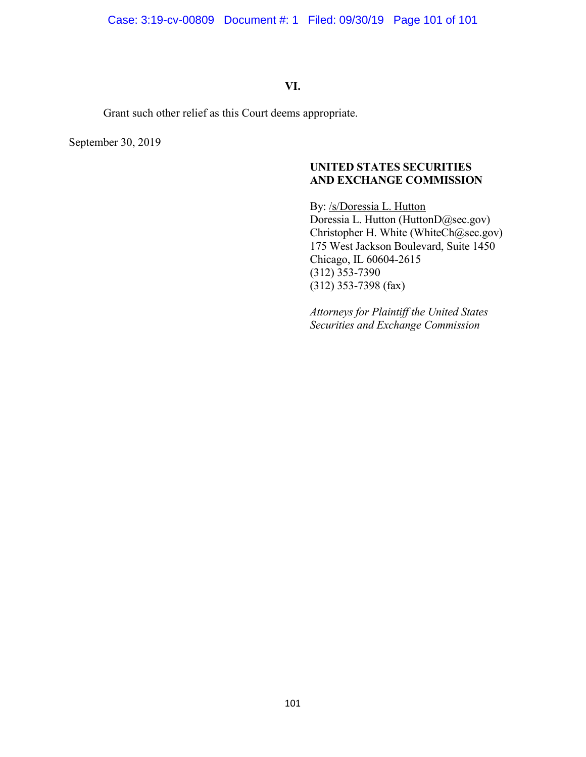**VI.**

Grant such other relief as this Court deems appropriate.

September 30, 2019

**UNITED STATES SECURITIES AND EXCHANGE COMMISSION**

By: /s/Doressia L. Hutton
Doressia L. Hutton (HuttonD@sec.gov)
Christopher H. White (WhiteCh@sec.gov)
175 West Jackson Boulevard, Suite 1450
Chicago, IL 60604-2615
(312) 353-7390
(312) 353-7398 (fax)

*Attorneys for Plaintiff the United States Securities and Exchange Commission*